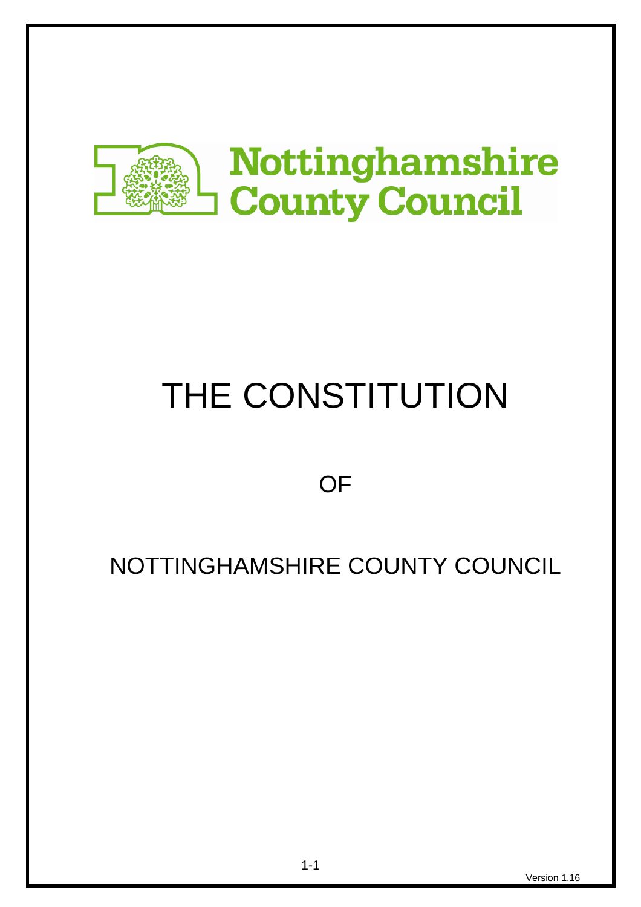Nottinghamshire County Council

# THE CONSTITUTION

OF

NOTTINGHAMSHIRE COUNTY COUNCIL

Version 1.16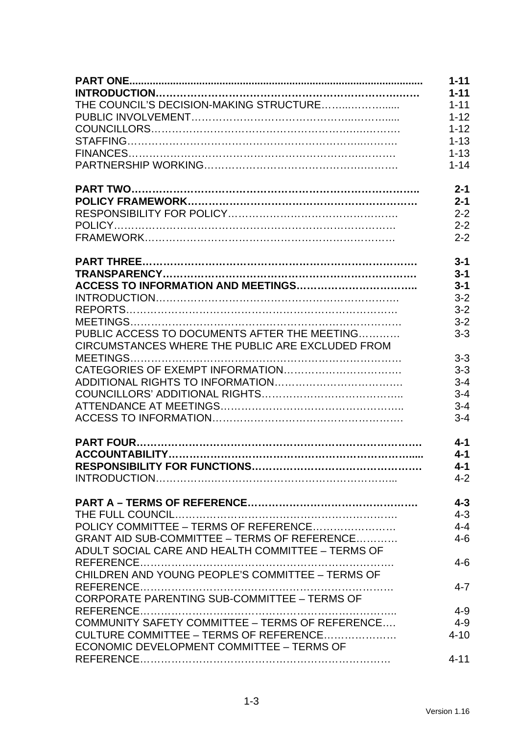| | |
|---|---|
| **PART ONE** | **1-11** |
| **INTRODUCTION** | **1-11** |
| THE COUNCIL'S DECISION-MAKING STRUCTURE | 1-11 |
| PUBLIC INVOLVEMENT | 1-12 |
| COUNCILLORS | 1-12 |
| STAFFING | 1-13 |
| FINANCES | 1-13 |
| PARTNERSHIP WORKING | 1-14 |
| **PART TWO** | **2-1** |
| **POLICY FRAMEWORK** | **2-1** |
| RESPONSIBILITY FOR POLICY | 2-2 |
| POLICY | 2-2 |
| FRAMEWORK | 2-2 |
| **PART THREE** | **3-1** |
| **TRANSPARENCY** | **3-1** |
| **ACCESS TO INFORMATION AND MEETINGS** | **3-1** |
| INTRODUCTION | 3-2 |
| REPORTS | 3-2 |
| MEETINGS | 3-2 |
| PUBLIC ACCESS TO DOCUMENTS AFTER THE MEETING | 3-3 |
| CIRCUMSTANCES WHERE THE PUBLIC ARE EXCLUDED FROM MEETINGS | 3-3 |
| CATEGORIES OF EXEMPT INFORMATION | 3-3 |
| ADDITIONAL RIGHTS TO INFORMATION | 3-4 |
| COUNCILLORS' ADDITIONAL RIGHTS | 3-4 |
| ATTENDANCE AT MEETINGS | 3-4 |
| ACCESS TO INFORMATION | 3-4 |
| **PART FOUR** | **4-1** |
| **ACCOUNTABILITY** | **4-1** |
| **RESPONSIBILITY FOR FUNCTIONS** | **4-1** |
| INTRODUCTION | 4-2 |
| **PART A – TERMS OF REFERENCE** | **4-3** |
| THE FULL COUNCIL | 4-3 |
| POLICY COMMITTEE – TERMS OF REFERENCE | 4-4 |
| GRANT AID SUB-COMMITTEE – TERMS OF REFERENCE | 4-6 |
| ADULT SOCIAL CARE AND HEALTH COMMITTEE – TERMS OF REFERENCE | 4-6 |
| CHILDREN AND YOUNG PEOPLE'S COMMITTEE – TERMS OF REFERENCE | 4-7 |
| CORPORATE PARENTING SUB-COMMITTEE – TERMS OF REFERENCE | 4-9 |
| COMMUNITY SAFETY COMMITTEE – TERMS OF REFERENCE | 4-9 |
| CULTURE COMMITTEE – TERMS OF REFERENCE | 4-10 |
| ECONOMIC DEVELOPMENT COMMITTEE – TERMS OF REFERENCE | 4-11 |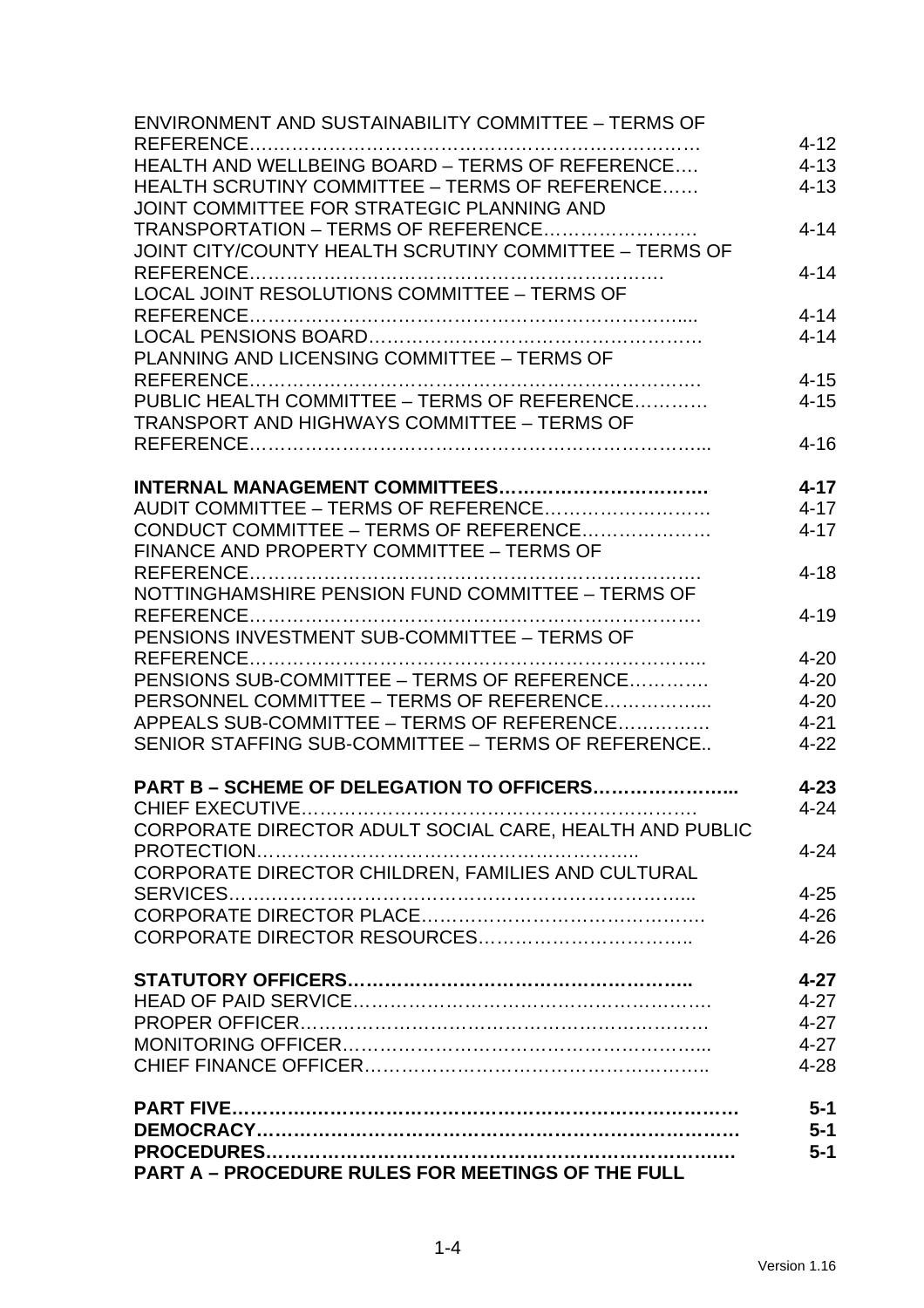| | |
|---|---|
| ENVIRONMENT AND SUSTAINABILITY COMMITTEE – TERMS OF REFERENCE……………………………………………………………… | 4-12 |
| HEALTH AND WELLBEING BOARD – TERMS OF REFERENCE…. | 4-13 |
| HEALTH SCRUTINY COMMITTEE – TERMS OF REFERENCE…… | 4-13 |
| JOINT COMMITTEE FOR STRATEGIC PLANNING AND TRANSPORTATION – TERMS OF REFERENCE……………………. | 4-14 |
| JOINT CITY/COUNTY HEALTH SCRUTINY COMMITTEE – TERMS OF REFERENCE………………………………………………………. | 4-14 |
| LOCAL JOINT RESOLUTIONS COMMITTEE – TERMS OF REFERENCE…………………………………………………………..... | 4-14 |
| LOCAL PENSIONS BOARD……………………………………………. | 4-14 |
| PLANNING AND LICENSING COMMITTEE – TERMS OF REFERENCE……………………………………………………………. | 4-15 |
| PUBLIC HEALTH COMMITTEE – TERMS OF REFERENCE………… | 4-15 |
| TRANSPORT AND HIGHWAYS COMMITTEE – TERMS OF REFERENCE……………………………………………………………... | 4-16 |
| **INTERNAL MANAGEMENT COMMITTEES……………………………** | **4-17** |
| AUDIT COMMITTEE – TERMS OF REFERENCE……………………… | 4-17 |
| CONDUCT COMMITTEE – TERMS OF REFERENCE………………… | 4-17 |
| FINANCE AND PROPERTY COMMITTEE – TERMS OF REFERENCE……………………………………………………………. | 4-18 |
| NOTTINGHAMSHIRE PENSION FUND COMMITTEE – TERMS OF REFERENCE……………………………………………………………. | 4-19 |
| PENSIONS INVESTMENT SUB-COMMITTEE – TERMS OF REFERENCE…………………………………………………………….. | 4-20 |
| PENSIONS SUB-COMMITTEE – TERMS OF REFERENCE…………. | 4-20 |
| PERSONNEL COMMITTEE – TERMS OF REFERENCE……………... | 4-20 |
| APPEALS SUB-COMMITTEE – TERMS OF REFERENCE…………… | 4-21 |
| SENIOR STAFFING SUB-COMMITTEE – TERMS OF REFERENCE.. | 4-22 |
| **PART B – SCHEME OF DELEGATION TO OFFICERS…………………...** | **4-23** |
| CHIEF EXECUTIVE………………………………………………………. | 4-24 |
| CORPORATE DIRECTOR ADULT SOCIAL CARE, HEALTH AND PUBLIC PROTECTION………………………………………………….. | 4-24 |
| CORPORATE DIRECTOR CHILDREN, FAMILIES AND CULTURAL SERVICES…………………………………………………………….... | 4-25 |
| CORPORATE DIRECTOR PLACE………………………………………. | 4-26 |
| CORPORATE DIRECTOR RESOURCES…………………………….. | 4-26 |
| **STATUTORY OFFICERS………………………………………………..** | **4-27** |
| HEAD OF PAID SERVICE……………………………………………………. | 4-27 |
| PROPER OFFICER…………………………………………………………… | 4-27 |
| MONITORING OFFICER……………………………………………………... | 4-27 |
| CHIEF FINANCE OFFICER…………………………………………….. | 4-28 |
| **PART FIVE………………………………………………………………………** | **5-1** |
| **DEMOCRACY……………………………………………………………………** | **5-1** |
| **PROCEDURES……………………………………………………………….** | **5-1** |
| **PART A – PROCEDURE RULES FOR MEETINGS OF THE FULL** | |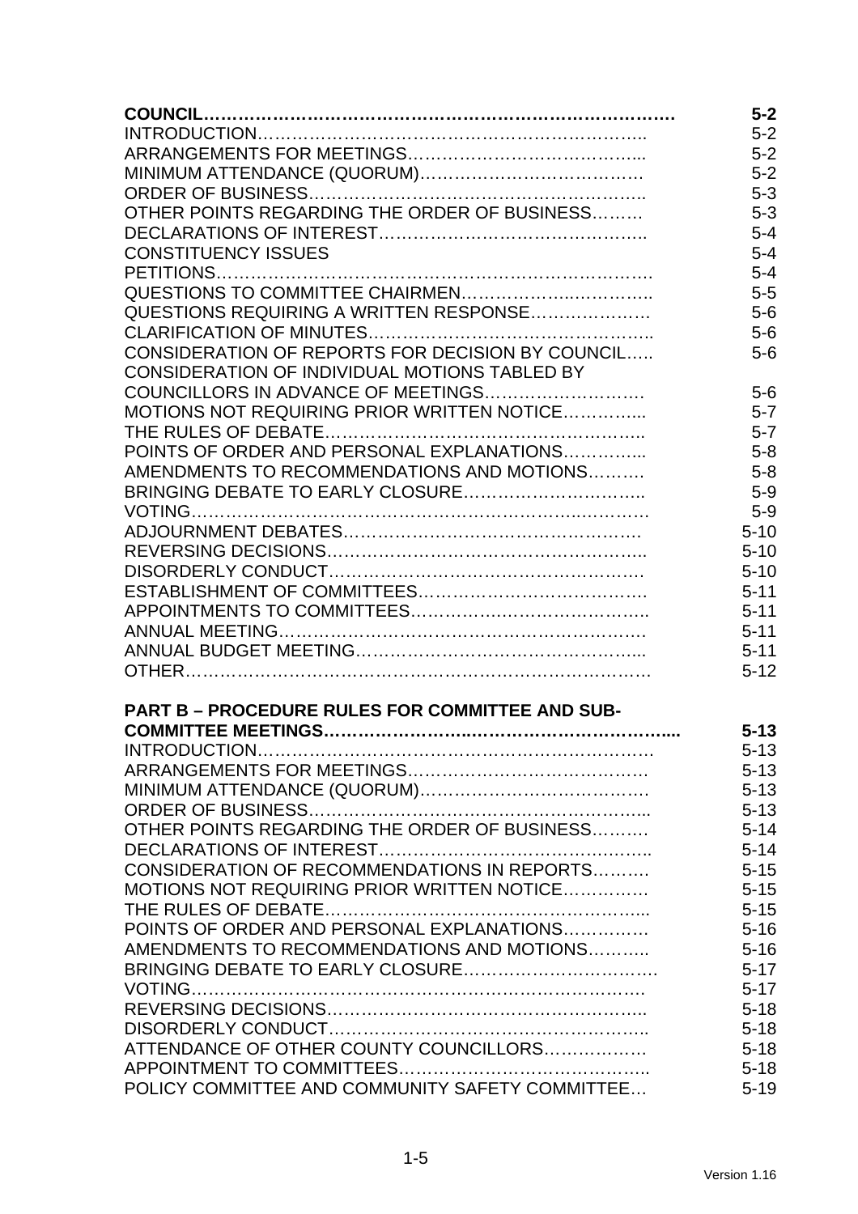| | |
|---|---|
| **COUNCIL** | **5-2** |
| INTRODUCTION | 5-2 |
| ARRANGEMENTS FOR MEETINGS | 5-2 |
| MINIMUM ATTENDANCE (QUORUM) | 5-2 |
| ORDER OF BUSINESS | 5-3 |
| OTHER POINTS REGARDING THE ORDER OF BUSINESS | 5-3 |
| DECLARATIONS OF INTEREST | 5-4 |
| CONSTITUENCY ISSUES | 5-4 |
| PETITIONS | 5-4 |
| QUESTIONS TO COMMITTEE CHAIRMEN | 5-5 |
| QUESTIONS REQUIRING A WRITTEN RESPONSE | 5-6 |
| CLARIFICATION OF MINUTES | 5-6 |
| CONSIDERATION OF REPORTS FOR DECISION BY COUNCIL | 5-6 |
| CONSIDERATION OF INDIVIDUAL MOTIONS TABLED BY COUNCILLORS IN ADVANCE OF MEETINGS | 5-6 |
| MOTIONS NOT REQUIRING PRIOR WRITTEN NOTICE | 5-7 |
| THE RULES OF DEBATE | 5-7 |
| POINTS OF ORDER AND PERSONAL EXPLANATIONS | 5-8 |
| AMENDMENTS TO RECOMMENDATIONS AND MOTIONS | 5-8 |
| BRINGING DEBATE TO EARLY CLOSURE | 5-9 |
| VOTING | 5-9 |
| ADJOURNMENT DEBATES | 5-10 |
| REVERSING DECISIONS | 5-10 |
| DISORDERLY CONDUCT | 5-10 |
| ESTABLISHMENT OF COMMITTEES | 5-11 |
| APPOINTMENTS TO COMMITTEES | 5-11 |
| ANNUAL MEETING | 5-11 |
| ANNUAL BUDGET MEETING | 5-11 |
| OTHER | 5-12 |
| **PART B – PROCEDURE RULES FOR COMMITTEE AND SUB-COMMITTEE MEETINGS** | **5-13** |
| INTRODUCTION | 5-13 |
| ARRANGEMENTS FOR MEETINGS | 5-13 |
| MINIMUM ATTENDANCE (QUORUM) | 5-13 |
| ORDER OF BUSINESS | 5-13 |
| OTHER POINTS REGARDING THE ORDER OF BUSINESS | 5-14 |
| DECLARATIONS OF INTEREST | 5-14 |
| CONSIDERATION OF RECOMMENDATIONS IN REPORTS | 5-15 |
| MOTIONS NOT REQUIRING PRIOR WRITTEN NOTICE | 5-15 |
| THE RULES OF DEBATE | 5-15 |
| POINTS OF ORDER AND PERSONAL EXPLANATIONS | 5-16 |
| AMENDMENTS TO RECOMMENDATIONS AND MOTIONS | 5-16 |
| BRINGING DEBATE TO EARLY CLOSURE | 5-17 |
| VOTING | 5-17 |
| REVERSING DECISIONS | 5-18 |
| DISORDERLY CONDUCT | 5-18 |
| ATTENDANCE OF OTHER COUNTY COUNCILLORS | 5-18 |
| APPOINTMENT TO COMMITTEES | 5-18 |
| POLICY COMMITTEE AND COMMUNITY SAFETY COMMITTEE | 5-19 |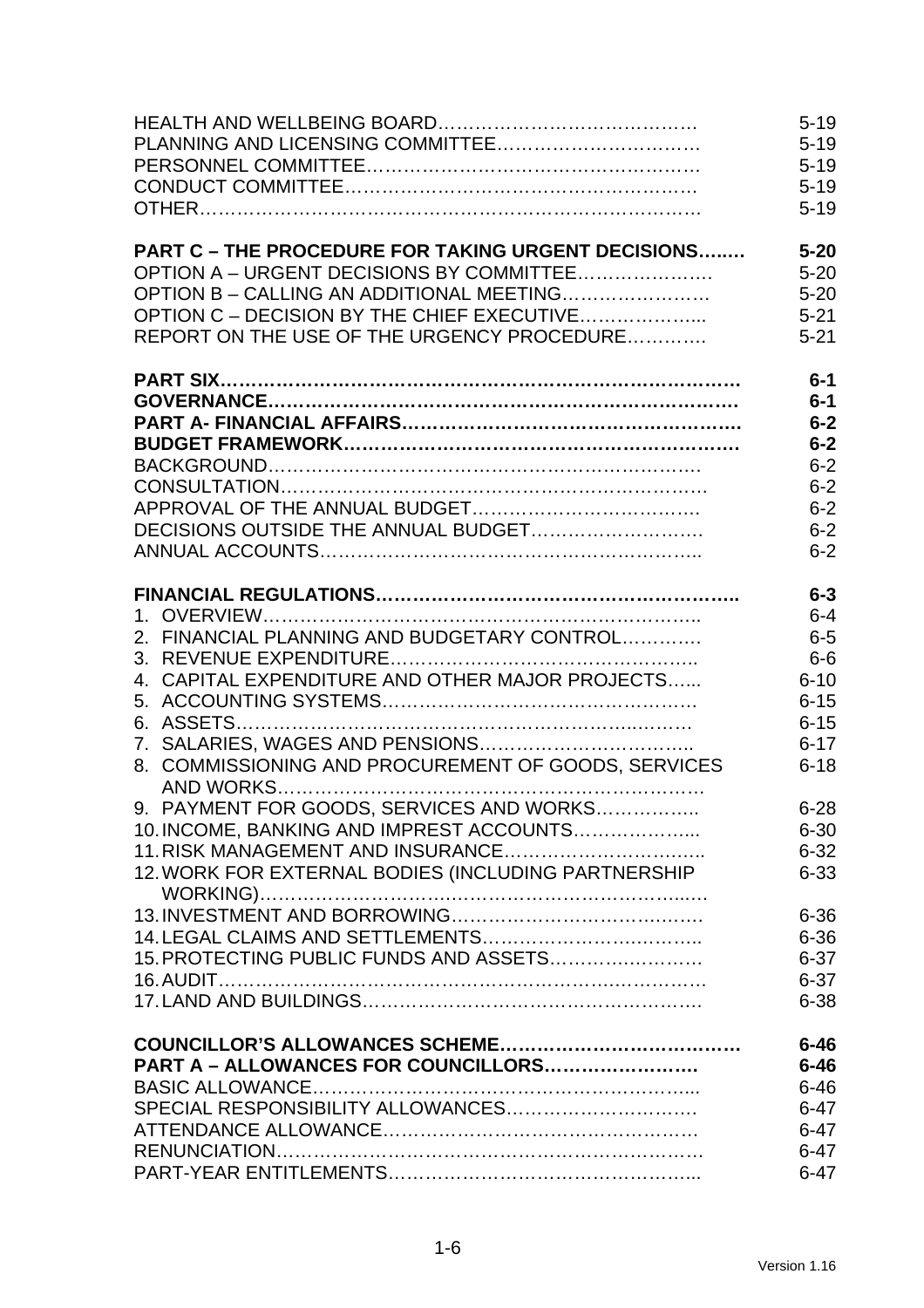HEALTH AND WELLBEING BOARD…………………………………… 5-19
PLANNING AND LICENSING COMMITTEE…………………………… 5-19
PERSONNEL COMMITTEE…………………………………………… 5-19
CONDUCT COMMITTEE……………………………………………… 5-19
OTHER………………………………………………………………… 5-19

**PART C – THE PROCEDURE FOR TAKING URGENT DECISIONS…..… 5-20**
OPTION A – URGENT DECISIONS BY COMMITTEE………………… 5-20
OPTION B – CALLING AN ADDITIONAL MEETING…………………… 5-20
OPTION C – DECISION BY THE CHIEF EXECUTIVE………………... 5-21
REPORT ON THE USE OF THE URGENCY PROCEDURE…………. 5-21

**PART SIX………………………………………………………………… 6-1**
**GOVERNANCE………………………………………………………… 6-1**
**PART A- FINANCIAL AFFAIRS………………………………………… 6-2**
**BUDGET FRAMEWORK……………………………………………… 6-2**
BACKGROUND………………………………………………………… 6-2
CONSULTATION……………………………………………………… 6-2
APPROVAL OF THE ANNUAL BUDGET……………………………… 6-2
DECISIONS OUTSIDE THE ANNUAL BUDGET……………………… 6-2
ANNUAL ACCOUNTS………………………………………………….. 6-2

**FINANCIAL REGULATIONS………………………………………………….. 6-3**

1. OVERVIEW……………………………………………………………….. 6-4
2. FINANCIAL PLANNING AND BUDGETARY CONTROL…………. 6-5
3. REVENUE EXPENDITURE…………………………………………….. 6-6
4. CAPITAL EXPENDITURE AND OTHER MAJOR PROJECTS…... 6-10
5. ACCOUNTING SYSTEMS…………………………………………… 6-15
6. ASSETS……………………………………………………………….. 6-15
7. SALARIES, WAGES AND PENSIONS…………………………….. 6-17
8. COMMISSIONING AND PROCUREMENT OF GOODS, SERVICES AND WORKS……………………………………………………………… 6-18
9. PAYMENT FOR GOODS, SERVICES AND WORKS.…………….. 6-28
10. INCOME, BANKING AND IMPREST ACCOUNTS………………... 6-30
11. RISK MANAGEMENT AND INSURANCE………………………….. 6-32
12. WORK FOR EXTERNAL BODIES (INCLUDING PARTNERSHIP WORKING)………………………………………………………………. 6-33
13. INVESTMENT AND BORROWING…………………………………. 6-36
14. LEGAL CLAIMS AND SETTLEMENTS…………………………….. 6-36
15. PROTECTING PUBLIC FUNDS AND ASSETS……………………. 6-37
16. AUDIT……………………………………………………………………. 6-37
17. LAND AND BUILDINGS………………………………………………. 6-38

**COUNCILLOR'S ALLOWANCES SCHEME………………………………. 6-46**
**PART A – ALLOWANCES FOR COUNCILLORS………………….. 6-46**
BASIC ALLOWANCE…………………………………………………... 6-46
SPECIAL RESPONSIBILITY ALLOWANCES………………………. 6-47
ATTENDANCE ALLOWANCE………………………………………… 6-47
RENUNCIATION………………………………………………………. 6-47
PART-YEAR ENTITLEMENTS……………………………………….. 6-47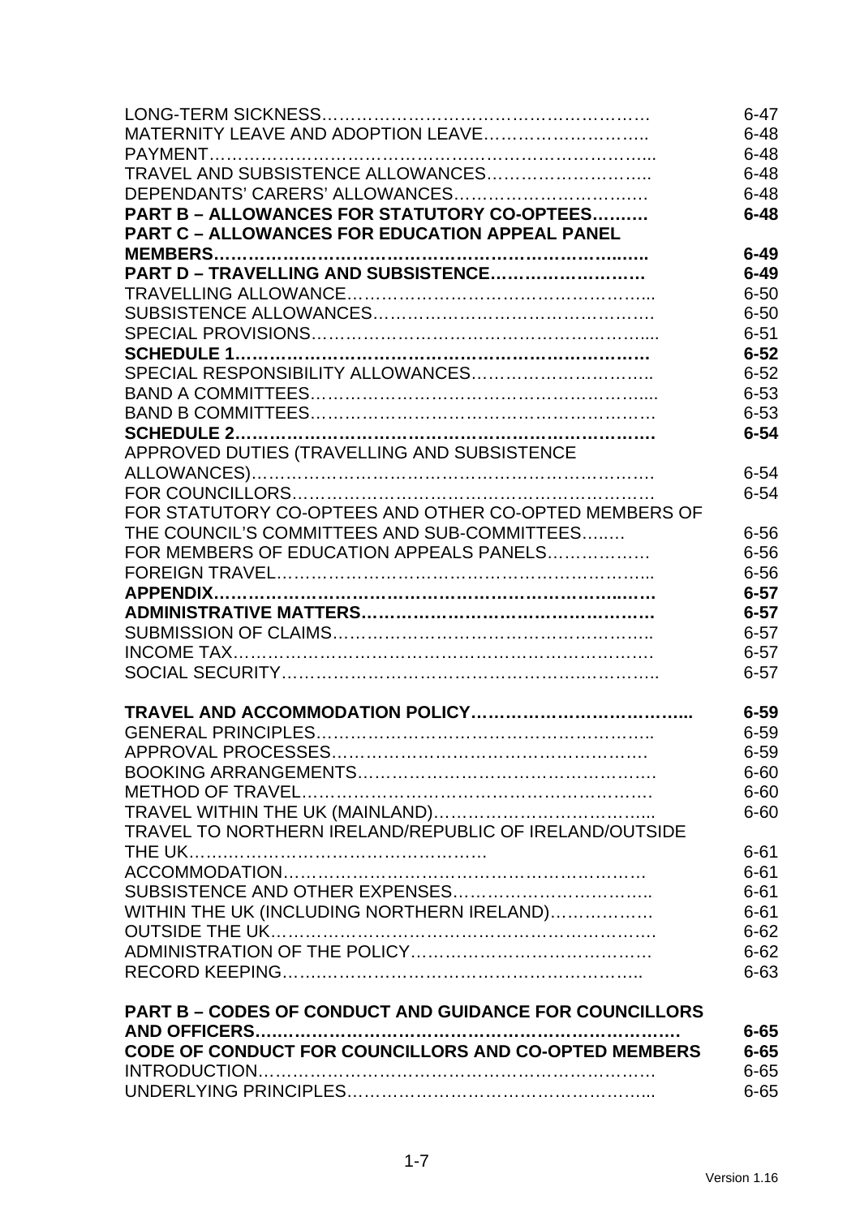| | |
|---|---|
| LONG-TERM SICKNESS………………………………………………… | 6-47 |
| MATERNITY LEAVE AND ADOPTION LEAVE……………………….. | 6-48 |
| PAYMENT……………………………………………………………….. | 6-48 |
| TRAVEL AND SUBSISTENCE ALLOWANCES……………………….. | 6-48 |
| DEPENDANTS' CARERS' ALLOWANCES……………………………. | 6-48 |
| **PART B – ALLOWANCES FOR STATUTORY CO-OPTEES………** | **6-48** |
| **PART C – ALLOWANCES FOR EDUCATION APPEAL PANEL MEMBERS……………………………………………………………..** | **6-49** |
| **PART D – TRAVELLING AND SUBSISTENCE………………………** | **6-49** |
| TRAVELLING ALLOWANCE…………………………………………….. | 6-50 |
| SUBSISTENCE ALLOWANCES………………………………………. | 6-50 |
| SPECIAL PROVISIONS……………………………………………….... | 6-51 |
| **SCHEDULE 1……………………………………………………………** | **6-52** |
| SPECIAL RESPONSIBILITY ALLOWANCES……………………….. | 6-52 |
| BAND A COMMITTEES……………………………………………….... | 6-53 |
| BAND B COMMITTEES………………………………………………… | 6-53 |
| **SCHEDULE 2……………………………………………………………** | **6-54** |
| APPROVED DUTIES (TRAVELLING AND SUBSISTENCE ALLOWANCES)…………………………………………………………. | 6-54 |
| FOR COUNCILLORS………………………………………………………. | 6-54 |
| FOR STATUTORY CO-OPTEES AND OTHER CO-OPTED MEMBERS OF THE COUNCIL'S COMMITTEES AND SUB-COMMITTEES…..… | 6-56 |
| FOR MEMBERS OF EDUCATION APPEALS PANELS……………… | 6-56 |
| FOREIGN TRAVEL……………………………………………………….. | 6-56 |
| **APPENDIX…………………………………………………………….……** | **6-57** |
| **ADMINISTRATIVE MATTERS……………………………………………** | **6-57** |
| SUBMISSION OF CLAIMS……………………………………………….. | 6-57 |
| INCOME TAX…………………………………………………………………. | 6-57 |
| SOCIAL SECURITY……………………………………………………….. | 6-57 |
| | |
| **TRAVEL AND ACCOMMODATION POLICY………………………………..** | **6-59** |
| GENERAL PRINCIPLES……………………………………………………. | 6-59 |
| APPROVAL PROCESSES………………………………………………… | 6-59 |
| BOOKING ARRANGEMENTS……………………………………………. | 6-60 |
| METHOD OF TRAVEL……………………………………………………. | 6-60 |
| TRAVEL WITHIN THE UK (MAINLAND)……………………………….... | 6-60 |
| TRAVEL TO NORTHERN IRELAND/REPUBLIC OF IRELAND/OUTSIDE THE UK……………………………………………. | 6-61 |
| ACCOMMODATION……………………………………………………… | 6-61 |
| SUBSISTENCE AND OTHER EXPENSES…………………………….. | 6-61 |
| WITHIN THE UK (INCLUDING NORTHERN IRELAND)……………… | 6-61 |
| OUTSIDE THE UK……………………………………………………………. | 6-62 |
| ADMINISTRATION OF THE POLICY…………………………………… | 6-62 |
| RECORD KEEPING………………………………………………………... | 6-63 |
| | |
| **PART B – CODES OF CONDUCT AND GUIDANCE FOR COUNCILLORS AND OFFICERS……………………………………………………………** | **6-65** |
| **CODE OF CONDUCT FOR COUNCILLORS AND CO-OPTED MEMBERS** | **6-65** |
| INTRODUCTION………………………………………………………………. | 6-65 |
| UNDERLYING PRINCIPLES……………………………………………... | 6-65 |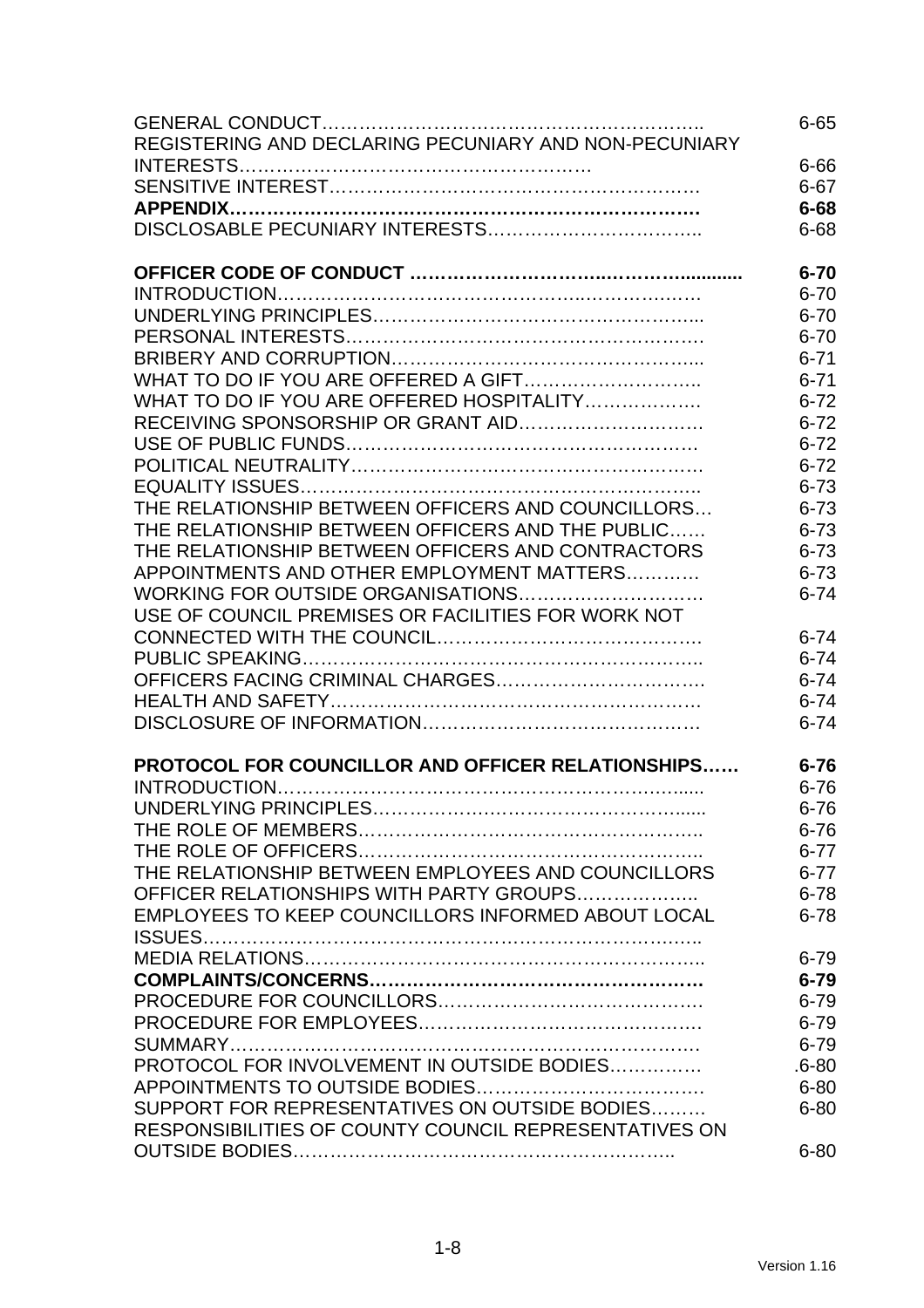| | |
|---|---|
| GENERAL CONDUCT……………………………………………………….. | 6-65 |
| REGISTERING AND DECLARING PECUNIARY AND NON-PECUNIARY INTERESTS………………………………………………… | 6-66 |
| SENSITIVE INTEREST…………………………………………………… | 6-67 |
| **APPENDIX…………………………………………………………………** | **6-68** |
| DISCLOSABLE PECUNIARY INTERESTS…………………………….. | 6-68 |
| | |
| **OFFICER CODE OF CONDUCT ………………………..…………..........** | **6-70** |
| INTRODUCTION…………………………………………..……………… | 6-70 |
| UNDERLYING PRINCIPLES……………………………………………... | 6-70 |
| PERSONAL INTERESTS………………………………………………… | 6-70 |
| BRIBERY AND CORRUPTION…………………………………………... | 6-71 |
| WHAT TO DO IF YOU ARE OFFERED A GIFT……………………….. | 6-71 |
| WHAT TO DO IF YOU ARE OFFERED HOSPITALITY………………. | 6-72 |
| RECEIVING SPONSORSHIP OR GRANT AID…………………………. | 6-72 |
| USE OF PUBLIC FUNDS………………………………………………… | 6-72 |
| POLITICAL NEUTRALITY………………………………………………… | 6-72 |
| EQUALITY ISSUES……………………………………………………….. | 6-73 |
| THE RELATIONSHIP BETWEEN OFFICERS AND COUNCILLORS… | 6-73 |
| THE RELATIONSHIP BETWEEN OFFICERS AND THE PUBLIC…… | 6-73 |
| THE RELATIONSHIP BETWEEN OFFICERS AND CONTRACTORS | 6-73 |
| APPOINTMENTS AND OTHER EMPLOYMENT MATTERS………… | 6-73 |
| WORKING FOR OUTSIDE ORGANISATIONS………………………… | 6-74 |
| USE OF COUNCIL PREMISES OR FACILITIES FOR WORK NOT CONNECTED WITH THE COUNCIL……………………………………. | 6-74 |
| PUBLIC SPEAKING……………………………………………………….. | 6-74 |
| OFFICERS FACING CRIMINAL CHARGES……………………………. | 6-74 |
| HEALTH AND SAFETY……………………………………………………. | 6-74 |
| DISCLOSURE OF INFORMATION………………………………………. | 6-74 |
| | |
| **PROTOCOL FOR COUNCILLOR AND OFFICER RELATIONSHIPS……** | **6-76** |
| INTRODUCTION…………………………………………………………...... | 6-76 |
| UNDERLYING PRINCIPLES……………………………………………...... | 6-76 |
| THE ROLE OF MEMBERS……………………………………………….. | 6-76 |
| THE ROLE OF OFFICERS……………………………………………….. | 6-77 |
| THE RELATIONSHIP BETWEEN EMPLOYEES AND COUNCILLORS | 6-77 |
| OFFICER RELATIONSHIPS WITH PARTY GROUPS……………….. | 6-78 |
| EMPLOYEES TO KEEP COUNCILLORS INFORMED ABOUT LOCAL ISSUES………………………………………………………………….. | 6-78 |
| MEDIA RELATIONS……………………………………………………….. | 6-79 |
| **COMPLAINTS/CONCERNS……………………………………………** | **6-79** |
| PROCEDURE FOR COUNCILLORS……………………………………. | 6-79 |
| PROCEDURE FOR EMPLOYEES………………………………………. | 6-79 |
| SUMMARY…………………………………………………………………. | 6-79 |
| PROTOCOL FOR INVOLVEMENT IN OUTSIDE BODIES………….. | .6-80 |
| APPOINTMENTS TO OUTSIDE BODIES………………………………. | 6-80 |
| SUPPORT FOR REPRESENTATIVES ON OUTSIDE BODIES……… | 6-80 |
| RESPONSIBILITIES OF COUNTY COUNCIL REPRESENTATIVES ON OUTSIDE BODIES…………………………………………………….. | 6-80 |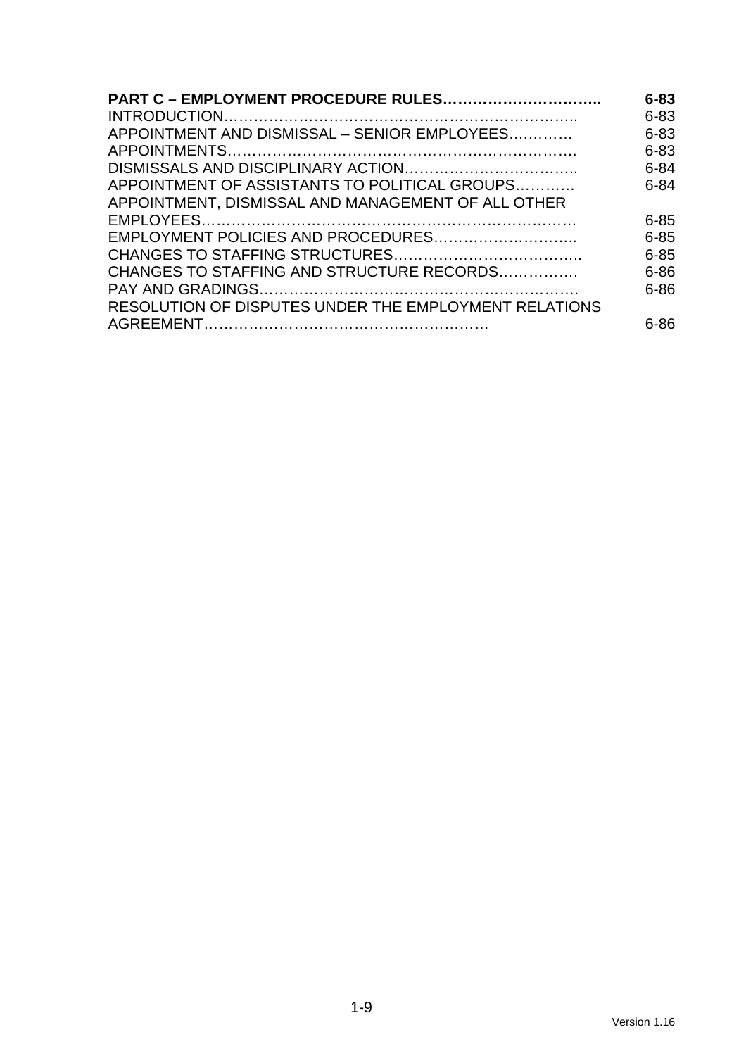| | |
|---|---|
| **PART C – EMPLOYMENT PROCEDURE RULES…………………………..** | **6-83** |
| INTRODUCTION……………………………………………………………….. | 6-83 |
| APPOINTMENT AND DISMISSAL – SENIOR EMPLOYEES………… | 6-83 |
| APPOINTMENTS……………………………………………………………. | 6-83 |
| DISMISSALS AND DISCIPLINARY ACTION…………………………….. | 6-84 |
| APPOINTMENT OF ASSISTANTS TO POLITICAL GROUPS……….. | 6-84 |
| APPOINTMENT, DISMISSAL AND MANAGEMENT OF ALL OTHER EMPLOYEES……………………………………………………………… | 6-85 |
| EMPLOYMENT POLICIES AND PROCEDURES……………………….. | 6-85 |
| CHANGES TO STAFFING STRUCTURES……………………………….. | 6-85 |
| CHANGES TO STAFFING AND STRUCTURE RECORDS……………. | 6-86 |
| PAY AND GRADINGS………………………………………………………. | 6-86 |
| RESOLUTION OF DISPUTES UNDER THE EMPLOYMENT RELATIONS AGREEMENT…………………………………………………. | 6-86 |

Version 1.16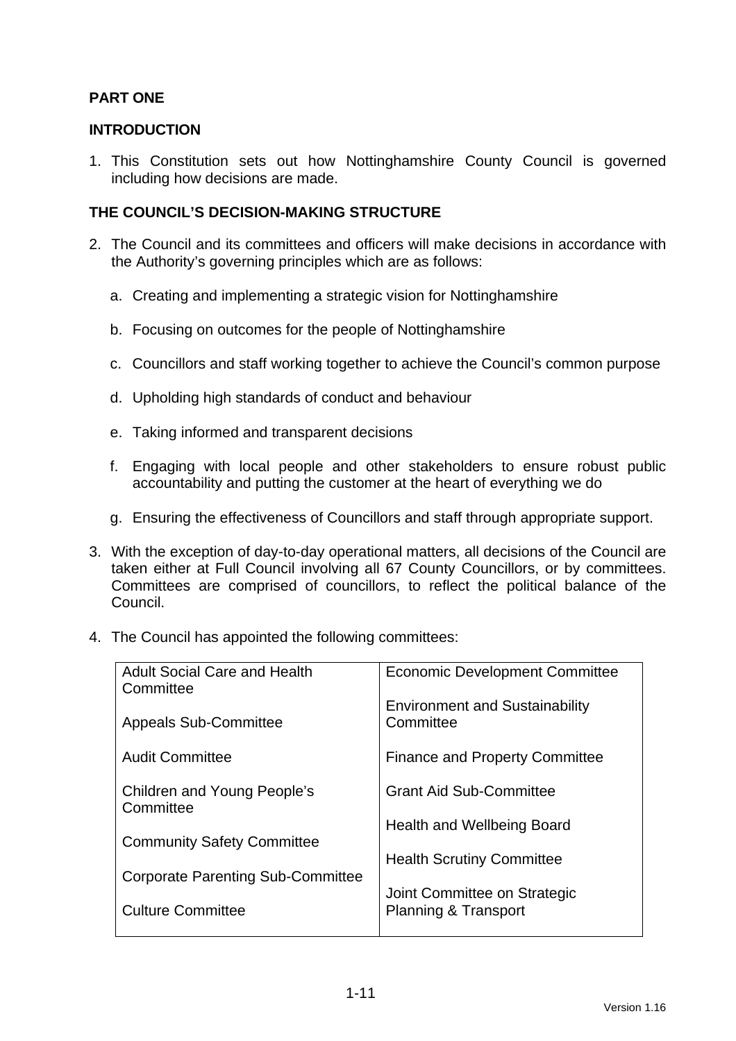# PART ONE

## INTRODUCTION

1. This Constitution sets out how Nottinghamshire County Council is governed including how decisions are made.

## THE COUNCIL'S DECISION-MAKING STRUCTURE

2. The Council and its committees and officers will make decisions in accordance with the Authority's governing principles which are as follows:

   a. Creating and implementing a strategic vision for Nottinghamshire

   b. Focusing on outcomes for the people of Nottinghamshire

   c. Councillors and staff working together to achieve the Council's common purpose

   d. Upholding high standards of conduct and behaviour

   e. Taking informed and transparent decisions

   f. Engaging with local people and other stakeholders to ensure robust public accountability and putting the customer at the heart of everything we do

   g. Ensuring the effectiveness of Councillors and staff through appropriate support.

3. With the exception of day-to-day operational matters, all decisions of the Council are taken either at Full Council involving all 67 County Councillors, or by committees. Committees are comprised of councillors, to reflect the political balance of the Council.

4. The Council has appointed the following committees:

| | |
|---|---|
| Adult Social Care and Health Committee | Economic Development Committee |
| Appeals Sub-Committee | Environment and Sustainability Committee |
| Audit Committee | Finance and Property Committee |
| Children and Young People's Committee | Grant Aid Sub-Committee |
| Community Safety Committee | Health and Wellbeing Board |
| Corporate Parenting Sub-Committee | Health Scrutiny Committee |
| Culture Committee | Joint Committee on Strategic Planning & Transport |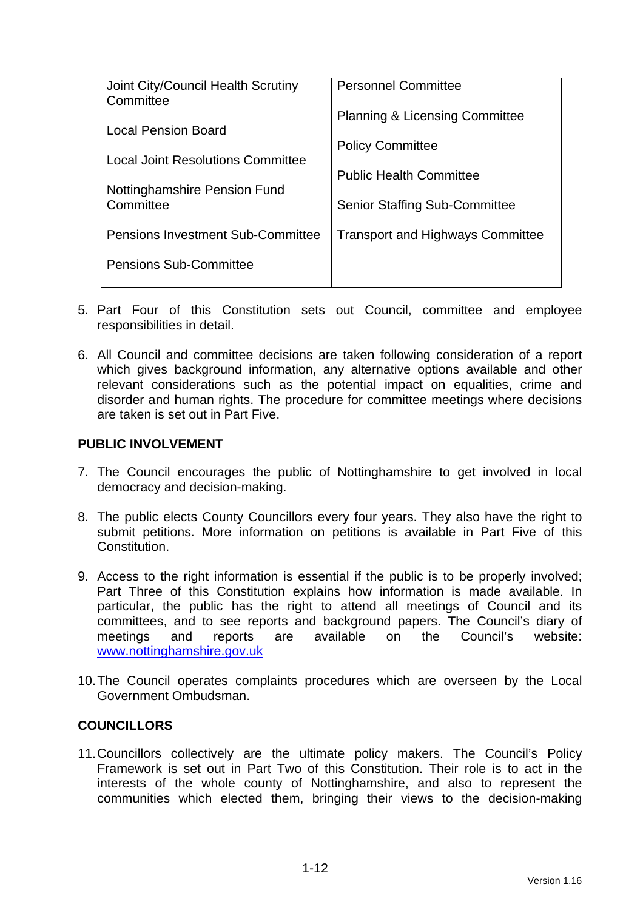| | |
|---|---|
| Joint City/Council Health Scrutiny Committee<br><br>Local Pension Board<br><br>Local Joint Resolutions Committee<br><br>Nottinghamshire Pension Fund Committee<br><br>Pensions Investment Sub-Committee<br><br>Pensions Sub-Committee | Personnel Committee<br><br>Planning & Licensing Committee<br><br>Policy Committee<br><br>Public Health Committee<br><br>Senior Staffing Sub-Committee<br><br>Transport and Highways Committee |

5. Part Four of this Constitution sets out Council, committee and employee responsibilities in detail.

6. All Council and committee decisions are taken following consideration of a report which gives background information, any alternative options available and other relevant considerations such as the potential impact on equalities, crime and disorder and human rights. The procedure for committee meetings where decisions are taken is set out in Part Five.

**PUBLIC INVOLVEMENT**

7. The Council encourages the public of Nottinghamshire to get involved in local democracy and decision-making.

8. The public elects County Councillors every four years. They also have the right to submit petitions. More information on petitions is available in Part Five of this Constitution.

9. Access to the right information is essential if the public is to be properly involved; Part Three of this Constitution explains how information is made available. In particular, the public has the right to attend all meetings of Council and its committees, and to see reports and background papers. The Council's diary of meetings and reports are available on the Council's website: www.nottinghamshire.gov.uk

10. The Council operates complaints procedures which are overseen by the Local Government Ombudsman.

**COUNCILLORS**

11. Councillors collectively are the ultimate policy makers. The Council's Policy Framework is set out in Part Two of this Constitution. Their role is to act in the interests of the whole county of Nottinghamshire, and also to represent the communities which elected them, bringing their views to the decision-making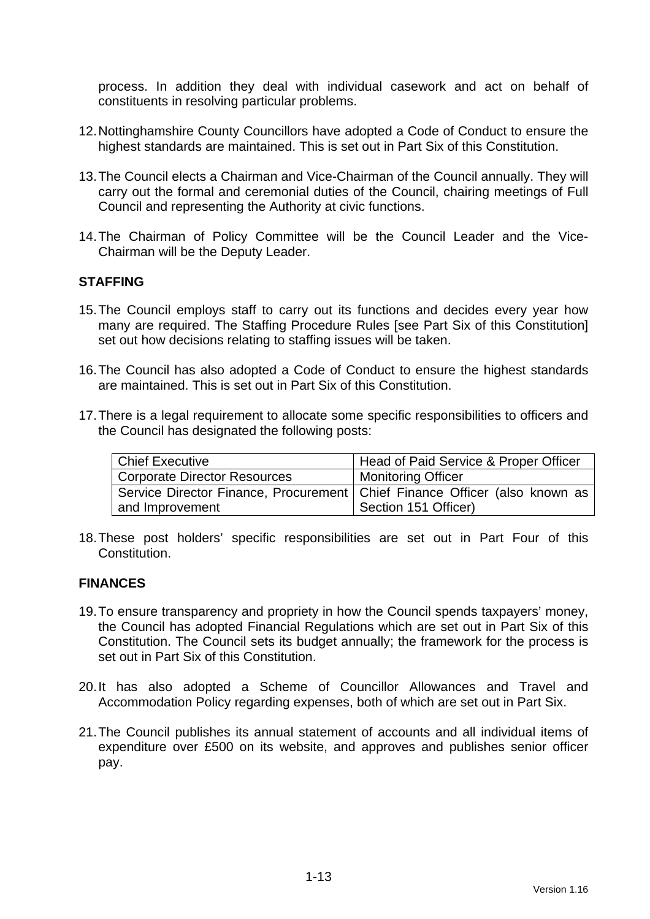process. In addition they deal with individual casework and act on behalf of constituents in resolving particular problems.

12. Nottinghamshire County Councillors have adopted a Code of Conduct to ensure the highest standards are maintained. This is set out in Part Six of this Constitution.

13. The Council elects a Chairman and Vice-Chairman of the Council annually. They will carry out the formal and ceremonial duties of the Council, chairing meetings of Full Council and representing the Authority at civic functions.

14. The Chairman of Policy Committee will be the Council Leader and the Vice-Chairman will be the Deputy Leader.

**STAFFING**

15. The Council employs staff to carry out its functions and decides every year how many are required. The Staffing Procedure Rules [see Part Six of this Constitution] set out how decisions relating to staffing issues will be taken.

16. The Council has also adopted a Code of Conduct to ensure the highest standards are maintained. This is set out in Part Six of this Constitution.

17. There is a legal requirement to allocate some specific responsibilities to officers and the Council has designated the following posts:

| | |
|---|---|
| Chief Executive | Head of Paid Service & Proper Officer |
| Corporate Director Resources | Monitoring Officer |
| Service Director Finance, Procurement and Improvement | Chief Finance Officer (also known as Section 151 Officer) |

18. These post holders' specific responsibilities are set out in Part Four of this Constitution.

**FINANCES**

19. To ensure transparency and propriety in how the Council spends taxpayers' money, the Council has adopted Financial Regulations which are set out in Part Six of this Constitution. The Council sets its budget annually; the framework for the process is set out in Part Six of this Constitution.

20. It has also adopted a Scheme of Councillor Allowances and Travel and Accommodation Policy regarding expenses, both of which are set out in Part Six.

21. The Council publishes its annual statement of accounts and all individual items of expenditure over £500 on its website, and approves and publishes senior officer pay.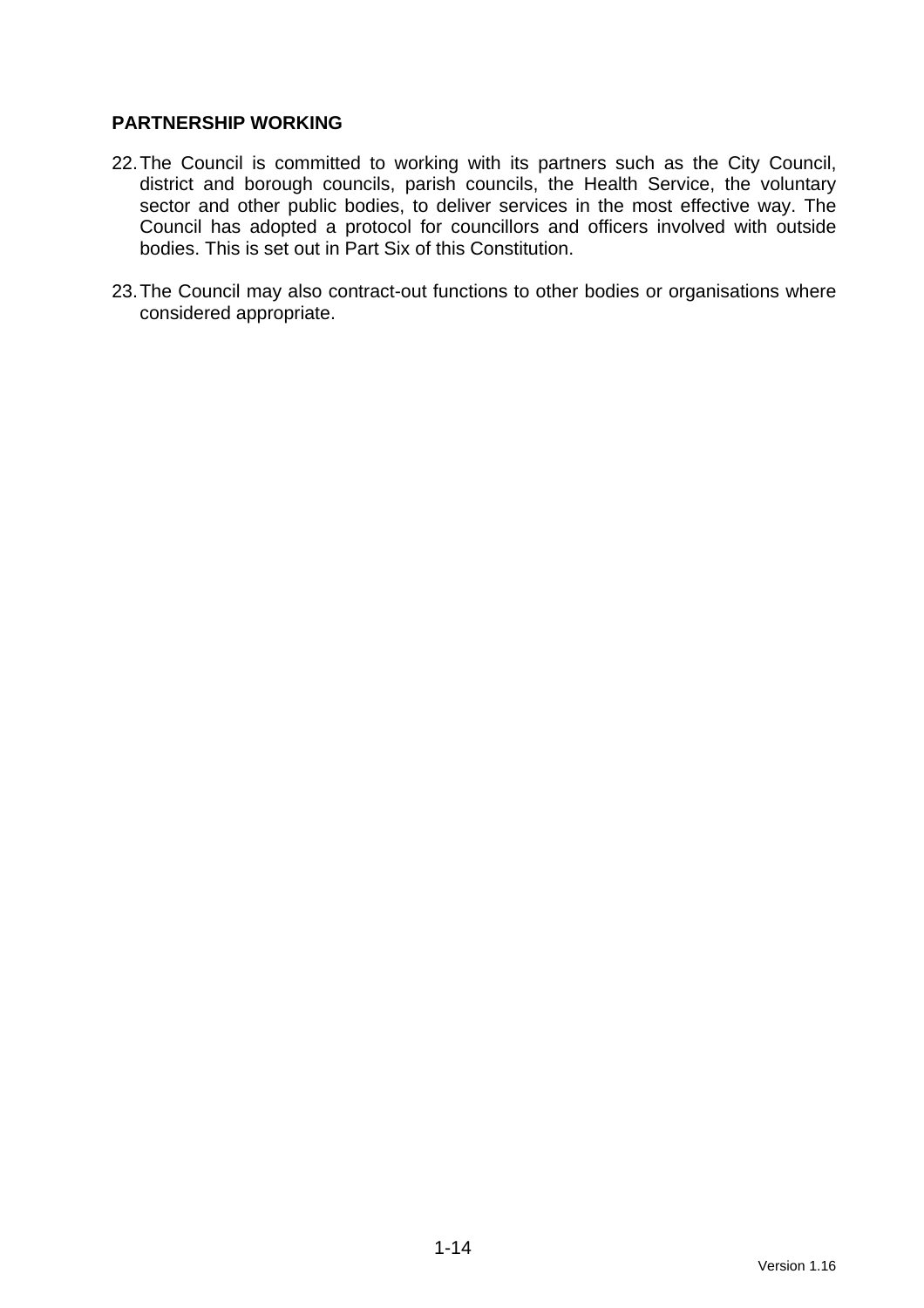**PARTNERSHIP WORKING**

22. The Council is committed to working with its partners such as the City Council, district and borough councils, parish councils, the Health Service, the voluntary sector and other public bodies, to deliver services in the most effective way. The Council has adopted a protocol for councillors and officers involved with outside bodies. This is set out in Part Six of this Constitution.

23. The Council may also contract-out functions to other bodies or organisations where considered appropriate.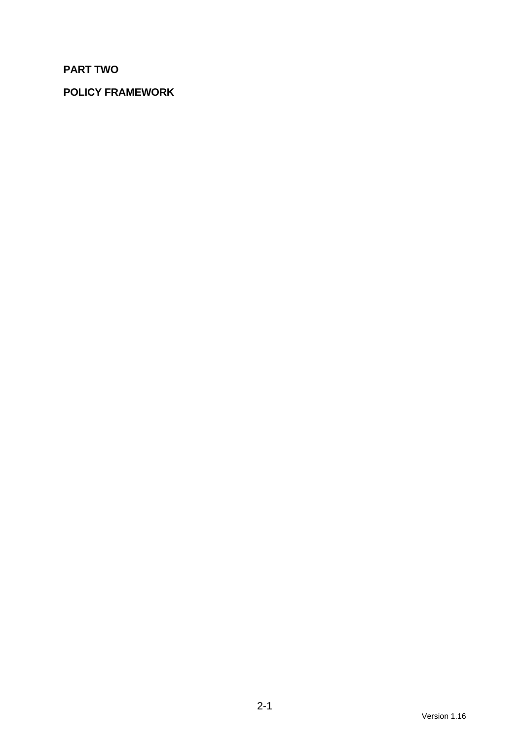# PART TWO

## POLICY FRAMEWORK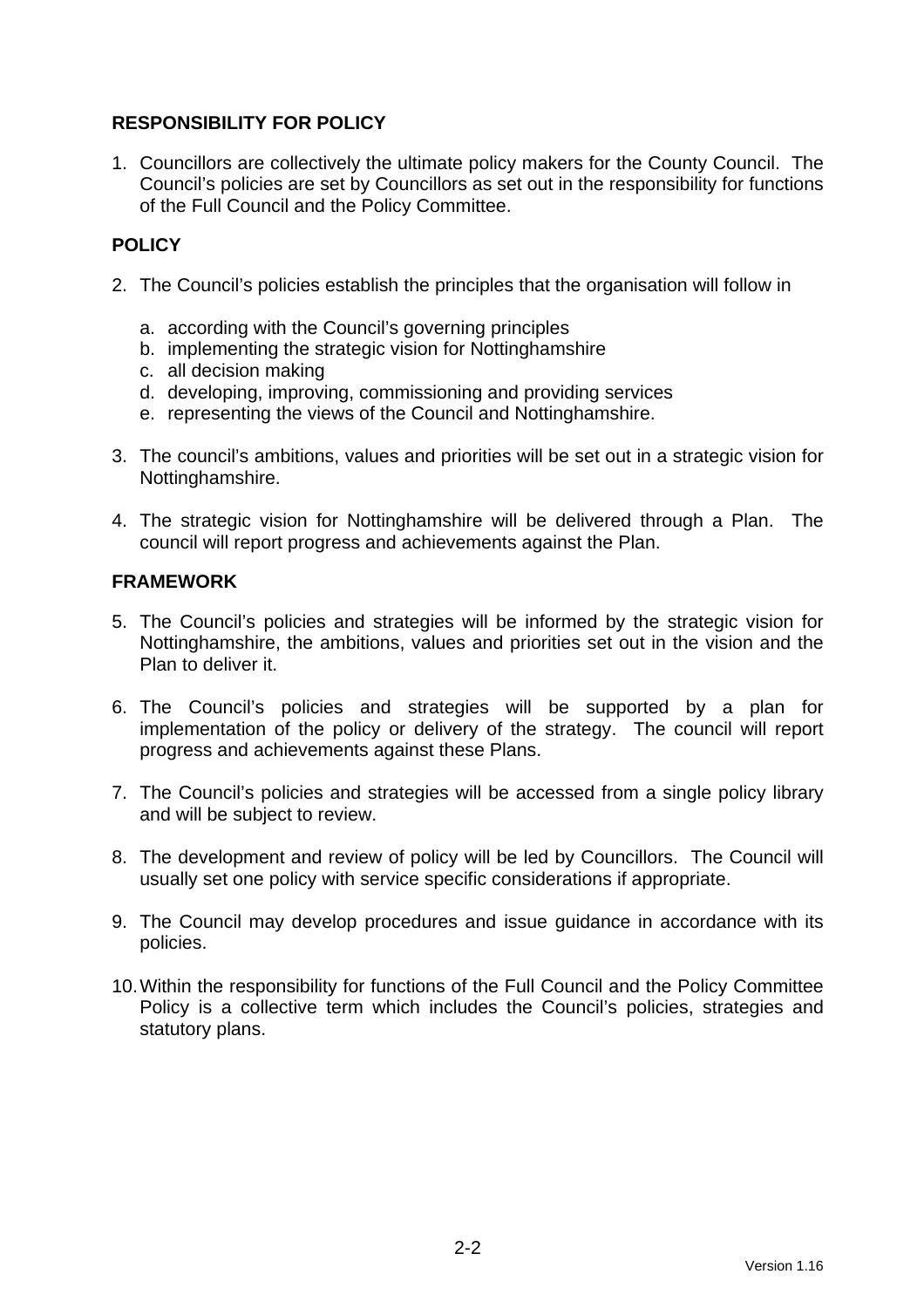## RESPONSIBILITY FOR POLICY

1. Councillors are collectively the ultimate policy makers for the County Council. The Council's policies are set by Councillors as set out in the responsibility for functions of the Full Council and the Policy Committee.

## POLICY

2. The Council's policies establish the principles that the organisation will follow in

   a. according with the Council's governing principles
   b. implementing the strategic vision for Nottinghamshire
   c. all decision making
   d. developing, improving, commissioning and providing services
   e. representing the views of the Council and Nottinghamshire.

3. The council's ambitions, values and priorities will be set out in a strategic vision for Nottinghamshire.

4. The strategic vision for Nottinghamshire will be delivered through a Plan. The council will report progress and achievements against the Plan.

## FRAMEWORK

5. The Council's policies and strategies will be informed by the strategic vision for Nottinghamshire, the ambitions, values and priorities set out in the vision and the Plan to deliver it.

6. The Council's policies and strategies will be supported by a plan for implementation of the policy or delivery of the strategy. The council will report progress and achievements against these Plans.

7. The Council's policies and strategies will be accessed from a single policy library and will be subject to review.

8. The development and review of policy will be led by Councillors. The Council will usually set one policy with service specific considerations if appropriate.

9. The Council may develop procedures and issue guidance in accordance with its policies.

10. Within the responsibility for functions of the Full Council and the Policy Committee Policy is a collective term which includes the Council's policies, strategies and statutory plans.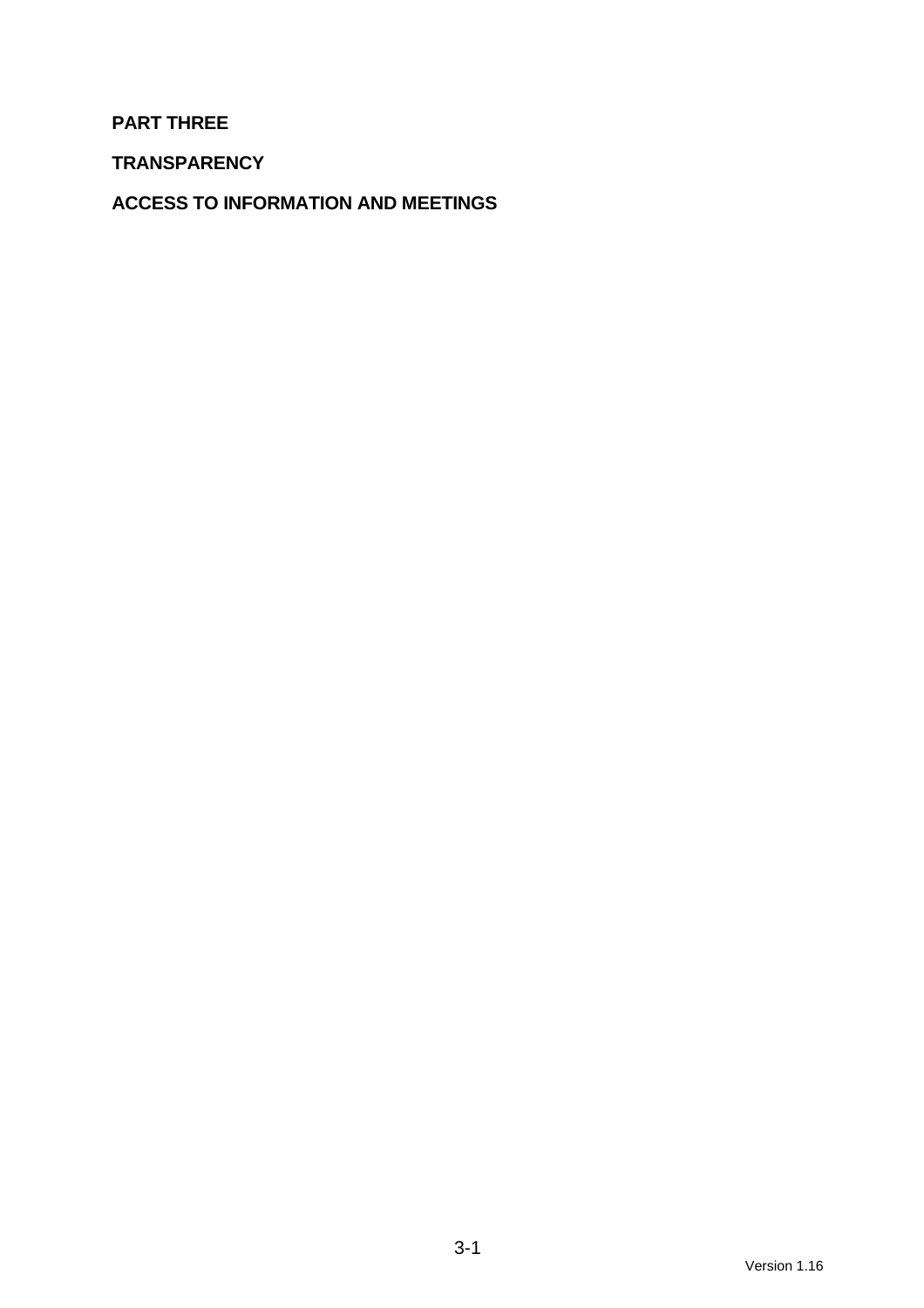# PART THREE

## TRANSPARENCY

## ACCESS TO INFORMATION AND MEETINGS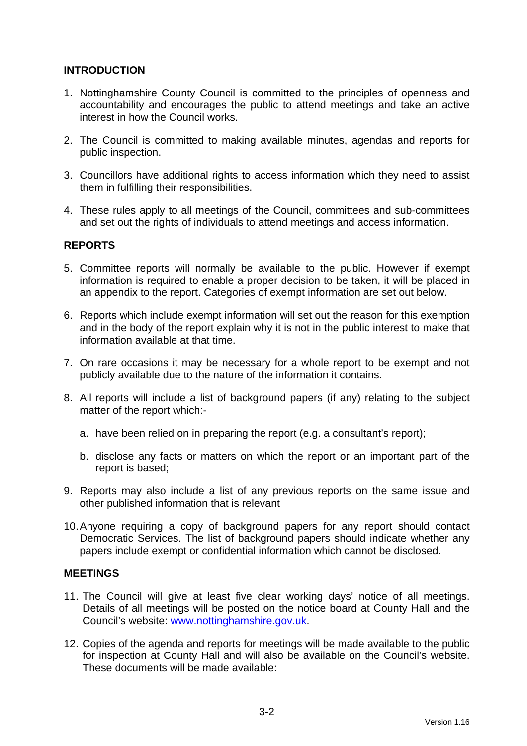## INTRODUCTION

1. Nottinghamshire County Council is committed to the principles of openness and accountability and encourages the public to attend meetings and take an active interest in how the Council works.

2. The Council is committed to making available minutes, agendas and reports for public inspection.

3. Councillors have additional rights to access information which they need to assist them in fulfilling their responsibilities.

4. These rules apply to all meetings of the Council, committees and sub-committees and set out the rights of individuals to attend meetings and access information.

## REPORTS

5. Committee reports will normally be available to the public. However if exempt information is required to enable a proper decision to be taken, it will be placed in an appendix to the report. Categories of exempt information are set out below.

6. Reports which include exempt information will set out the reason for this exemption and in the body of the report explain why it is not in the public interest to make that information available at that time.

7. On rare occasions it may be necessary for a whole report to be exempt and not publicly available due to the nature of the information it contains.

8. All reports will include a list of background papers (if any) relating to the subject matter of the report which:-

   a. have been relied on in preparing the report (e.g. a consultant's report);

   b. disclose any facts or matters on which the report or an important part of the report is based;

9. Reports may also include a list of any previous reports on the same issue and other published information that is relevant

10. Anyone requiring a copy of background papers for any report should contact Democratic Services. The list of background papers should indicate whether any papers include exempt or confidential information which cannot be disclosed.

## MEETINGS

11. The Council will give at least five clear working days' notice of all meetings. Details of all meetings will be posted on the notice board at County Hall and the Council's website: www.nottinghamshire.gov.uk.

12. Copies of the agenda and reports for meetings will be made available to the public for inspection at County Hall and will also be available on the Council's website. These documents will be made available: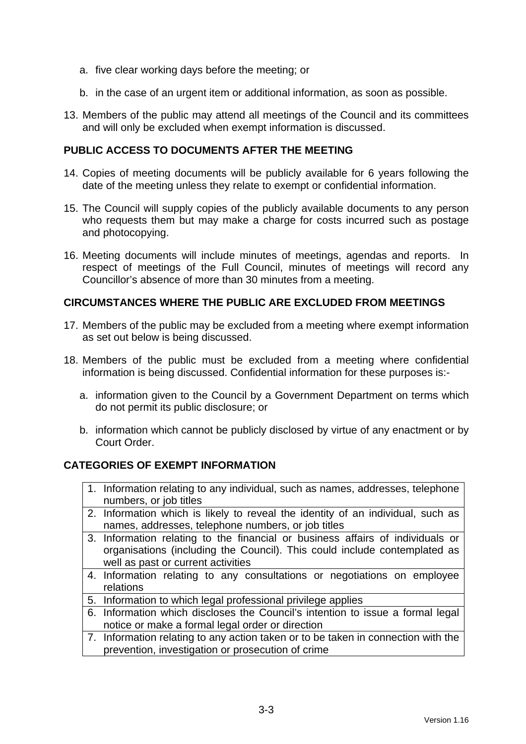a. five clear working days before the meeting; or

   b. in the case of an urgent item or additional information, as soon as possible.

13. Members of the public may attend all meetings of the Council and its committees and will only be excluded when exempt information is discussed.

**PUBLIC ACCESS TO DOCUMENTS AFTER THE MEETING**

14. Copies of meeting documents will be publicly available for 6 years following the date of the meeting unless they relate to exempt or confidential information.

15. The Council will supply copies of the publicly available documents to any person who requests them but may make a charge for costs incurred such as postage and photocopying.

16. Meeting documents will include minutes of meetings, agendas and reports. In respect of meetings of the Full Council, minutes of meetings will record any Councillor's absence of more than 30 minutes from a meeting.

**CIRCUMSTANCES WHERE THE PUBLIC ARE EXCLUDED FROM MEETINGS**

17. Members of the public may be excluded from a meeting where exempt information as set out below is being discussed.

18. Members of the public must be excluded from a meeting where confidential information is being discussed. Confidential information for these purposes is:-

   a. information given to the Council by a Government Department on terms which do not permit its public disclosure; or

   b. information which cannot be publicly disclosed by virtue of any enactment or by Court Order.

**CATEGORIES OF EXEMPT INFORMATION**

| Categories of exempt information |
|---|
| 1. Information relating to any individual, such as names, addresses, telephone numbers, or job titles |
| 2. Information which is likely to reveal the identity of an individual, such as names, addresses, telephone numbers, or job titles |
| 3. Information relating to the financial or business affairs of individuals or organisations (including the Council). This could include contemplated as well as past or current activities |
| 4. Information relating to any consultations or negotiations on employee relations |
| 5. Information to which legal professional privilege applies |
| 6. Information which discloses the Council's intention to issue a formal legal notice or make a formal legal order or direction |
| 7. Information relating to any action taken or to be taken in connection with the prevention, investigation or prosecution of crime |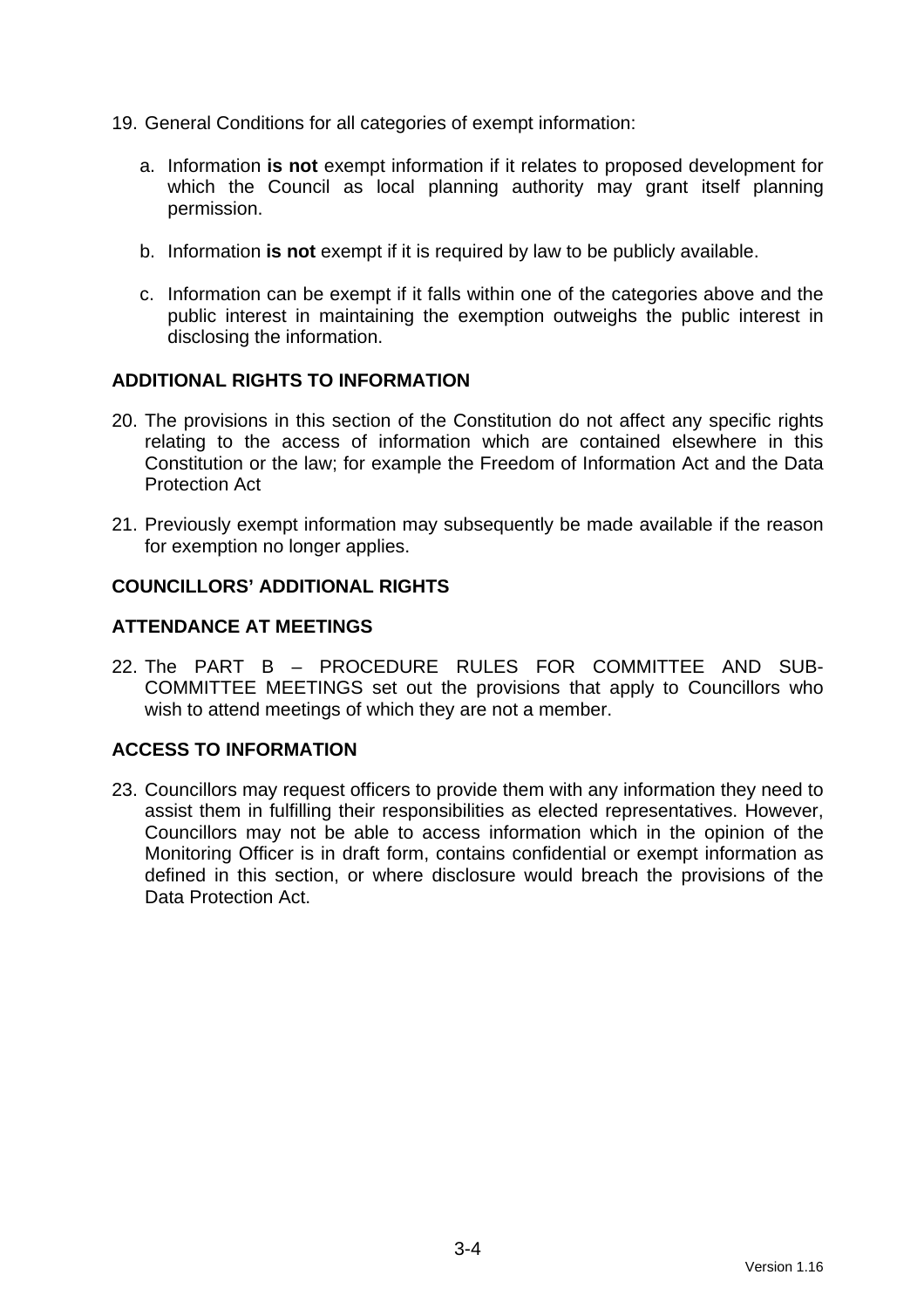19. General Conditions for all categories of exempt information:

    a. Information **is not** exempt information if it relates to proposed development for which the Council as local planning authority may grant itself planning permission.

    b. Information **is not** exempt if it is required by law to be publicly available.

    c. Information can be exempt if it falls within one of the categories above and the public interest in maintaining the exemption outweighs the public interest in disclosing the information.

## ADDITIONAL RIGHTS TO INFORMATION

20. The provisions in this section of the Constitution do not affect any specific rights relating to the access of information which are contained elsewhere in this Constitution or the law; for example the Freedom of Information Act and the Data Protection Act

21. Previously exempt information may subsequently be made available if the reason for exemption no longer applies.

## COUNCILLORS' ADDITIONAL RIGHTS

## ATTENDANCE AT MEETINGS

22. The PART B – PROCEDURE RULES FOR COMMITTEE AND SUB-COMMITTEE MEETINGS set out the provisions that apply to Councillors who wish to attend meetings of which they are not a member.

## ACCESS TO INFORMATION

23. Councillors may request officers to provide them with any information they need to assist them in fulfilling their responsibilities as elected representatives. However, Councillors may not be able to access information which in the opinion of the Monitoring Officer is in draft form, contains confidential or exempt information as defined in this section, or where disclosure would breach the provisions of the Data Protection Act.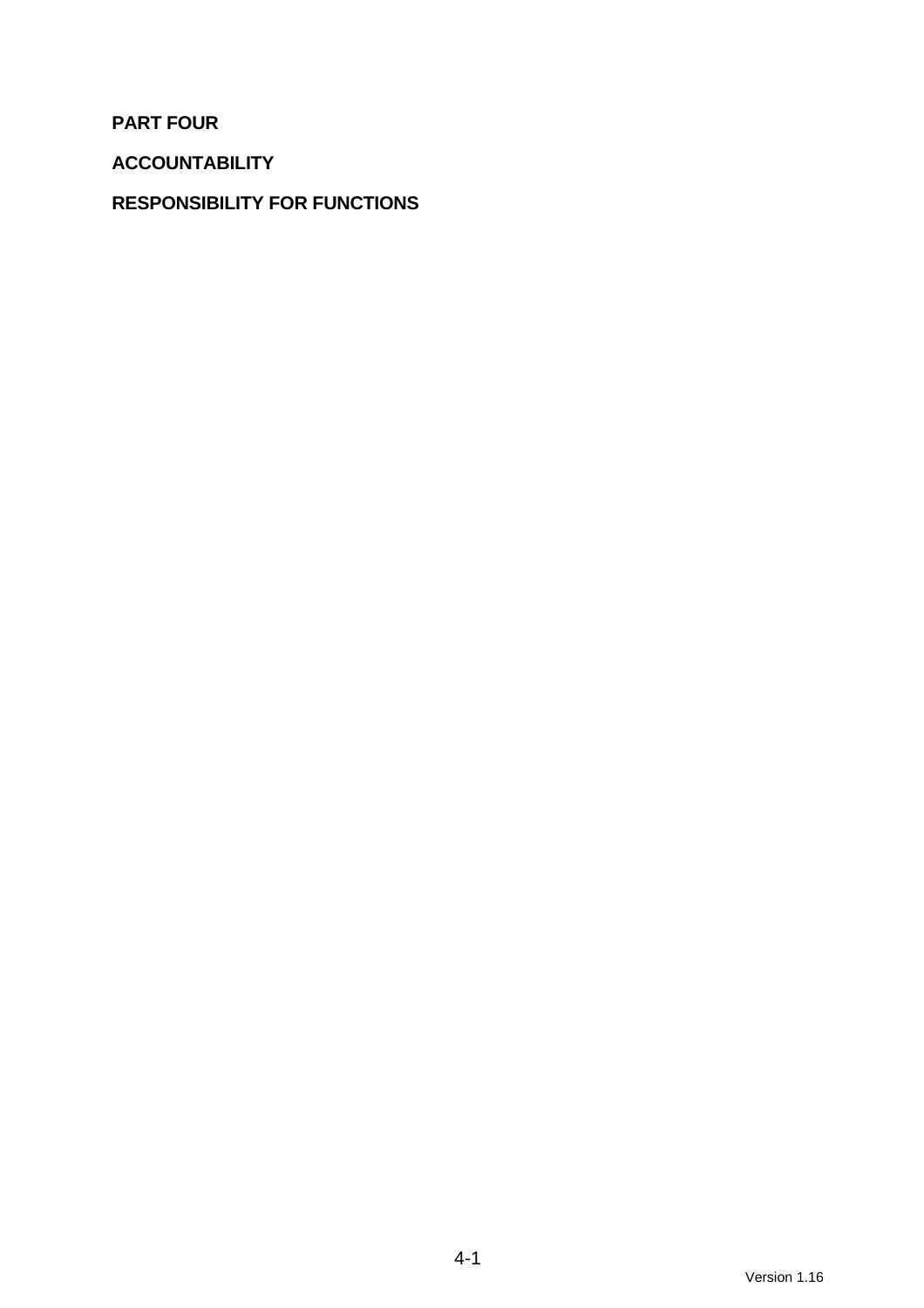# PART FOUR

## ACCOUNTABILITY

## RESPONSIBILITY FOR FUNCTIONS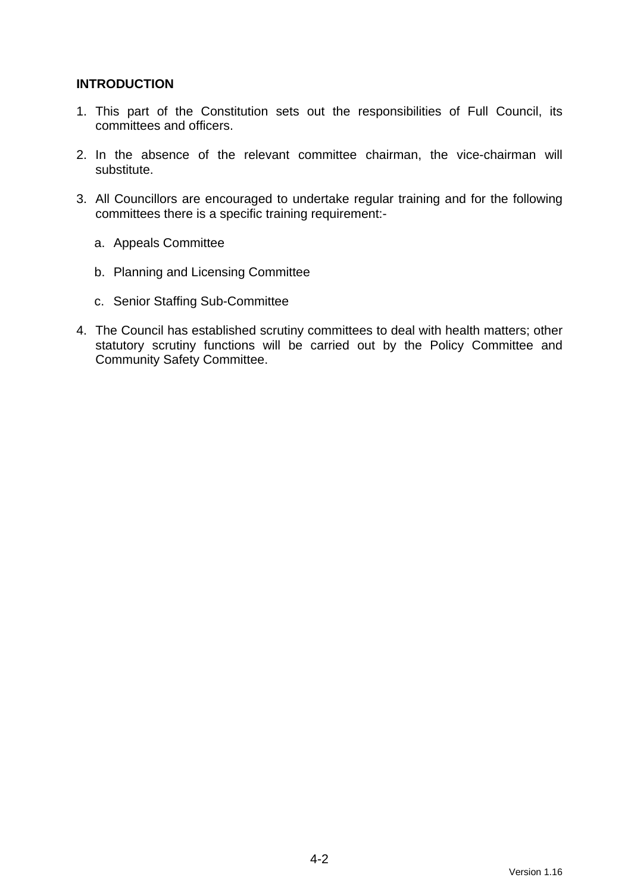**INTRODUCTION**

1. This part of the Constitution sets out the responsibilities of Full Council, its committees and officers.

2. In the absence of the relevant committee chairman, the vice-chairman will substitute.

3. All Councillors are encouraged to undertake regular training and for the following committees there is a specific training requirement:-

    a. Appeals Committee

    b. Planning and Licensing Committee

    c. Senior Staffing Sub-Committee

4. The Council has established scrutiny committees to deal with health matters; other statutory scrutiny functions will be carried out by the Policy Committee and Community Safety Committee.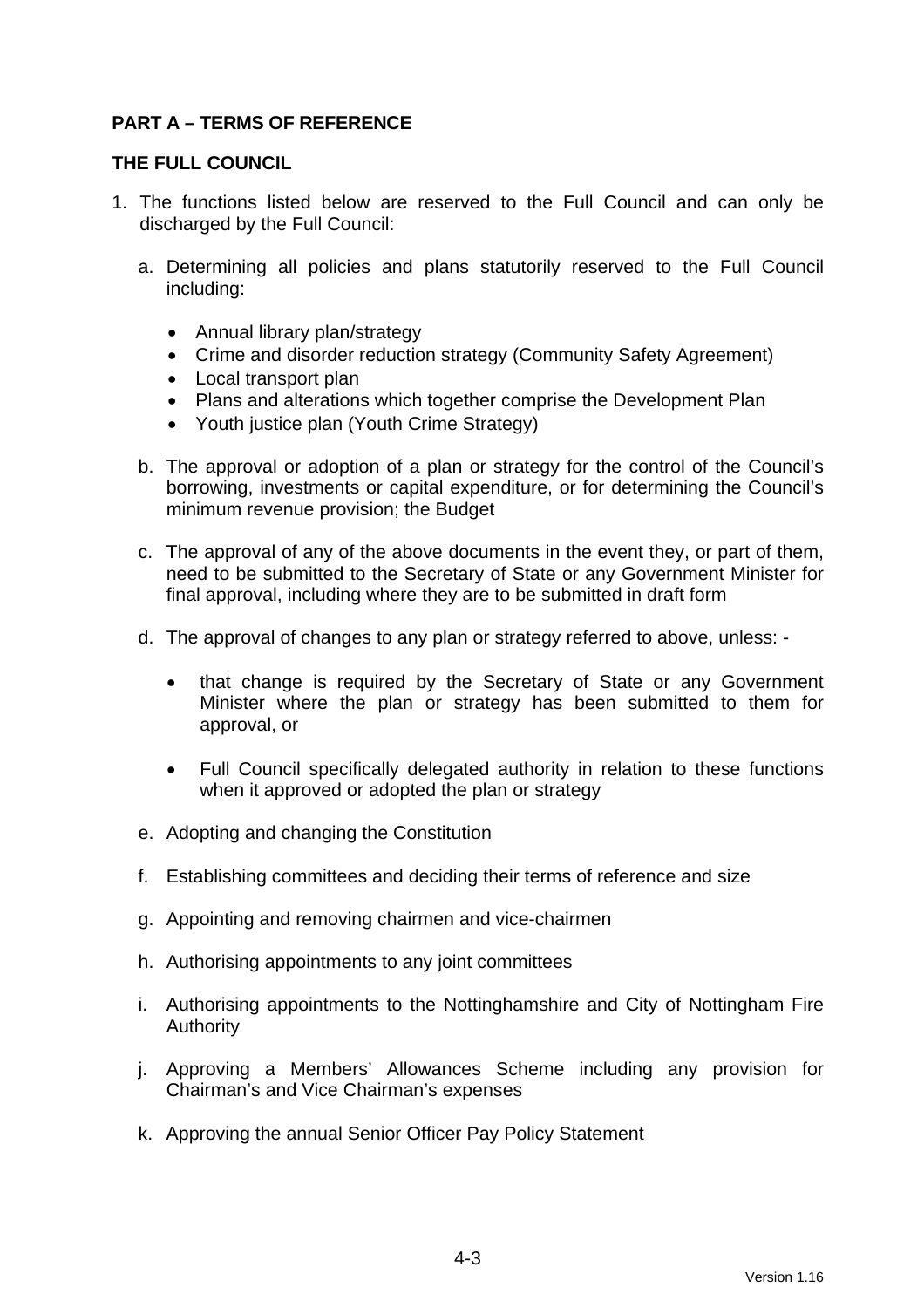## PART A – TERMS OF REFERENCE

### THE FULL COUNCIL

1. The functions listed below are reserved to the Full Council and can only be discharged by the Full Council:

   a. Determining all policies and plans statutorily reserved to the Full Council including:

      - Annual library plan/strategy
      - Crime and disorder reduction strategy (Community Safety Agreement)
      - Local transport plan
      - Plans and alterations which together comprise the Development Plan
      - Youth justice plan (Youth Crime Strategy)

   b. The approval or adoption of a plan or strategy for the control of the Council's borrowing, investments or capital expenditure, or for determining the Council's minimum revenue provision; the Budget

   c. The approval of any of the above documents in the event they, or part of them, need to be submitted to the Secretary of State or any Government Minister for final approval, including where they are to be submitted in draft form

   d. The approval of changes to any plan or strategy referred to above, unless: -

      - that change is required by the Secretary of State or any Government Minister where the plan or strategy has been submitted to them for approval, or

      - Full Council specifically delegated authority in relation to these functions when it approved or adopted the plan or strategy

   e. Adopting and changing the Constitution

   f. Establishing committees and deciding their terms of reference and size

   g. Appointing and removing chairmen and vice-chairmen

   h. Authorising appointments to any joint committees

   i. Authorising appointments to the Nottinghamshire and City of Nottingham Fire Authority

   j. Approving a Members' Allowances Scheme including any provision for Chairman's and Vice Chairman's expenses

   k. Approving the annual Senior Officer Pay Policy Statement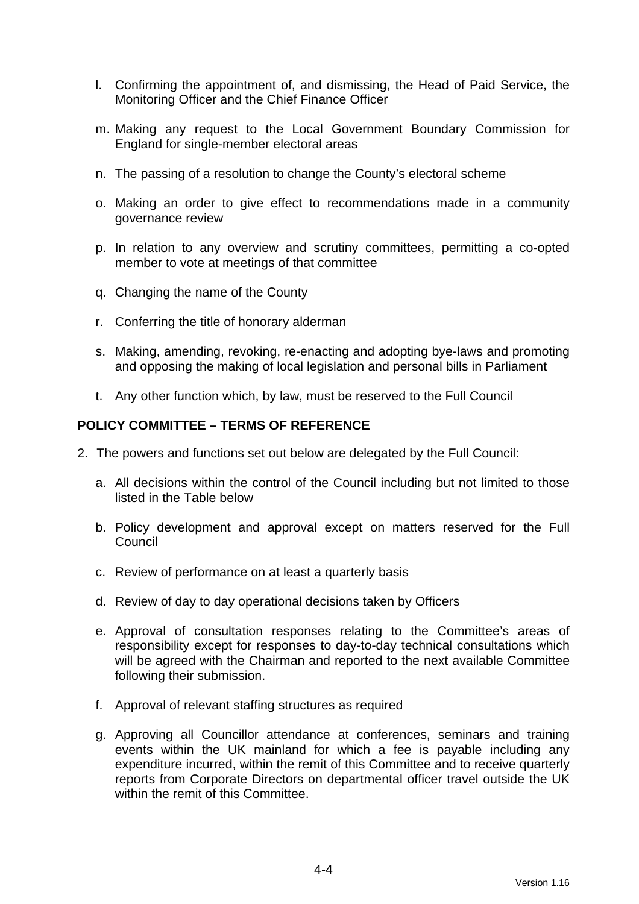l. Confirming the appointment of, and dismissing, the Head of Paid Service, the Monitoring Officer and the Chief Finance Officer

m. Making any request to the Local Government Boundary Commission for England for single-member electoral areas

n. The passing of a resolution to change the County's electoral scheme

o. Making an order to give effect to recommendations made in a community governance review

p. In relation to any overview and scrutiny committees, permitting a co-opted member to vote at meetings of that committee

q. Changing the name of the County

r. Conferring the title of honorary alderman

s. Making, amending, revoking, re-enacting and adopting bye-laws and promoting and opposing the making of local legislation and personal bills in Parliament

t. Any other function which, by law, must be reserved to the Full Council

## POLICY COMMITTEE – TERMS OF REFERENCE

2. The powers and functions set out below are delegated by the Full Council:

   a. All decisions within the control of the Council including but not limited to those listed in the Table below

   b. Policy development and approval except on matters reserved for the Full Council

   c. Review of performance on at least a quarterly basis

   d. Review of day to day operational decisions taken by Officers

   e. Approval of consultation responses relating to the Committee's areas of responsibility except for responses to day-to-day technical consultations which will be agreed with the Chairman and reported to the next available Committee following their submission.

   f. Approval of relevant staffing structures as required

   g. Approving all Councillor attendance at conferences, seminars and training events within the UK mainland for which a fee is payable including any expenditure incurred, within the remit of this Committee and to receive quarterly reports from Corporate Directors on departmental officer travel outside the UK within the remit of this Committee.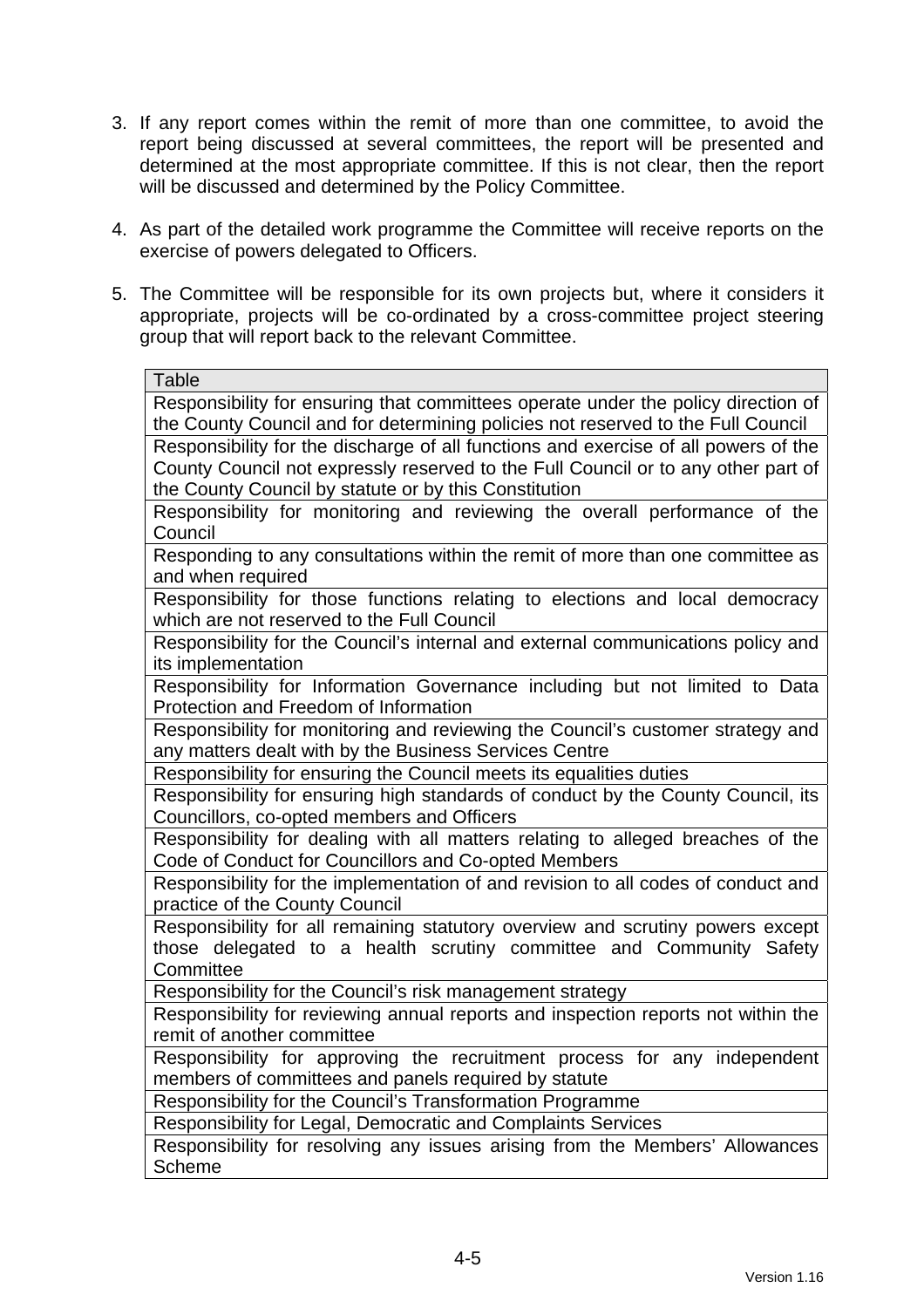3. If any report comes within the remit of more than one committee, to avoid the report being discussed at several committees, the report will be presented and determined at the most appropriate committee. If this is not clear, then the report will be discussed and determined by the Policy Committee.

4. As part of the detailed work programme the Committee will receive reports on the exercise of powers delegated to Officers.

5. The Committee will be responsible for its own projects but, where it considers it appropriate, projects will be co-ordinated by a cross-committee project steering group that will report back to the relevant Committee.

| Table |
| --- |
| Responsibility for ensuring that committees operate under the policy direction of the County Council and for determining policies not reserved to the Full Council |
| Responsibility for the discharge of all functions and exercise of all powers of the County Council not expressly reserved to the Full Council or to any other part of the County Council by statute or by this Constitution |
| Responsibility for monitoring and reviewing the overall performance of the Council |
| Responding to any consultations within the remit of more than one committee as and when required |
| Responsibility for those functions relating to elections and local democracy which are not reserved to the Full Council |
| Responsibility for the Council's internal and external communications policy and its implementation |
| Responsibility for Information Governance including but not limited to Data Protection and Freedom of Information |
| Responsibility for monitoring and reviewing the Council's customer strategy and any matters dealt with by the Business Services Centre |
| Responsibility for ensuring the Council meets its equalities duties |
| Responsibility for ensuring high standards of conduct by the County Council, its Councillors, co-opted members and Officers |
| Responsibility for dealing with all matters relating to alleged breaches of the Code of Conduct for Councillors and Co-opted Members |
| Responsibility for the implementation of and revision to all codes of conduct and practice of the County Council |
| Responsibility for all remaining statutory overview and scrutiny powers except those delegated to a health scrutiny committee and Community Safety Committee |
| Responsibility for the Council's risk management strategy |
| Responsibility for reviewing annual reports and inspection reports not within the remit of another committee |
| Responsibility for approving the recruitment process for any independent members of committees and panels required by statute |
| Responsibility for the Council's Transformation Programme |
| Responsibility for Legal, Democratic and Complaints Services |
| Responsibility for resolving any issues arising from the Members' Allowances Scheme |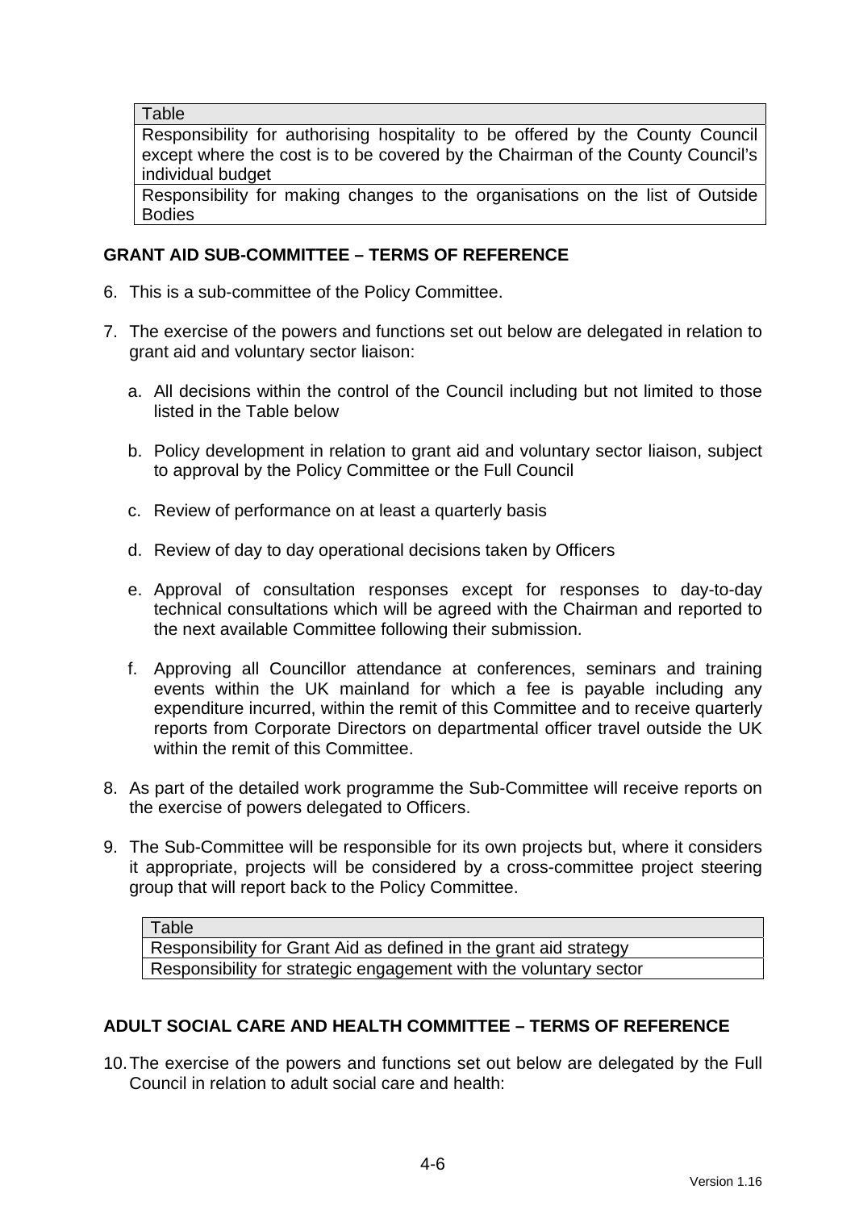| Table |
| --- |
| Responsibility for authorising hospitality to be offered by the County Council except where the cost is to be covered by the Chairman of the County Council's individual budget |
| Responsibility for making changes to the organisations on the list of Outside Bodies |

## GRANT AID SUB-COMMITTEE – TERMS OF REFERENCE

6. This is a sub-committee of the Policy Committee.

7. The exercise of the powers and functions set out below are delegated in relation to grant aid and voluntary sector liaison:

   a. All decisions within the control of the Council including but not limited to those listed in the Table below

   b. Policy development in relation to grant aid and voluntary sector liaison, subject to approval by the Policy Committee or the Full Council

   c. Review of performance on at least a quarterly basis

   d. Review of day to day operational decisions taken by Officers

   e. Approval of consultation responses except for responses to day-to-day technical consultations which will be agreed with the Chairman and reported to the next available Committee following their submission.

   f. Approving all Councillor attendance at conferences, seminars and training events within the UK mainland for which a fee is payable including any expenditure incurred, within the remit of this Committee and to receive quarterly reports from Corporate Directors on departmental officer travel outside the UK within the remit of this Committee.

8. As part of the detailed work programme the Sub-Committee will receive reports on the exercise of powers delegated to Officers.

9. The Sub-Committee will be responsible for its own projects but, where it considers it appropriate, projects will be considered by a cross-committee project steering group that will report back to the Policy Committee.

| Table |
| --- |
| Responsibility for Grant Aid as defined in the grant aid strategy |
| Responsibility for strategic engagement with the voluntary sector |

## ADULT SOCIAL CARE AND HEALTH COMMITTEE – TERMS OF REFERENCE

10. The exercise of the powers and functions set out below are delegated by the Full Council in relation to adult social care and health: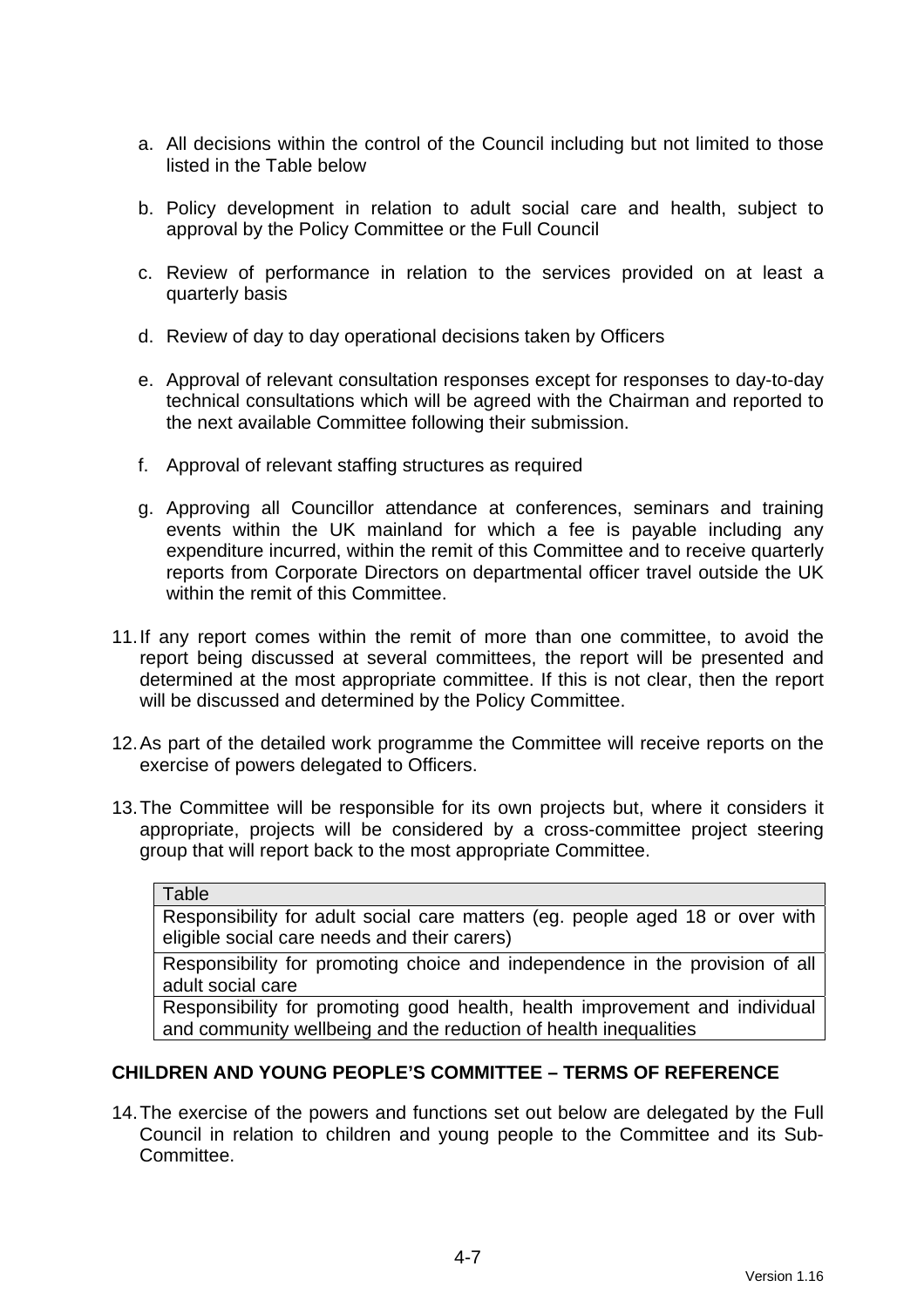a. All decisions within the control of the Council including but not limited to those listed in the Table below

b. Policy development in relation to adult social care and health, subject to approval by the Policy Committee or the Full Council

c. Review of performance in relation to the services provided on at least a quarterly basis

d. Review of day to day operational decisions taken by Officers

e. Approval of relevant consultation responses except for responses to day-to-day technical consultations which will be agreed with the Chairman and reported to the next available Committee following their submission.

f. Approval of relevant staffing structures as required

g. Approving all Councillor attendance at conferences, seminars and training events within the UK mainland for which a fee is payable including any expenditure incurred, within the remit of this Committee and to receive quarterly reports from Corporate Directors on departmental officer travel outside the UK within the remit of this Committee.

11. If any report comes within the remit of more than one committee, to avoid the report being discussed at several committees, the report will be presented and determined at the most appropriate committee. If this is not clear, then the report will be discussed and determined by the Policy Committee.

12. As part of the detailed work programme the Committee will receive reports on the exercise of powers delegated to Officers.

13. The Committee will be responsible for its own projects but, where it considers it appropriate, projects will be considered by a cross-committee project steering group that will report back to the most appropriate Committee.

| Table |
| --- |
| Responsibility for adult social care matters (eg. people aged 18 or over with eligible social care needs and their carers) |
| Responsibility for promoting choice and independence in the provision of all adult social care |
| Responsibility for promoting good health, health improvement and individual and community wellbeing and the reduction of health inequalities |

## CHILDREN AND YOUNG PEOPLE'S COMMITTEE – TERMS OF REFERENCE

14. The exercise of the powers and functions set out below are delegated by the Full Council in relation to children and young people to the Committee and its Sub-Committee.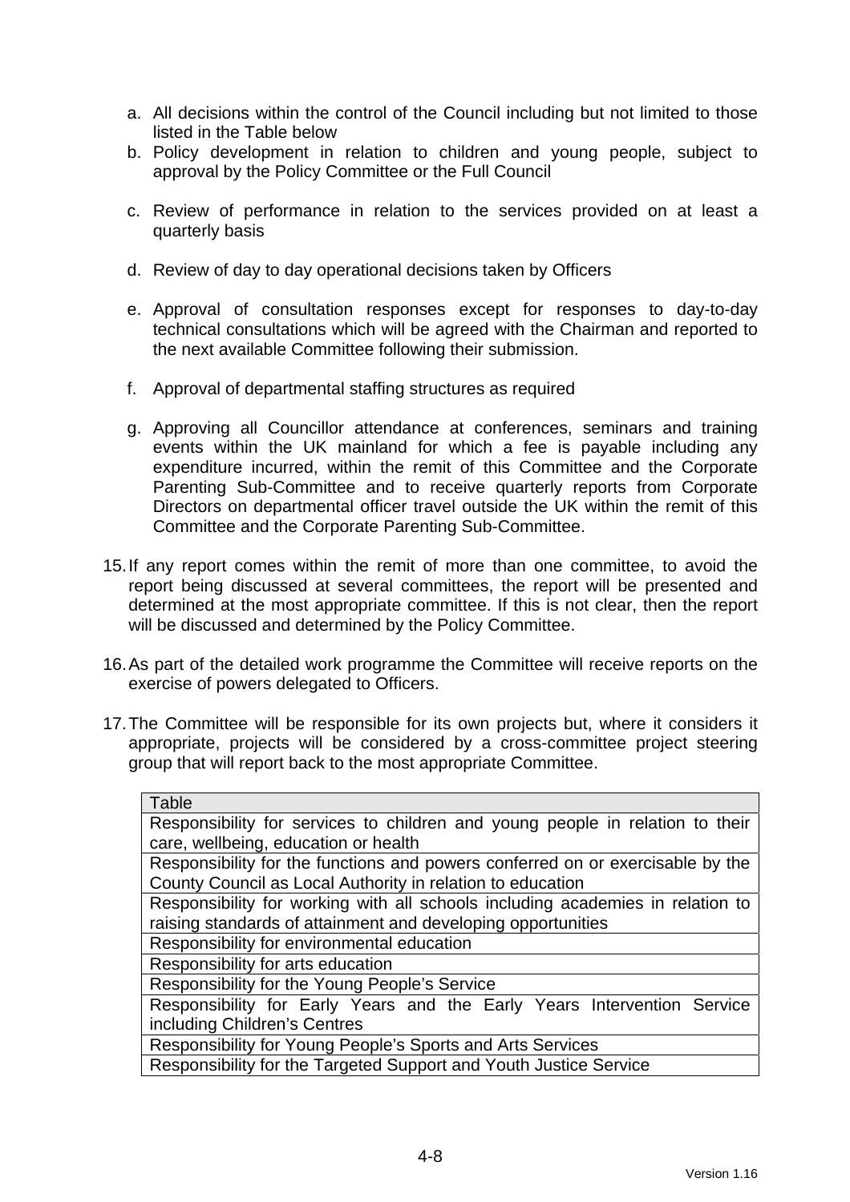a. All decisions within the control of the Council including but not limited to those listed in the Table below
b. Policy development in relation to children and young people, subject to approval by the Policy Committee or the Full Council
c. Review of performance in relation to the services provided on at least a quarterly basis
d. Review of day to day operational decisions taken by Officers
e. Approval of consultation responses except for responses to day-to-day technical consultations which will be agreed with the Chairman and reported to the next available Committee following their submission.
f. Approval of departmental staffing structures as required
g. Approving all Councillor attendance at conferences, seminars and training events within the UK mainland for which a fee is payable including any expenditure incurred, within the remit of this Committee and the Corporate Parenting Sub-Committee and to receive quarterly reports from Corporate Directors on departmental officer travel outside the UK within the remit of this Committee and the Corporate Parenting Sub-Committee.

15. If any report comes within the remit of more than one committee, to avoid the report being discussed at several committees, the report will be presented and determined at the most appropriate committee. If this is not clear, then the report will be discussed and determined by the Policy Committee.

16. As part of the detailed work programme the Committee will receive reports on the exercise of powers delegated to Officers.

17. The Committee will be responsible for its own projects but, where it considers it appropriate, projects will be considered by a cross-committee project steering group that will report back to the most appropriate Committee.

| Table |
| --- |
| Responsibility for services to children and young people in relation to their care, wellbeing, education or health |
| Responsibility for the functions and powers conferred on or exercisable by the County Council as Local Authority in relation to education |
| Responsibility for working with all schools including academies in relation to raising standards of attainment and developing opportunities |
| Responsibility for environmental education |
| Responsibility for arts education |
| Responsibility for the Young People's Service |
| Responsibility for Early Years and the Early Years Intervention Service including Children's Centres |
| Responsibility for Young People's Sports and Arts Services |
| Responsibility for the Targeted Support and Youth Justice Service |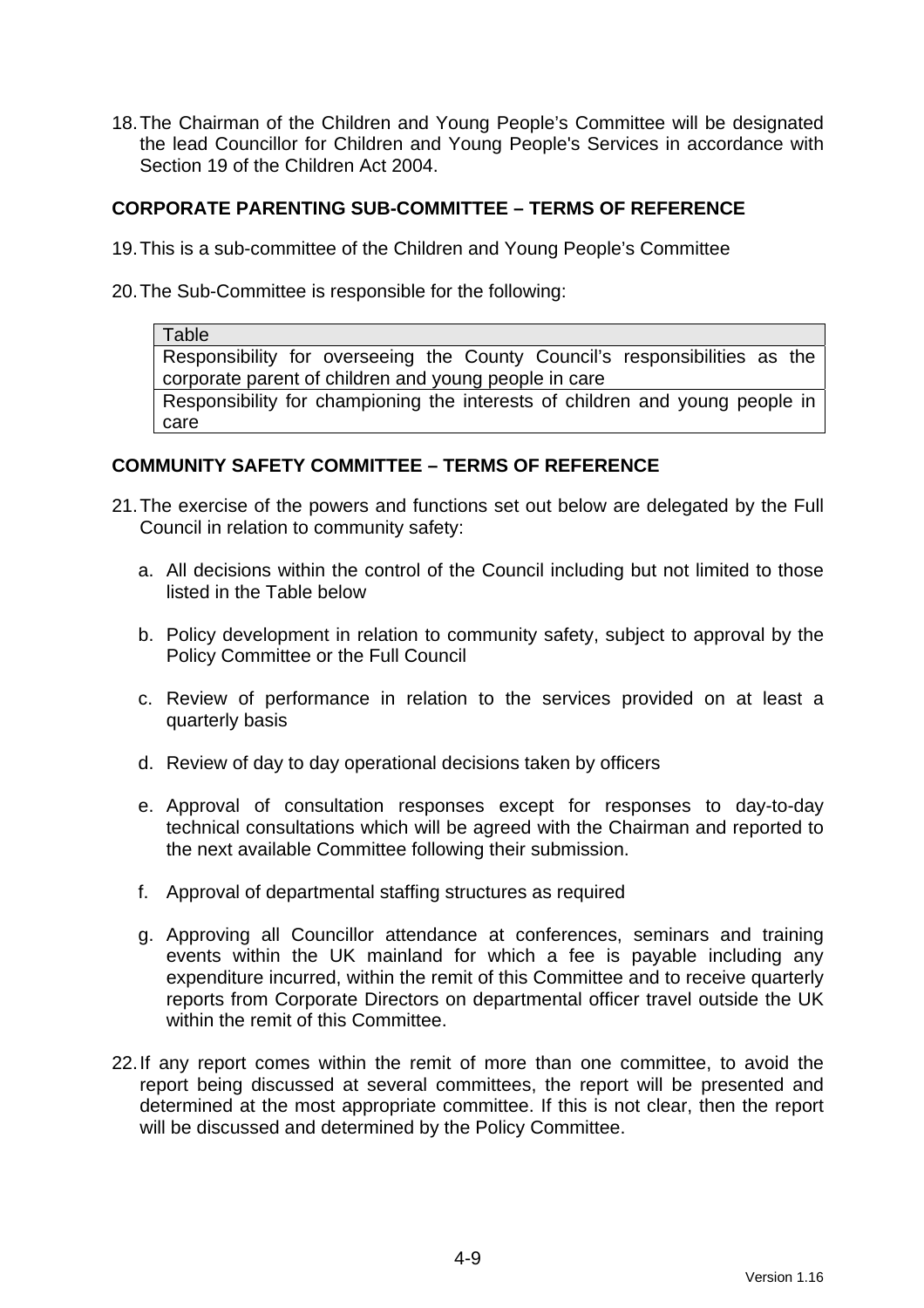18. The Chairman of the Children and Young People's Committee will be designated the lead Councillor for Children and Young People's Services in accordance with Section 19 of the Children Act 2004.

## CORPORATE PARENTING SUB-COMMITTEE – TERMS OF REFERENCE

19. This is a sub-committee of the Children and Young People's Committee

20. The Sub-Committee is responsible for the following:

| Table |
|---|
| Responsibility for overseeing the County Council's responsibilities as the corporate parent of children and young people in care |
| Responsibility for championing the interests of children and young people in care |

## COMMUNITY SAFETY COMMITTEE – TERMS OF REFERENCE

21. The exercise of the powers and functions set out below are delegated by the Full Council in relation to community safety:

    a. All decisions within the control of the Council including but not limited to those listed in the Table below

    b. Policy development in relation to community safety, subject to approval by the Policy Committee or the Full Council

    c. Review of performance in relation to the services provided on at least a quarterly basis

    d. Review of day to day operational decisions taken by officers

    e. Approval of consultation responses except for responses to day-to-day technical consultations which will be agreed with the Chairman and reported to the next available Committee following their submission.

    f. Approval of departmental staffing structures as required

    g. Approving all Councillor attendance at conferences, seminars and training events within the UK mainland for which a fee is payable including any expenditure incurred, within the remit of this Committee and to receive quarterly reports from Corporate Directors on departmental officer travel outside the UK within the remit of this Committee.

22. If any report comes within the remit of more than one committee, to avoid the report being discussed at several committees, the report will be presented and determined at the most appropriate committee. If this is not clear, then the report will be discussed and determined by the Policy Committee.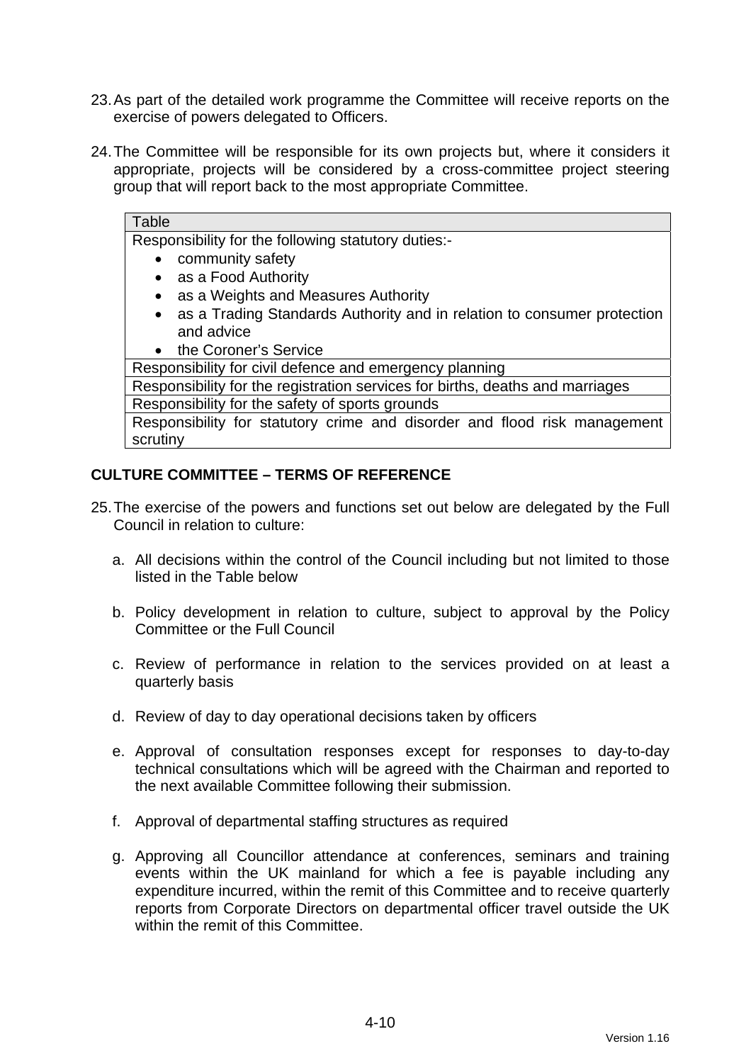23. As part of the detailed work programme the Committee will receive reports on the exercise of powers delegated to Officers.

24. The Committee will be responsible for its own projects but, where it considers it appropriate, projects will be considered by a cross-committee project steering group that will report back to the most appropriate Committee.

| Table |
|---|
| Responsibility for the following statutory duties:-<br>• community safety<br>• as a Food Authority<br>• as a Weights and Measures Authority<br>• as a Trading Standards Authority and in relation to consumer protection and advice<br>• the Coroner's Service |
| Responsibility for civil defence and emergency planning |
| Responsibility for the registration services for births, deaths and marriages |
| Responsibility for the safety of sports grounds |
| Responsibility for statutory crime and disorder and flood risk management scrutiny |

## CULTURE COMMITTEE – TERMS OF REFERENCE

25. The exercise of the powers and functions set out below are delegated by the Full Council in relation to culture:

    a. All decisions within the control of the Council including but not limited to those listed in the Table below

    b. Policy development in relation to culture, subject to approval by the Policy Committee or the Full Council

    c. Review of performance in relation to the services provided on at least a quarterly basis

    d. Review of day to day operational decisions taken by officers

    e. Approval of consultation responses except for responses to day-to-day technical consultations which will be agreed with the Chairman and reported to the next available Committee following their submission.

    f. Approval of departmental staffing structures as required

    g. Approving all Councillor attendance at conferences, seminars and training events within the UK mainland for which a fee is payable including any expenditure incurred, within the remit of this Committee and to receive quarterly reports from Corporate Directors on departmental officer travel outside the UK within the remit of this Committee.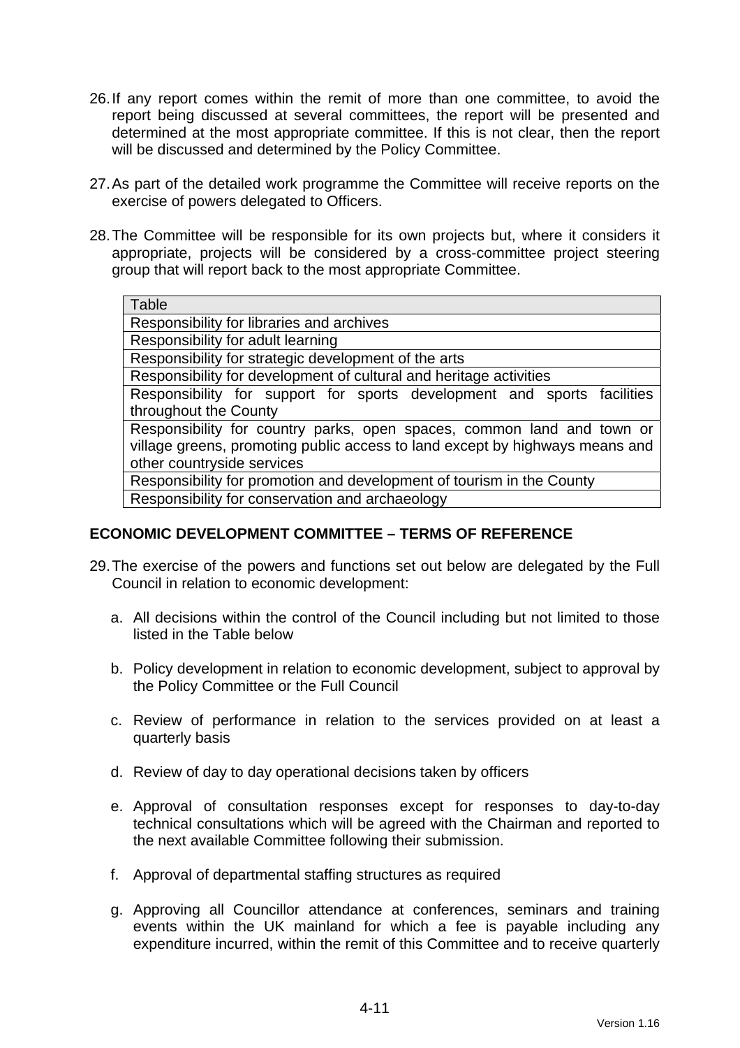26. If any report comes within the remit of more than one committee, to avoid the report being discussed at several committees, the report will be presented and determined at the most appropriate committee. If this is not clear, then the report will be discussed and determined by the Policy Committee.

27. As part of the detailed work programme the Committee will receive reports on the exercise of powers delegated to Officers.

28. The Committee will be responsible for its own projects but, where it considers it appropriate, projects will be considered by a cross-committee project steering group that will report back to the most appropriate Committee.

| Table |
|---|
| Responsibility for libraries and archives |
| Responsibility for adult learning |
| Responsibility for strategic development of the arts |
| Responsibility for development of cultural and heritage activities |
| Responsibility for support for sports development and sports facilities throughout the County |
| Responsibility for country parks, open spaces, common land and town or village greens, promoting public access to land except by highways means and other countryside services |
| Responsibility for promotion and development of tourism in the County |
| Responsibility for conservation and archaeology |

## ECONOMIC DEVELOPMENT COMMITTEE – TERMS OF REFERENCE

29. The exercise of the powers and functions set out below are delegated by the Full Council in relation to economic development:

    a. All decisions within the control of the Council including but not limited to those listed in the Table below

    b. Policy development in relation to economic development, subject to approval by the Policy Committee or the Full Council

    c. Review of performance in relation to the services provided on at least a quarterly basis

    d. Review of day to day operational decisions taken by officers

    e. Approval of consultation responses except for responses to day-to-day technical consultations which will be agreed with the Chairman and reported to the next available Committee following their submission.

    f. Approval of departmental staffing structures as required

    g. Approving all Councillor attendance at conferences, seminars and training events within the UK mainland for which a fee is payable including any expenditure incurred, within the remit of this Committee and to receive quarterly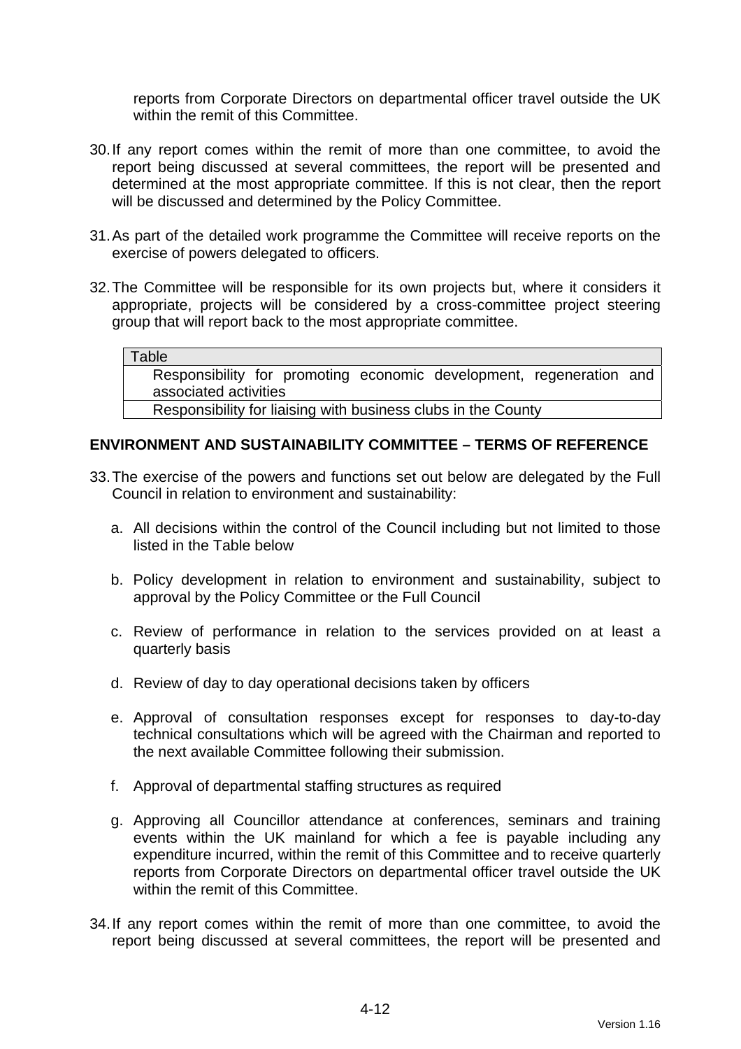reports from Corporate Directors on departmental officer travel outside the UK within the remit of this Committee.

30. If any report comes within the remit of more than one committee, to avoid the report being discussed at several committees, the report will be presented and determined at the most appropriate committee. If this is not clear, then the report will be discussed and determined by the Policy Committee.

31. As part of the detailed work programme the Committee will receive reports on the exercise of powers delegated to officers.

32. The Committee will be responsible for its own projects but, where it considers it appropriate, projects will be considered by a cross-committee project steering group that will report back to the most appropriate committee.

| Table |
| --- |
| Responsibility for promoting economic development, regeneration and associated activities |
| Responsibility for liaising with business clubs in the County |

## ENVIRONMENT AND SUSTAINABILITY COMMITTEE – TERMS OF REFERENCE

33. The exercise of the powers and functions set out below are delegated by the Full Council in relation to environment and sustainability:

    a. All decisions within the control of the Council including but not limited to those listed in the Table below

    b. Policy development in relation to environment and sustainability, subject to approval by the Policy Committee or the Full Council

    c. Review of performance in relation to the services provided on at least a quarterly basis

    d. Review of day to day operational decisions taken by officers

    e. Approval of consultation responses except for responses to day-to-day technical consultations which will be agreed with the Chairman and reported to the next available Committee following their submission.

    f. Approval of departmental staffing structures as required

    g. Approving all Councillor attendance at conferences, seminars and training events within the UK mainland for which a fee is payable including any expenditure incurred, within the remit of this Committee and to receive quarterly reports from Corporate Directors on departmental officer travel outside the UK within the remit of this Committee.

34. If any report comes within the remit of more than one committee, to avoid the report being discussed at several committees, the report will be presented and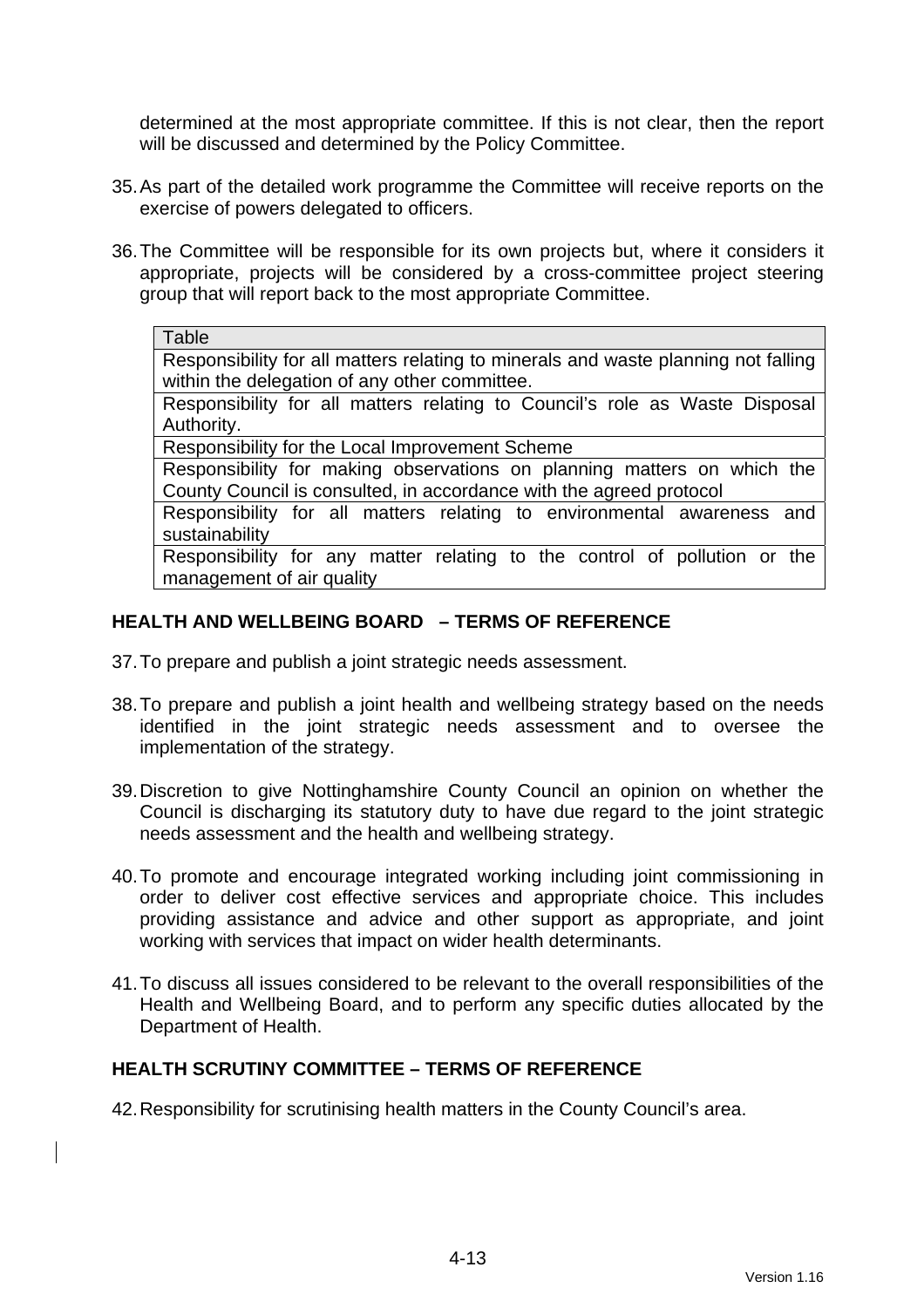determined at the most appropriate committee. If this is not clear, then the report will be discussed and determined by the Policy Committee.

35. As part of the detailed work programme the Committee will receive reports on the exercise of powers delegated to officers.

36. The Committee will be responsible for its own projects but, where it considers it appropriate, projects will be considered by a cross-committee project steering group that will report back to the most appropriate Committee.

| Table |
|---|
| Responsibility for all matters relating to minerals and waste planning not falling within the delegation of any other committee. |
| Responsibility for all matters relating to Council's role as Waste Disposal Authority. |
| Responsibility for the Local Improvement Scheme |
| Responsibility for making observations on planning matters on which the County Council is consulted, in accordance with the agreed protocol |
| Responsibility for all matters relating to environmental awareness and sustainability |
| Responsibility for any matter relating to the control of pollution or the management of air quality |

## HEALTH AND WELLBEING BOARD – TERMS OF REFERENCE

37. To prepare and publish a joint strategic needs assessment.

38. To prepare and publish a joint health and wellbeing strategy based on the needs identified in the joint strategic needs assessment and to oversee the implementation of the strategy.

39. Discretion to give Nottinghamshire County Council an opinion on whether the Council is discharging its statutory duty to have due regard to the joint strategic needs assessment and the health and wellbeing strategy.

40. To promote and encourage integrated working including joint commissioning in order to deliver cost effective services and appropriate choice. This includes providing assistance and advice and other support as appropriate, and joint working with services that impact on wider health determinants.

41. To discuss all issues considered to be relevant to the overall responsibilities of the Health and Wellbeing Board, and to perform any specific duties allocated by the Department of Health.

## HEALTH SCRUTINY COMMITTEE – TERMS OF REFERENCE

42. Responsibility for scrutinising health matters in the County Council's area.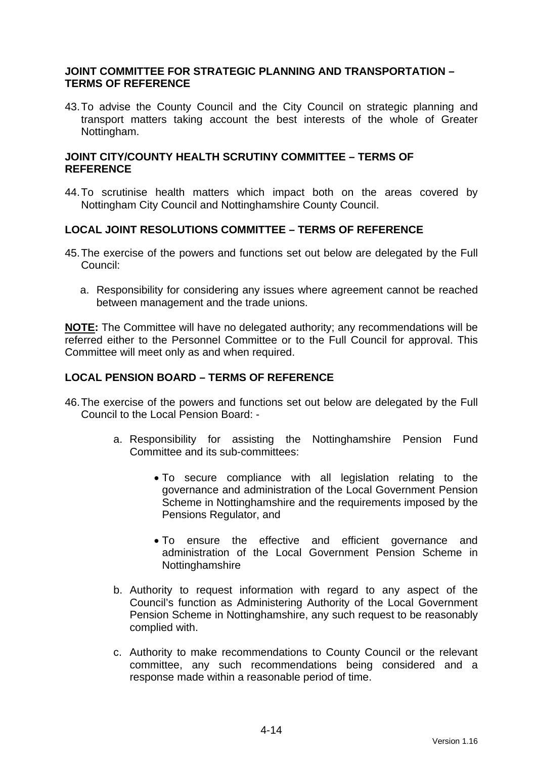**JOINT COMMITTEE FOR STRATEGIC PLANNING AND TRANSPORTATION – TERMS OF REFERENCE**

43. To advise the County Council and the City Council on strategic planning and transport matters taking account the best interests of the whole of Greater Nottingham.

**JOINT CITY/COUNTY HEALTH SCRUTINY COMMITTEE – TERMS OF REFERENCE**

44. To scrutinise health matters which impact both on the areas covered by Nottingham City Council and Nottinghamshire County Council.

**LOCAL JOINT RESOLUTIONS COMMITTEE – TERMS OF REFERENCE**

45. The exercise of the powers and functions set out below are delegated by the Full Council:

    a. Responsibility for considering any issues where agreement cannot be reached between management and the trade unions.

**NOTE:** The Committee will have no delegated authority; any recommendations will be referred either to the Personnel Committee or to the Full Council for approval. This Committee will meet only as and when required.

**LOCAL PENSION BOARD – TERMS OF REFERENCE**

46. The exercise of the powers and functions set out below are delegated by the Full Council to the Local Pension Board: -

    a. Responsibility for assisting the Nottinghamshire Pension Fund Committee and its sub-committees:

        - To secure compliance with all legislation relating to the governance and administration of the Local Government Pension Scheme in Nottinghamshire and the requirements imposed by the Pensions Regulator, and

        - To ensure the effective and efficient governance and administration of the Local Government Pension Scheme in Nottinghamshire

    b. Authority to request information with regard to any aspect of the Council's function as Administering Authority of the Local Government Pension Scheme in Nottinghamshire, any such request to be reasonably complied with.

    c. Authority to make recommendations to County Council or the relevant committee, any such recommendations being considered and a response made within a reasonable period of time.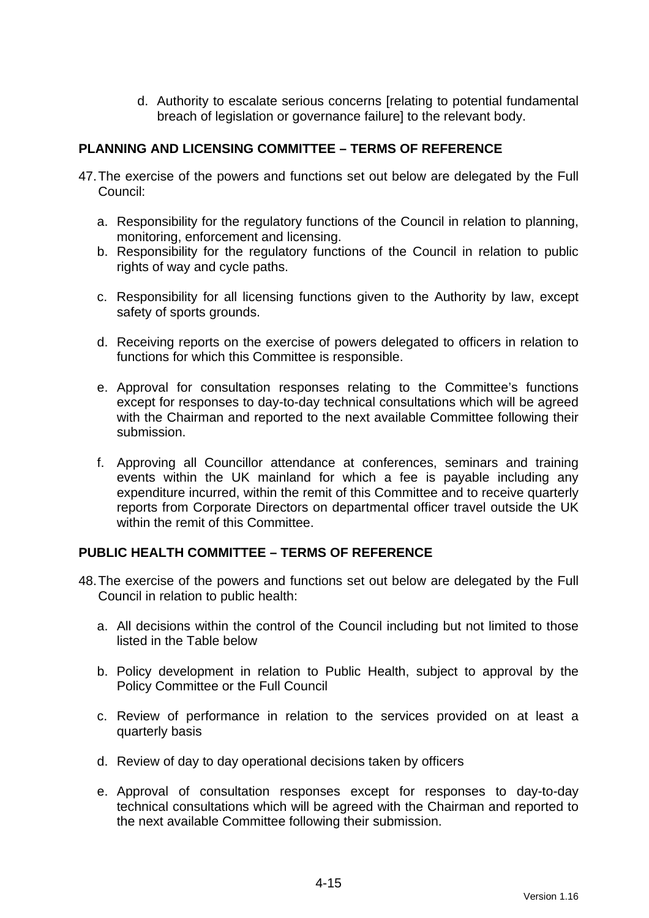d. Authority to escalate serious concerns [relating to potential fundamental breach of legislation or governance failure] to the relevant body.

## PLANNING AND LICENSING COMMITTEE – TERMS OF REFERENCE

47. The exercise of the powers and functions set out below are delegated by the Full Council:

   a. Responsibility for the regulatory functions of the Council in relation to planning, monitoring, enforcement and licensing.
   b. Responsibility for the regulatory functions of the Council in relation to public rights of way and cycle paths.
   c. Responsibility for all licensing functions given to the Authority by law, except safety of sports grounds.
   d. Receiving reports on the exercise of powers delegated to officers in relation to functions for which this Committee is responsible.
   e. Approval for consultation responses relating to the Committee's functions except for responses to day-to-day technical consultations which will be agreed with the Chairman and reported to the next available Committee following their submission.
   f. Approving all Councillor attendance at conferences, seminars and training events within the UK mainland for which a fee is payable including any expenditure incurred, within the remit of this Committee and to receive quarterly reports from Corporate Directors on departmental officer travel outside the UK within the remit of this Committee.

## PUBLIC HEALTH COMMITTEE – TERMS OF REFERENCE

48. The exercise of the powers and functions set out below are delegated by the Full Council in relation to public health:

   a. All decisions within the control of the Council including but not limited to those listed in the Table below
   b. Policy development in relation to Public Health, subject to approval by the Policy Committee or the Full Council
   c. Review of performance in relation to the services provided on at least a quarterly basis
   d. Review of day to day operational decisions taken by officers
   e. Approval of consultation responses except for responses to day-to-day technical consultations which will be agreed with the Chairman and reported to the next available Committee following their submission.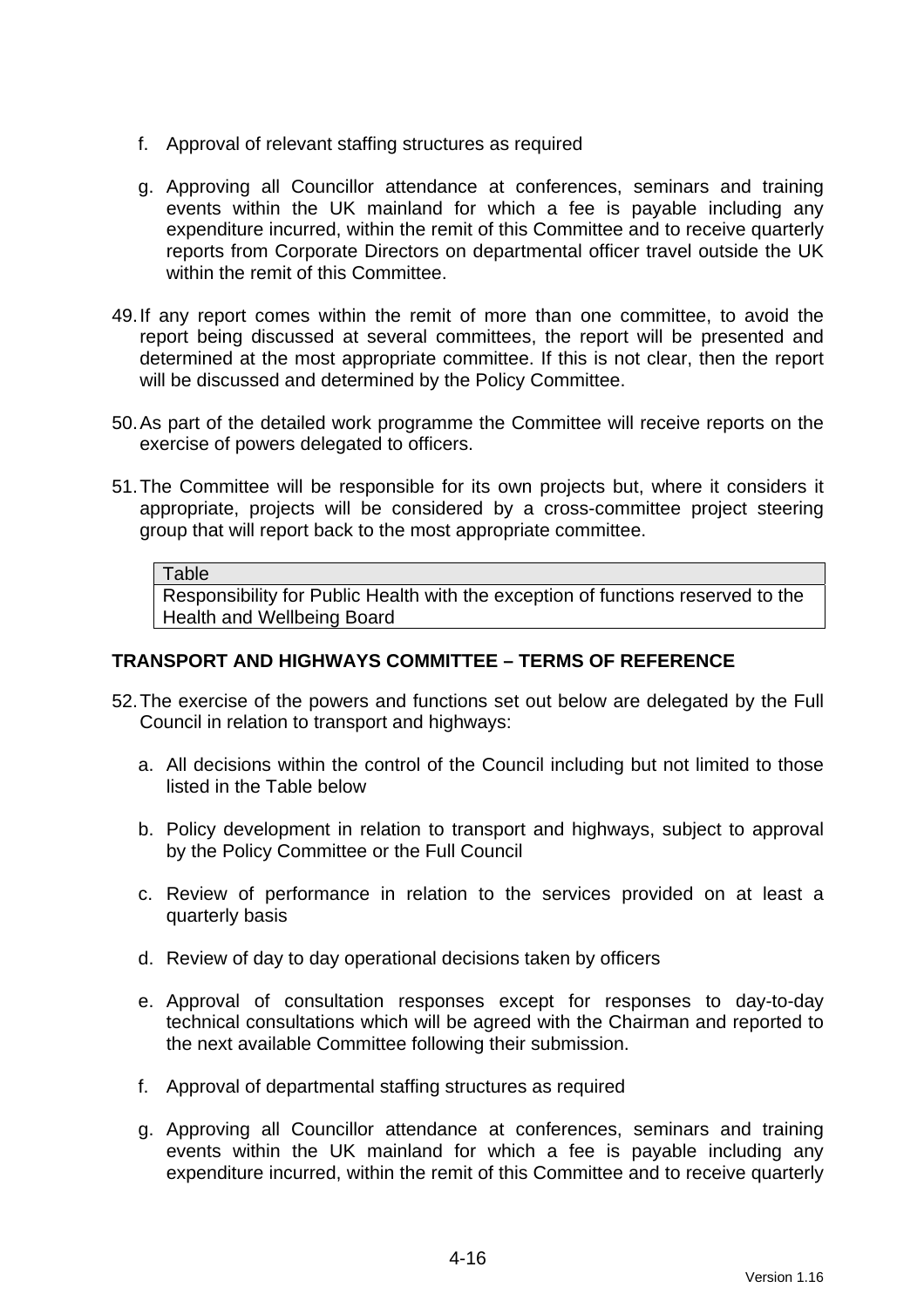f. Approval of relevant staffing structures as required

g. Approving all Councillor attendance at conferences, seminars and training events within the UK mainland for which a fee is payable including any expenditure incurred, within the remit of this Committee and to receive quarterly reports from Corporate Directors on departmental officer travel outside the UK within the remit of this Committee.

49. If any report comes within the remit of more than one committee, to avoid the report being discussed at several committees, the report will be presented and determined at the most appropriate committee. If this is not clear, then the report will be discussed and determined by the Policy Committee.

50. As part of the detailed work programme the Committee will receive reports on the exercise of powers delegated to officers.

51. The Committee will be responsible for its own projects but, where it considers it appropriate, projects will be considered by a cross-committee project steering group that will report back to the most appropriate committee.

| Table |
|---|
| Responsibility for Public Health with the exception of functions reserved to the Health and Wellbeing Board |

## TRANSPORT AND HIGHWAYS COMMITTEE – TERMS OF REFERENCE

52. The exercise of the powers and functions set out below are delegated by the Full Council in relation to transport and highways:

a. All decisions within the control of the Council including but not limited to those listed in the Table below

b. Policy development in relation to transport and highways, subject to approval by the Policy Committee or the Full Council

c. Review of performance in relation to the services provided on at least a quarterly basis

d. Review of day to day operational decisions taken by officers

e. Approval of consultation responses except for responses to day-to-day technical consultations which will be agreed with the Chairman and reported to the next available Committee following their submission.

f. Approval of departmental staffing structures as required

g. Approving all Councillor attendance at conferences, seminars and training events within the UK mainland for which a fee is payable including any expenditure incurred, within the remit of this Committee and to receive quarterly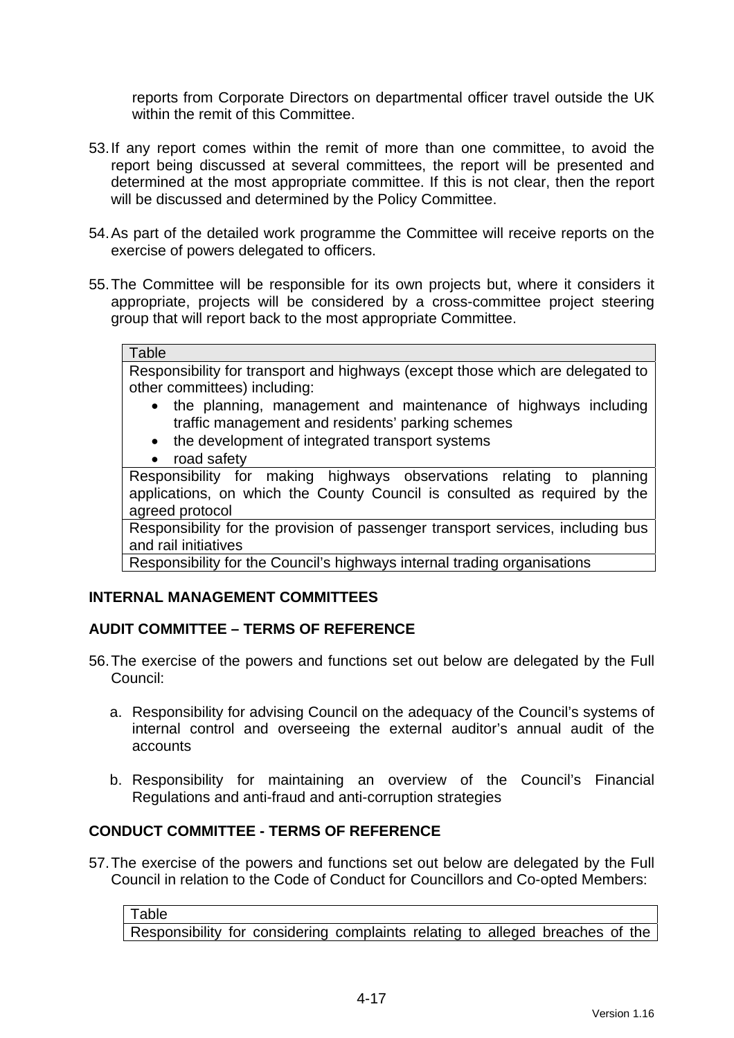reports from Corporate Directors on departmental officer travel outside the UK within the remit of this Committee.

53. If any report comes within the remit of more than one committee, to avoid the report being discussed at several committees, the report will be presented and determined at the most appropriate committee. If this is not clear, then the report will be discussed and determined by the Policy Committee.

54. As part of the detailed work programme the Committee will receive reports on the exercise of powers delegated to officers.

55. The Committee will be responsible for its own projects but, where it considers it appropriate, projects will be considered by a cross-committee project steering group that will report back to the most appropriate Committee.

| Table |
|---|
| Responsibility for transport and highways (except those which are delegated to other committees) including:<br>• the planning, management and maintenance of highways including traffic management and residents' parking schemes<br>• the development of integrated transport systems<br>• road safety |
| Responsibility for making highways observations relating to planning applications, on which the County Council is consulted as required by the agreed protocol |
| Responsibility for the provision of passenger transport services, including bus and rail initiatives |
| Responsibility for the Council's highways internal trading organisations |

## INTERNAL MANAGEMENT COMMITTEES

## AUDIT COMMITTEE – TERMS OF REFERENCE

56. The exercise of the powers and functions set out below are delegated by the Full Council:

    a. Responsibility for advising Council on the adequacy of the Council's systems of internal control and overseeing the external auditor's annual audit of the accounts

    b. Responsibility for maintaining an overview of the Council's Financial Regulations and anti-fraud and anti-corruption strategies

## CONDUCT COMMITTEE - TERMS OF REFERENCE

57. The exercise of the powers and functions set out below are delegated by the Full Council in relation to the Code of Conduct for Councillors and Co-opted Members:

| Table |
|---|
| Responsibility for considering complaints relating to alleged breaches of the |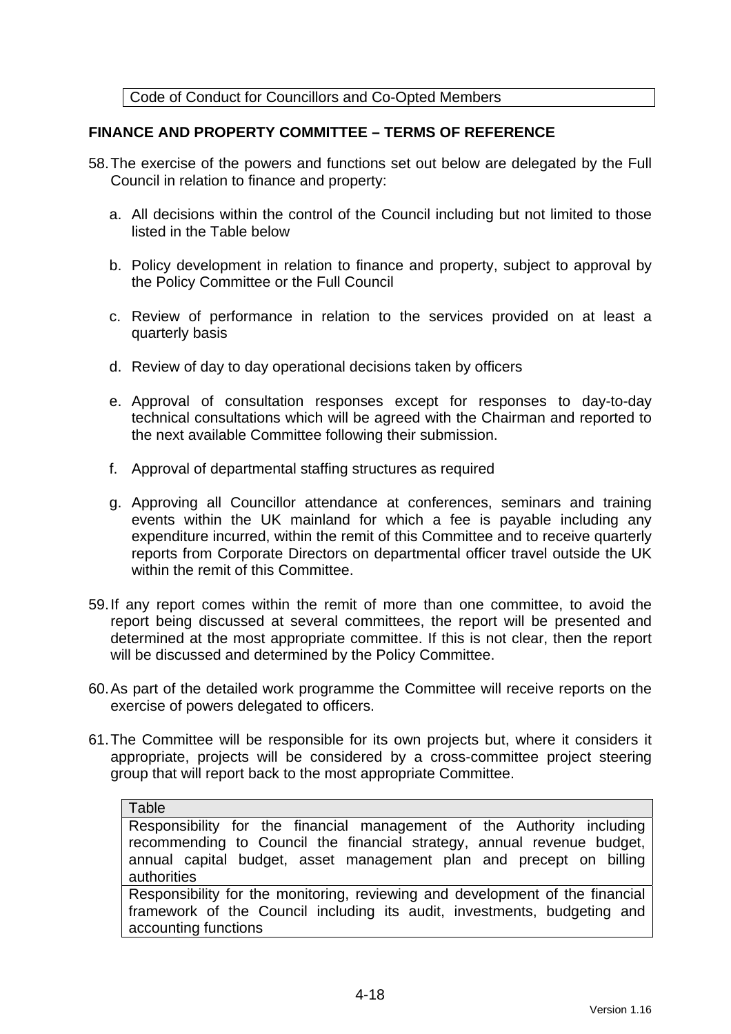| Code of Conduct for Councillors and Co-Opted Members |
| --- |

## FINANCE AND PROPERTY COMMITTEE – TERMS OF REFERENCE

58. The exercise of the powers and functions set out below are delegated by the Full Council in relation to finance and property:

    a. All decisions within the control of the Council including but not limited to those listed in the Table below

    b. Policy development in relation to finance and property, subject to approval by the Policy Committee or the Full Council

    c. Review of performance in relation to the services provided on at least a quarterly basis

    d. Review of day to day operational decisions taken by officers

    e. Approval of consultation responses except for responses to day-to-day technical consultations which will be agreed with the Chairman and reported to the next available Committee following their submission.

    f. Approval of departmental staffing structures as required

    g. Approving all Councillor attendance at conferences, seminars and training events within the UK mainland for which a fee is payable including any expenditure incurred, within the remit of this Committee and to receive quarterly reports from Corporate Directors on departmental officer travel outside the UK within the remit of this Committee.

59. If any report comes within the remit of more than one committee, to avoid the report being discussed at several committees, the report will be presented and determined at the most appropriate committee. If this is not clear, then the report will be discussed and determined by the Policy Committee.

60. As part of the detailed work programme the Committee will receive reports on the exercise of powers delegated to officers.

61. The Committee will be responsible for its own projects but, where it considers it appropriate, projects will be considered by a cross-committee project steering group that will report back to the most appropriate Committee.

| Table |
| --- |
| Responsibility for the financial management of the Authority including recommending to Council the financial strategy, annual revenue budget, annual capital budget, asset management plan and precept on billing authorities |
| Responsibility for the monitoring, reviewing and development of the financial framework of the Council including its audit, investments, budgeting and accounting functions |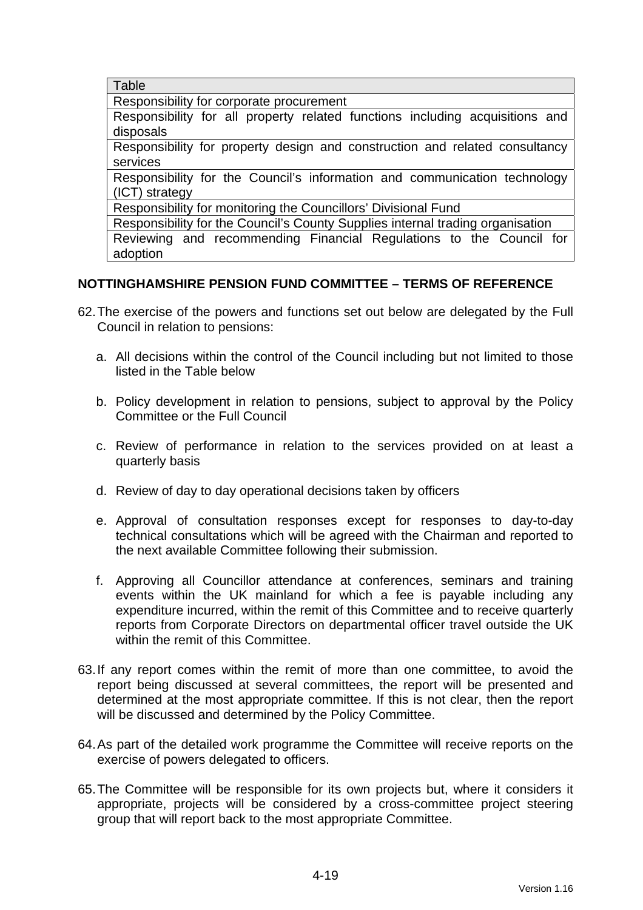| Table |
|---|
| Responsibility for corporate procurement |
| Responsibility for all property related functions including acquisitions and disposals |
| Responsibility for property design and construction and related consultancy services |
| Responsibility for the Council's information and communication technology (ICT) strategy |
| Responsibility for monitoring the Councillors' Divisional Fund |
| Responsibility for the Council's County Supplies internal trading organisation |
| Reviewing and recommending Financial Regulations to the Council for adoption |

**NOTTINGHAMSHIRE PENSION FUND COMMITTEE – TERMS OF REFERENCE**

62. The exercise of the powers and functions set out below are delegated by the Full Council in relation to pensions:

    a. All decisions within the control of the Council including but not limited to those listed in the Table below

    b. Policy development in relation to pensions, subject to approval by the Policy Committee or the Full Council

    c. Review of performance in relation to the services provided on at least a quarterly basis

    d. Review of day to day operational decisions taken by officers

    e. Approval of consultation responses except for responses to day-to-day technical consultations which will be agreed with the Chairman and reported to the next available Committee following their submission.

    f. Approving all Councillor attendance at conferences, seminars and training events within the UK mainland for which a fee is payable including any expenditure incurred, within the remit of this Committee and to receive quarterly reports from Corporate Directors on departmental officer travel outside the UK within the remit of this Committee.

63. If any report comes within the remit of more than one committee, to avoid the report being discussed at several committees, the report will be presented and determined at the most appropriate committee. If this is not clear, then the report will be discussed and determined by the Policy Committee.

64. As part of the detailed work programme the Committee will receive reports on the exercise of powers delegated to officers.

65. The Committee will be responsible for its own projects but, where it considers it appropriate, projects will be considered by a cross-committee project steering group that will report back to the most appropriate Committee.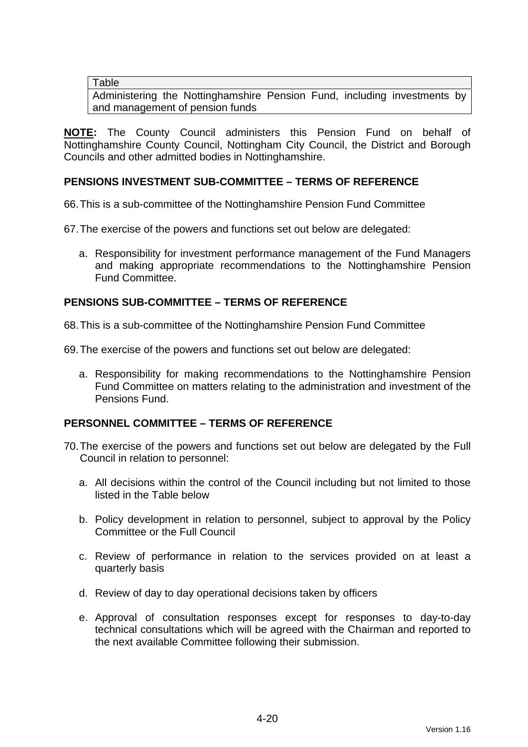| Table |
| --- |
| Administering the Nottinghamshire Pension Fund, including investments by and management of pension funds |

**NOTE:** The County Council administers this Pension Fund on behalf of Nottinghamshire County Council, Nottingham City Council, the District and Borough Councils and other admitted bodies in Nottinghamshire.

**PENSIONS INVESTMENT SUB-COMMITTEE – TERMS OF REFERENCE**

66. This is a sub-committee of the Nottinghamshire Pension Fund Committee

67. The exercise of the powers and functions set out below are delegated:

   a. Responsibility for investment performance management of the Fund Managers and making appropriate recommendations to the Nottinghamshire Pension Fund Committee.

**PENSIONS SUB-COMMITTEE – TERMS OF REFERENCE**

68. This is a sub-committee of the Nottinghamshire Pension Fund Committee

69. The exercise of the powers and functions set out below are delegated:

   a. Responsibility for making recommendations to the Nottinghamshire Pension Fund Committee on matters relating to the administration and investment of the Pensions Fund.

**PERSONNEL COMMITTEE – TERMS OF REFERENCE**

70. The exercise of the powers and functions set out below are delegated by the Full Council in relation to personnel:

   a. All decisions within the control of the Council including but not limited to those listed in the Table below

   b. Policy development in relation to personnel, subject to approval by the Policy Committee or the Full Council

   c. Review of performance in relation to the services provided on at least a quarterly basis

   d. Review of day to day operational decisions taken by officers

   e. Approval of consultation responses except for responses to day-to-day technical consultations which will be agreed with the Chairman and reported to the next available Committee following their submission.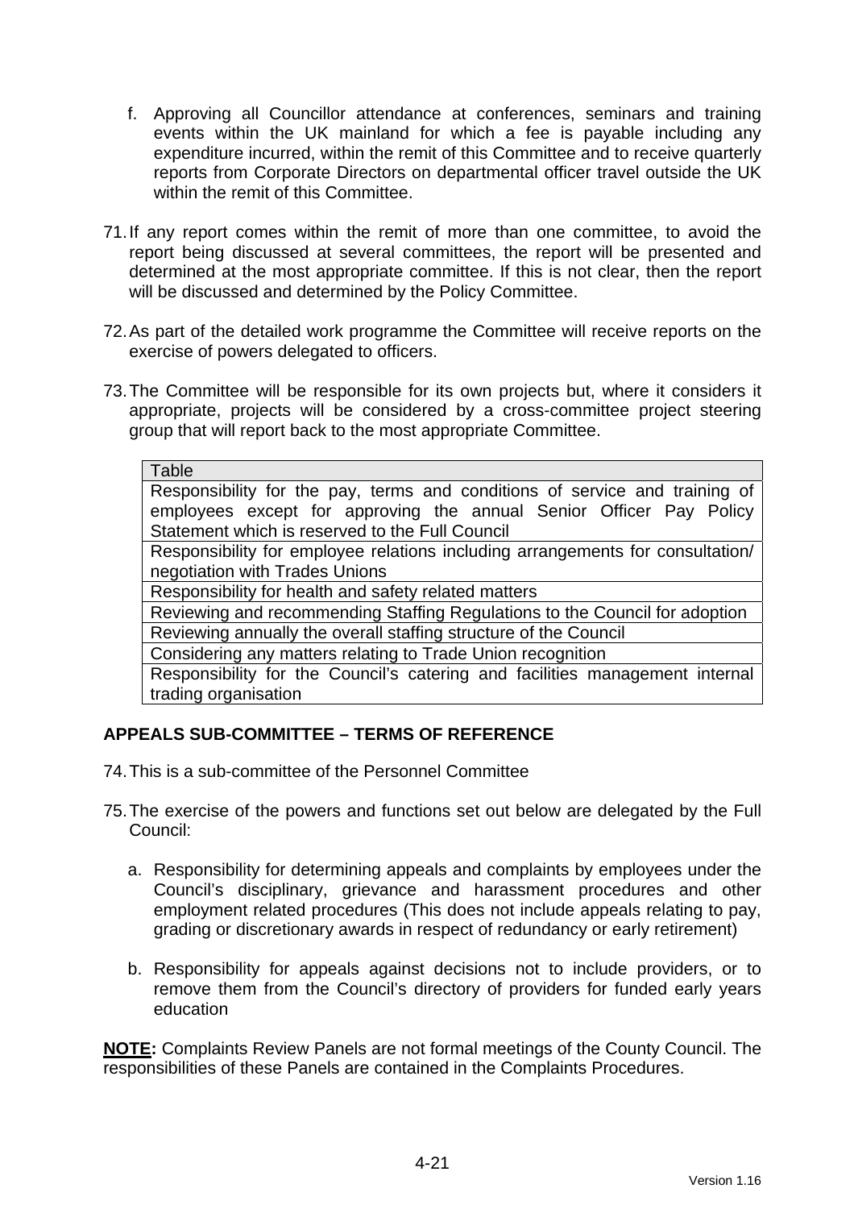f. Approving all Councillor attendance at conferences, seminars and training events within the UK mainland for which a fee is payable including any expenditure incurred, within the remit of this Committee and to receive quarterly reports from Corporate Directors on departmental officer travel outside the UK within the remit of this Committee.

71. If any report comes within the remit of more than one committee, to avoid the report being discussed at several committees, the report will be presented and determined at the most appropriate committee. If this is not clear, then the report will be discussed and determined by the Policy Committee.

72. As part of the detailed work programme the Committee will receive reports on the exercise of powers delegated to officers.

73. The Committee will be responsible for its own projects but, where it considers it appropriate, projects will be considered by a cross-committee project steering group that will report back to the most appropriate Committee.

| Table |
|---|
| Responsibility for the pay, terms and conditions of service and training of employees except for approving the annual Senior Officer Pay Policy Statement which is reserved to the Full Council |
| Responsibility for employee relations including arrangements for consultation/ negotiation with Trades Unions |
| Responsibility for health and safety related matters |
| Reviewing and recommending Staffing Regulations to the Council for adoption |
| Reviewing annually the overall staffing structure of the Council |
| Considering any matters relating to Trade Union recognition |
| Responsibility for the Council's catering and facilities management internal trading organisation |

**APPEALS SUB-COMMITTEE – TERMS OF REFERENCE**

74. This is a sub-committee of the Personnel Committee

75. The exercise of the powers and functions set out below are delegated by the Full Council:

a. Responsibility for determining appeals and complaints by employees under the Council's disciplinary, grievance and harassment procedures and other employment related procedures (This does not include appeals relating to pay, grading or discretionary awards in respect of redundancy or early retirement)

b. Responsibility for appeals against decisions not to include providers, or to remove them from the Council's directory of providers for funded early years education

**NOTE:** Complaints Review Panels are not formal meetings of the County Council. The responsibilities of these Panels are contained in the Complaints Procedures.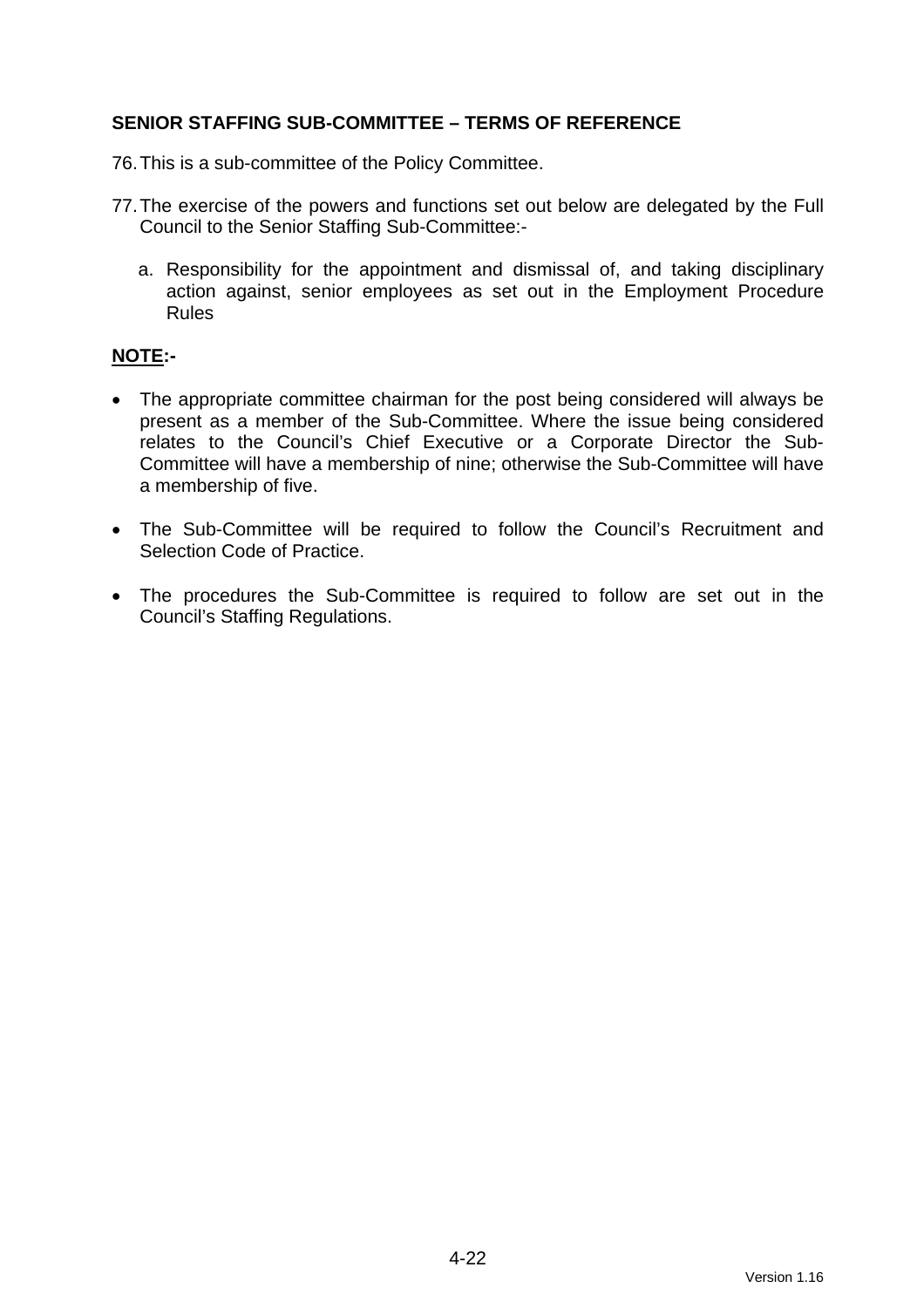## SENIOR STAFFING SUB-COMMITTEE – TERMS OF REFERENCE

76. This is a sub-committee of the Policy Committee.

77. The exercise of the powers and functions set out below are delegated by the Full Council to the Senior Staffing Sub-Committee:-

    a. Responsibility for the appointment and dismissal of, and taking disciplinary action against, senior employees as set out in the Employment Procedure Rules

**NOTE:-**

- The appropriate committee chairman for the post being considered will always be present as a member of the Sub-Committee. Where the issue being considered relates to the Council's Chief Executive or a Corporate Director the Sub-Committee will have a membership of nine; otherwise the Sub-Committee will have a membership of five.

- The Sub-Committee will be required to follow the Council's Recruitment and Selection Code of Practice.

- The procedures the Sub-Committee is required to follow are set out in the Council's Staffing Regulations.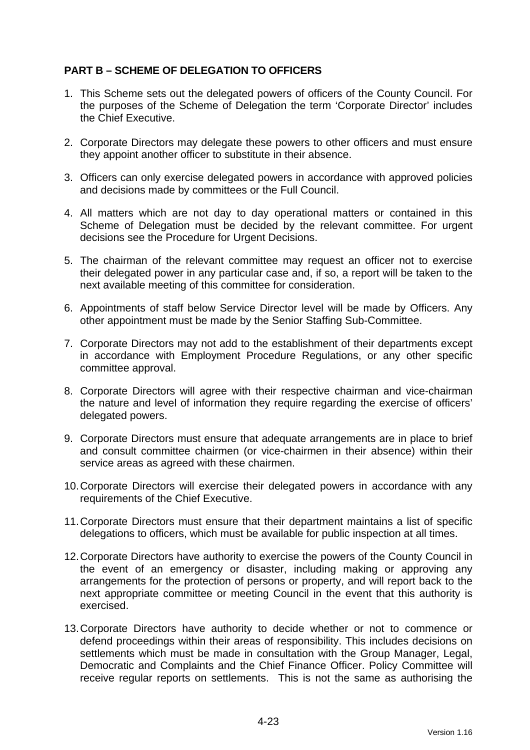**PART B – SCHEME OF DELEGATION TO OFFICERS**

1. This Scheme sets out the delegated powers of officers of the County Council. For the purposes of the Scheme of Delegation the term 'Corporate Director' includes the Chief Executive.

2. Corporate Directors may delegate these powers to other officers and must ensure they appoint another officer to substitute in their absence.

3. Officers can only exercise delegated powers in accordance with approved policies and decisions made by committees or the Full Council.

4. All matters which are not day to day operational matters or contained in this Scheme of Delegation must be decided by the relevant committee. For urgent decisions see the Procedure for Urgent Decisions.

5. The chairman of the relevant committee may request an officer not to exercise their delegated power in any particular case and, if so, a report will be taken to the next available meeting of this committee for consideration.

6. Appointments of staff below Service Director level will be made by Officers. Any other appointment must be made by the Senior Staffing Sub-Committee.

7. Corporate Directors may not add to the establishment of their departments except in accordance with Employment Procedure Regulations, or any other specific committee approval.

8. Corporate Directors will agree with their respective chairman and vice-chairman the nature and level of information they require regarding the exercise of officers' delegated powers.

9. Corporate Directors must ensure that adequate arrangements are in place to brief and consult committee chairmen (or vice-chairmen in their absence) within their service areas as agreed with these chairmen.

10. Corporate Directors will exercise their delegated powers in accordance with any requirements of the Chief Executive.

11. Corporate Directors must ensure that their department maintains a list of specific delegations to officers, which must be available for public inspection at all times.

12. Corporate Directors have authority to exercise the powers of the County Council in the event of an emergency or disaster, including making or approving any arrangements for the protection of persons or property, and will report back to the next appropriate committee or meeting Council in the event that this authority is exercised.

13. Corporate Directors have authority to decide whether or not to commence or defend proceedings within their areas of responsibility. This includes decisions on settlements which must be made in consultation with the Group Manager, Legal, Democratic and Complaints and the Chief Finance Officer. Policy Committee will receive regular reports on settlements. This is not the same as authorising the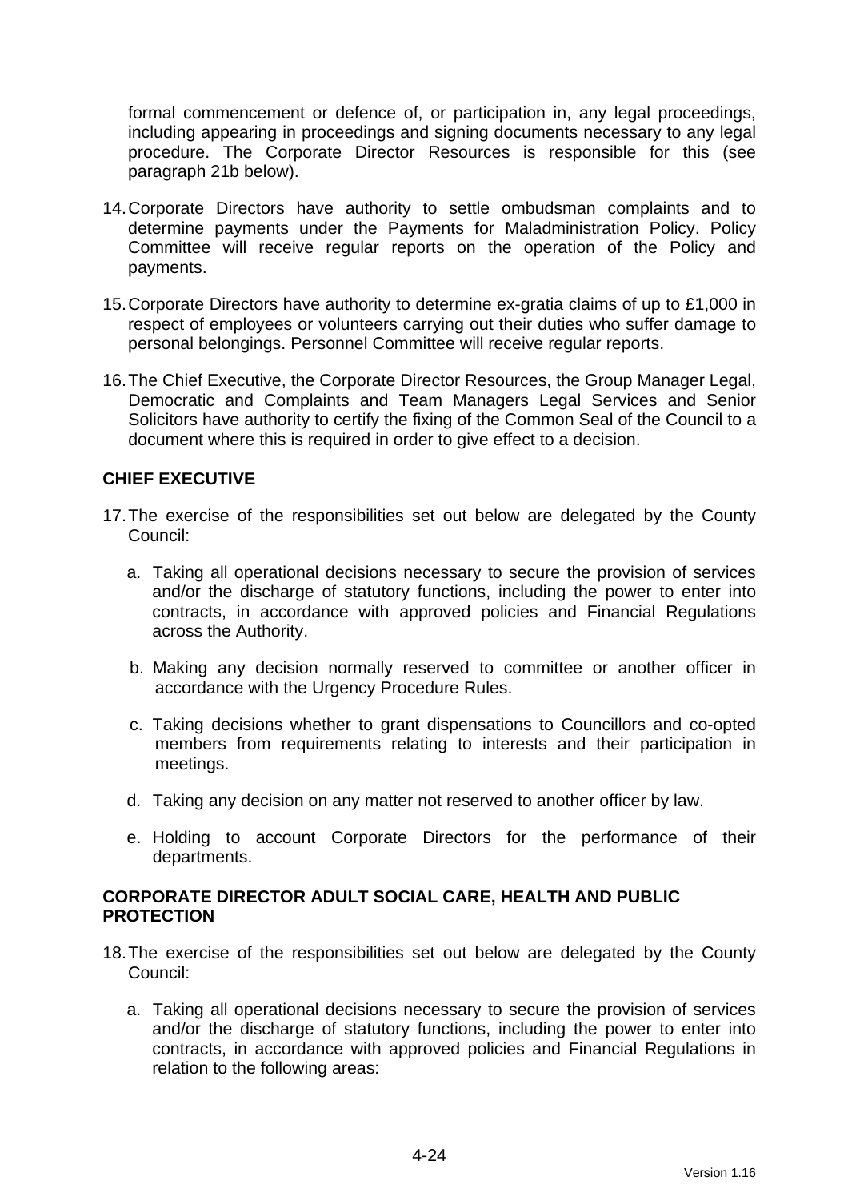formal commencement or defence of, or participation in, any legal proceedings, including appearing in proceedings and signing documents necessary to any legal procedure. The Corporate Director Resources is responsible for this (see paragraph 21b below).

14. Corporate Directors have authority to settle ombudsman complaints and to determine payments under the Payments for Maladministration Policy. Policy Committee will receive regular reports on the operation of the Policy and payments.

15. Corporate Directors have authority to determine ex-gratia claims of up to £1,000 in respect of employees or volunteers carrying out their duties who suffer damage to personal belongings. Personnel Committee will receive regular reports.

16. The Chief Executive, the Corporate Director Resources, the Group Manager Legal, Democratic and Complaints and Team Managers Legal Services and Senior Solicitors have authority to certify the fixing of the Common Seal of the Council to a document where this is required in order to give effect to a decision.

**CHIEF EXECUTIVE**

17. The exercise of the responsibilities set out below are delegated by the County Council:

    a. Taking all operational decisions necessary to secure the provision of services and/or the discharge of statutory functions, including the power to enter into contracts, in accordance with approved policies and Financial Regulations across the Authority.

    b. Making any decision normally reserved to committee or another officer in accordance with the Urgency Procedure Rules.

    c. Taking decisions whether to grant dispensations to Councillors and co-opted members from requirements relating to interests and their participation in meetings.

    d. Taking any decision on any matter not reserved to another officer by law.

    e. Holding to account Corporate Directors for the performance of their departments.

**CORPORATE DIRECTOR ADULT SOCIAL CARE, HEALTH AND PUBLIC PROTECTION**

18. The exercise of the responsibilities set out below are delegated by the County Council:

    a. Taking all operational decisions necessary to secure the provision of services and/or the discharge of statutory functions, including the power to enter into contracts, in accordance with approved policies and Financial Regulations in relation to the following areas: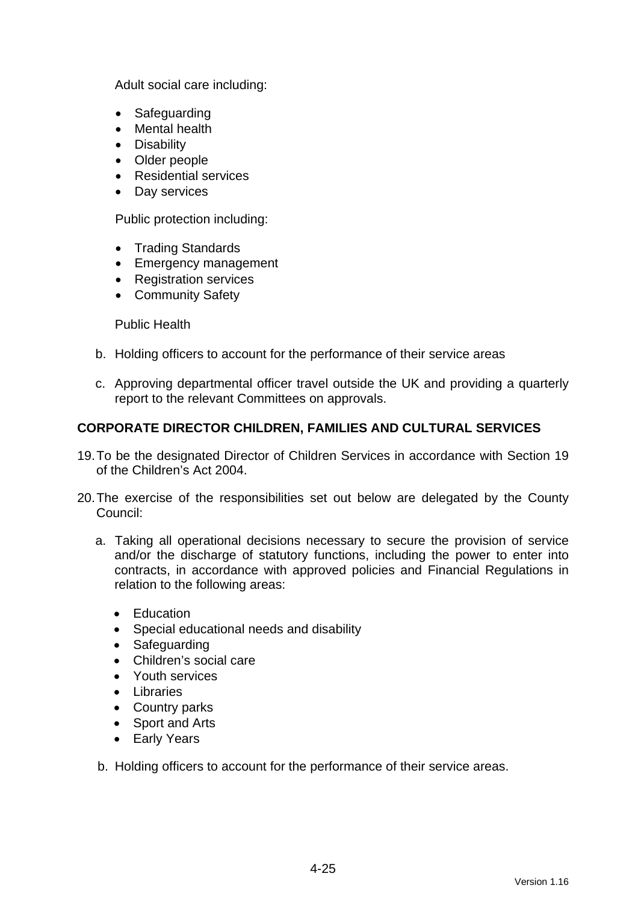Adult social care including:

- Safeguarding
- Mental health
- Disability
- Older people
- Residential services
- Day services

Public protection including:

- Trading Standards
- Emergency management
- Registration services
- Community Safety

Public Health

b. Holding officers to account for the performance of their service areas

c. Approving departmental officer travel outside the UK and providing a quarterly report to the relevant Committees on approvals.

**CORPORATE DIRECTOR CHILDREN, FAMILIES AND CULTURAL SERVICES**

19. To be the designated Director of Children Services in accordance with Section 19 of the Children's Act 2004.

20. The exercise of the responsibilities set out below are delegated by the County Council:

a. Taking all operational decisions necessary to secure the provision of service and/or the discharge of statutory functions, including the power to enter into contracts, in accordance with approved policies and Financial Regulations in relation to the following areas:

- Education
- Special educational needs and disability
- Safeguarding
- Children's social care
- Youth services
- Libraries
- Country parks
- Sport and Arts
- Early Years

b. Holding officers to account for the performance of their service areas.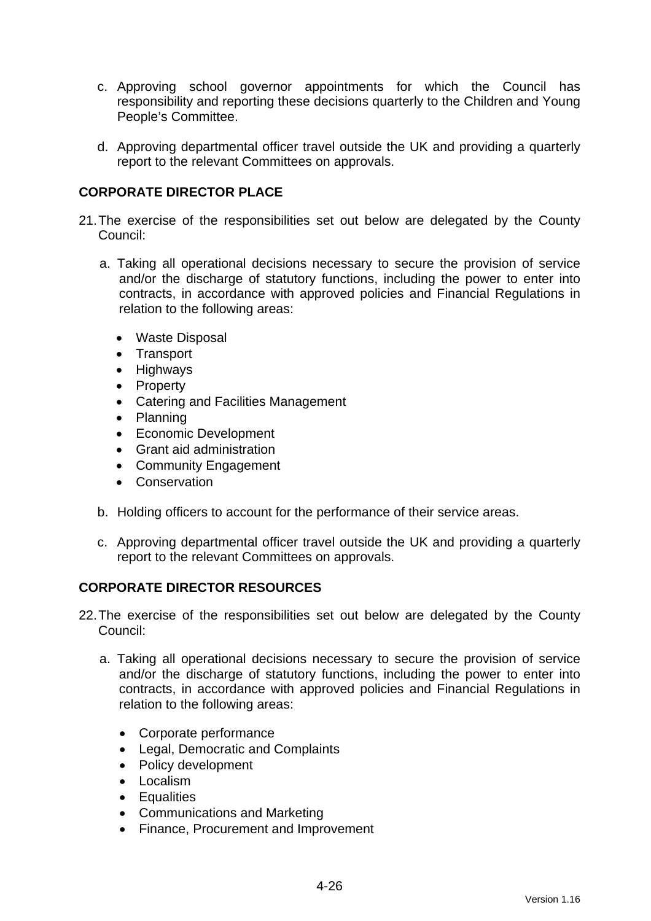c. Approving school governor appointments for which the Council has responsibility and reporting these decisions quarterly to the Children and Young People's Committee.

d. Approving departmental officer travel outside the UK and providing a quarterly report to the relevant Committees on approvals.

**CORPORATE DIRECTOR PLACE**

21. The exercise of the responsibilities set out below are delegated by the County Council:

    a. Taking all operational decisions necessary to secure the provision of service and/or the discharge of statutory functions, including the power to enter into contracts, in accordance with approved policies and Financial Regulations in relation to the following areas:

        - Waste Disposal
        - Transport
        - Highways
        - Property
        - Catering and Facilities Management
        - Planning
        - Economic Development
        - Grant aid administration
        - Community Engagement
        - Conservation

    b. Holding officers to account for the performance of their service areas.

    c. Approving departmental officer travel outside the UK and providing a quarterly report to the relevant Committees on approvals.

**CORPORATE DIRECTOR RESOURCES**

22. The exercise of the responsibilities set out below are delegated by the County Council:

    a. Taking all operational decisions necessary to secure the provision of service and/or the discharge of statutory functions, including the power to enter into contracts, in accordance with approved policies and Financial Regulations in relation to the following areas:

        - Corporate performance
        - Legal, Democratic and Complaints
        - Policy development
        - Localism
        - Equalities
        - Communications and Marketing
        - Finance, Procurement and Improvement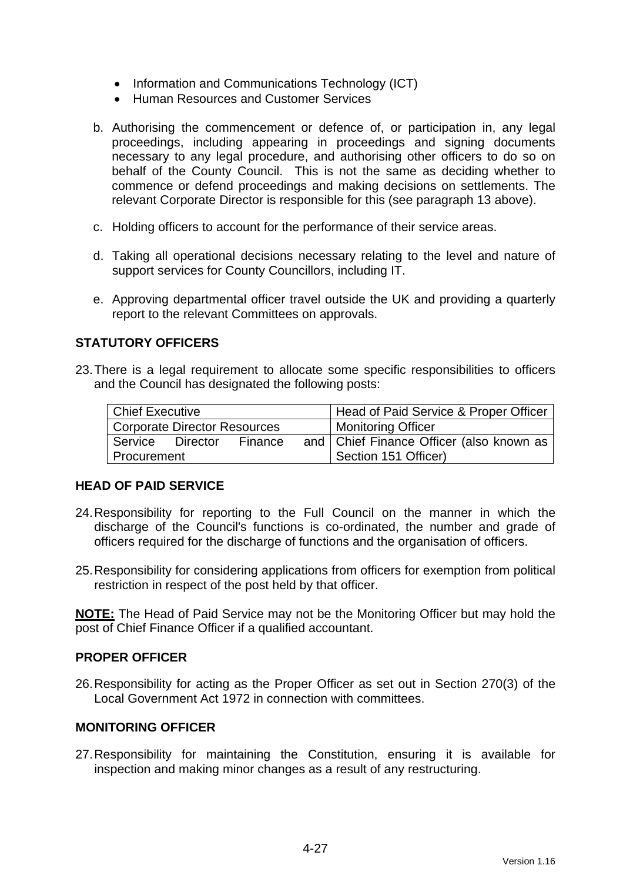- Information and Communications Technology (ICT)
- Human Resources and Customer Services

b. Authorising the commencement or defence of, or participation in, any legal proceedings, including appearing in proceedings and signing documents necessary to any legal procedure, and authorising other officers to do so on behalf of the County Council. This is not the same as deciding whether to commence or defend proceedings and making decisions on settlements. The relevant Corporate Director is responsible for this (see paragraph 13 above).

c. Holding officers to account for the performance of their service areas.

d. Taking all operational decisions necessary relating to the level and nature of support services for County Councillors, including IT.

e. Approving departmental officer travel outside the UK and providing a quarterly report to the relevant Committees on approvals.

## STATUTORY OFFICERS

23. There is a legal requirement to allocate some specific responsibilities to officers and the Council has designated the following posts:

| Chief Executive | Head of Paid Service & Proper Officer |
|---|---|
| Corporate Director Resources | Monitoring Officer |
| Service Director Finance and Procurement | Chief Finance Officer (also known as Section 151 Officer) |

## HEAD OF PAID SERVICE

24. Responsibility for reporting to the Full Council on the manner in which the discharge of the Council's functions is co-ordinated, the number and grade of officers required for the discharge of functions and the organisation of officers.

25. Responsibility for considering applications from officers for exemption from political restriction in respect of the post held by that officer.

**NOTE:** The Head of Paid Service may not be the Monitoring Officer but may hold the post of Chief Finance Officer if a qualified accountant.

## PROPER OFFICER

26. Responsibility for acting as the Proper Officer as set out in Section 270(3) of the Local Government Act 1972 in connection with committees.

## MONITORING OFFICER

27. Responsibility for maintaining the Constitution, ensuring it is available for inspection and making minor changes as a result of any restructuring.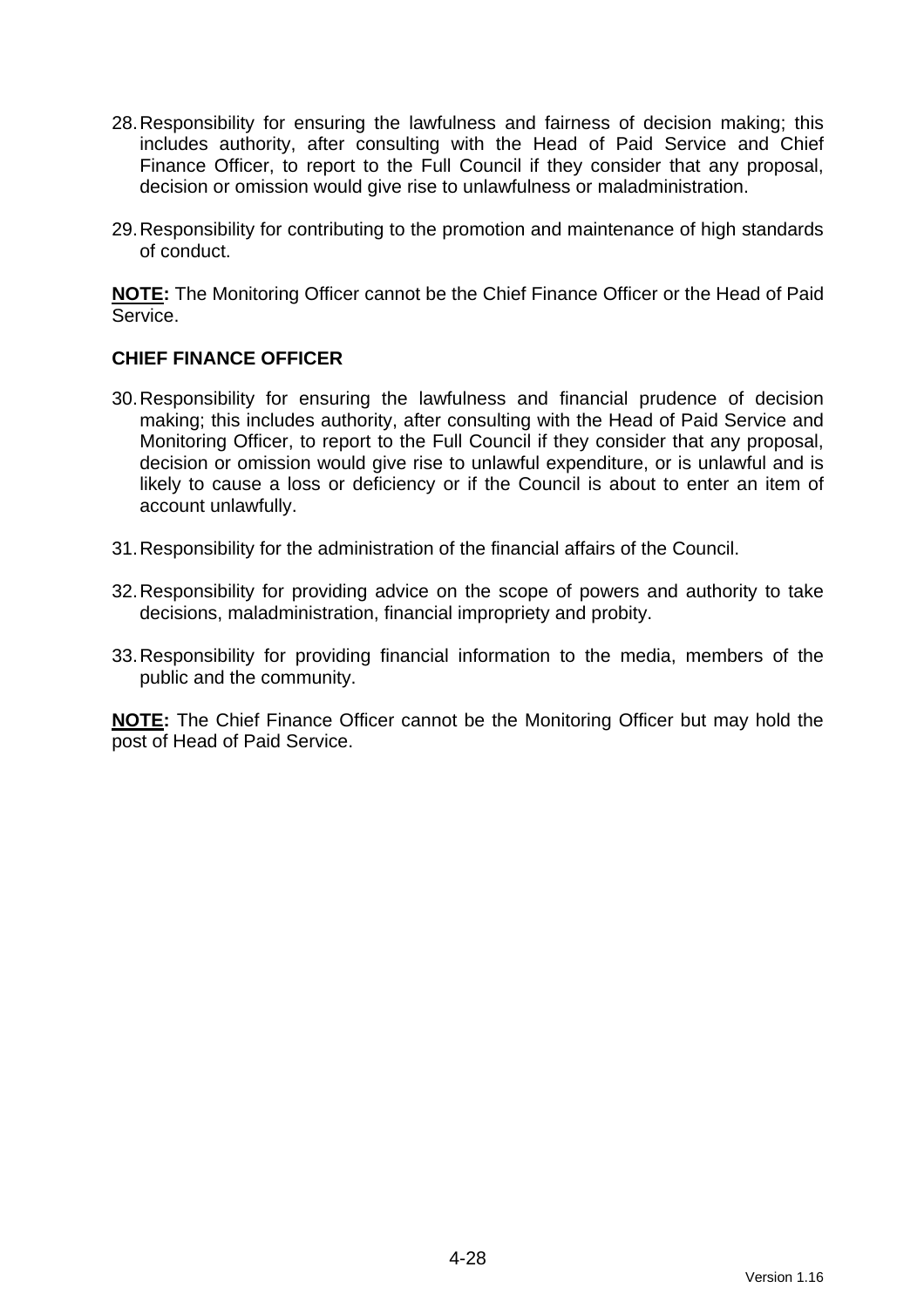28. Responsibility for ensuring the lawfulness and fairness of decision making; this includes authority, after consulting with the Head of Paid Service and Chief Finance Officer, to report to the Full Council if they consider that any proposal, decision or omission would give rise to unlawfulness or maladministration.

29. Responsibility for contributing to the promotion and maintenance of high standards of conduct.

**NOTE:** The Monitoring Officer cannot be the Chief Finance Officer or the Head of Paid Service.

**CHIEF FINANCE OFFICER**

30. Responsibility for ensuring the lawfulness and financial prudence of decision making; this includes authority, after consulting with the Head of Paid Service and Monitoring Officer, to report to the Full Council if they consider that any proposal, decision or omission would give rise to unlawful expenditure, or is unlawful and is likely to cause a loss or deficiency or if the Council is about to enter an item of account unlawfully.

31. Responsibility for the administration of the financial affairs of the Council.

32. Responsibility for providing advice on the scope of powers and authority to take decisions, maladministration, financial impropriety and probity.

33. Responsibility for providing financial information to the media, members of the public and the community.

**NOTE:** The Chief Finance Officer cannot be the Monitoring Officer but may hold the post of Head of Paid Service.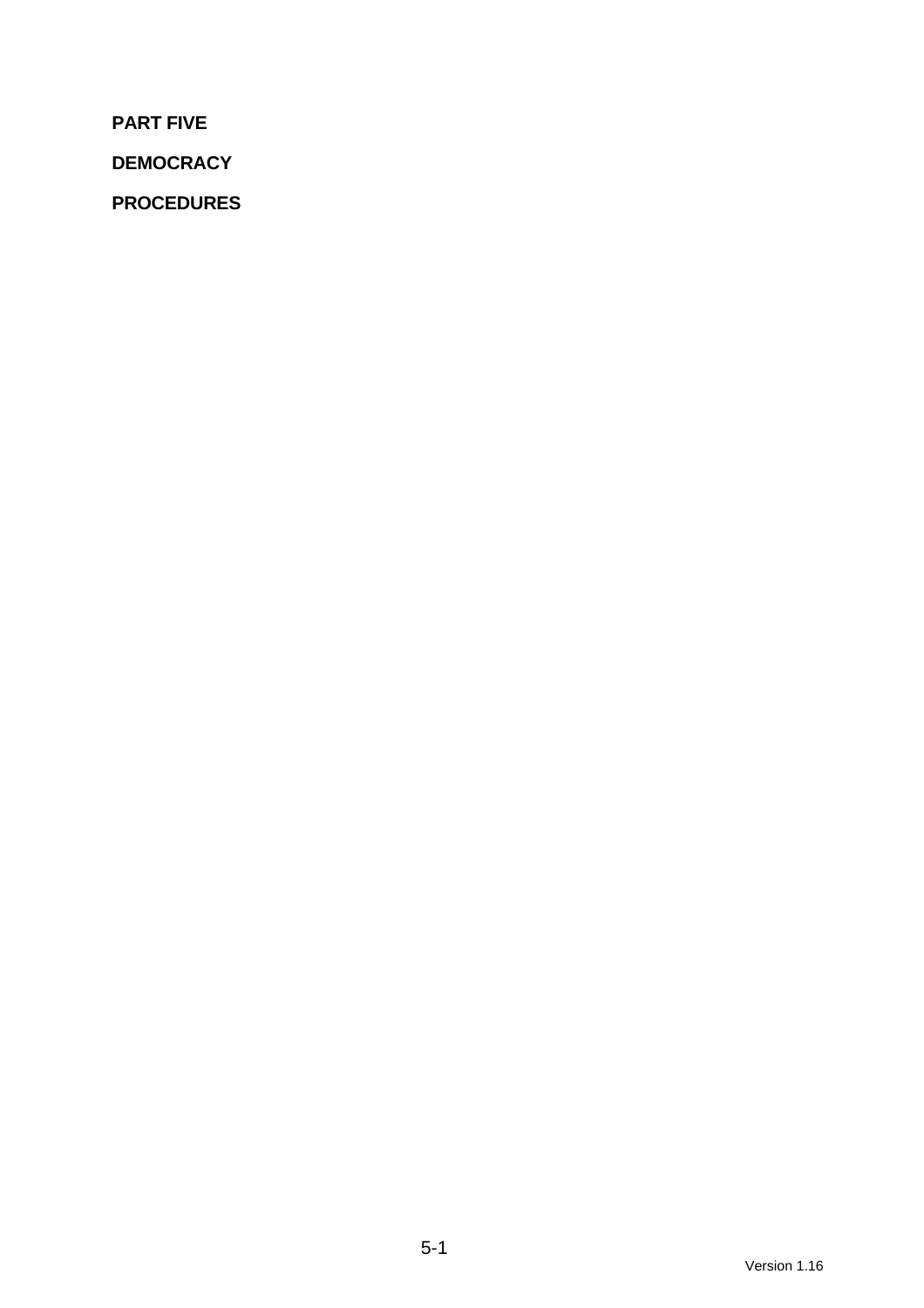**PART FIVE**

**DEMOCRACY**

**PROCEDURES**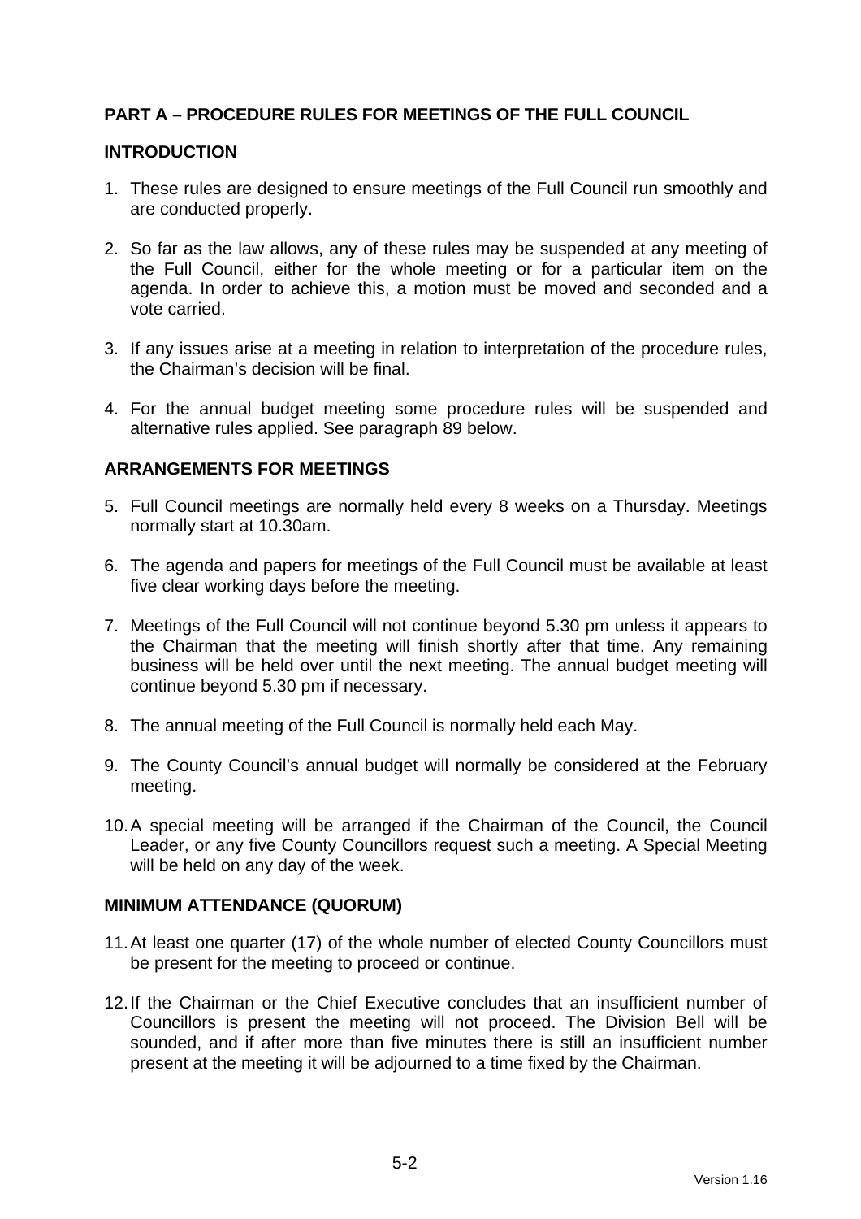## PART A – PROCEDURE RULES FOR MEETINGS OF THE FULL COUNCIL

### INTRODUCTION

1. These rules are designed to ensure meetings of the Full Council run smoothly and are conducted properly.

2. So far as the law allows, any of these rules may be suspended at any meeting of the Full Council, either for the whole meeting or for a particular item on the agenda. In order to achieve this, a motion must be moved and seconded and a vote carried.

3. If any issues arise at a meeting in relation to interpretation of the procedure rules, the Chairman's decision will be final.

4. For the annual budget meeting some procedure rules will be suspended and alternative rules applied. See paragraph 89 below.

### ARRANGEMENTS FOR MEETINGS

5. Full Council meetings are normally held every 8 weeks on a Thursday. Meetings normally start at 10.30am.

6. The agenda and papers for meetings of the Full Council must be available at least five clear working days before the meeting.

7. Meetings of the Full Council will not continue beyond 5.30 pm unless it appears to the Chairman that the meeting will finish shortly after that time. Any remaining business will be held over until the next meeting. The annual budget meeting will continue beyond 5.30 pm if necessary.

8. The annual meeting of the Full Council is normally held each May.

9. The County Council's annual budget will normally be considered at the February meeting.

10. A special meeting will be arranged if the Chairman of the Council, the Council Leader, or any five County Councillors request such a meeting. A Special Meeting will be held on any day of the week.

### MINIMUM ATTENDANCE (QUORUM)

11. At least one quarter (17) of the whole number of elected County Councillors must be present for the meeting to proceed or continue.

12. If the Chairman or the Chief Executive concludes that an insufficient number of Councillors is present the meeting will not proceed. The Division Bell will be sounded, and if after more than five minutes there is still an insufficient number present at the meeting it will be adjourned to a time fixed by the Chairman.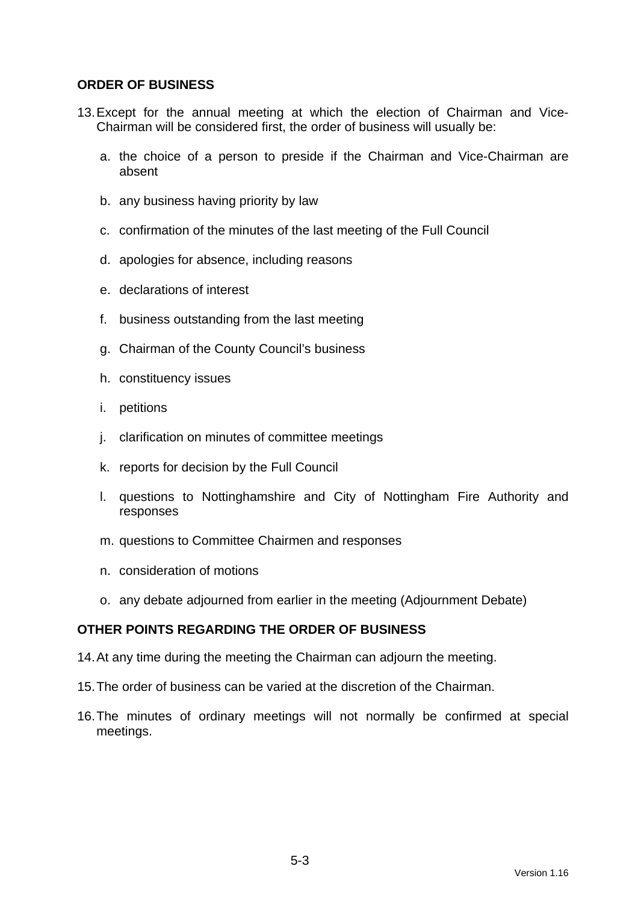## ORDER OF BUSINESS

13. Except for the annual meeting at which the election of Chairman and Vice-Chairman will be considered first, the order of business will usually be:

    a. the choice of a person to preside if the Chairman and Vice-Chairman are absent

    b. any business having priority by law

    c. confirmation of the minutes of the last meeting of the Full Council

    d. apologies for absence, including reasons

    e. declarations of interest

    f. business outstanding from the last meeting

    g. Chairman of the County Council's business

    h. constituency issues

    i. petitions

    j. clarification on minutes of committee meetings

    k. reports for decision by the Full Council

    l. questions to Nottinghamshire and City of Nottingham Fire Authority and responses

    m. questions to Committee Chairmen and responses

    n. consideration of motions

    o. any debate adjourned from earlier in the meeting (Adjournment Debate)

## OTHER POINTS REGARDING THE ORDER OF BUSINESS

14. At any time during the meeting the Chairman can adjourn the meeting.

15. The order of business can be varied at the discretion of the Chairman.

16. The minutes of ordinary meetings will not normally be confirmed at special meetings.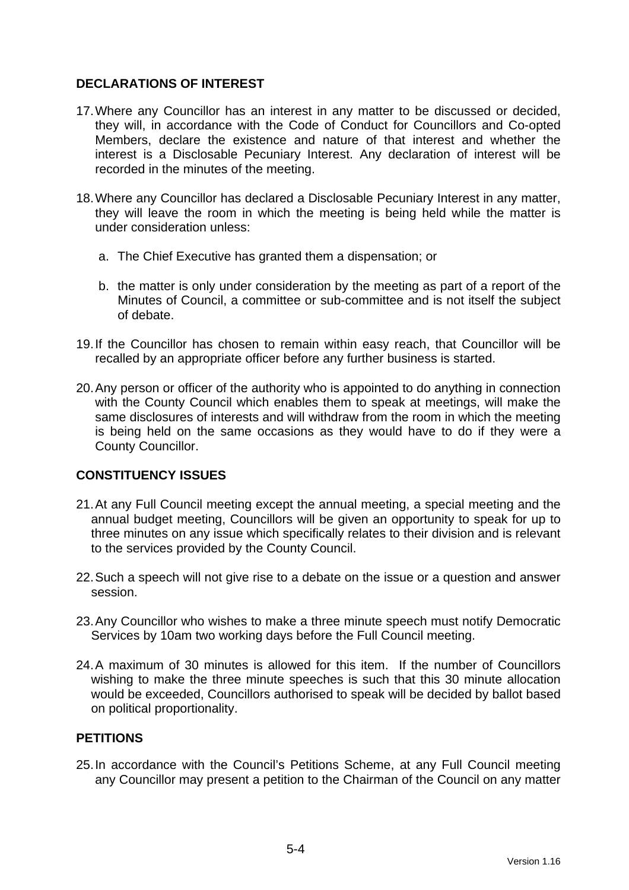## DECLARATIONS OF INTEREST

17. Where any Councillor has an interest in any matter to be discussed or decided, they will, in accordance with the Code of Conduct for Councillors and Co-opted Members, declare the existence and nature of that interest and whether the interest is a Disclosable Pecuniary Interest. Any declaration of interest will be recorded in the minutes of the meeting.

18. Where any Councillor has declared a Disclosable Pecuniary Interest in any matter, they will leave the room in which the meeting is being held while the matter is under consideration unless:

    a. The Chief Executive has granted them a dispensation; or

    b. the matter is only under consideration by the meeting as part of a report of the Minutes of Council, a committee or sub-committee and is not itself the subject of debate.

19. If the Councillor has chosen to remain within easy reach, that Councillor will be recalled by an appropriate officer before any further business is started.

20. Any person or officer of the authority who is appointed to do anything in connection with the County Council which enables them to speak at meetings, will make the same disclosures of interests and will withdraw from the room in which the meeting is being held on the same occasions as they would have to do if they were a County Councillor.

## CONSTITUENCY ISSUES

21. At any Full Council meeting except the annual meeting, a special meeting and the annual budget meeting, Councillors will be given an opportunity to speak for up to three minutes on any issue which specifically relates to their division and is relevant to the services provided by the County Council.

22. Such a speech will not give rise to a debate on the issue or a question and answer session.

23. Any Councillor who wishes to make a three minute speech must notify Democratic Services by 10am two working days before the Full Council meeting.

24. A maximum of 30 minutes is allowed for this item. If the number of Councillors wishing to make the three minute speeches is such that this 30 minute allocation would be exceeded, Councillors authorised to speak will be decided by ballot based on political proportionality.

## PETITIONS

25. In accordance with the Council's Petitions Scheme, at any Full Council meeting any Councillor may present a petition to the Chairman of the Council on any matter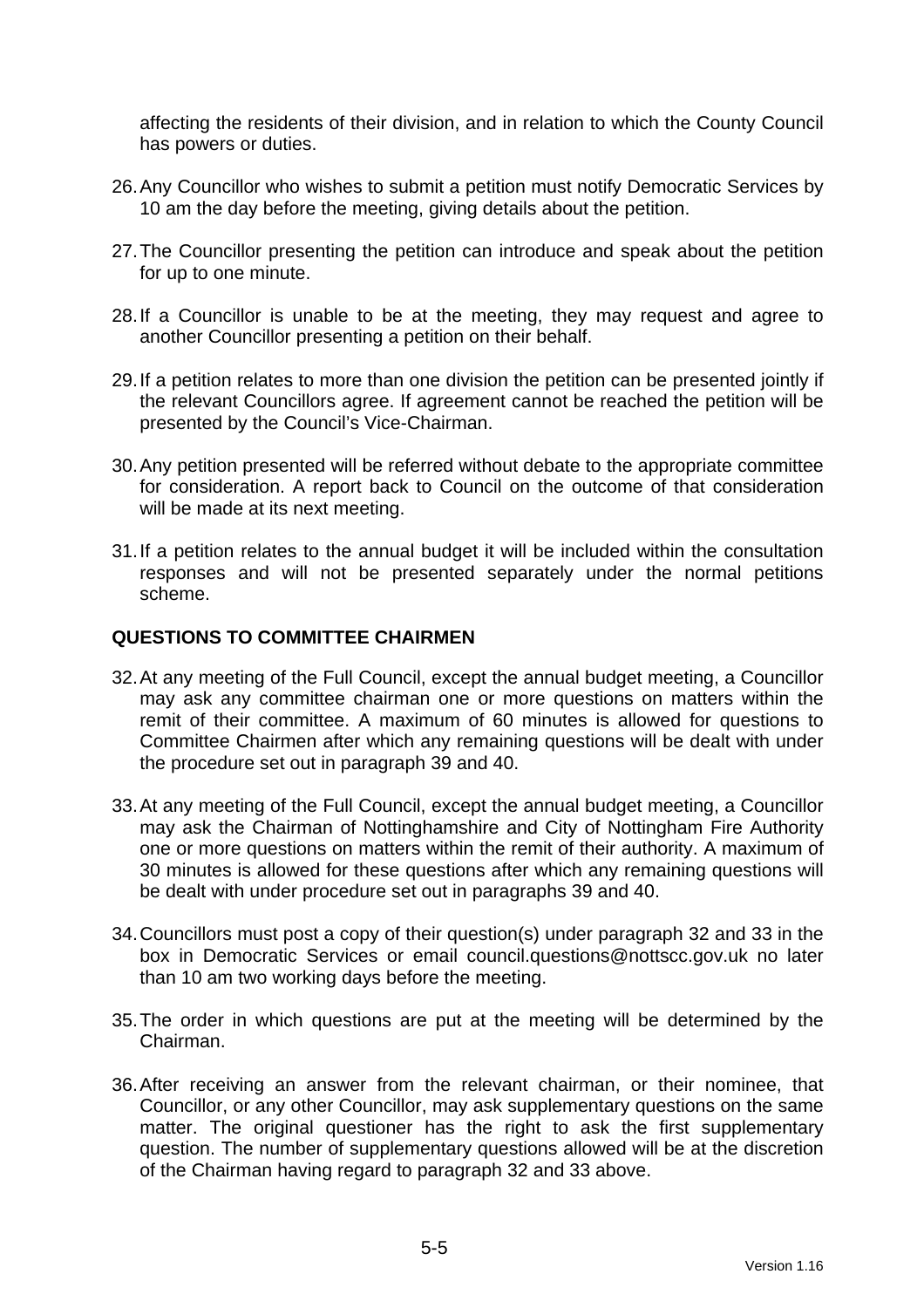affecting the residents of their division, and in relation to which the County Council has powers or duties.

26. Any Councillor who wishes to submit a petition must notify Democratic Services by 10 am the day before the meeting, giving details about the petition.

27. The Councillor presenting the petition can introduce and speak about the petition for up to one minute.

28. If a Councillor is unable to be at the meeting, they may request and agree to another Councillor presenting a petition on their behalf.

29. If a petition relates to more than one division the petition can be presented jointly if the relevant Councillors agree. If agreement cannot be reached the petition will be presented by the Council's Vice-Chairman.

30. Any petition presented will be referred without debate to the appropriate committee for consideration. A report back to Council on the outcome of that consideration will be made at its next meeting.

31. If a petition relates to the annual budget it will be included within the consultation responses and will not be presented separately under the normal petitions scheme.

## QUESTIONS TO COMMITTEE CHAIRMEN

32. At any meeting of the Full Council, except the annual budget meeting, a Councillor may ask any committee chairman one or more questions on matters within the remit of their committee. A maximum of 60 minutes is allowed for questions to Committee Chairmen after which any remaining questions will be dealt with under the procedure set out in paragraph 39 and 40.

33. At any meeting of the Full Council, except the annual budget meeting, a Councillor may ask the Chairman of Nottinghamshire and City of Nottingham Fire Authority one or more questions on matters within the remit of their authority. A maximum of 30 minutes is allowed for these questions after which any remaining questions will be dealt with under procedure set out in paragraphs 39 and 40.

34. Councillors must post a copy of their question(s) under paragraph 32 and 33 in the box in Democratic Services or email council.questions@nottscc.gov.uk no later than 10 am two working days before the meeting.

35. The order in which questions are put at the meeting will be determined by the Chairman.

36. After receiving an answer from the relevant chairman, or their nominee, that Councillor, or any other Councillor, may ask supplementary questions on the same matter. The original questioner has the right to ask the first supplementary question. The number of supplementary questions allowed will be at the discretion of the Chairman having regard to paragraph 32 and 33 above.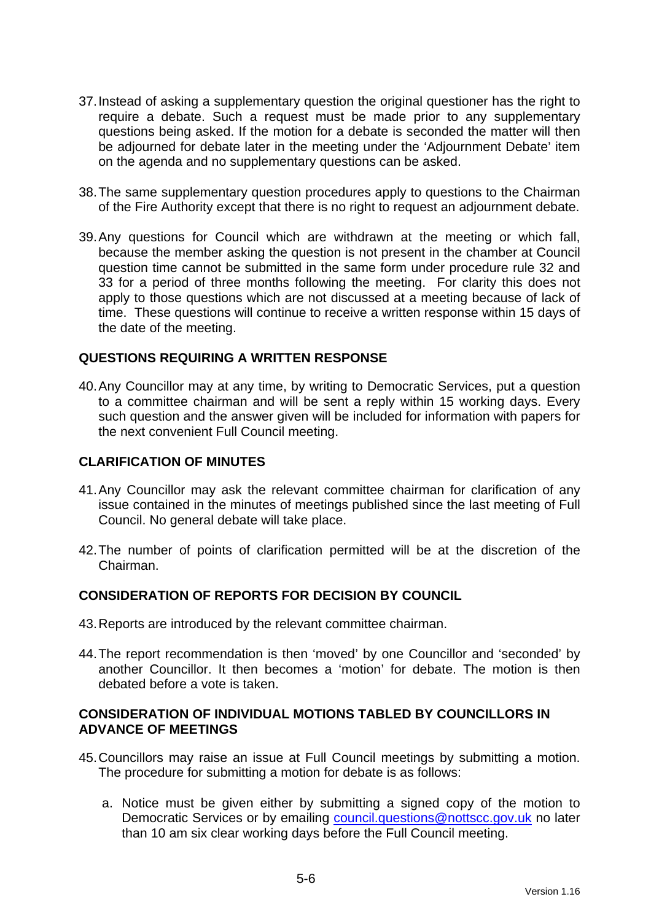37. Instead of asking a supplementary question the original questioner has the right to require a debate. Such a request must be made prior to any supplementary questions being asked. If the motion for a debate is seconded the matter will then be adjourned for debate later in the meeting under the 'Adjournment Debate' item on the agenda and no supplementary questions can be asked.

38. The same supplementary question procedures apply to questions to the Chairman of the Fire Authority except that there is no right to request an adjournment debate.

39. Any questions for Council which are withdrawn at the meeting or which fall, because the member asking the question is not present in the chamber at Council question time cannot be submitted in the same form under procedure rule 32 and 33 for a period of three months following the meeting. For clarity this does not apply to those questions which are not discussed at a meeting because of lack of time. These questions will continue to receive a written response within 15 days of the date of the meeting.

## QUESTIONS REQUIRING A WRITTEN RESPONSE

40. Any Councillor may at any time, by writing to Democratic Services, put a question to a committee chairman and will be sent a reply within 15 working days. Every such question and the answer given will be included for information with papers for the next convenient Full Council meeting.

## CLARIFICATION OF MINUTES

41. Any Councillor may ask the relevant committee chairman for clarification of any issue contained in the minutes of meetings published since the last meeting of Full Council. No general debate will take place.

42. The number of points of clarification permitted will be at the discretion of the Chairman.

## CONSIDERATION OF REPORTS FOR DECISION BY COUNCIL

43. Reports are introduced by the relevant committee chairman.

44. The report recommendation is then 'moved' by one Councillor and 'seconded' by another Councillor. It then becomes a 'motion' for debate. The motion is then debated before a vote is taken.

## CONSIDERATION OF INDIVIDUAL MOTIONS TABLED BY COUNCILLORS IN ADVANCE OF MEETINGS

45. Councillors may raise an issue at Full Council meetings by submitting a motion. The procedure for submitting a motion for debate is as follows:

    a. Notice must be given either by submitting a signed copy of the motion to Democratic Services or by emailing council.questions@nottscc.gov.uk no later than 10 am six clear working days before the Full Council meeting.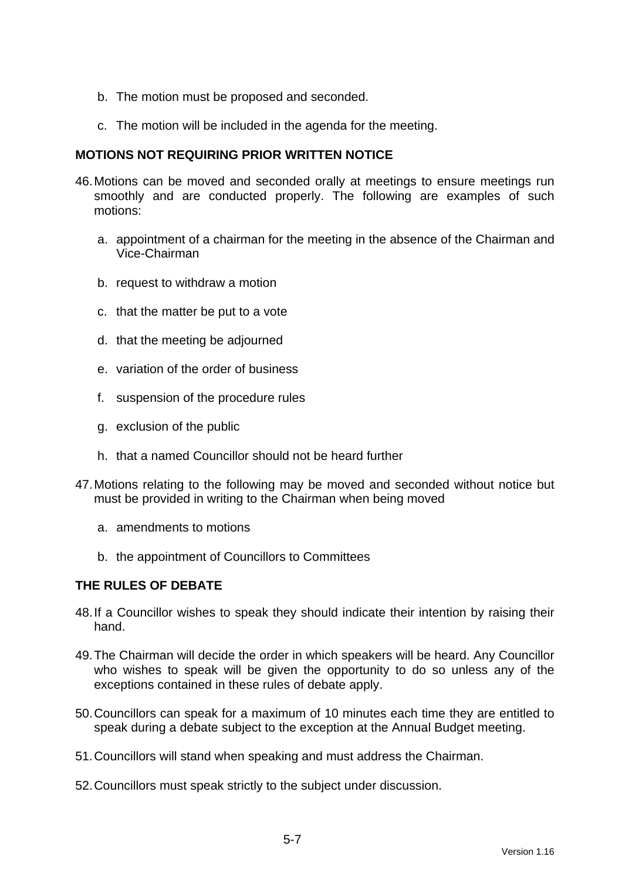b. The motion must be proposed and seconded.

c. The motion will be included in the agenda for the meeting.

## MOTIONS NOT REQUIRING PRIOR WRITTEN NOTICE

46. Motions can be moved and seconded orally at meetings to ensure meetings run smoothly and are conducted properly. The following are examples of such motions:

    a. appointment of a chairman for the meeting in the absence of the Chairman and Vice-Chairman

    b. request to withdraw a motion

    c. that the matter be put to a vote

    d. that the meeting be adjourned

    e. variation of the order of business

    f. suspension of the procedure rules

    g. exclusion of the public

    h. that a named Councillor should not be heard further

47. Motions relating to the following may be moved and seconded without notice but must be provided in writing to the Chairman when being moved

    a. amendments to motions

    b. the appointment of Councillors to Committees

## THE RULES OF DEBATE

48. If a Councillor wishes to speak they should indicate their intention by raising their hand.

49. The Chairman will decide the order in which speakers will be heard. Any Councillor who wishes to speak will be given the opportunity to do so unless any of the exceptions contained in these rules of debate apply.

50. Councillors can speak for a maximum of 10 minutes each time they are entitled to speak during a debate subject to the exception at the Annual Budget meeting.

51. Councillors will stand when speaking and must address the Chairman.

52. Councillors must speak strictly to the subject under discussion.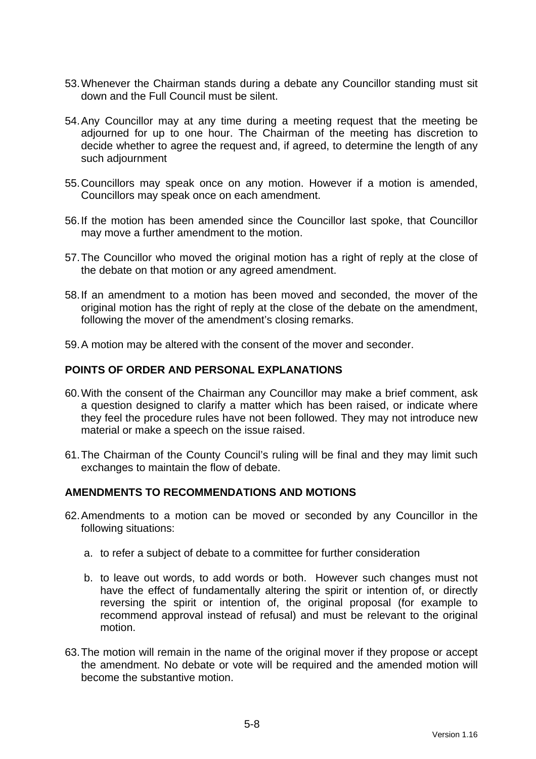53. Whenever the Chairman stands during a debate any Councillor standing must sit down and the Full Council must be silent.

54. Any Councillor may at any time during a meeting request that the meeting be adjourned for up to one hour. The Chairman of the meeting has discretion to decide whether to agree the request and, if agreed, to determine the length of any such adjournment

55. Councillors may speak once on any motion. However if a motion is amended, Councillors may speak once on each amendment.

56. If the motion has been amended since the Councillor last spoke, that Councillor may move a further amendment to the motion.

57. The Councillor who moved the original motion has a right of reply at the close of the debate on that motion or any agreed amendment.

58. If an amendment to a motion has been moved and seconded, the mover of the original motion has the right of reply at the close of the debate on the amendment, following the mover of the amendment's closing remarks.

59. A motion may be altered with the consent of the mover and seconder.

**POINTS OF ORDER AND PERSONAL EXPLANATIONS**

60. With the consent of the Chairman any Councillor may make a brief comment, ask a question designed to clarify a matter which has been raised, or indicate where they feel the procedure rules have not been followed. They may not introduce new material or make a speech on the issue raised.

61. The Chairman of the County Council's ruling will be final and they may limit such exchanges to maintain the flow of debate.

**AMENDMENTS TO RECOMMENDATIONS AND MOTIONS**

62. Amendments to a motion can be moved or seconded by any Councillor in the following situations:

    a. to refer a subject of debate to a committee for further consideration

    b. to leave out words, to add words or both. However such changes must not have the effect of fundamentally altering the spirit or intention of, or directly reversing the spirit or intention of, the original proposal (for example to recommend approval instead of refusal) and must be relevant to the original motion.

63. The motion will remain in the name of the original mover if they propose or accept the amendment. No debate or vote will be required and the amended motion will become the substantive motion.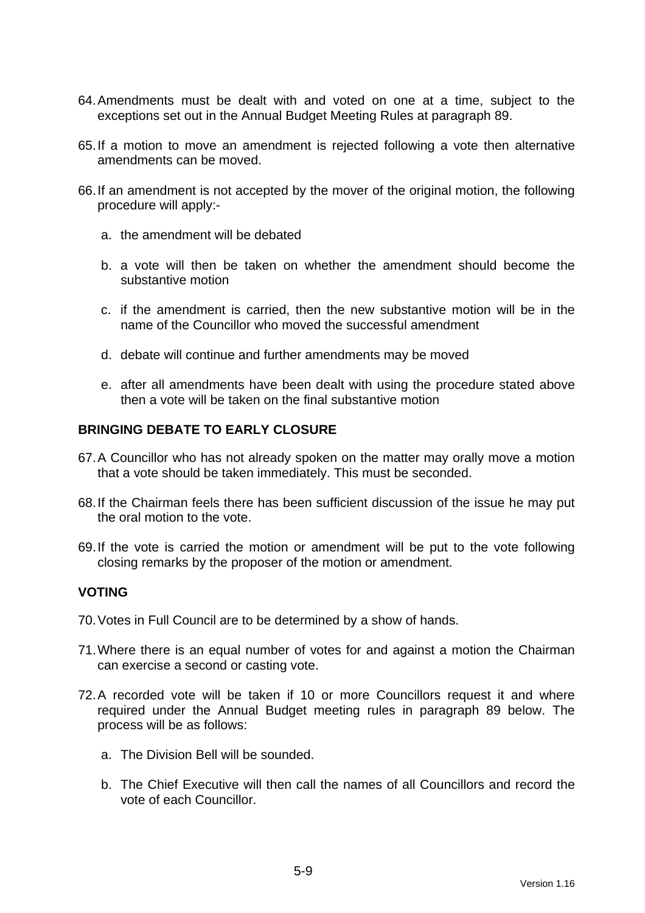64. Amendments must be dealt with and voted on one at a time, subject to the exceptions set out in the Annual Budget Meeting Rules at paragraph 89.

65. If a motion to move an amendment is rejected following a vote then alternative amendments can be moved.

66. If an amendment is not accepted by the mover of the original motion, the following procedure will apply:-

    a. the amendment will be debated

    b. a vote will then be taken on whether the amendment should become the substantive motion

    c. if the amendment is carried, then the new substantive motion will be in the name of the Councillor who moved the successful amendment

    d. debate will continue and further amendments may be moved

    e. after all amendments have been dealt with using the procedure stated above then a vote will be taken on the final substantive motion

**BRINGING DEBATE TO EARLY CLOSURE**

67. A Councillor who has not already spoken on the matter may orally move a motion that a vote should be taken immediately. This must be seconded.

68. If the Chairman feels there has been sufficient discussion of the issue he may put the oral motion to the vote.

69. If the vote is carried the motion or amendment will be put to the vote following closing remarks by the proposer of the motion or amendment.

**VOTING**

70. Votes in Full Council are to be determined by a show of hands.

71. Where there is an equal number of votes for and against a motion the Chairman can exercise a second or casting vote.

72. A recorded vote will be taken if 10 or more Councillors request it and where required under the Annual Budget meeting rules in paragraph 89 below. The process will be as follows:

    a. The Division Bell will be sounded.

    b. The Chief Executive will then call the names of all Councillors and record the vote of each Councillor.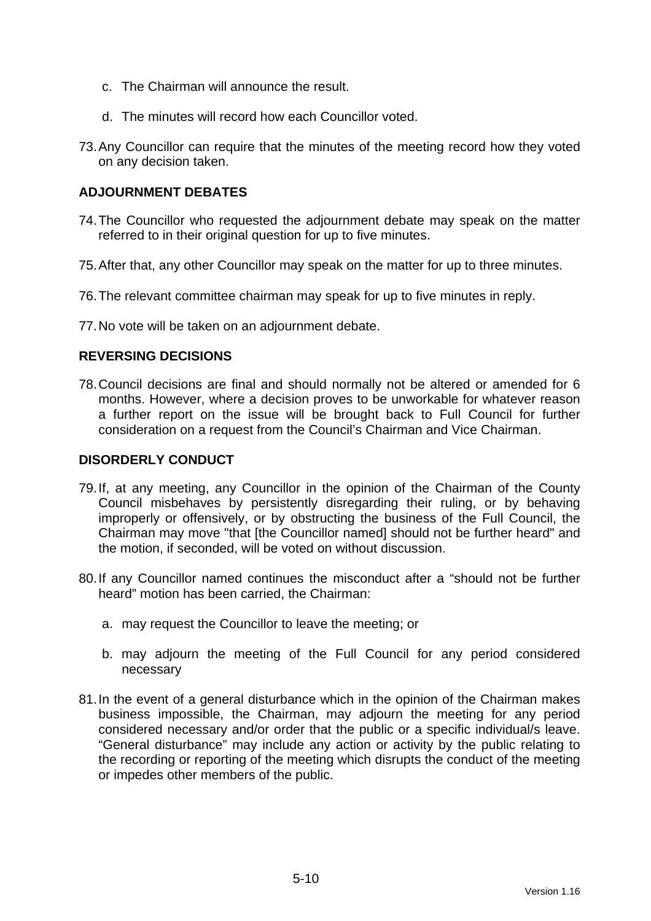c. The Chairman will announce the result.

d. The minutes will record how each Councillor voted.

73. Any Councillor can require that the minutes of the meeting record how they voted on any decision taken.

**ADJOURNMENT DEBATES**

74. The Councillor who requested the adjournment debate may speak on the matter referred to in their original question for up to five minutes.

75. After that, any other Councillor may speak on the matter for up to three minutes.

76. The relevant committee chairman may speak for up to five minutes in reply.

77. No vote will be taken on an adjournment debate.

**REVERSING DECISIONS**

78. Council decisions are final and should normally not be altered or amended for 6 months. However, where a decision proves to be unworkable for whatever reason a further report on the issue will be brought back to Full Council for further consideration on a request from the Council's Chairman and Vice Chairman.

**DISORDERLY CONDUCT**

79. If, at any meeting, any Councillor in the opinion of the Chairman of the County Council misbehaves by persistently disregarding their ruling, or by behaving improperly or offensively, or by obstructing the business of the Full Council, the Chairman may move "that [the Councillor named] should not be further heard" and the motion, if seconded, will be voted on without discussion.

80. If any Councillor named continues the misconduct after a "should not be further heard" motion has been carried, the Chairman:

   a. may request the Councillor to leave the meeting; or

   b. may adjourn the meeting of the Full Council for any period considered necessary

81. In the event of a general disturbance which in the opinion of the Chairman makes business impossible, the Chairman, may adjourn the meeting for any period considered necessary and/or order that the public or a specific individual/s leave. "General disturbance" may include any action or activity by the public relating to the recording or reporting of the meeting which disrupts the conduct of the meeting or impedes other members of the public.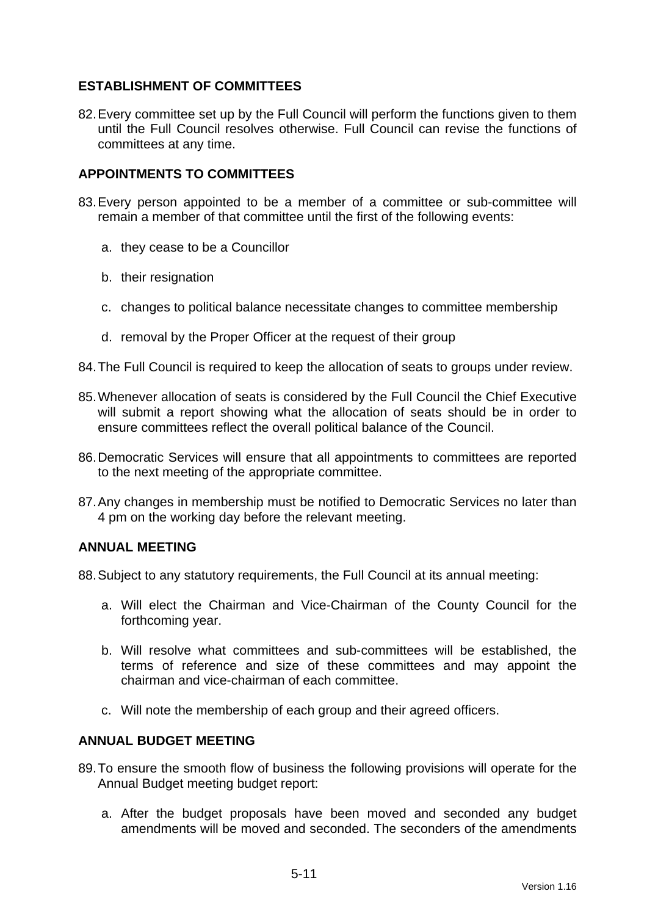## ESTABLISHMENT OF COMMITTEES

82. Every committee set up by the Full Council will perform the functions given to them until the Full Council resolves otherwise. Full Council can revise the functions of committees at any time.

## APPOINTMENTS TO COMMITTEES

83. Every person appointed to be a member of a committee or sub-committee will remain a member of that committee until the first of the following events:

    a. they cease to be a Councillor

    b. their resignation

    c. changes to political balance necessitate changes to committee membership

    d. removal by the Proper Officer at the request of their group

84. The Full Council is required to keep the allocation of seats to groups under review.

85. Whenever allocation of seats is considered by the Full Council the Chief Executive will submit a report showing what the allocation of seats should be in order to ensure committees reflect the overall political balance of the Council.

86. Democratic Services will ensure that all appointments to committees are reported to the next meeting of the appropriate committee.

87. Any changes in membership must be notified to Democratic Services no later than 4 pm on the working day before the relevant meeting.

## ANNUAL MEETING

88. Subject to any statutory requirements, the Full Council at its annual meeting:

    a. Will elect the Chairman and Vice-Chairman of the County Council for the forthcoming year.

    b. Will resolve what committees and sub-committees will be established, the terms of reference and size of these committees and may appoint the chairman and vice-chairman of each committee.

    c. Will note the membership of each group and their agreed officers.

## ANNUAL BUDGET MEETING

89. To ensure the smooth flow of business the following provisions will operate for the Annual Budget meeting budget report:

    a. After the budget proposals have been moved and seconded any budget amendments will be moved and seconded. The seconders of the amendments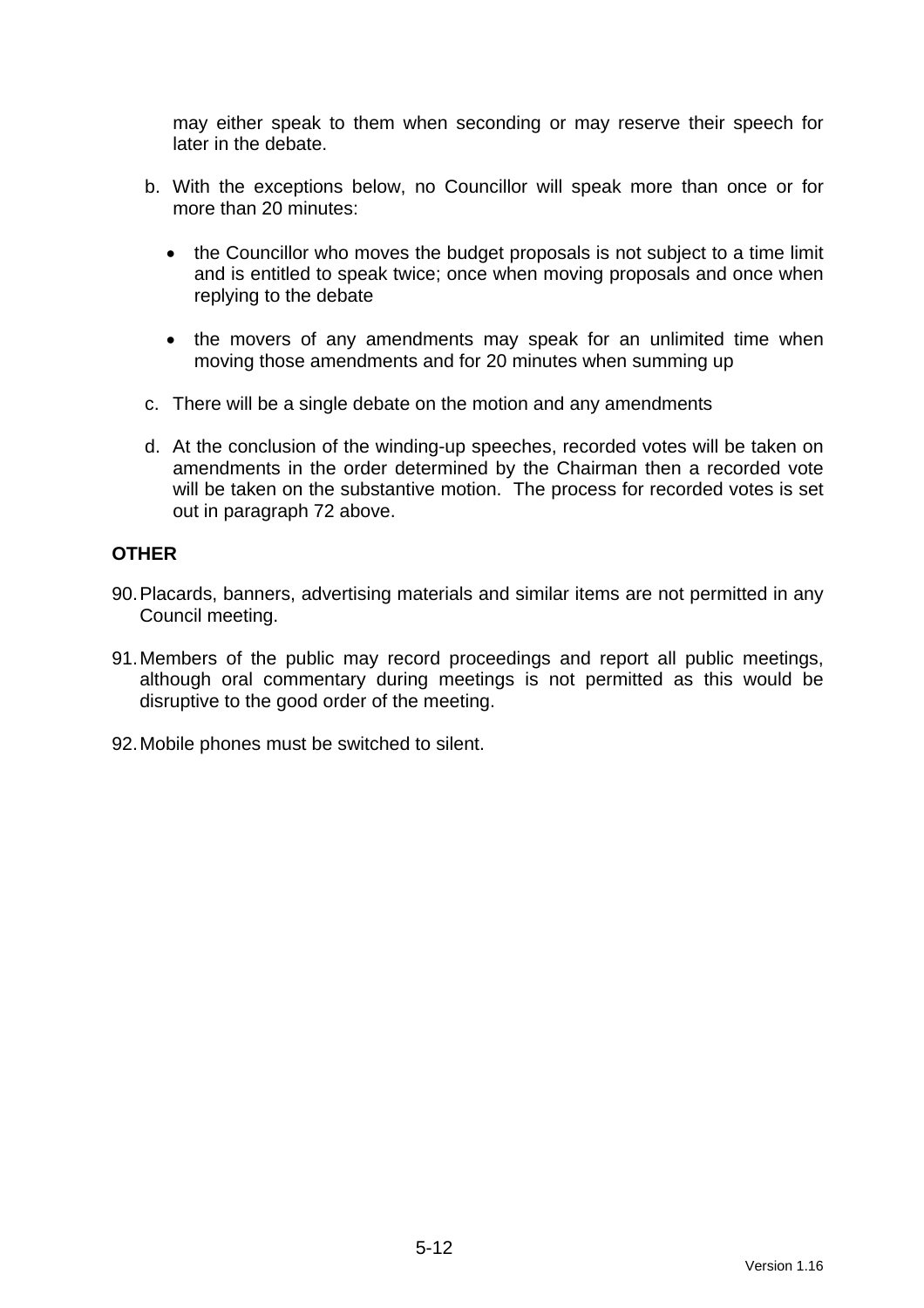may either speak to them when seconding or may reserve their speech for later in the debate.

b. With the exceptions below, no Councillor will speak more than once or for more than 20 minutes:

   - the Councillor who moves the budget proposals is not subject to a time limit and is entitled to speak twice; once when moving proposals and once when replying to the debate

   - the movers of any amendments may speak for an unlimited time when moving those amendments and for 20 minutes when summing up

c. There will be a single debate on the motion and any amendments

d. At the conclusion of the winding-up speeches, recorded votes will be taken on amendments in the order determined by the Chairman then a recorded vote will be taken on the substantive motion. The process for recorded votes is set out in paragraph 72 above.

**OTHER**

90. Placards, banners, advertising materials and similar items are not permitted in any Council meeting.

91. Members of the public may record proceedings and report all public meetings, although oral commentary during meetings is not permitted as this would be disruptive to the good order of the meeting.

92. Mobile phones must be switched to silent.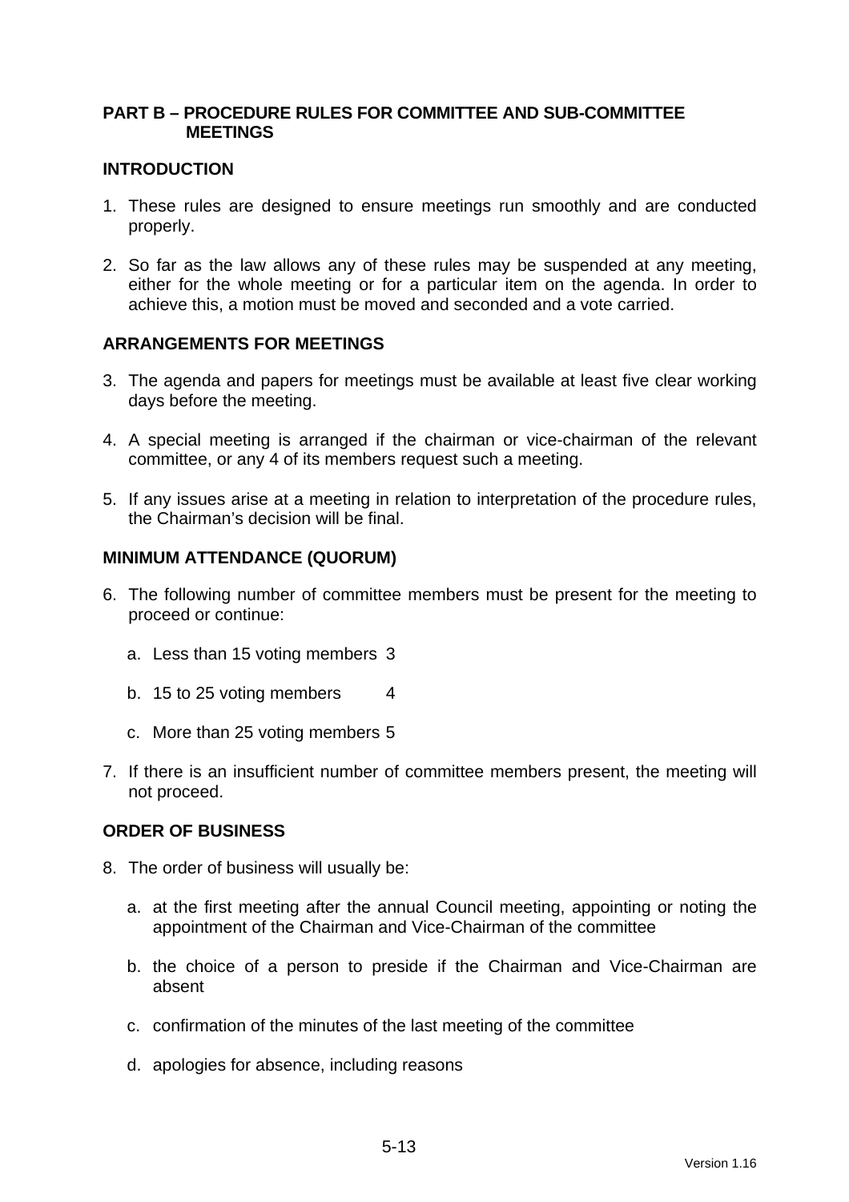## PART B – PROCEDURE RULES FOR COMMITTEE AND SUB-COMMITTEE MEETINGS

### INTRODUCTION

1. These rules are designed to ensure meetings run smoothly and are conducted properly.

2. So far as the law allows any of these rules may be suspended at any meeting, either for the whole meeting or for a particular item on the agenda. In order to achieve this, a motion must be moved and seconded and a vote carried.

### ARRANGEMENTS FOR MEETINGS

3. The agenda and papers for meetings must be available at least five clear working days before the meeting.

4. A special meeting is arranged if the chairman or vice-chairman of the relevant committee, or any 4 of its members request such a meeting.

5. If any issues arise at a meeting in relation to interpretation of the procedure rules, the Chairman's decision will be final.

### MINIMUM ATTENDANCE (QUORUM)

6. The following number of committee members must be present for the meeting to proceed or continue:

   a. Less than 15 voting members 3

   b. 15 to 25 voting members 4

   c. More than 25 voting members 5

7. If there is an insufficient number of committee members present, the meeting will not proceed.

### ORDER OF BUSINESS

8. The order of business will usually be:

   a. at the first meeting after the annual Council meeting, appointing or noting the appointment of the Chairman and Vice-Chairman of the committee

   b. the choice of a person to preside if the Chairman and Vice-Chairman are absent

   c. confirmation of the minutes of the last meeting of the committee

   d. apologies for absence, including reasons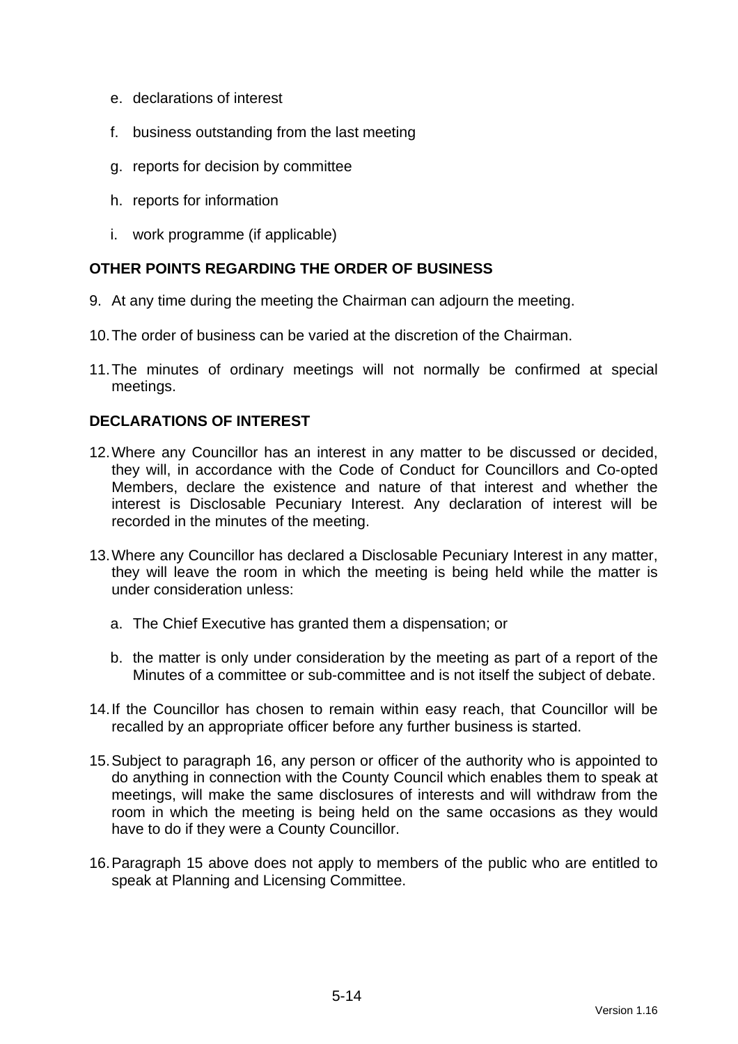e. declarations of interest

f. business outstanding from the last meeting

g. reports for decision by committee

h. reports for information

i. work programme (if applicable)

**OTHER POINTS REGARDING THE ORDER OF BUSINESS**

9. At any time during the meeting the Chairman can adjourn the meeting.

10. The order of business can be varied at the discretion of the Chairman.

11. The minutes of ordinary meetings will not normally be confirmed at special meetings.

**DECLARATIONS OF INTEREST**

12. Where any Councillor has an interest in any matter to be discussed or decided, they will, in accordance with the Code of Conduct for Councillors and Co-opted Members, declare the existence and nature of that interest and whether the interest is Disclosable Pecuniary Interest. Any declaration of interest will be recorded in the minutes of the meeting.

13. Where any Councillor has declared a Disclosable Pecuniary Interest in any matter, they will leave the room in which the meeting is being held while the matter is under consideration unless:

    a. The Chief Executive has granted them a dispensation; or

    b. the matter is only under consideration by the meeting as part of a report of the Minutes of a committee or sub-committee and is not itself the subject of debate.

14. If the Councillor has chosen to remain within easy reach, that Councillor will be recalled by an appropriate officer before any further business is started.

15. Subject to paragraph 16, any person or officer of the authority who is appointed to do anything in connection with the County Council which enables them to speak at meetings, will make the same disclosures of interests and will withdraw from the room in which the meeting is being held on the same occasions as they would have to do if they were a County Councillor.

16. Paragraph 15 above does not apply to members of the public who are entitled to speak at Planning and Licensing Committee.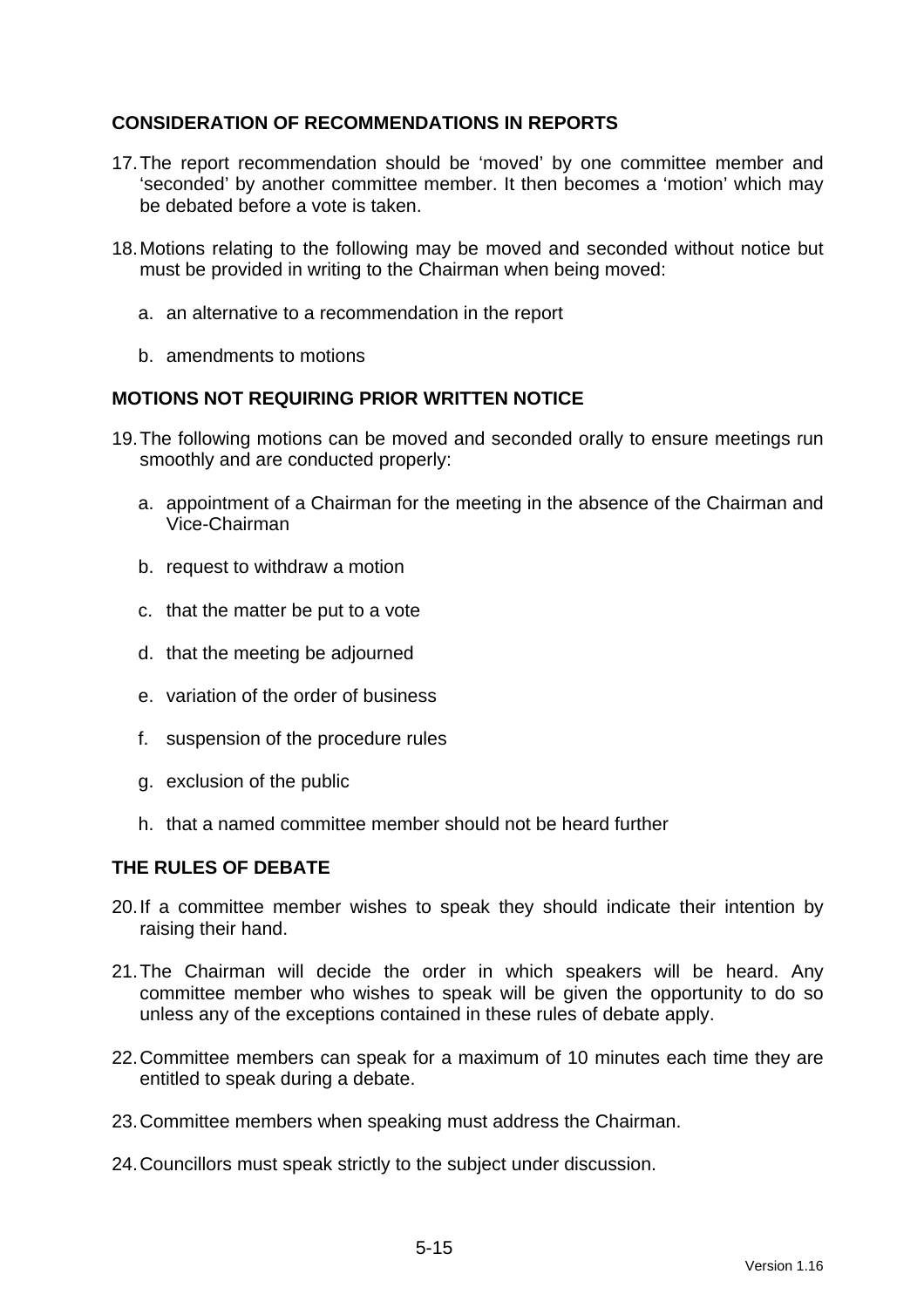## CONSIDERATION OF RECOMMENDATIONS IN REPORTS

17. The report recommendation should be 'moved' by one committee member and 'seconded' by another committee member. It then becomes a 'motion' which may be debated before a vote is taken.

18. Motions relating to the following may be moved and seconded without notice but must be provided in writing to the Chairman when being moved:

    a. an alternative to a recommendation in the report

    b. amendments to motions

## MOTIONS NOT REQUIRING PRIOR WRITTEN NOTICE

19. The following motions can be moved and seconded orally to ensure meetings run smoothly and are conducted properly:

    a. appointment of a Chairman for the meeting in the absence of the Chairman and Vice-Chairman

    b. request to withdraw a motion

    c. that the matter be put to a vote

    d. that the meeting be adjourned

    e. variation of the order of business

    f. suspension of the procedure rules

    g. exclusion of the public

    h. that a named committee member should not be heard further

## THE RULES OF DEBATE

20. If a committee member wishes to speak they should indicate their intention by raising their hand.

21. The Chairman will decide the order in which speakers will be heard. Any committee member who wishes to speak will be given the opportunity to do so unless any of the exceptions contained in these rules of debate apply.

22. Committee members can speak for a maximum of 10 minutes each time they are entitled to speak during a debate.

23. Committee members when speaking must address the Chairman.

24. Councillors must speak strictly to the subject under discussion.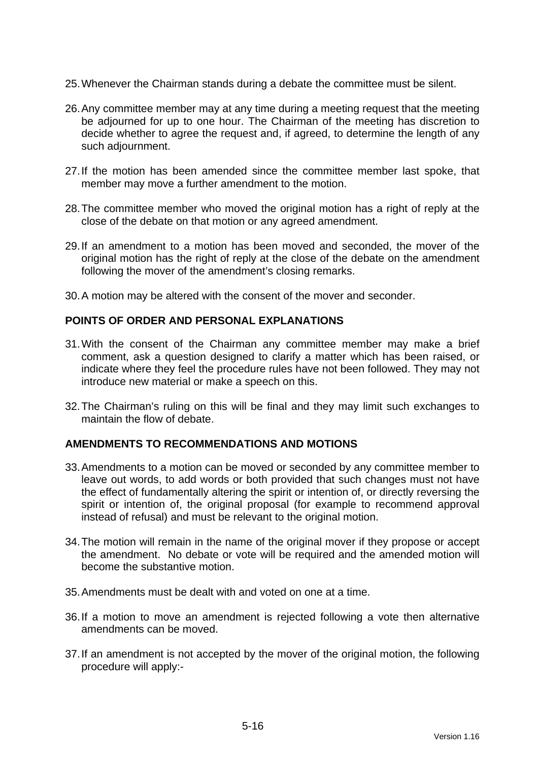25. Whenever the Chairman stands during a debate the committee must be silent.

26. Any committee member may at any time during a meeting request that the meeting be adjourned for up to one hour. The Chairman of the meeting has discretion to decide whether to agree the request and, if agreed, to determine the length of any such adjournment.

27. If the motion has been amended since the committee member last spoke, that member may move a further amendment to the motion.

28. The committee member who moved the original motion has a right of reply at the close of the debate on that motion or any agreed amendment.

29. If an amendment to a motion has been moved and seconded, the mover of the original motion has the right of reply at the close of the debate on the amendment following the mover of the amendment's closing remarks.

30. A motion may be altered with the consent of the mover and seconder.

**POINTS OF ORDER AND PERSONAL EXPLANATIONS**

31. With the consent of the Chairman any committee member may make a brief comment, ask a question designed to clarify a matter which has been raised, or indicate where they feel the procedure rules have not been followed. They may not introduce new material or make a speech on this.

32. The Chairman's ruling on this will be final and they may limit such exchanges to maintain the flow of debate.

**AMENDMENTS TO RECOMMENDATIONS AND MOTIONS**

33. Amendments to a motion can be moved or seconded by any committee member to leave out words, to add words or both provided that such changes must not have the effect of fundamentally altering the spirit or intention of, or directly reversing the spirit or intention of, the original proposal (for example to recommend approval instead of refusal) and must be relevant to the original motion.

34. The motion will remain in the name of the original mover if they propose or accept the amendment. No debate or vote will be required and the amended motion will become the substantive motion.

35. Amendments must be dealt with and voted on one at a time.

36. If a motion to move an amendment is rejected following a vote then alternative amendments can be moved.

37. If an amendment is not accepted by the mover of the original motion, the following procedure will apply:-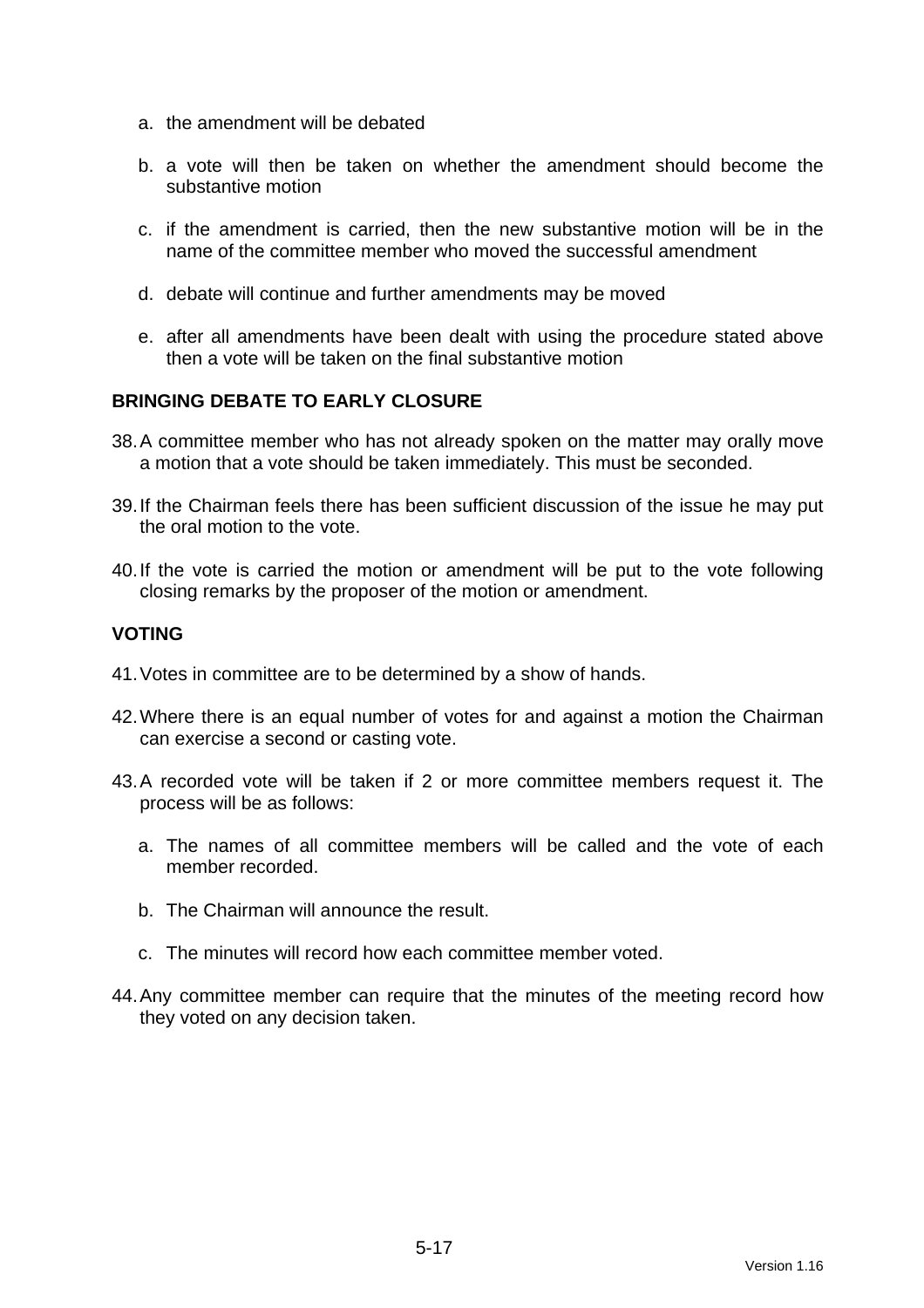a. the amendment will be debated

b. a vote will then be taken on whether the amendment should become the substantive motion

c. if the amendment is carried, then the new substantive motion will be in the name of the committee member who moved the successful amendment

d. debate will continue and further amendments may be moved

e. after all amendments have been dealt with using the procedure stated above then a vote will be taken on the final substantive motion

**BRINGING DEBATE TO EARLY CLOSURE**

38. A committee member who has not already spoken on the matter may orally move a motion that a vote should be taken immediately. This must be seconded.

39. If the Chairman feels there has been sufficient discussion of the issue he may put the oral motion to the vote.

40. If the vote is carried the motion or amendment will be put to the vote following closing remarks by the proposer of the motion or amendment.

**VOTING**

41. Votes in committee are to be determined by a show of hands.

42. Where there is an equal number of votes for and against a motion the Chairman can exercise a second or casting vote.

43. A recorded vote will be taken if 2 or more committee members request it. The process will be as follows:

    a. The names of all committee members will be called and the vote of each member recorded.

    b. The Chairman will announce the result.

    c. The minutes will record how each committee member voted.

44. Any committee member can require that the minutes of the meeting record how they voted on any decision taken.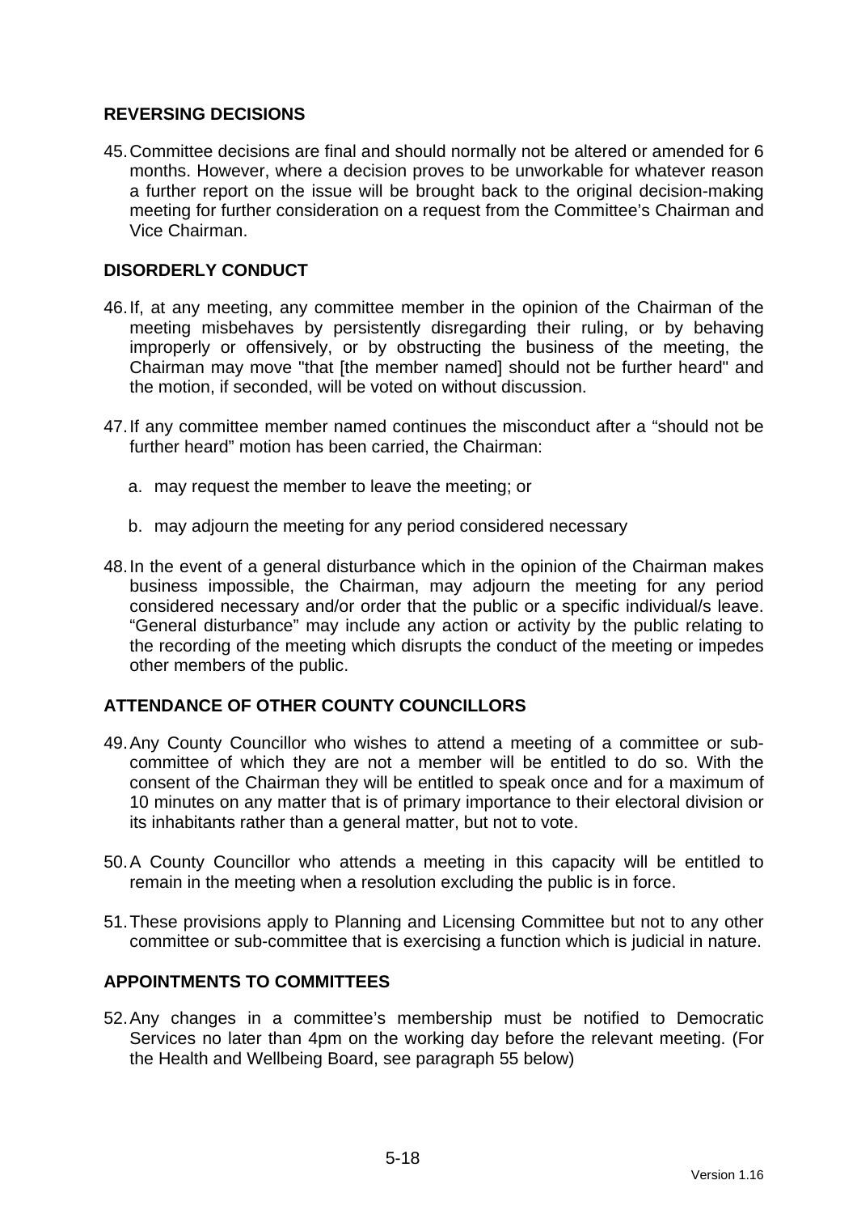## REVERSING DECISIONS

45. Committee decisions are final and should normally not be altered or amended for 6 months. However, where a decision proves to be unworkable for whatever reason a further report on the issue will be brought back to the original decision-making meeting for further consideration on a request from the Committee's Chairman and Vice Chairman.

## DISORDERLY CONDUCT

46. If, at any meeting, any committee member in the opinion of the Chairman of the meeting misbehaves by persistently disregarding their ruling, or by behaving improperly or offensively, or by obstructing the business of the meeting, the Chairman may move "that [the member named] should not be further heard" and the motion, if seconded, will be voted on without discussion.

47. If any committee member named continues the misconduct after a "should not be further heard" motion has been carried, the Chairman:

    a. may request the member to leave the meeting; or

    b. may adjourn the meeting for any period considered necessary

48. In the event of a general disturbance which in the opinion of the Chairman makes business impossible, the Chairman, may adjourn the meeting for any period considered necessary and/or order that the public or a specific individual/s leave. "General disturbance" may include any action or activity by the public relating to the recording of the meeting which disrupts the conduct of the meeting or impedes other members of the public.

## ATTENDANCE OF OTHER COUNTY COUNCILLORS

49. Any County Councillor who wishes to attend a meeting of a committee or sub-committee of which they are not a member will be entitled to do so. With the consent of the Chairman they will be entitled to speak once and for a maximum of 10 minutes on any matter that is of primary importance to their electoral division or its inhabitants rather than a general matter, but not to vote.

50. A County Councillor who attends a meeting in this capacity will be entitled to remain in the meeting when a resolution excluding the public is in force.

51. These provisions apply to Planning and Licensing Committee but not to any other committee or sub-committee that is exercising a function which is judicial in nature.

## APPOINTMENTS TO COMMITTEES

52. Any changes in a committee's membership must be notified to Democratic Services no later than 4pm on the working day before the relevant meeting. (For the Health and Wellbeing Board, see paragraph 55 below)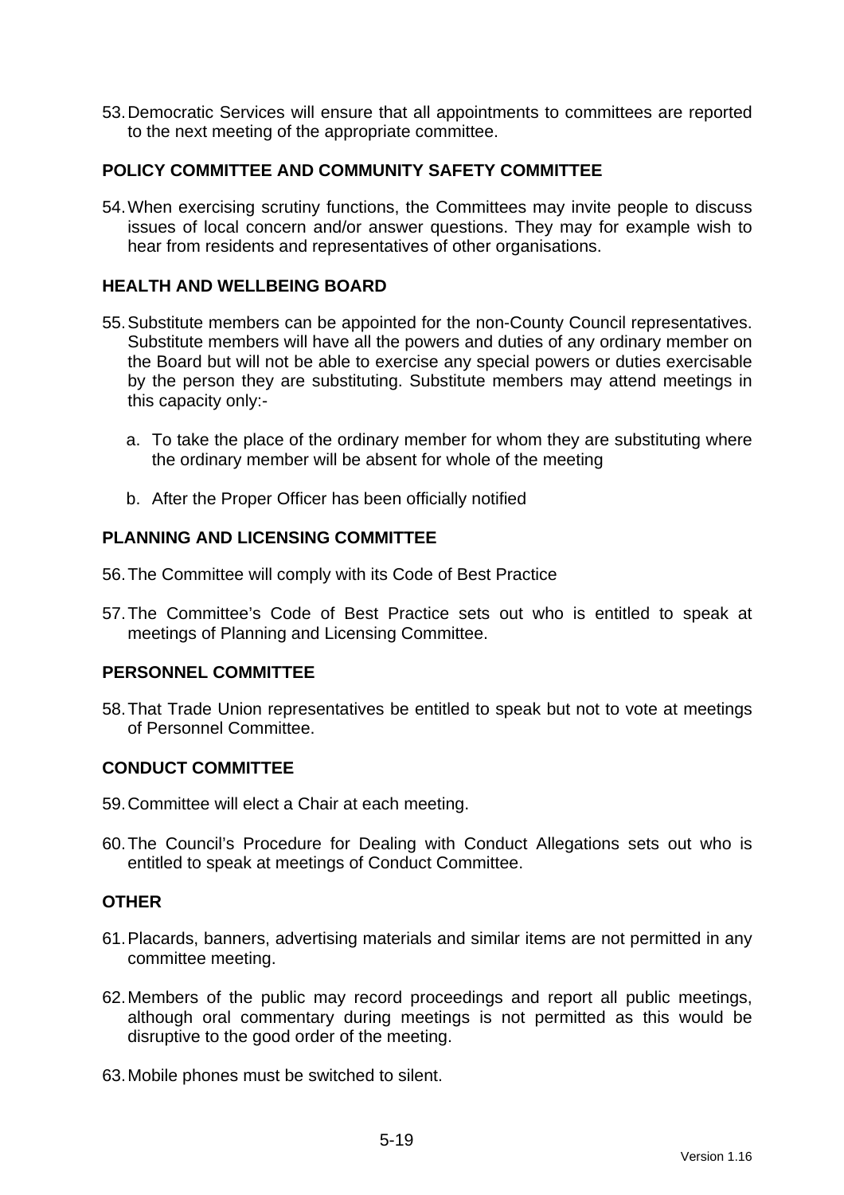53. Democratic Services will ensure that all appointments to committees are reported to the next meeting of the appropriate committee.

## POLICY COMMITTEE AND COMMUNITY SAFETY COMMITTEE

54. When exercising scrutiny functions, the Committees may invite people to discuss issues of local concern and/or answer questions. They may for example wish to hear from residents and representatives of other organisations.

## HEALTH AND WELLBEING BOARD

55. Substitute members can be appointed for the non-County Council representatives. Substitute members will have all the powers and duties of any ordinary member on the Board but will not be able to exercise any special powers or duties exercisable by the person they are substituting. Substitute members may attend meetings in this capacity only:-

    a. To take the place of the ordinary member for whom they are substituting where the ordinary member will be absent for whole of the meeting

    b. After the Proper Officer has been officially notified

## PLANNING AND LICENSING COMMITTEE

56. The Committee will comply with its Code of Best Practice

57. The Committee's Code of Best Practice sets out who is entitled to speak at meetings of Planning and Licensing Committee.

## PERSONNEL COMMITTEE

58. That Trade Union representatives be entitled to speak but not to vote at meetings of Personnel Committee.

## CONDUCT COMMITTEE

59. Committee will elect a Chair at each meeting.

60. The Council's Procedure for Dealing with Conduct Allegations sets out who is entitled to speak at meetings of Conduct Committee.

## OTHER

61. Placards, banners, advertising materials and similar items are not permitted in any committee meeting.

62. Members of the public may record proceedings and report all public meetings, although oral commentary during meetings is not permitted as this would be disruptive to the good order of the meeting.

63. Mobile phones must be switched to silent.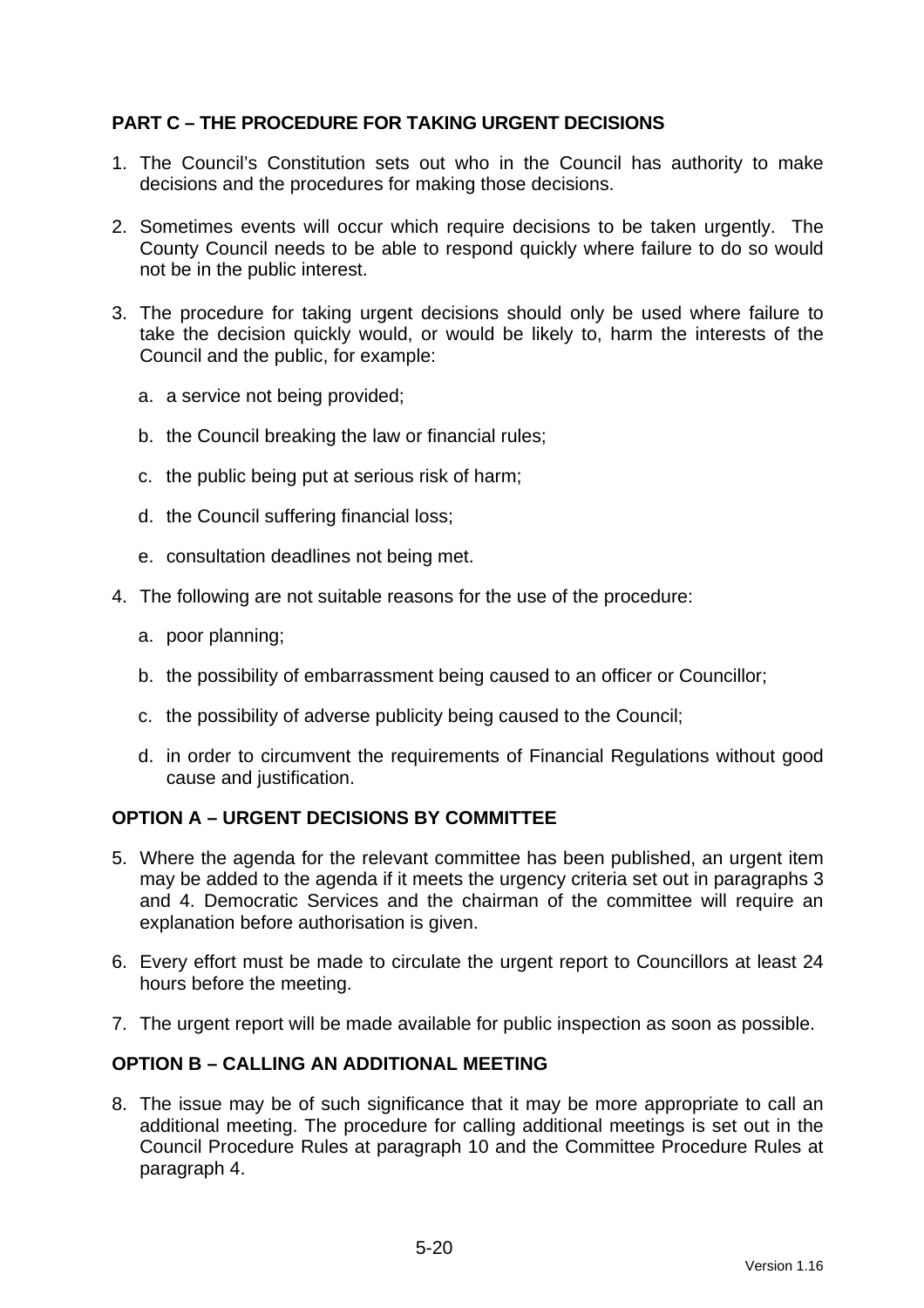## PART C – THE PROCEDURE FOR TAKING URGENT DECISIONS

1. The Council's Constitution sets out who in the Council has authority to make decisions and the procedures for making those decisions.

2. Sometimes events will occur which require decisions to be taken urgently. The County Council needs to be able to respond quickly where failure to do so would not be in the public interest.

3. The procedure for taking urgent decisions should only be used where failure to take the decision quickly would, or would be likely to, harm the interests of the Council and the public, for example:

   a. a service not being provided;

   b. the Council breaking the law or financial rules;

   c. the public being put at serious risk of harm;

   d. the Council suffering financial loss;

   e. consultation deadlines not being met.

4. The following are not suitable reasons for the use of the procedure:

   a. poor planning;

   b. the possibility of embarrassment being caused to an officer or Councillor;

   c. the possibility of adverse publicity being caused to the Council;

   d. in order to circumvent the requirements of Financial Regulations without good cause and justification.

### OPTION A – URGENT DECISIONS BY COMMITTEE

5. Where the agenda for the relevant committee has been published, an urgent item may be added to the agenda if it meets the urgency criteria set out in paragraphs 3 and 4. Democratic Services and the chairman of the committee will require an explanation before authorisation is given.

6. Every effort must be made to circulate the urgent report to Councillors at least 24 hours before the meeting.

7. The urgent report will be made available for public inspection as soon as possible.

### OPTION B – CALLING AN ADDITIONAL MEETING

8. The issue may be of such significance that it may be more appropriate to call an additional meeting. The procedure for calling additional meetings is set out in the Council Procedure Rules at paragraph 10 and the Committee Procedure Rules at paragraph 4.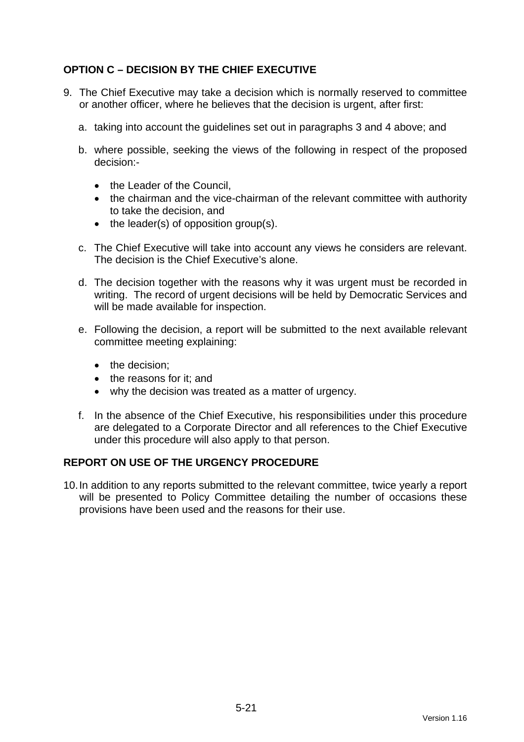## OPTION C – DECISION BY THE CHIEF EXECUTIVE

9. The Chief Executive may take a decision which is normally reserved to committee or another officer, where he believes that the decision is urgent, after first:

   a. taking into account the guidelines set out in paragraphs 3 and 4 above; and

   b. where possible, seeking the views of the following in respect of the proposed decision:-

      - the Leader of the Council,
      - the chairman and the vice-chairman of the relevant committee with authority to take the decision, and
      - the leader(s) of opposition group(s).

   c. The Chief Executive will take into account any views he considers are relevant. The decision is the Chief Executive's alone.

   d. The decision together with the reasons why it was urgent must be recorded in writing. The record of urgent decisions will be held by Democratic Services and will be made available for inspection.

   e. Following the decision, a report will be submitted to the next available relevant committee meeting explaining:

      - the decision;
      - the reasons for it; and
      - why the decision was treated as a matter of urgency.

   f. In the absence of the Chief Executive, his responsibilities under this procedure are delegated to a Corporate Director and all references to the Chief Executive under this procedure will also apply to that person.

## REPORT ON USE OF THE URGENCY PROCEDURE

10. In addition to any reports submitted to the relevant committee, twice yearly a report will be presented to Policy Committee detailing the number of occasions these provisions have been used and the reasons for their use.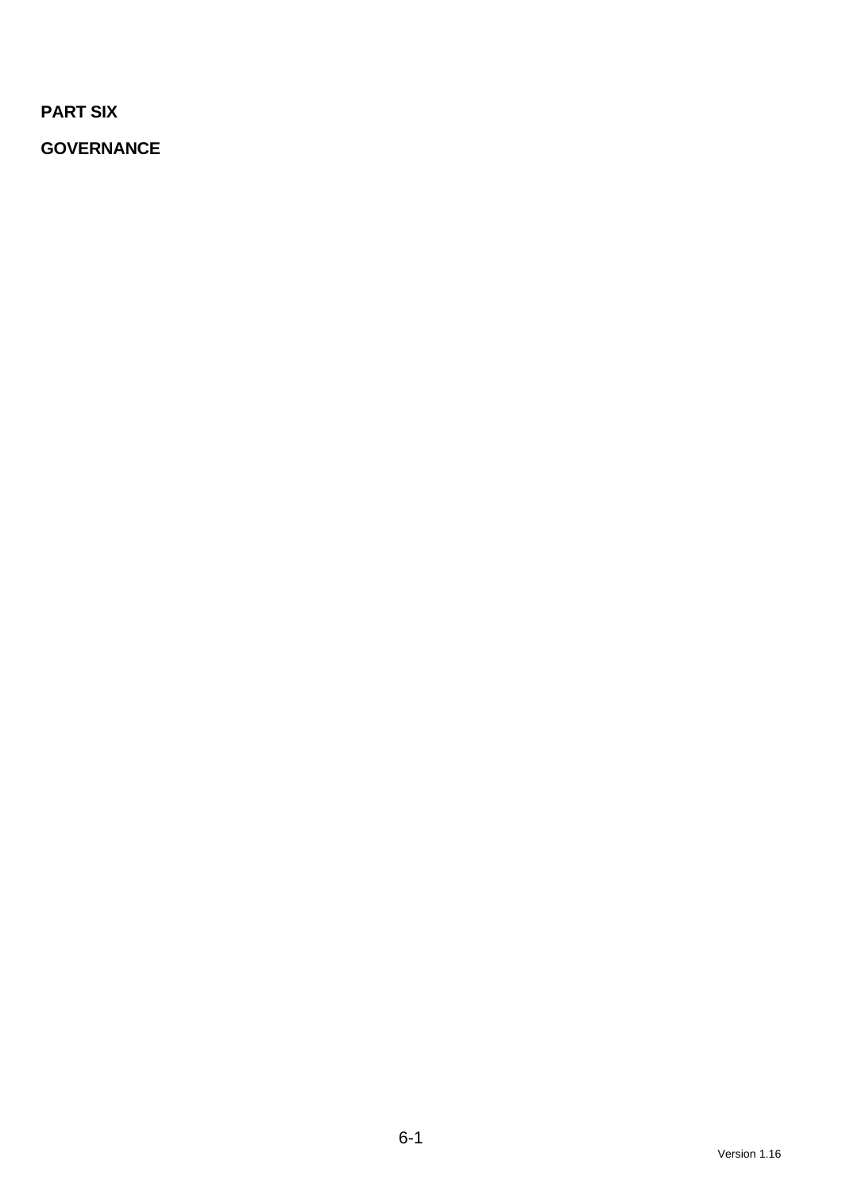# PART SIX

## GOVERNANCE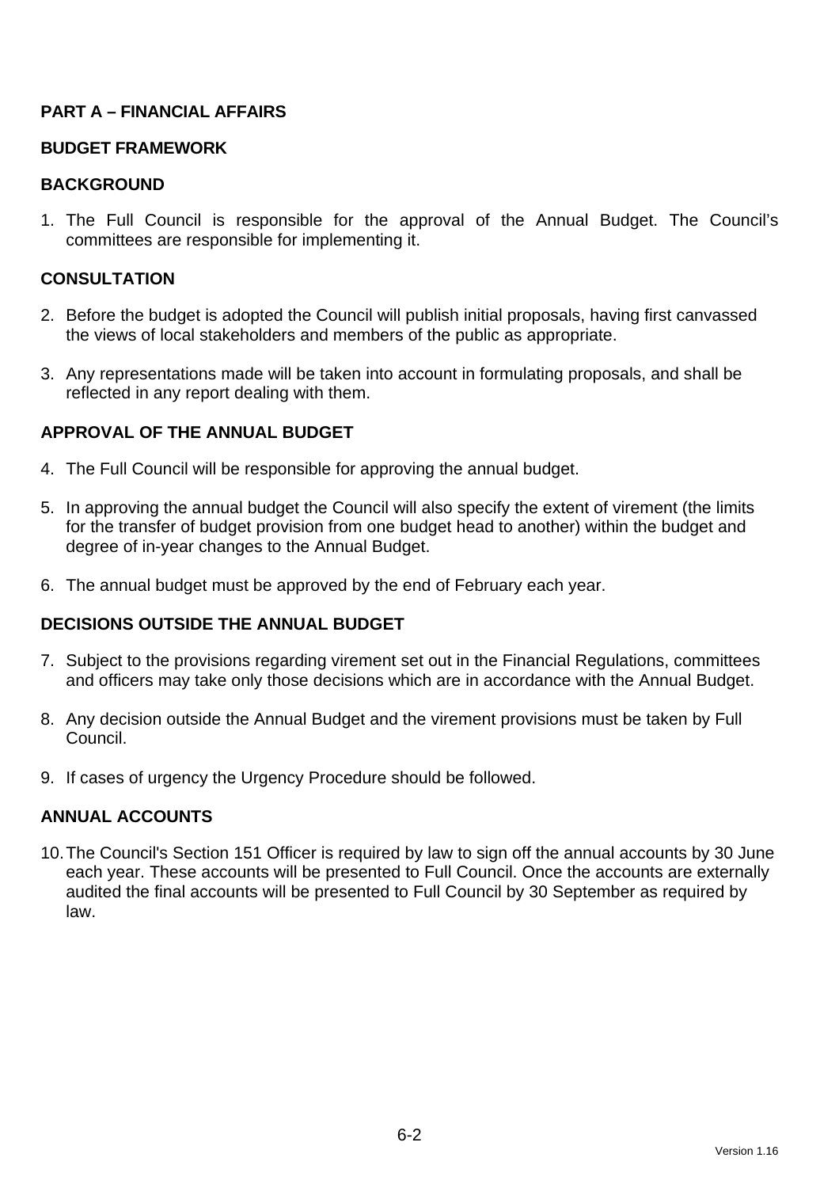## PART A – FINANCIAL AFFAIRS

### BUDGET FRAMEWORK

### BACKGROUND

1. The Full Council is responsible for the approval of the Annual Budget. The Council's committees are responsible for implementing it.

### CONSULTATION

2. Before the budget is adopted the Council will publish initial proposals, having first canvassed the views of local stakeholders and members of the public as appropriate.

3. Any representations made will be taken into account in formulating proposals, and shall be reflected in any report dealing with them.

### APPROVAL OF THE ANNUAL BUDGET

4. The Full Council will be responsible for approving the annual budget.

5. In approving the annual budget the Council will also specify the extent of virement (the limits for the transfer of budget provision from one budget head to another) within the budget and degree of in-year changes to the Annual Budget.

6. The annual budget must be approved by the end of February each year.

### DECISIONS OUTSIDE THE ANNUAL BUDGET

7. Subject to the provisions regarding virement set out in the Financial Regulations, committees and officers may take only those decisions which are in accordance with the Annual Budget.

8. Any decision outside the Annual Budget and the virement provisions must be taken by Full Council.

9. If cases of urgency the Urgency Procedure should be followed.

### ANNUAL ACCOUNTS

10. The Council's Section 151 Officer is required by law to sign off the annual accounts by 30 June each year. These accounts will be presented to Full Council. Once the accounts are externally audited the final accounts will be presented to Full Council by 30 September as required by law.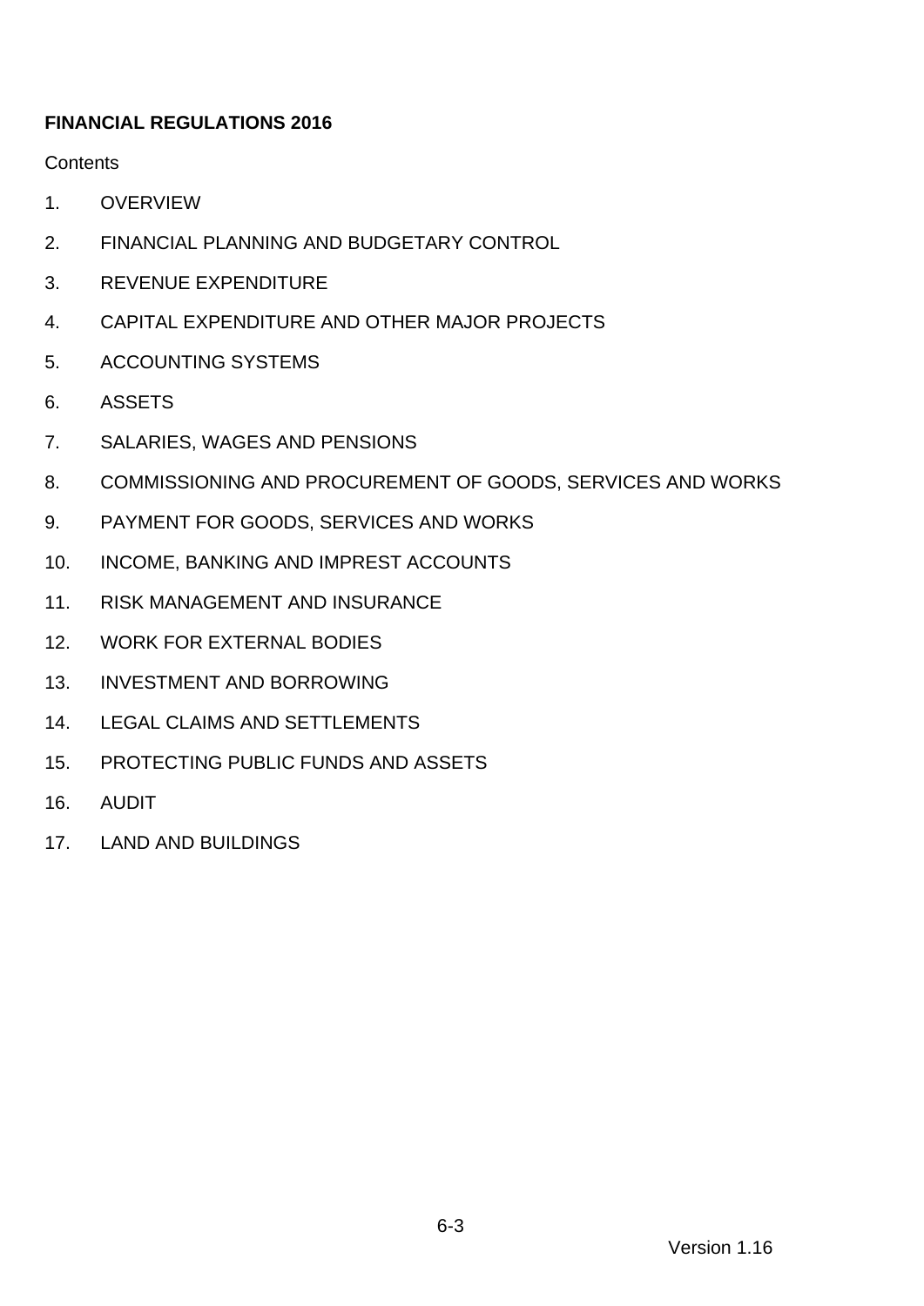**FINANCIAL REGULATIONS 2016**

Contents

1. OVERVIEW
2. FINANCIAL PLANNING AND BUDGETARY CONTROL
3. REVENUE EXPENDITURE
4. CAPITAL EXPENDITURE AND OTHER MAJOR PROJECTS
5. ACCOUNTING SYSTEMS
6. ASSETS
7. SALARIES, WAGES AND PENSIONS
8. COMMISSIONING AND PROCUREMENT OF GOODS, SERVICES AND WORKS
9. PAYMENT FOR GOODS, SERVICES AND WORKS
10. INCOME, BANKING AND IMPREST ACCOUNTS
11. RISK MANAGEMENT AND INSURANCE
12. WORK FOR EXTERNAL BODIES
13. INVESTMENT AND BORROWING
14. LEGAL CLAIMS AND SETTLEMENTS
15. PROTECTING PUBLIC FUNDS AND ASSETS
16. AUDIT
17. LAND AND BUILDINGS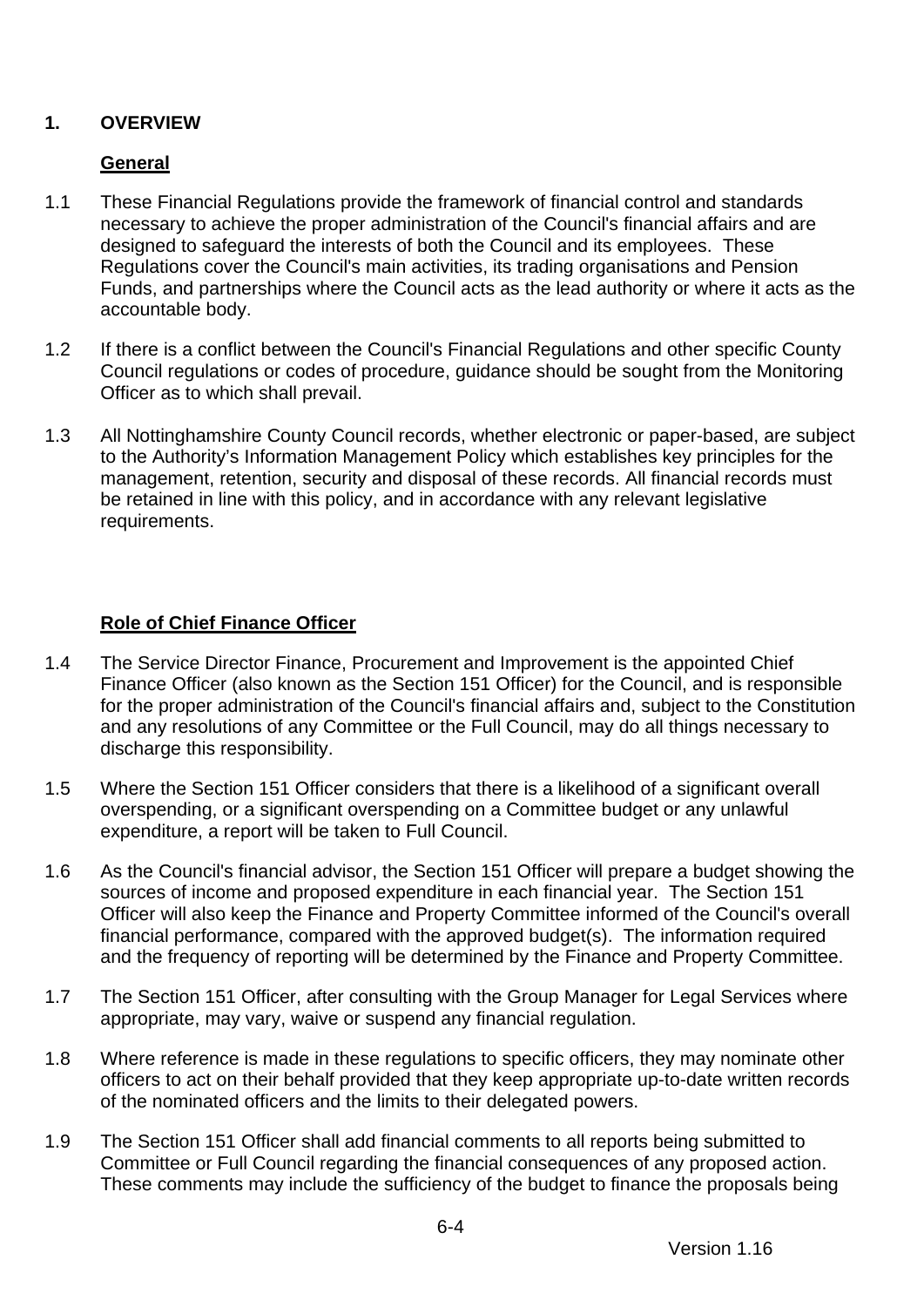## 1. OVERVIEW

### General

1.1 These Financial Regulations provide the framework of financial control and standards necessary to achieve the proper administration of the Council's financial affairs and are designed to safeguard the interests of both the Council and its employees. These Regulations cover the Council's main activities, its trading organisations and Pension Funds, and partnerships where the Council acts as the lead authority or where it acts as the accountable body.

1.2 If there is a conflict between the Council's Financial Regulations and other specific County Council regulations or codes of procedure, guidance should be sought from the Monitoring Officer as to which shall prevail.

1.3 All Nottinghamshire County Council records, whether electronic or paper-based, are subject to the Authority's Information Management Policy which establishes key principles for the management, retention, security and disposal of these records. All financial records must be retained in line with this policy, and in accordance with any relevant legislative requirements.

### Role of Chief Finance Officer

1.4 The Service Director Finance, Procurement and Improvement is the appointed Chief Finance Officer (also known as the Section 151 Officer) for the Council, and is responsible for the proper administration of the Council's financial affairs and, subject to the Constitution and any resolutions of any Committee or the Full Council, may do all things necessary to discharge this responsibility.

1.5 Where the Section 151 Officer considers that there is a likelihood of a significant overall overspending, or a significant overspending on a Committee budget or any unlawful expenditure, a report will be taken to Full Council.

1.6 As the Council's financial advisor, the Section 151 Officer will prepare a budget showing the sources of income and proposed expenditure in each financial year. The Section 151 Officer will also keep the Finance and Property Committee informed of the Council's overall financial performance, compared with the approved budget(s). The information required and the frequency of reporting will be determined by the Finance and Property Committee.

1.7 The Section 151 Officer, after consulting with the Group Manager for Legal Services where appropriate, may vary, waive or suspend any financial regulation.

1.8 Where reference is made in these regulations to specific officers, they may nominate other officers to act on their behalf provided that they keep appropriate up-to-date written records of the nominated officers and the limits to their delegated powers.

1.9 The Section 151 Officer shall add financial comments to all reports being submitted to Committee or Full Council regarding the financial consequences of any proposed action. These comments may include the sufficiency of the budget to finance the proposals being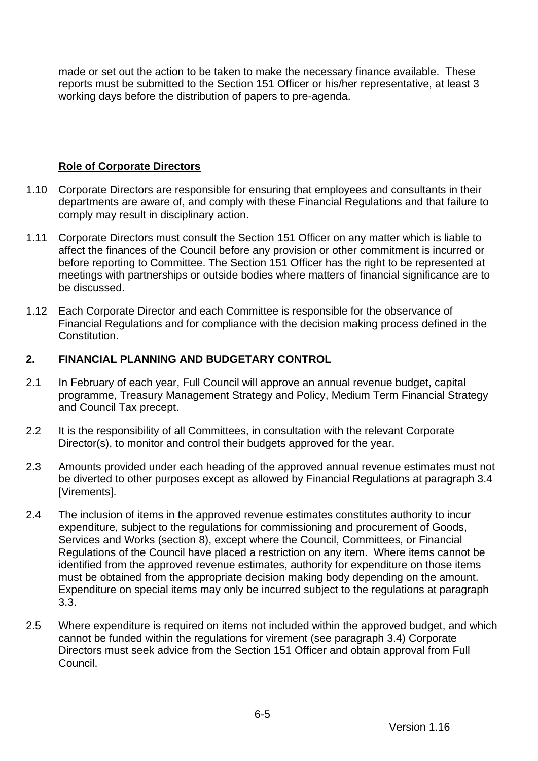made or set out the action to be taken to make the necessary finance available. These reports must be submitted to the Section 151 Officer or his/her representative, at least 3 working days before the distribution of papers to pre-agenda.

**<u>Role of Corporate Directors</u>**

1.10 Corporate Directors are responsible for ensuring that employees and consultants in their departments are aware of, and comply with these Financial Regulations and that failure to comply may result in disciplinary action.

1.11 Corporate Directors must consult the Section 151 Officer on any matter which is liable to affect the finances of the Council before any provision or other commitment is incurred or before reporting to Committee. The Section 151 Officer has the right to be represented at meetings with partnerships or outside bodies where matters of financial significance are to be discussed.

1.12 Each Corporate Director and each Committee is responsible for the observance of Financial Regulations and for compliance with the decision making process defined in the Constitution.

## 2. FINANCIAL PLANNING AND BUDGETARY CONTROL

2.1 In February of each year, Full Council will approve an annual revenue budget, capital programme, Treasury Management Strategy and Policy, Medium Term Financial Strategy and Council Tax precept.

2.2 It is the responsibility of all Committees, in consultation with the relevant Corporate Director(s), to monitor and control their budgets approved for the year.

2.3 Amounts provided under each heading of the approved annual revenue estimates must not be diverted to other purposes except as allowed by Financial Regulations at paragraph 3.4 [Virements].

2.4 The inclusion of items in the approved revenue estimates constitutes authority to incur expenditure, subject to the regulations for commissioning and procurement of Goods, Services and Works (section 8), except where the Council, Committees, or Financial Regulations of the Council have placed a restriction on any item. Where items cannot be identified from the approved revenue estimates, authority for expenditure on those items must be obtained from the appropriate decision making body depending on the amount. Expenditure on special items may only be incurred subject to the regulations at paragraph 3.3.

2.5 Where expenditure is required on items not included within the approved budget, and which cannot be funded within the regulations for virement (see paragraph 3.4) Corporate Directors must seek advice from the Section 151 Officer and obtain approval from Full Council.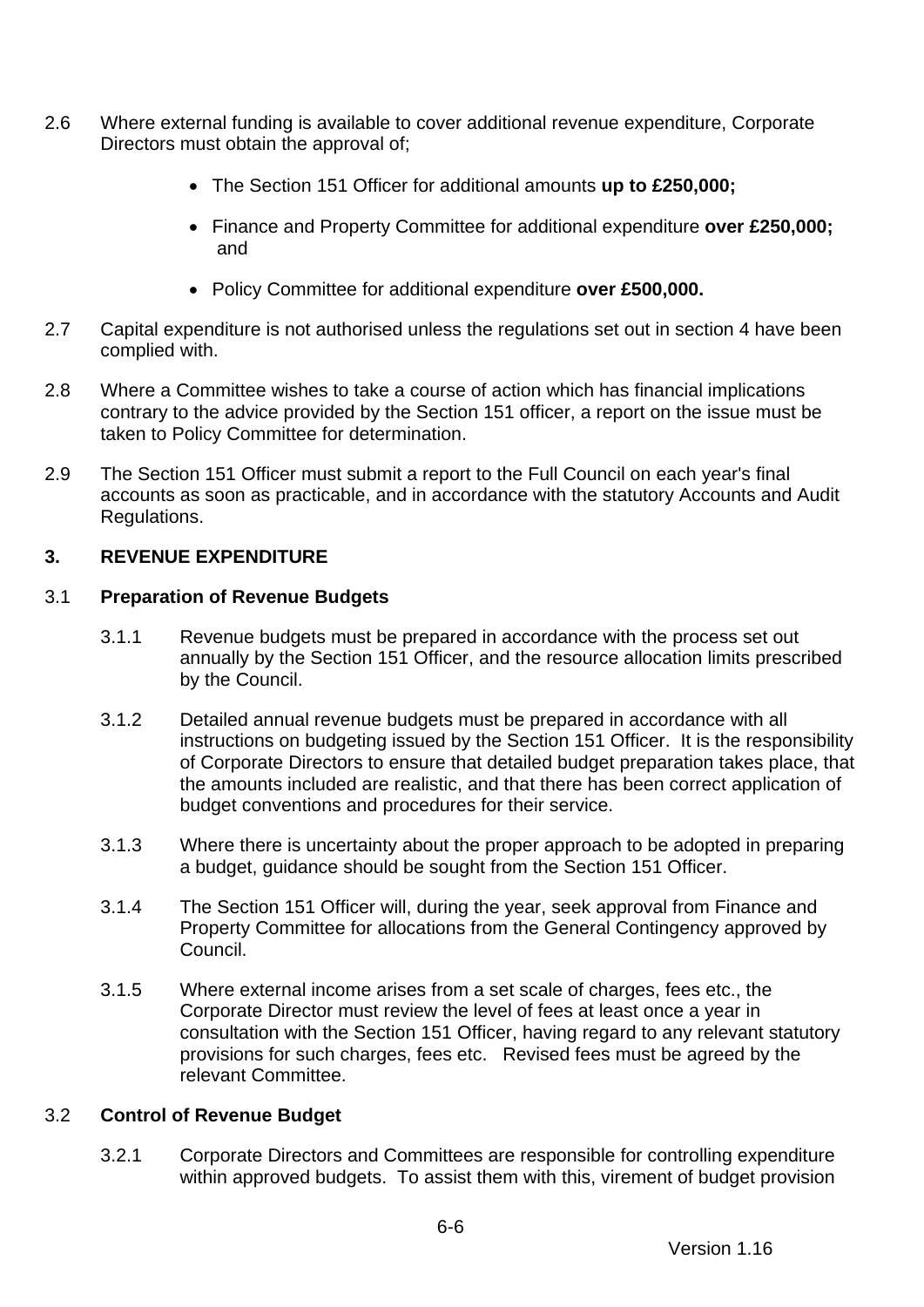2.6 Where external funding is available to cover additional revenue expenditure, Corporate Directors must obtain the approval of;

- The Section 151 Officer for additional amounts **up to £250,000;**
- Finance and Property Committee for additional expenditure **over £250,000;** and
- Policy Committee for additional expenditure **over £500,000.**

2.7 Capital expenditure is not authorised unless the regulations set out in section 4 have been complied with.

2.8 Where a Committee wishes to take a course of action which has financial implications contrary to the advice provided by the Section 151 officer, a report on the issue must be taken to Policy Committee for determination.

2.9 The Section 151 Officer must submit a report to the Full Council on each year's final accounts as soon as practicable, and in accordance with the statutory Accounts and Audit Regulations.

## 3. REVENUE EXPENDITURE

### 3.1 Preparation of Revenue Budgets

3.1.1 Revenue budgets must be prepared in accordance with the process set out annually by the Section 151 Officer, and the resource allocation limits prescribed by the Council.

3.1.2 Detailed annual revenue budgets must be prepared in accordance with all instructions on budgeting issued by the Section 151 Officer. It is the responsibility of Corporate Directors to ensure that detailed budget preparation takes place, that the amounts included are realistic, and that there has been correct application of budget conventions and procedures for their service.

3.1.3 Where there is uncertainty about the proper approach to be adopted in preparing a budget, guidance should be sought from the Section 151 Officer.

3.1.4 The Section 151 Officer will, during the year, seek approval from Finance and Property Committee for allocations from the General Contingency approved by Council.

3.1.5 Where external income arises from a set scale of charges, fees etc., the Corporate Director must review the level of fees at least once a year in consultation with the Section 151 Officer, having regard to any relevant statutory provisions for such charges, fees etc. Revised fees must be agreed by the relevant Committee.

### 3.2 Control of Revenue Budget

3.2.1 Corporate Directors and Committees are responsible for controlling expenditure within approved budgets. To assist them with this, virement of budget provision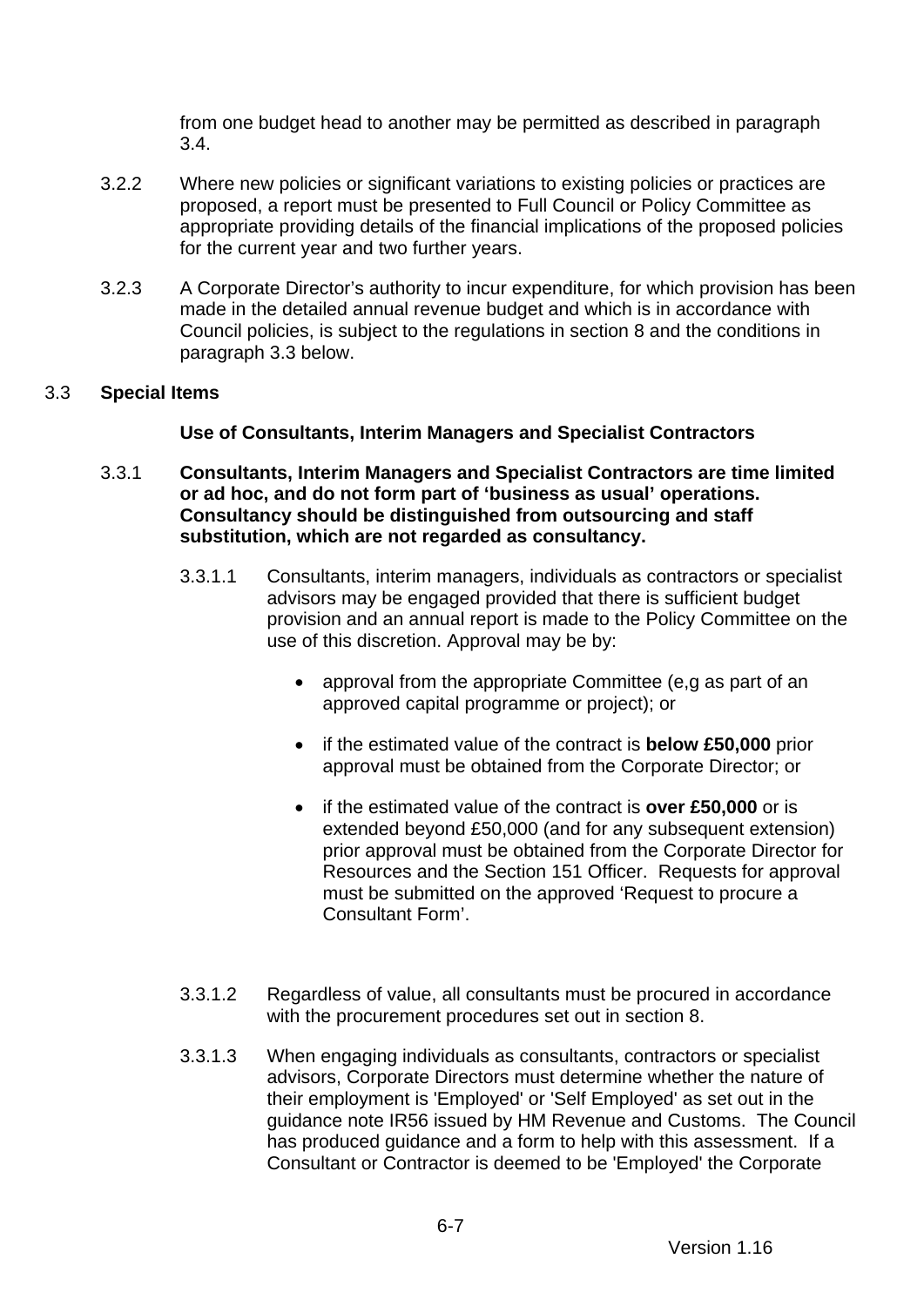from one budget head to another may be permitted as described in paragraph 3.4.

3.2.2 Where new policies or significant variations to existing policies or practices are proposed, a report must be presented to Full Council or Policy Committee as appropriate providing details of the financial implications of the proposed policies for the current year and two further years.

3.2.3 A Corporate Director's authority to incur expenditure, for which provision has been made in the detailed annual revenue budget and which is in accordance with Council policies, is subject to the regulations in section 8 and the conditions in paragraph 3.3 below.

3.3 **Special Items**

**Use of Consultants, Interim Managers and Specialist Contractors**

3.3.1 **Consultants, Interim Managers and Specialist Contractors are time limited or ad hoc, and do not form part of 'business as usual' operations. Consultancy should be distinguished from outsourcing and staff substitution, which are not regarded as consultancy.**

3.3.1.1 Consultants, interim managers, individuals as contractors or specialist advisors may be engaged provided that there is sufficient budget provision and an annual report is made to the Policy Committee on the use of this discretion. Approval may be by:

- approval from the appropriate Committee (e,g as part of an approved capital programme or project); or
- if the estimated value of the contract is **below £50,000** prior approval must be obtained from the Corporate Director; or
- if the estimated value of the contract is **over £50,000** or is extended beyond £50,000 (and for any subsequent extension) prior approval must be obtained from the Corporate Director for Resources and the Section 151 Officer. Requests for approval must be submitted on the approved 'Request to procure a Consultant Form'.

3.3.1.2 Regardless of value, all consultants must be procured in accordance with the procurement procedures set out in section 8.

3.3.1.3 When engaging individuals as consultants, contractors or specialist advisors, Corporate Directors must determine whether the nature of their employment is 'Employed' or 'Self Employed' as set out in the guidance note IR56 issued by HM Revenue and Customs. The Council has produced guidance and a form to help with this assessment. If a Consultant or Contractor is deemed to be 'Employed' the Corporate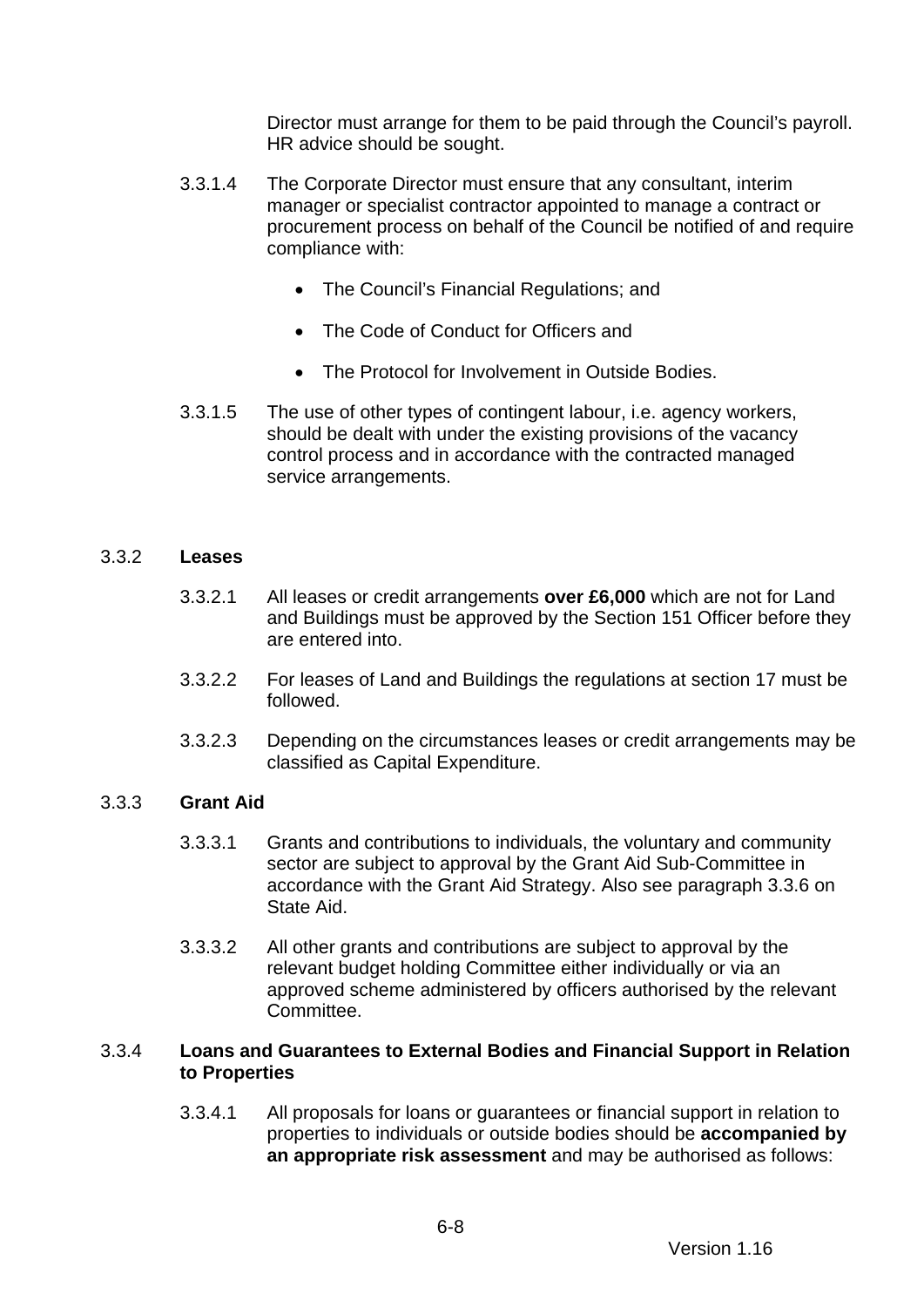Director must arrange for them to be paid through the Council's payroll. HR advice should be sought.

3.3.1.4 The Corporate Director must ensure that any consultant, interim manager or specialist contractor appointed to manage a contract or procurement process on behalf of the Council be notified of and require compliance with:

- The Council's Financial Regulations; and
- The Code of Conduct for Officers and
- The Protocol for Involvement in Outside Bodies.

3.3.1.5 The use of other types of contingent labour, i.e. agency workers, should be dealt with under the existing provisions of the vacancy control process and in accordance with the contracted managed service arrangements.

### 3.3.2 Leases

3.3.2.1 All leases or credit arrangements **over £6,000** which are not for Land and Buildings must be approved by the Section 151 Officer before they are entered into.

3.3.2.2 For leases of Land and Buildings the regulations at section 17 must be followed.

3.3.2.3 Depending on the circumstances leases or credit arrangements may be classified as Capital Expenditure.

### 3.3.3 Grant Aid

3.3.3.1 Grants and contributions to individuals, the voluntary and community sector are subject to approval by the Grant Aid Sub-Committee in accordance with the Grant Aid Strategy. Also see paragraph 3.3.6 on State Aid.

3.3.3.2 All other grants and contributions are subject to approval by the relevant budget holding Committee either individually or via an approved scheme administered by officers authorised by the relevant Committee.

### 3.3.4 Loans and Guarantees to External Bodies and Financial Support in Relation to Properties

3.3.4.1 All proposals for loans or guarantees or financial support in relation to properties to individuals or outside bodies should be **accompanied by an appropriate risk assessment** and may be authorised as follows: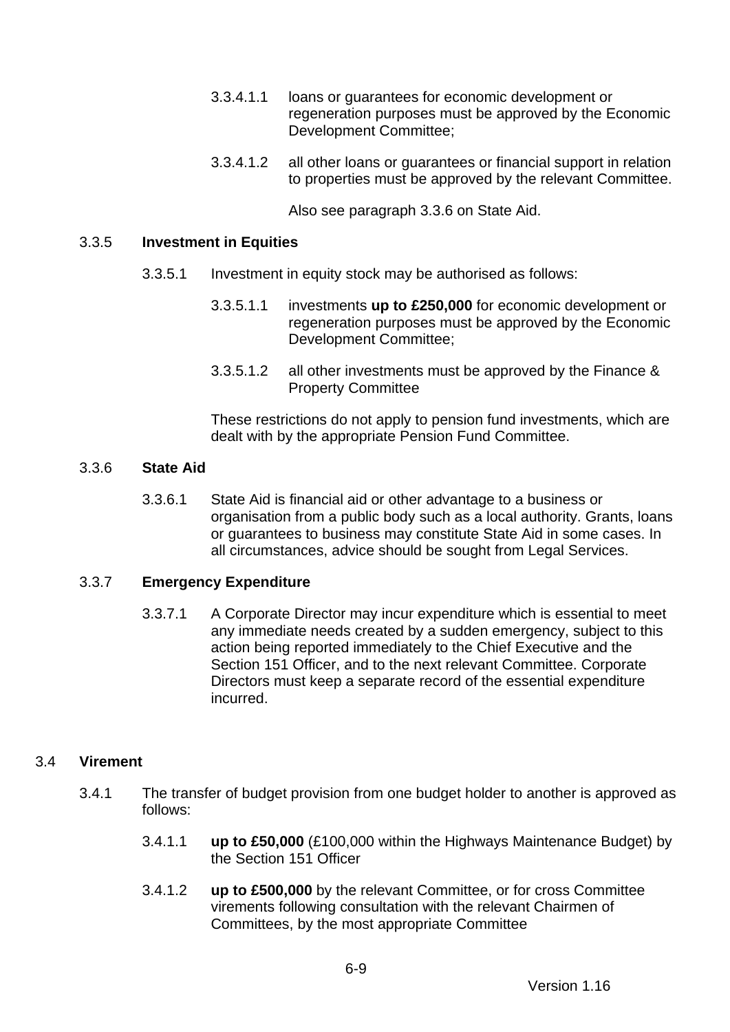3.3.4.1.1 loans or guarantees for economic development or regeneration purposes must be approved by the Economic Development Committee;

3.3.4.1.2 all other loans or guarantees or financial support in relation to properties must be approved by the relevant Committee.

Also see paragraph 3.3.6 on State Aid.

3.3.5 **Investment in Equities**

3.3.5.1 Investment in equity stock may be authorised as follows:

3.3.5.1.1 investments **up to £250,000** for economic development or regeneration purposes must be approved by the Economic Development Committee;

3.3.5.1.2 all other investments must be approved by the Finance & Property Committee

These restrictions do not apply to pension fund investments, which are dealt with by the appropriate Pension Fund Committee.

3.3.6 **State Aid**

3.3.6.1 State Aid is financial aid or other advantage to a business or organisation from a public body such as a local authority. Grants, loans or guarantees to business may constitute State Aid in some cases. In all circumstances, advice should be sought from Legal Services.

3.3.7 **Emergency Expenditure**

3.3.7.1 A Corporate Director may incur expenditure which is essential to meet any immediate needs created by a sudden emergency, subject to this action being reported immediately to the Chief Executive and the Section 151 Officer, and to the next relevant Committee. Corporate Directors must keep a separate record of the essential expenditure incurred.

3.4 **Virement**

3.4.1 The transfer of budget provision from one budget holder to another is approved as follows:

3.4.1.1 **up to £50,000** (£100,000 within the Highways Maintenance Budget) by the Section 151 Officer

3.4.1.2 **up to £500,000** by the relevant Committee, or for cross Committee virements following consultation with the relevant Chairmen of Committees, by the most appropriate Committee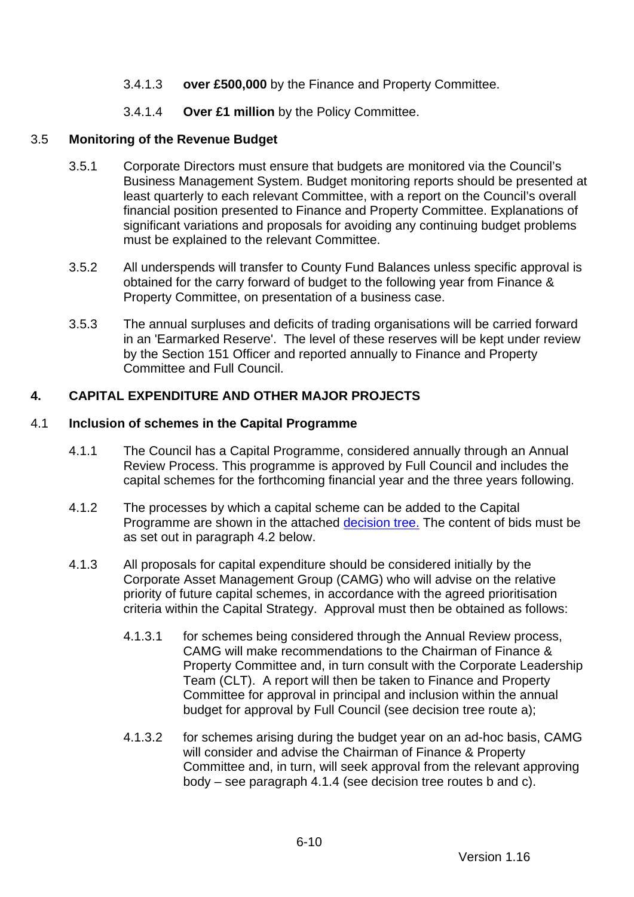3.4.1.3 **over £500,000** by the Finance and Property Committee.

3.4.1.4 **Over £1 million** by the Policy Committee.

### 3.5 Monitoring of the Revenue Budget

3.5.1 Corporate Directors must ensure that budgets are monitored via the Council's Business Management System. Budget monitoring reports should be presented at least quarterly to each relevant Committee, with a report on the Council's overall financial position presented to Finance and Property Committee. Explanations of significant variations and proposals for avoiding any continuing budget problems must be explained to the relevant Committee.

3.5.2 All underspends will transfer to County Fund Balances unless specific approval is obtained for the carry forward of budget to the following year from Finance & Property Committee, on presentation of a business case.

3.5.3 The annual surpluses and deficits of trading organisations will be carried forward in an 'Earmarked Reserve'. The level of these reserves will be kept under review by the Section 151 Officer and reported annually to Finance and Property Committee and Full Council.

## 4. CAPITAL EXPENDITURE AND OTHER MAJOR PROJECTS

### 4.1 Inclusion of schemes in the Capital Programme

4.1.1 The Council has a Capital Programme, considered annually through an Annual Review Process. This programme is approved by Full Council and includes the capital schemes for the forthcoming financial year and the three years following.

4.1.2 The processes by which a capital scheme can be added to the Capital Programme are shown in the attached decision tree. The content of bids must be as set out in paragraph 4.2 below.

4.1.3 All proposals for capital expenditure should be considered initially by the Corporate Asset Management Group (CAMG) who will advise on the relative priority of future capital schemes, in accordance with the agreed prioritisation criteria within the Capital Strategy. Approval must then be obtained as follows:

4.1.3.1 for schemes being considered through the Annual Review process, CAMG will make recommendations to the Chairman of Finance & Property Committee and, in turn consult with the Corporate Leadership Team (CLT). A report will then be taken to Finance and Property Committee for approval in principal and inclusion within the annual budget for approval by Full Council (see decision tree route a);

4.1.3.2 for schemes arising during the budget year on an ad-hoc basis, CAMG will consider and advise the Chairman of Finance & Property Committee and, in turn, will seek approval from the relevant approving body – see paragraph 4.1.4 (see decision tree routes b and c).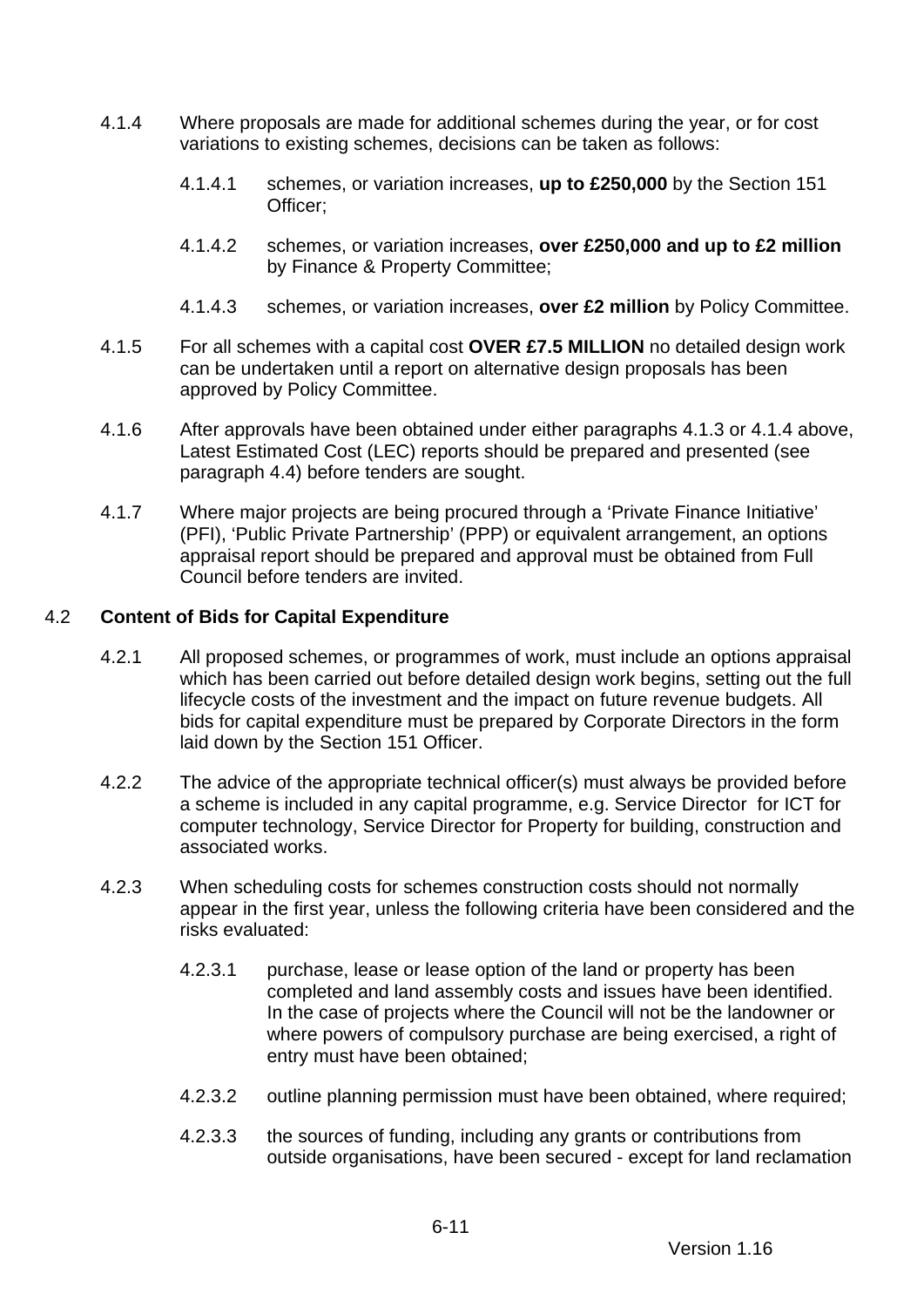4.1.4 Where proposals are made for additional schemes during the year, or for cost variations to existing schemes, decisions can be taken as follows:

4.1.4.1 schemes, or variation increases, **up to £250,000** by the Section 151 Officer;

4.1.4.2 schemes, or variation increases, **over £250,000 and up to £2 million** by Finance & Property Committee;

4.1.4.3 schemes, or variation increases, **over £2 million** by Policy Committee.

4.1.5 For all schemes with a capital cost **OVER £7.5 MILLION** no detailed design work can be undertaken until a report on alternative design proposals has been approved by Policy Committee.

4.1.6 After approvals have been obtained under either paragraphs 4.1.3 or 4.1.4 above, Latest Estimated Cost (LEC) reports should be prepared and presented (see paragraph 4.4) before tenders are sought.

4.1.7 Where major projects are being procured through a 'Private Finance Initiative' (PFI), 'Public Private Partnership' (PPP) or equivalent arrangement, an options appraisal report should be prepared and approval must be obtained from Full Council before tenders are invited.

4.2 **Content of Bids for Capital Expenditure**

4.2.1 All proposed schemes, or programmes of work, must include an options appraisal which has been carried out before detailed design work begins, setting out the full lifecycle costs of the investment and the impact on future revenue budgets. All bids for capital expenditure must be prepared by Corporate Directors in the form laid down by the Section 151 Officer.

4.2.2 The advice of the appropriate technical officer(s) must always be provided before a scheme is included in any capital programme, e.g. Service Director for ICT for computer technology, Service Director for Property for building, construction and associated works.

4.2.3 When scheduling costs for schemes construction costs should not normally appear in the first year, unless the following criteria have been considered and the risks evaluated:

4.2.3.1 purchase, lease or lease option of the land or property has been completed and land assembly costs and issues have been identified. In the case of projects where the Council will not be the landowner or where powers of compulsory purchase are being exercised, a right of entry must have been obtained;

4.2.3.2 outline planning permission must have been obtained, where required;

4.2.3.3 the sources of funding, including any grants or contributions from outside organisations, have been secured - except for land reclamation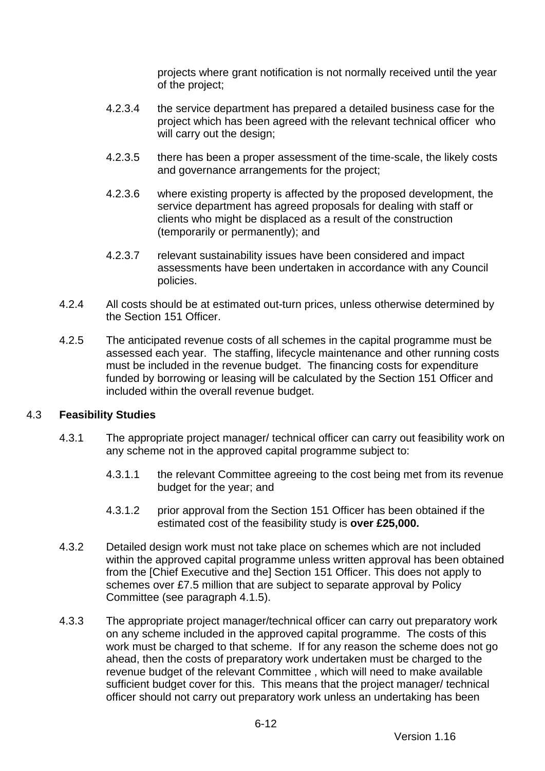projects where grant notification is not normally received until the year of the project;

4.2.3.4 the service department has prepared a detailed business case for the project which has been agreed with the relevant technical officer who will carry out the design;

4.2.3.5 there has been a proper assessment of the time-scale, the likely costs and governance arrangements for the project;

4.2.3.6 where existing property is affected by the proposed development, the service department has agreed proposals for dealing with staff or clients who might be displaced as a result of the construction (temporarily or permanently); and

4.2.3.7 relevant sustainability issues have been considered and impact assessments have been undertaken in accordance with any Council policies.

4.2.4 All costs should be at estimated out-turn prices, unless otherwise determined by the Section 151 Officer.

4.2.5 The anticipated revenue costs of all schemes in the capital programme must be assessed each year. The staffing, lifecycle maintenance and other running costs must be included in the revenue budget. The financing costs for expenditure funded by borrowing or leasing will be calculated by the Section 151 Officer and included within the overall revenue budget.

4.3 **Feasibility Studies**

4.3.1 The appropriate project manager/ technical officer can carry out feasibility work on any scheme not in the approved capital programme subject to:

4.3.1.1 the relevant Committee agreeing to the cost being met from its revenue budget for the year; and

4.3.1.2 prior approval from the Section 151 Officer has been obtained if the estimated cost of the feasibility study is **over £25,000.**

4.3.2 Detailed design work must not take place on schemes which are not included within the approved capital programme unless written approval has been obtained from the [Chief Executive and the] Section 151 Officer. This does not apply to schemes over £7.5 million that are subject to separate approval by Policy Committee (see paragraph 4.1.5).

4.3.3 The appropriate project manager/technical officer can carry out preparatory work on any scheme included in the approved capital programme. The costs of this work must be charged to that scheme. If for any reason the scheme does not go ahead, then the costs of preparatory work undertaken must be charged to the revenue budget of the relevant Committee , which will need to make available sufficient budget cover for this. This means that the project manager/ technical officer should not carry out preparatory work unless an undertaking has been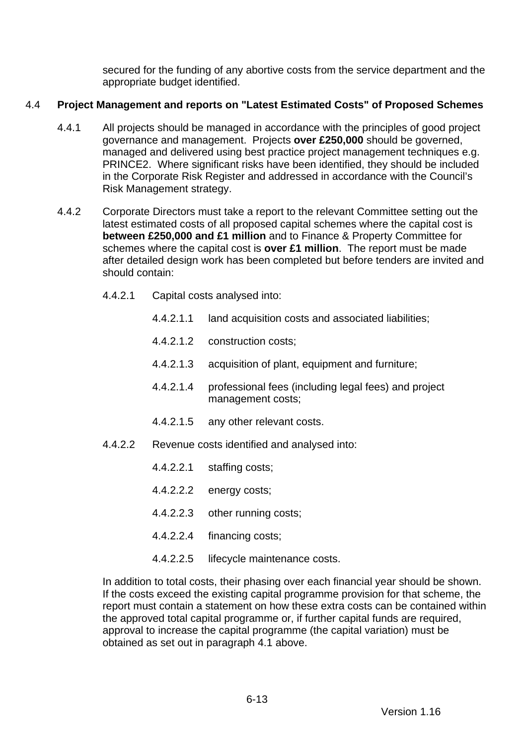secured for the funding of any abortive costs from the service department and the appropriate budget identified.

4.4 **Project Management and reports on "Latest Estimated Costs" of Proposed Schemes**

4.4.1 All projects should be managed in accordance with the principles of good project governance and management. Projects **over £250,000** should be governed, managed and delivered using best practice project management techniques e.g. PRINCE2. Where significant risks have been identified, they should be included in the Corporate Risk Register and addressed in accordance with the Council's Risk Management strategy.

4.4.2 Corporate Directors must take a report to the relevant Committee setting out the latest estimated costs of all proposed capital schemes where the capital cost is **between £250,000 and £1 million** and to Finance & Property Committee for schemes where the capital cost is **over £1 million**. The report must be made after detailed design work has been completed but before tenders are invited and should contain:

4.4.2.1 Capital costs analysed into:

4.4.2.1.1 land acquisition costs and associated liabilities;

4.4.2.1.2 construction costs;

4.4.2.1.3 acquisition of plant, equipment and furniture;

4.4.2.1.4 professional fees (including legal fees) and project management costs;

4.4.2.1.5 any other relevant costs.

4.4.2.2 Revenue costs identified and analysed into:

4.4.2.2.1 staffing costs;

4.4.2.2.2 energy costs;

4.4.2.2.3 other running costs;

4.4.2.2.4 financing costs;

4.4.2.2.5 lifecycle maintenance costs.

In addition to total costs, their phasing over each financial year should be shown. If the costs exceed the existing capital programme provision for that scheme, the report must contain a statement on how these extra costs can be contained within the approved total capital programme or, if further capital funds are required, approval to increase the capital programme (the capital variation) must be obtained as set out in paragraph 4.1 above.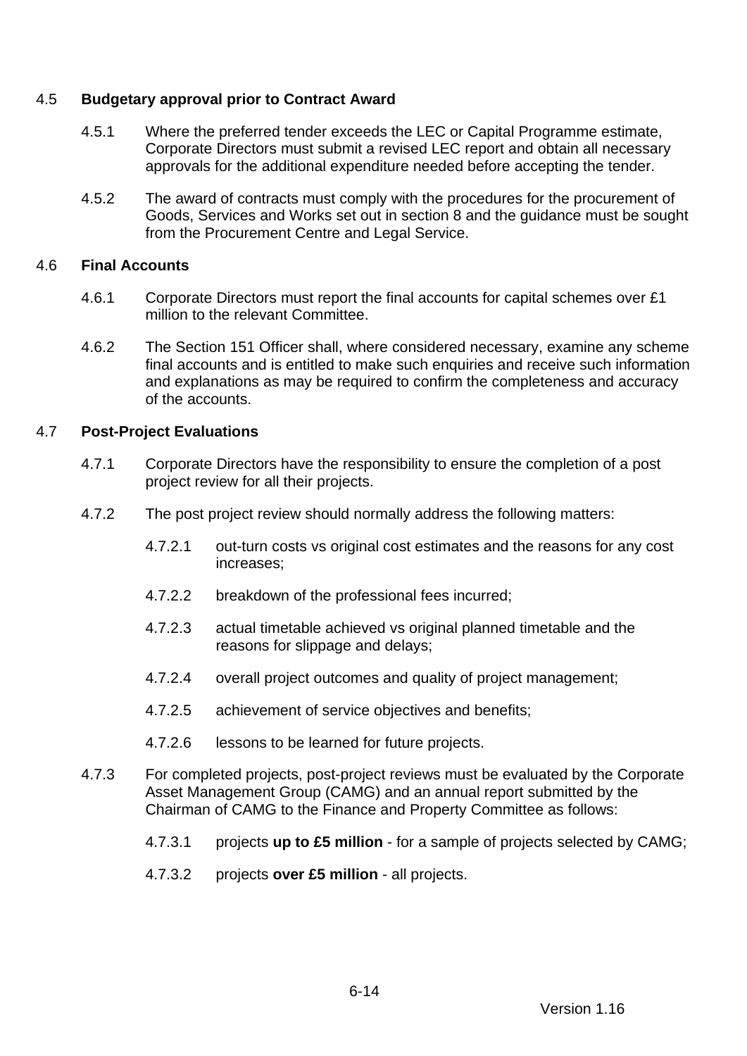## 4.5 Budgetary approval prior to Contract Award

4.5.1 Where the preferred tender exceeds the LEC or Capital Programme estimate, Corporate Directors must submit a revised LEC report and obtain all necessary approvals for the additional expenditure needed before accepting the tender.

4.5.2 The award of contracts must comply with the procedures for the procurement of Goods, Services and Works set out in section 8 and the guidance must be sought from the Procurement Centre and Legal Service.

## 4.6 Final Accounts

4.6.1 Corporate Directors must report the final accounts for capital schemes over £1 million to the relevant Committee.

4.6.2 The Section 151 Officer shall, where considered necessary, examine any scheme final accounts and is entitled to make such enquiries and receive such information and explanations as may be required to confirm the completeness and accuracy of the accounts.

## 4.7 Post-Project Evaluations

4.7.1 Corporate Directors have the responsibility to ensure the completion of a post project review for all their projects.

4.7.2 The post project review should normally address the following matters:

4.7.2.1 out-turn costs vs original cost estimates and the reasons for any cost increases;

4.7.2.2 breakdown of the professional fees incurred;

4.7.2.3 actual timetable achieved vs original planned timetable and the reasons for slippage and delays;

4.7.2.4 overall project outcomes and quality of project management;

4.7.2.5 achievement of service objectives and benefits;

4.7.2.6 lessons to be learned for future projects.

4.7.3 For completed projects, post-project reviews must be evaluated by the Corporate Asset Management Group (CAMG) and an annual report submitted by the Chairman of CAMG to the Finance and Property Committee as follows:

4.7.3.1 projects **up to £5 million** - for a sample of projects selected by CAMG;

4.7.3.2 projects **over £5 million** - all projects.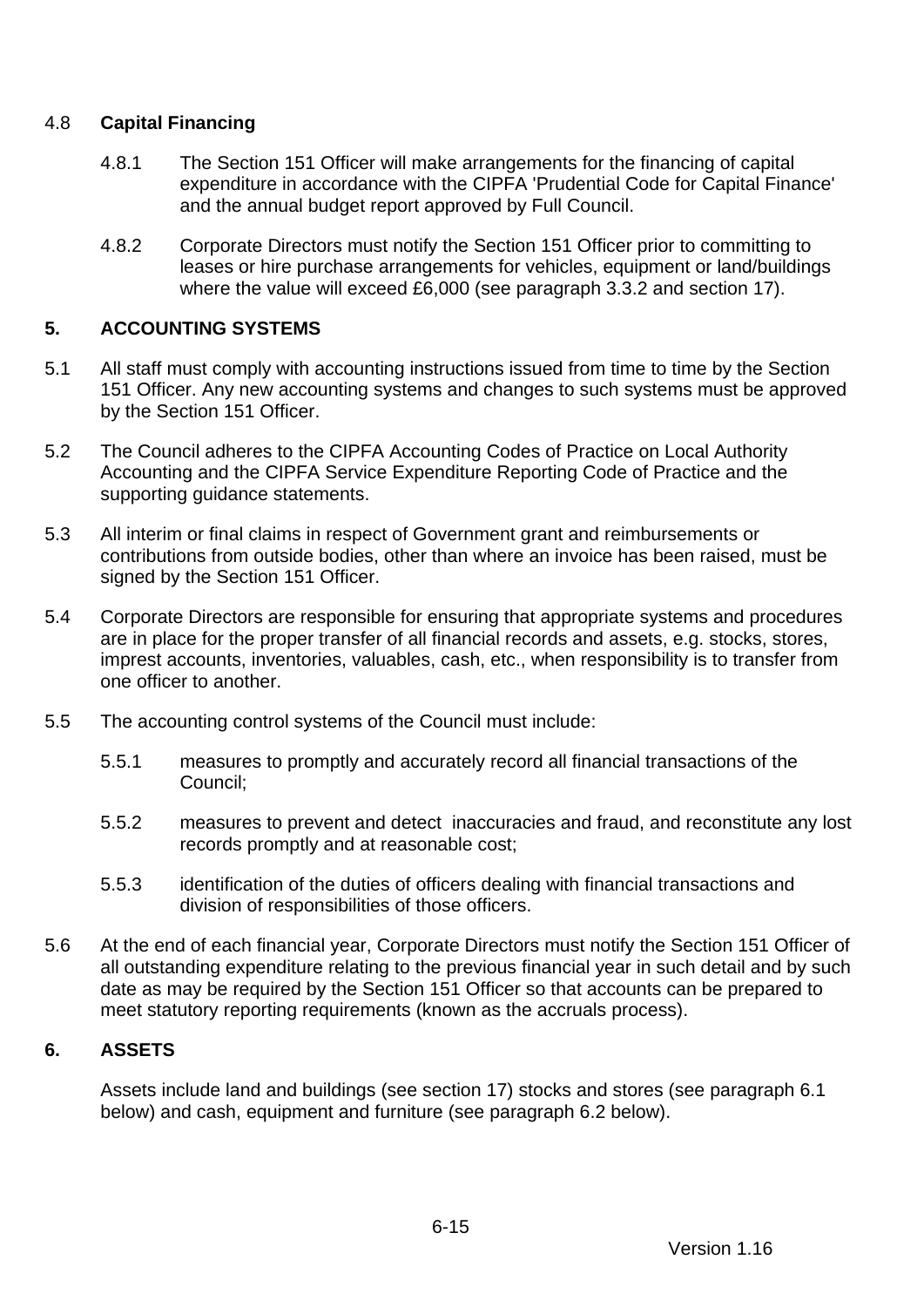4.8 **Capital Financing**

4.8.1 The Section 151 Officer will make arrangements for the financing of capital expenditure in accordance with the CIPFA 'Prudential Code for Capital Finance' and the annual budget report approved by Full Council.

4.8.2 Corporate Directors must notify the Section 151 Officer prior to committing to leases or hire purchase arrangements for vehicles, equipment or land/buildings where the value will exceed £6,000 (see paragraph 3.3.2 and section 17).

## 5. ACCOUNTING SYSTEMS

5.1 All staff must comply with accounting instructions issued from time to time by the Section 151 Officer. Any new accounting systems and changes to such systems must be approved by the Section 151 Officer.

5.2 The Council adheres to the CIPFA Accounting Codes of Practice on Local Authority Accounting and the CIPFA Service Expenditure Reporting Code of Practice and the supporting guidance statements.

5.3 All interim or final claims in respect of Government grant and reimbursements or contributions from outside bodies, other than where an invoice has been raised, must be signed by the Section 151 Officer.

5.4 Corporate Directors are responsible for ensuring that appropriate systems and procedures are in place for the proper transfer of all financial records and assets, e.g. stocks, stores, imprest accounts, inventories, valuables, cash, etc., when responsibility is to transfer from one officer to another.

5.5 The accounting control systems of the Council must include:

5.5.1 measures to promptly and accurately record all financial transactions of the Council;

5.5.2 measures to prevent and detect inaccuracies and fraud, and reconstitute any lost records promptly and at reasonable cost;

5.5.3 identification of the duties of officers dealing with financial transactions and division of responsibilities of those officers.

5.6 At the end of each financial year, Corporate Directors must notify the Section 151 Officer of all outstanding expenditure relating to the previous financial year in such detail and by such date as may be required by the Section 151 Officer so that accounts can be prepared to meet statutory reporting requirements (known as the accruals process).

## 6. ASSETS

Assets include land and buildings (see section 17) stocks and stores (see paragraph 6.1 below) and cash, equipment and furniture (see paragraph 6.2 below).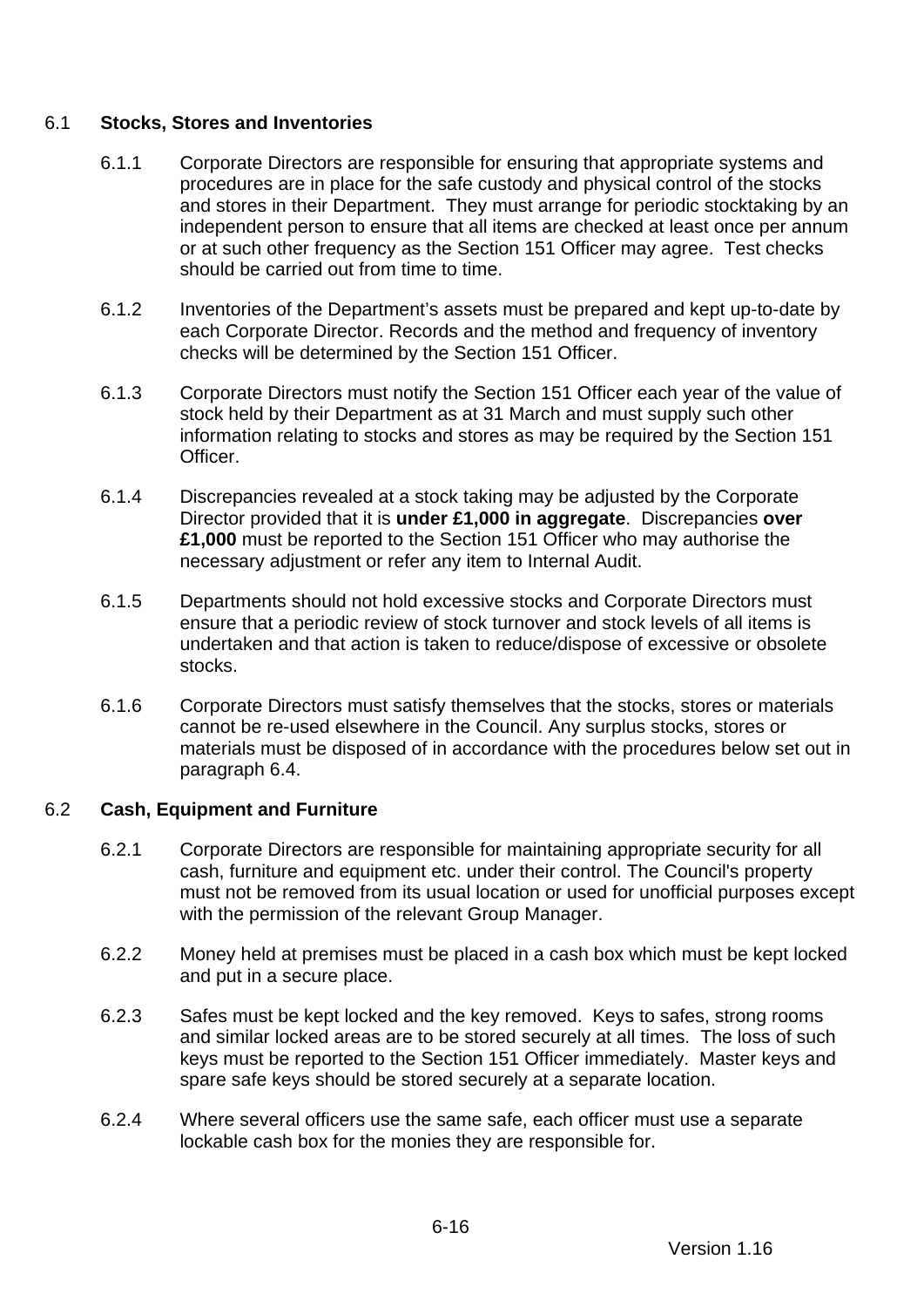### 6.1 Stocks, Stores and Inventories

6.1.1 Corporate Directors are responsible for ensuring that appropriate systems and procedures are in place for the safe custody and physical control of the stocks and stores in their Department. They must arrange for periodic stocktaking by an independent person to ensure that all items are checked at least once per annum or at such other frequency as the Section 151 Officer may agree. Test checks should be carried out from time to time.

6.1.2 Inventories of the Department's assets must be prepared and kept up-to-date by each Corporate Director. Records and the method and frequency of inventory checks will be determined by the Section 151 Officer.

6.1.3 Corporate Directors must notify the Section 151 Officer each year of the value of stock held by their Department as at 31 March and must supply such other information relating to stocks and stores as may be required by the Section 151 Officer.

6.1.4 Discrepancies revealed at a stock taking may be adjusted by the Corporate Director provided that it is **under £1,000 in aggregate**. Discrepancies **over £1,000** must be reported to the Section 151 Officer who may authorise the necessary adjustment or refer any item to Internal Audit.

6.1.5 Departments should not hold excessive stocks and Corporate Directors must ensure that a periodic review of stock turnover and stock levels of all items is undertaken and that action is taken to reduce/dispose of excessive or obsolete stocks.

6.1.6 Corporate Directors must satisfy themselves that the stocks, stores or materials cannot be re-used elsewhere in the Council. Any surplus stocks, stores or materials must be disposed of in accordance with the procedures below set out in paragraph 6.4.

### 6.2 Cash, Equipment and Furniture

6.2.1 Corporate Directors are responsible for maintaining appropriate security for all cash, furniture and equipment etc. under their control. The Council's property must not be removed from its usual location or used for unofficial purposes except with the permission of the relevant Group Manager.

6.2.2 Money held at premises must be placed in a cash box which must be kept locked and put in a secure place.

6.2.3 Safes must be kept locked and the key removed. Keys to safes, strong rooms and similar locked areas are to be stored securely at all times. The loss of such keys must be reported to the Section 151 Officer immediately. Master keys and spare safe keys should be stored securely at a separate location.

6.2.4 Where several officers use the same safe, each officer must use a separate lockable cash box for the monies they are responsible for.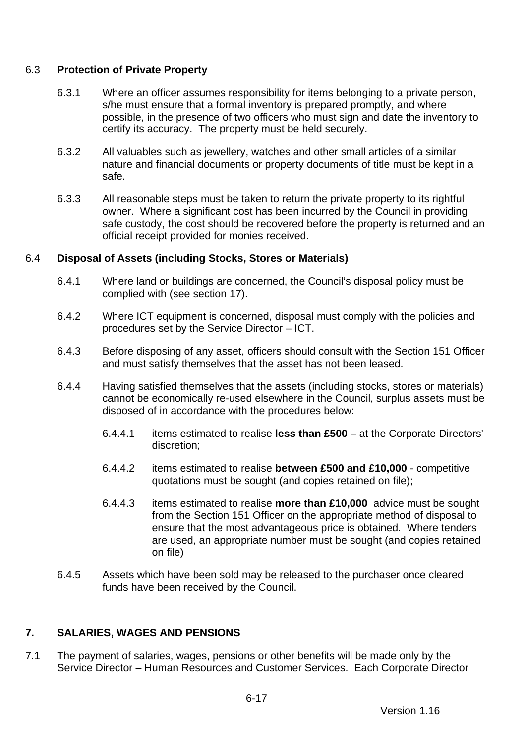### 6.3 **Protection of Private Property**

6.3.1 Where an officer assumes responsibility for items belonging to a private person, s/he must ensure that a formal inventory is prepared promptly, and where possible, in the presence of two officers who must sign and date the inventory to certify its accuracy. The property must be held securely.

6.3.2 All valuables such as jewellery, watches and other small articles of a similar nature and financial documents or property documents of title must be kept in a safe.

6.3.3 All reasonable steps must be taken to return the private property to its rightful owner. Where a significant cost has been incurred by the Council in providing safe custody, the cost should be recovered before the property is returned and an official receipt provided for monies received.

### 6.4 **Disposal of Assets (including Stocks, Stores or Materials)**

6.4.1 Where land or buildings are concerned, the Council's disposal policy must be complied with (see section 17).

6.4.2 Where ICT equipment is concerned, disposal must comply with the policies and procedures set by the Service Director – ICT.

6.4.3 Before disposing of any asset, officers should consult with the Section 151 Officer and must satisfy themselves that the asset has not been leased.

6.4.4 Having satisfied themselves that the assets (including stocks, stores or materials) cannot be economically re-used elsewhere in the Council, surplus assets must be disposed of in accordance with the procedures below:

6.4.4.1 items estimated to realise **less than £500** – at the Corporate Directors' discretion;

6.4.4.2 items estimated to realise **between £500 and £10,000** - competitive quotations must be sought (and copies retained on file);

6.4.4.3 items estimated to realise **more than £10,000** advice must be sought from the Section 151 Officer on the appropriate method of disposal to ensure that the most advantageous price is obtained. Where tenders are used, an appropriate number must be sought (and copies retained on file)

6.4.5 Assets which have been sold may be released to the purchaser once cleared funds have been received by the Council.

## 7. SALARIES, WAGES AND PENSIONS

7.1 The payment of salaries, wages, pensions or other benefits will be made only by the Service Director – Human Resources and Customer Services. Each Corporate Director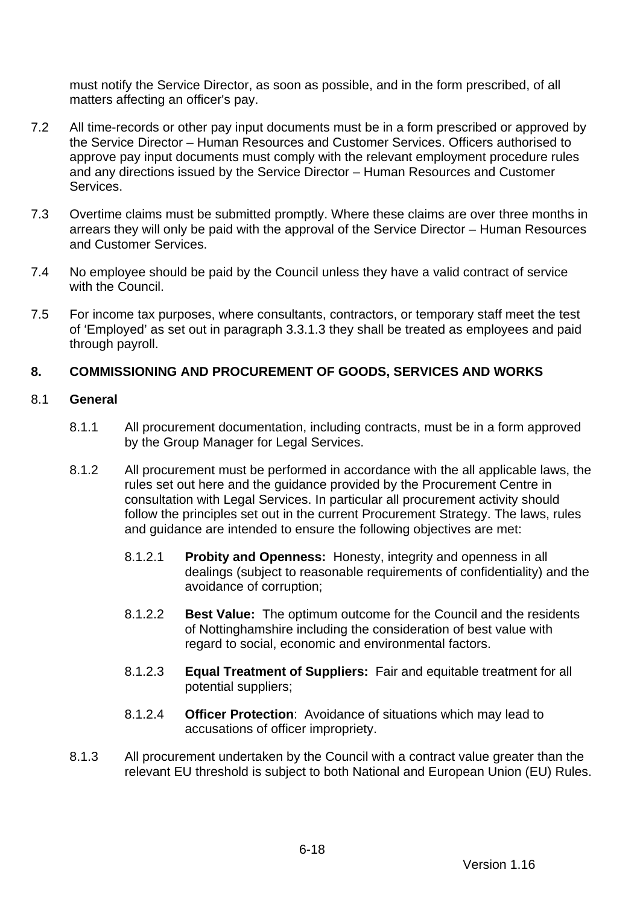must notify the Service Director, as soon as possible, and in the form prescribed, of all matters affecting an officer's pay.

7.2 All time-records or other pay input documents must be in a form prescribed or approved by the Service Director – Human Resources and Customer Services. Officers authorised to approve pay input documents must comply with the relevant employment procedure rules and any directions issued by the Service Director – Human Resources and Customer Services.

7.3 Overtime claims must be submitted promptly. Where these claims are over three months in arrears they will only be paid with the approval of the Service Director – Human Resources and Customer Services.

7.4 No employee should be paid by the Council unless they have a valid contract of service with the Council.

7.5 For income tax purposes, where consultants, contractors, or temporary staff meet the test of 'Employed' as set out in paragraph 3.3.1.3 they shall be treated as employees and paid through payroll.

## 8. COMMISSIONING AND PROCUREMENT OF GOODS, SERVICES AND WORKS

### 8.1 General

8.1.1 All procurement documentation, including contracts, must be in a form approved by the Group Manager for Legal Services.

8.1.2 All procurement must be performed in accordance with the all applicable laws, the rules set out here and the guidance provided by the Procurement Centre in consultation with Legal Services. In particular all procurement activity should follow the principles set out in the current Procurement Strategy. The laws, rules and guidance are intended to ensure the following objectives are met:

8.1.2.1 **Probity and Openness:** Honesty, integrity and openness in all dealings (subject to reasonable requirements of confidentiality) and the avoidance of corruption;

8.1.2.2 **Best Value:** The optimum outcome for the Council and the residents of Nottinghamshire including the consideration of best value with regard to social, economic and environmental factors.

8.1.2.3 **Equal Treatment of Suppliers:** Fair and equitable treatment for all potential suppliers;

8.1.2.4 **Officer Protection**: Avoidance of situations which may lead to accusations of officer impropriety.

8.1.3 All procurement undertaken by the Council with a contract value greater than the relevant EU threshold is subject to both National and European Union (EU) Rules.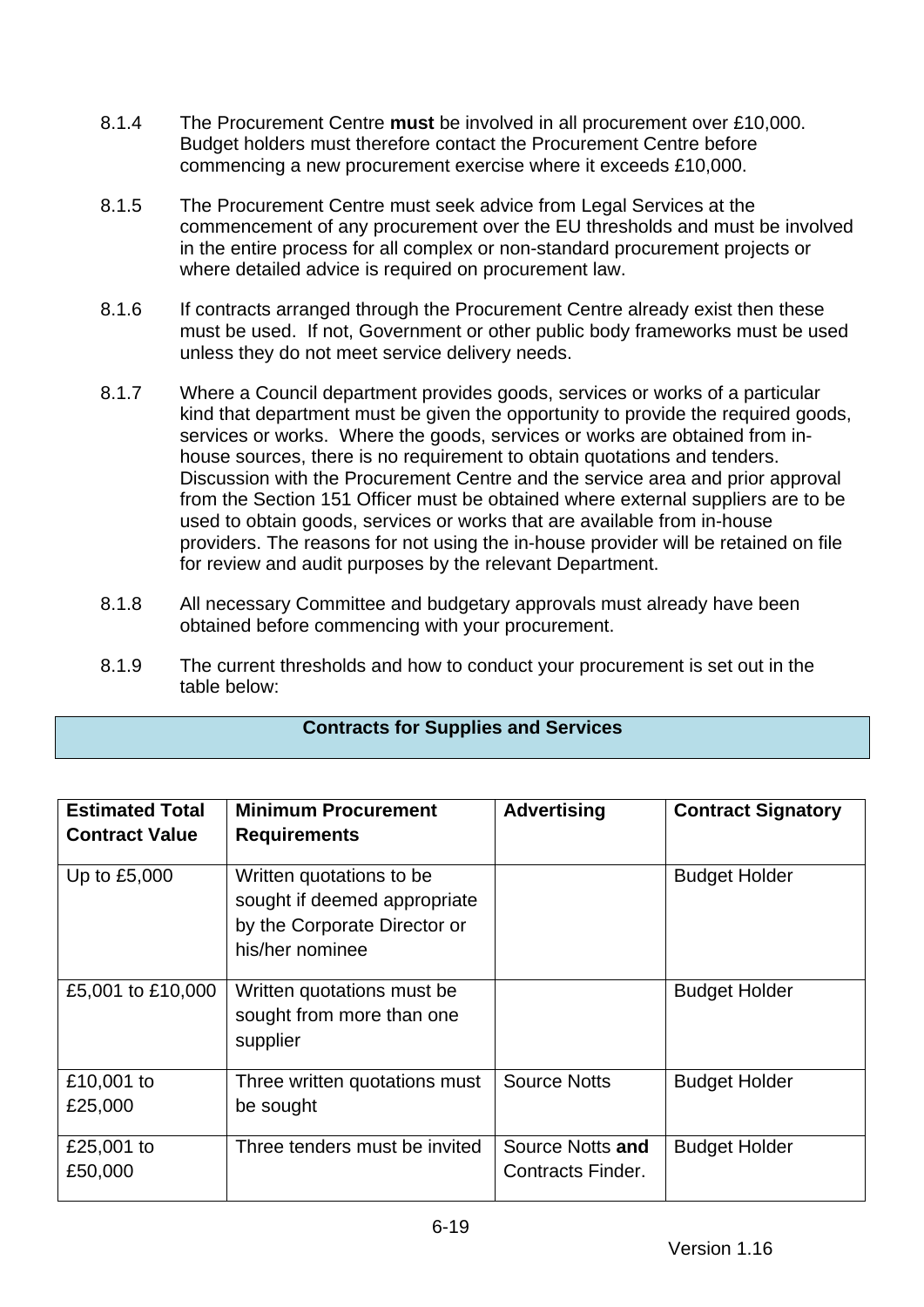8.1.4 The Procurement Centre **must** be involved in all procurement over £10,000. Budget holders must therefore contact the Procurement Centre before commencing a new procurement exercise where it exceeds £10,000.

8.1.5 The Procurement Centre must seek advice from Legal Services at the commencement of any procurement over the EU thresholds and must be involved in the entire process for all complex or non-standard procurement projects or where detailed advice is required on procurement law.

8.1.6 If contracts arranged through the Procurement Centre already exist then these must be used. If not, Government or other public body frameworks must be used unless they do not meet service delivery needs.

8.1.7 Where a Council department provides goods, services or works of a particular kind that department must be given the opportunity to provide the required goods, services or works. Where the goods, services or works are obtained from in-house sources, there is no requirement to obtain quotations and tenders. Discussion with the Procurement Centre and the service area and prior approval from the Section 151 Officer must be obtained where external suppliers are to be used to obtain goods, services or works that are available from in-house providers. The reasons for not using the in-house provider will be retained on file for review and audit purposes by the relevant Department.

8.1.8 All necessary Committee and budgetary approvals must already have been obtained before commencing with your procurement.

8.1.9 The current thresholds and how to conduct your procurement is set out in the table below:

**Contracts for Supplies and Services**

| Estimated Total Contract Value | Minimum Procurement Requirements | Advertising | Contract Signatory |
|---|---|---|---|
| Up to £5,000 | Written quotations to be sought if deemed appropriate by the Corporate Director or his/her nominee | | Budget Holder |
| £5,001 to £10,000 | Written quotations must be sought from more than one supplier | | Budget Holder |
| £10,001 to £25,000 | Three written quotations must be sought | Source Notts | Budget Holder |
| £25,001 to £50,000 | Three tenders must be invited | Source Notts **and** Contracts Finder. | Budget Holder |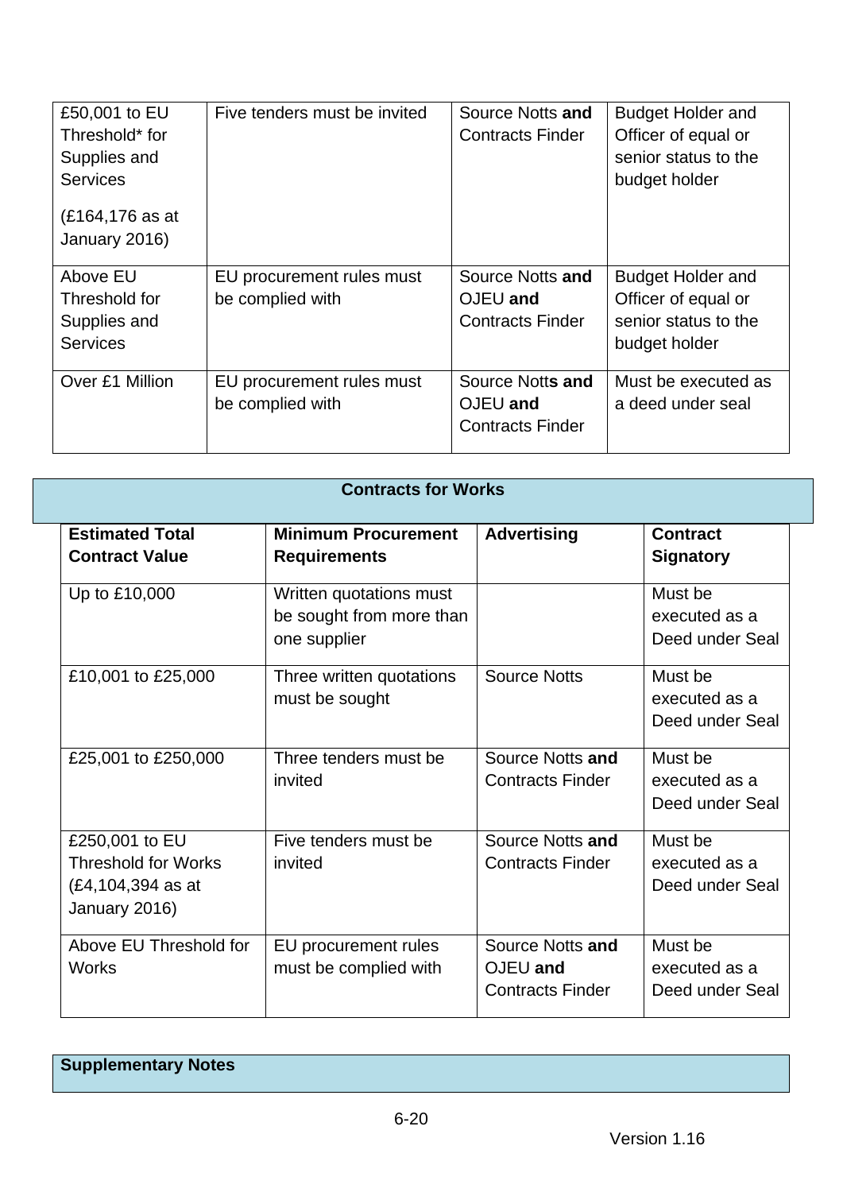| | | | |
|---|---|---|---|
| £50,001 to EU Threshold* for Supplies and Services<br><br>(£164,176 as at January 2016) | Five tenders must be invited | Source Notts **and** Contracts Finder | Budget Holder and Officer of equal or senior status to the budget holder |
| Above EU Threshold for Supplies and Services | EU procurement rules must be complied with | Source Notts **and** OJEU **and** Contracts Finder | Budget Holder and Officer of equal or senior status to the budget holder |
| Over £1 Million | EU procurement rules must be complied with | Source Notts **and** OJEU **and** Contracts Finder | Must be executed as a deed under seal |

**Contracts for Works**

| **Estimated Total Contract Value** | **Minimum Procurement Requirements** | **Advertising** | **Contract Signatory** |
|---|---|---|---|
| Up to £10,000 | Written quotations must be sought from more than one supplier | | Must be executed as a Deed under Seal |
| £10,001 to £25,000 | Three written quotations must be sought | Source Notts | Must be executed as a Deed under Seal |
| £25,001 to £250,000 | Three tenders must be invited | Source Notts **and** Contracts Finder | Must be executed as a Deed under Seal |
| £250,001 to EU Threshold for Works (£4,104,394 as at January 2016) | Five tenders must be invited | Source Notts **and** Contracts Finder | Must be executed as a Deed under Seal |
| Above EU Threshold for Works | EU procurement rules must be complied with | Source Notts **and** OJEU **and** Contracts Finder | Must be executed as a Deed under Seal |

**Supplementary Notes**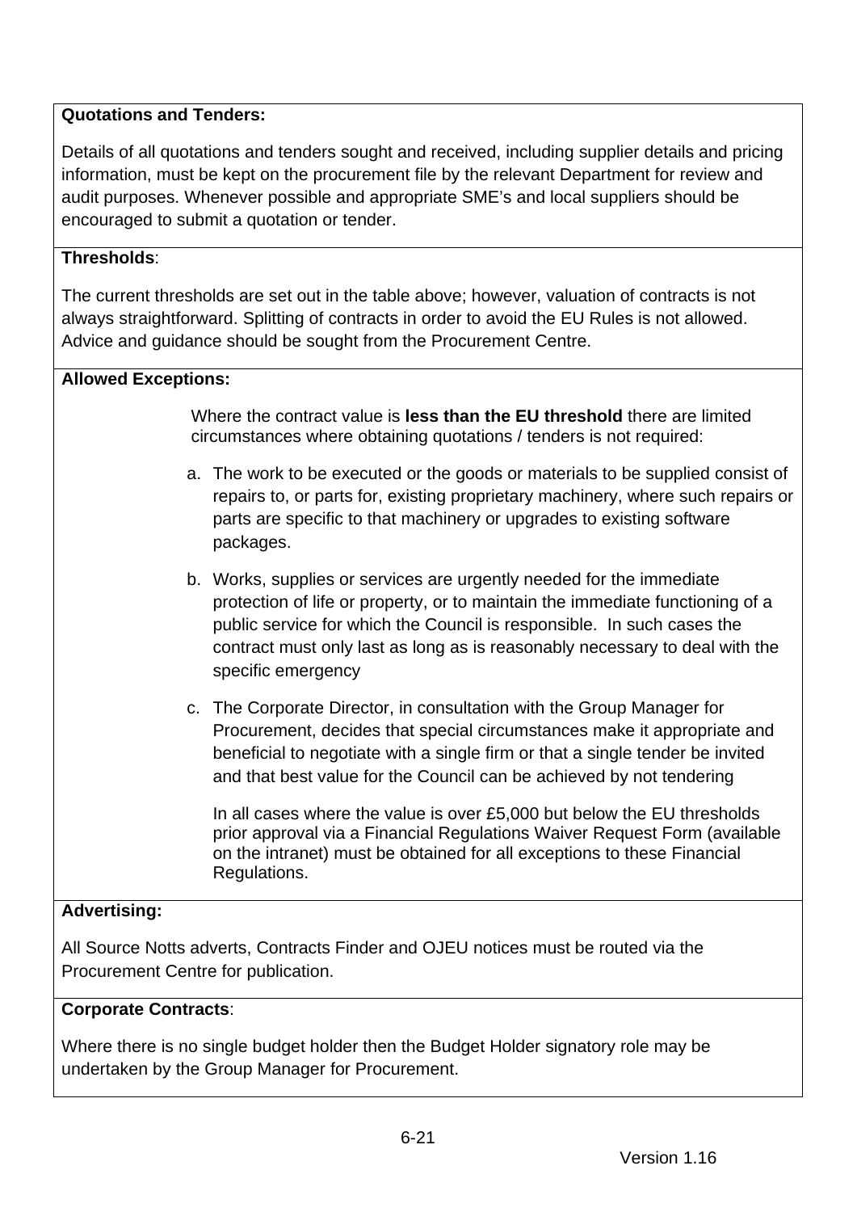**Quotations and Tenders:**

Details of all quotations and tenders sought and received, including supplier details and pricing information, must be kept on the procurement file by the relevant Department for review and audit purposes. Whenever possible and appropriate SME's and local suppliers should be encouraged to submit a quotation or tender.

**Thresholds**:

The current thresholds are set out in the table above; however, valuation of contracts is not always straightforward. Splitting of contracts in order to avoid the EU Rules is not allowed. Advice and guidance should be sought from the Procurement Centre.

**Allowed Exceptions:**

Where the contract value is **less than the EU threshold** there are limited circumstances where obtaining quotations / tenders is not required:

a. The work to be executed or the goods or materials to be supplied consist of repairs to, or parts for, existing proprietary machinery, where such repairs or parts are specific to that machinery or upgrades to existing software packages.

b. Works, supplies or services are urgently needed for the immediate protection of life or property, or to maintain the immediate functioning of a public service for which the Council is responsible. In such cases the contract must only last as long as is reasonably necessary to deal with the specific emergency

c. The Corporate Director, in consultation with the Group Manager for Procurement, decides that special circumstances make it appropriate and beneficial to negotiate with a single firm or that a single tender be invited and that best value for the Council can be achieved by not tendering

   In all cases where the value is over £5,000 but below the EU thresholds prior approval via a Financial Regulations Waiver Request Form (available on the intranet) must be obtained for all exceptions to these Financial Regulations.

**Advertising:**

All Source Notts adverts, Contracts Finder and OJEU notices must be routed via the Procurement Centre for publication.

**Corporate Contracts**:

Where there is no single budget holder then the Budget Holder signatory role may be undertaken by the Group Manager for Procurement.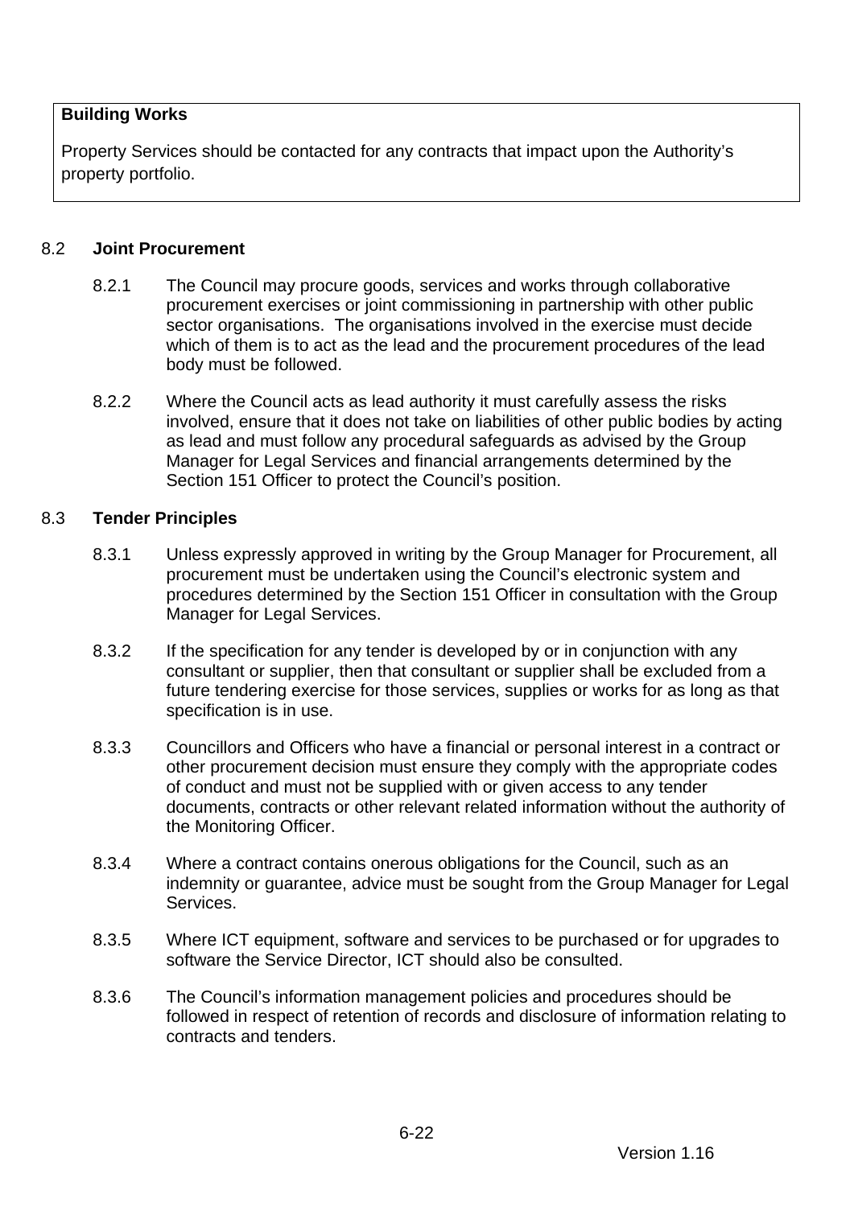**Building Works**

Property Services should be contacted for any contracts that impact upon the Authority's property portfolio.

8.2 **Joint Procurement**

8.2.1 The Council may procure goods, services and works through collaborative procurement exercises or joint commissioning in partnership with other public sector organisations. The organisations involved in the exercise must decide which of them is to act as the lead and the procurement procedures of the lead body must be followed.

8.2.2 Where the Council acts as lead authority it must carefully assess the risks involved, ensure that it does not take on liabilities of other public bodies by acting as lead and must follow any procedural safeguards as advised by the Group Manager for Legal Services and financial arrangements determined by the Section 151 Officer to protect the Council's position.

8.3 **Tender Principles**

8.3.1 Unless expressly approved in writing by the Group Manager for Procurement, all procurement must be undertaken using the Council's electronic system and procedures determined by the Section 151 Officer in consultation with the Group Manager for Legal Services.

8.3.2 If the specification for any tender is developed by or in conjunction with any consultant or supplier, then that consultant or supplier shall be excluded from a future tendering exercise for those services, supplies or works for as long as that specification is in use.

8.3.3 Councillors and Officers who have a financial or personal interest in a contract or other procurement decision must ensure they comply with the appropriate codes of conduct and must not be supplied with or given access to any tender documents, contracts or other relevant related information without the authority of the Monitoring Officer.

8.3.4 Where a contract contains onerous obligations for the Council, such as an indemnity or guarantee, advice must be sought from the Group Manager for Legal Services.

8.3.5 Where ICT equipment, software and services to be purchased or for upgrades to software the Service Director, ICT should also be consulted.

8.3.6 The Council's information management policies and procedures should be followed in respect of retention of records and disclosure of information relating to contracts and tenders.

Version 1.16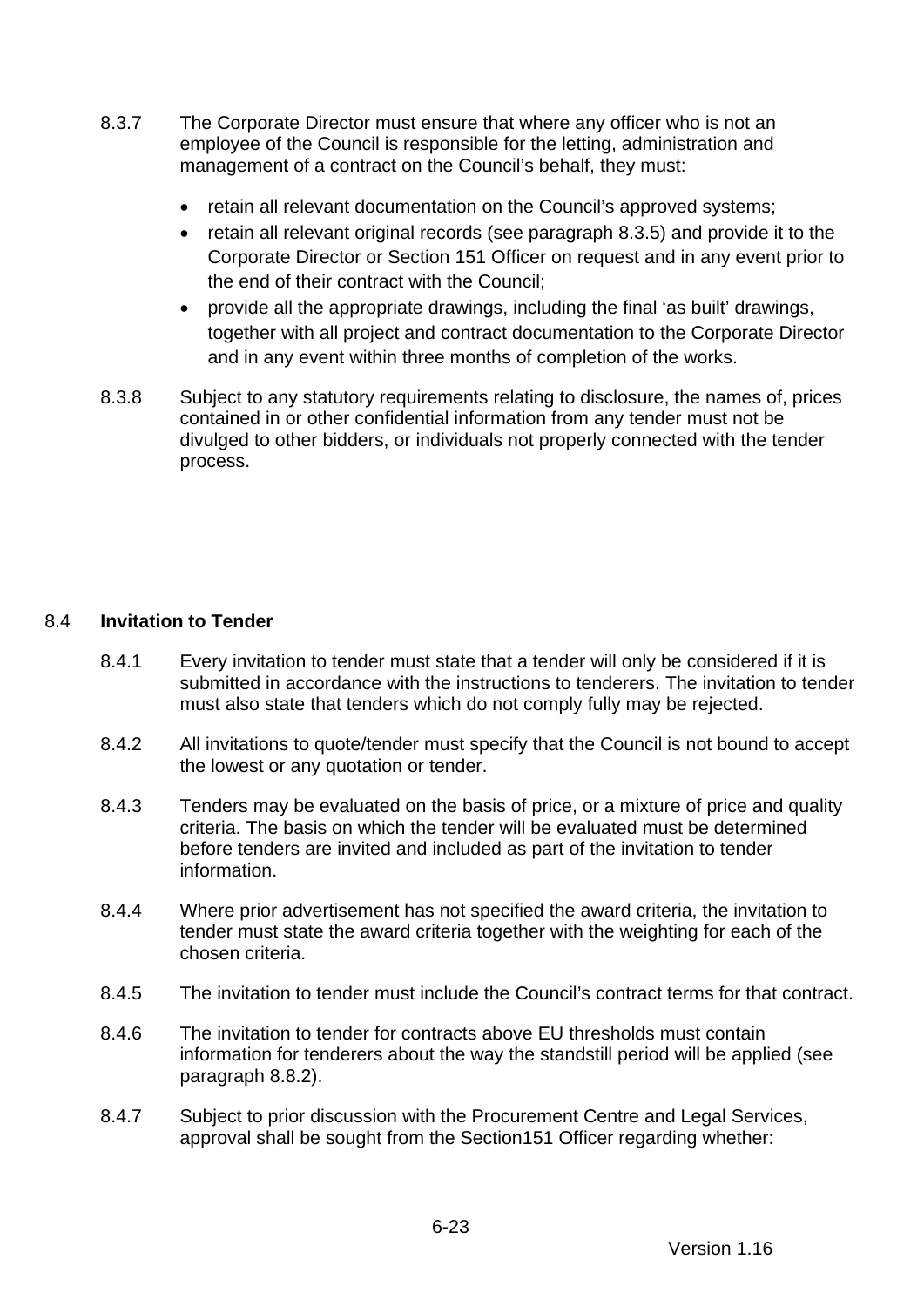8.3.7 The Corporate Director must ensure that where any officer who is not an employee of the Council is responsible for the letting, administration and management of a contract on the Council's behalf, they must:

- retain all relevant documentation on the Council's approved systems;
- retain all relevant original records (see paragraph 8.3.5) and provide it to the Corporate Director or Section 151 Officer on request and in any event prior to the end of their contract with the Council;
- provide all the appropriate drawings, including the final 'as built' drawings, together with all project and contract documentation to the Corporate Director and in any event within three months of completion of the works.

8.3.8 Subject to any statutory requirements relating to disclosure, the names of, prices contained in or other confidential information from any tender must not be divulged to other bidders, or individuals not properly connected with the tender process.

8.4 **Invitation to Tender**

8.4.1 Every invitation to tender must state that a tender will only be considered if it is submitted in accordance with the instructions to tenderers. The invitation to tender must also state that tenders which do not comply fully may be rejected.

8.4.2 All invitations to quote/tender must specify that the Council is not bound to accept the lowest or any quotation or tender.

8.4.3 Tenders may be evaluated on the basis of price, or a mixture of price and quality criteria. The basis on which the tender will be evaluated must be determined before tenders are invited and included as part of the invitation to tender information.

8.4.4 Where prior advertisement has not specified the award criteria, the invitation to tender must state the award criteria together with the weighting for each of the chosen criteria.

8.4.5 The invitation to tender must include the Council's contract terms for that contract.

8.4.6 The invitation to tender for contracts above EU thresholds must contain information for tenderers about the way the standstill period will be applied (see paragraph 8.8.2).

8.4.7 Subject to prior discussion with the Procurement Centre and Legal Services, approval shall be sought from the Section151 Officer regarding whether: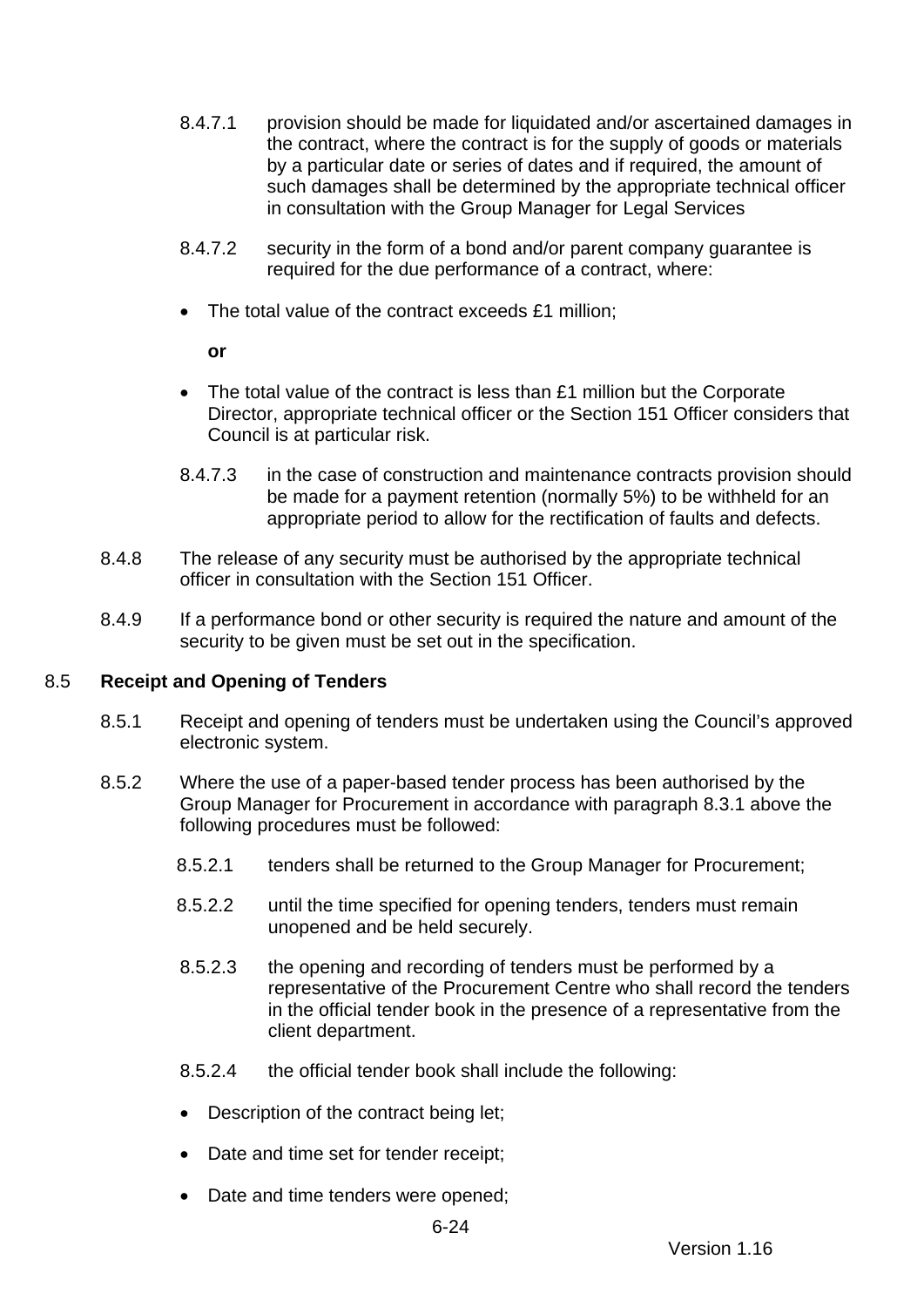8.4.7.1 provision should be made for liquidated and/or ascertained damages in the contract, where the contract is for the supply of goods or materials by a particular date or series of dates and if required, the amount of such damages shall be determined by the appropriate technical officer in consultation with the Group Manager for Legal Services

8.4.7.2 security in the form of a bond and/or parent company guarantee is required for the due performance of a contract, where:

- The total value of the contract exceeds £1 million;

  **or**

- The total value of the contract is less than £1 million but the Corporate Director, appropriate technical officer or the Section 151 Officer considers that Council is at particular risk.

8.4.7.3 in the case of construction and maintenance contracts provision should be made for a payment retention (normally 5%) to be withheld for an appropriate period to allow for the rectification of faults and defects.

8.4.8 The release of any security must be authorised by the appropriate technical officer in consultation with the Section 151 Officer.

8.4.9 If a performance bond or other security is required the nature and amount of the security to be given must be set out in the specification.

## 8.5 **Receipt and Opening of Tenders**

8.5.1 Receipt and opening of tenders must be undertaken using the Council's approved electronic system.

8.5.2 Where the use of a paper-based tender process has been authorised by the Group Manager for Procurement in accordance with paragraph 8.3.1 above the following procedures must be followed:

8.5.2.1 tenders shall be returned to the Group Manager for Procurement;

8.5.2.2 until the time specified for opening tenders, tenders must remain unopened and be held securely.

8.5.2.3 the opening and recording of tenders must be performed by a representative of the Procurement Centre who shall record the tenders in the official tender book in the presence of a representative from the client department.

8.5.2.4 the official tender book shall include the following:

- Description of the contract being let;
- Date and time set for tender receipt;
- Date and time tenders were opened;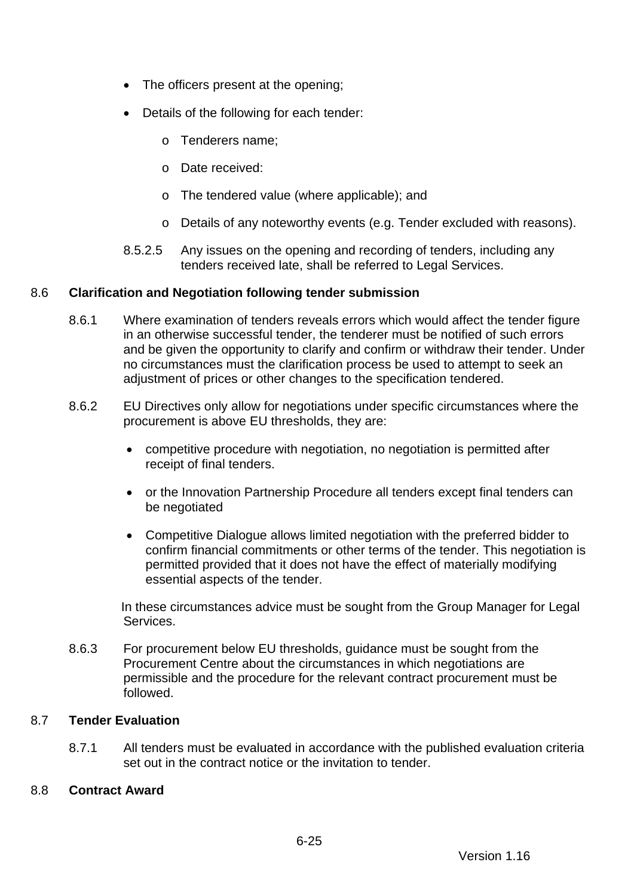- The officers present at the opening;
- Details of the following for each tender:
  - Tenderers name;
  - Date received:
  - The tendered value (where applicable); and
  - Details of any noteworthy events (e.g. Tender excluded with reasons).

8.5.2.5 Any issues on the opening and recording of tenders, including any tenders received late, shall be referred to Legal Services.

## 8.6 Clarification and Negotiation following tender submission

8.6.1 Where examination of tenders reveals errors which would affect the tender figure in an otherwise successful tender, the tenderer must be notified of such errors and be given the opportunity to clarify and confirm or withdraw their tender. Under no circumstances must the clarification process be used to attempt to seek an adjustment of prices or other changes to the specification tendered.

8.6.2 EU Directives only allow for negotiations under specific circumstances where the procurement is above EU thresholds, they are:

- competitive procedure with negotiation, no negotiation is permitted after receipt of final tenders.
- or the Innovation Partnership Procedure all tenders except final tenders can be negotiated
- Competitive Dialogue allows limited negotiation with the preferred bidder to confirm financial commitments or other terms of the tender. This negotiation is permitted provided that it does not have the effect of materially modifying essential aspects of the tender.

In these circumstances advice must be sought from the Group Manager for Legal Services.

8.6.3 For procurement below EU thresholds, guidance must be sought from the Procurement Centre about the circumstances in which negotiations are permissible and the procedure for the relevant contract procurement must be followed.

## 8.7 Tender Evaluation

8.7.1 All tenders must be evaluated in accordance with the published evaluation criteria set out in the contract notice or the invitation to tender.

## 8.8 Contract Award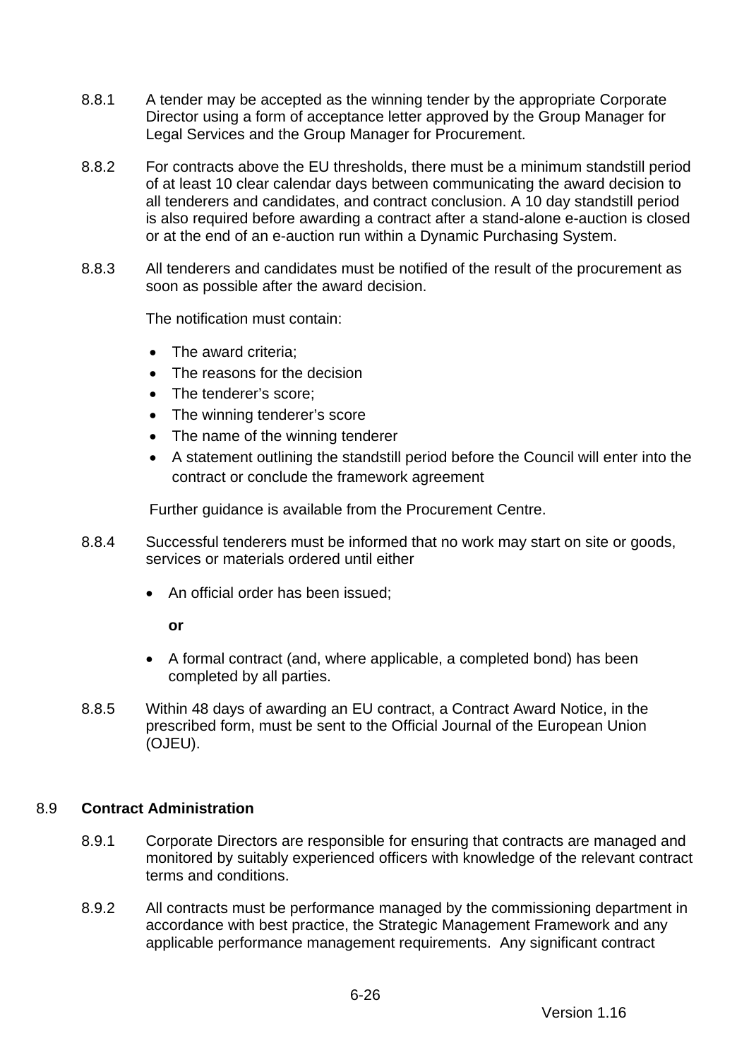8.8.1 A tender may be accepted as the winning tender by the appropriate Corporate Director using a form of acceptance letter approved by the Group Manager for Legal Services and the Group Manager for Procurement.

8.8.2 For contracts above the EU thresholds, there must be a minimum standstill period of at least 10 clear calendar days between communicating the award decision to all tenderers and candidates, and contract conclusion. A 10 day standstill period is also required before awarding a contract after a stand-alone e-auction is closed or at the end of an e-auction run within a Dynamic Purchasing System.

8.8.3 All tenderers and candidates must be notified of the result of the procurement as soon as possible after the award decision.

The notification must contain:

- The award criteria;
- The reasons for the decision
- The tenderer's score;
- The winning tenderer's score
- The name of the winning tenderer
- A statement outlining the standstill period before the Council will enter into the contract or conclude the framework agreement

Further guidance is available from the Procurement Centre.

8.8.4 Successful tenderers must be informed that no work may start on site or goods, services or materials ordered until either

- An official order has been issued;

  **or**

- A formal contract (and, where applicable, a completed bond) has been completed by all parties.

8.8.5 Within 48 days of awarding an EU contract, a Contract Award Notice, in the prescribed form, must be sent to the Official Journal of the European Union (OJEU).

## 8.9 Contract Administration

8.9.1 Corporate Directors are responsible for ensuring that contracts are managed and monitored by suitably experienced officers with knowledge of the relevant contract terms and conditions.

8.9.2 All contracts must be performance managed by the commissioning department in accordance with best practice, the Strategic Management Framework and any applicable performance management requirements. Any significant contract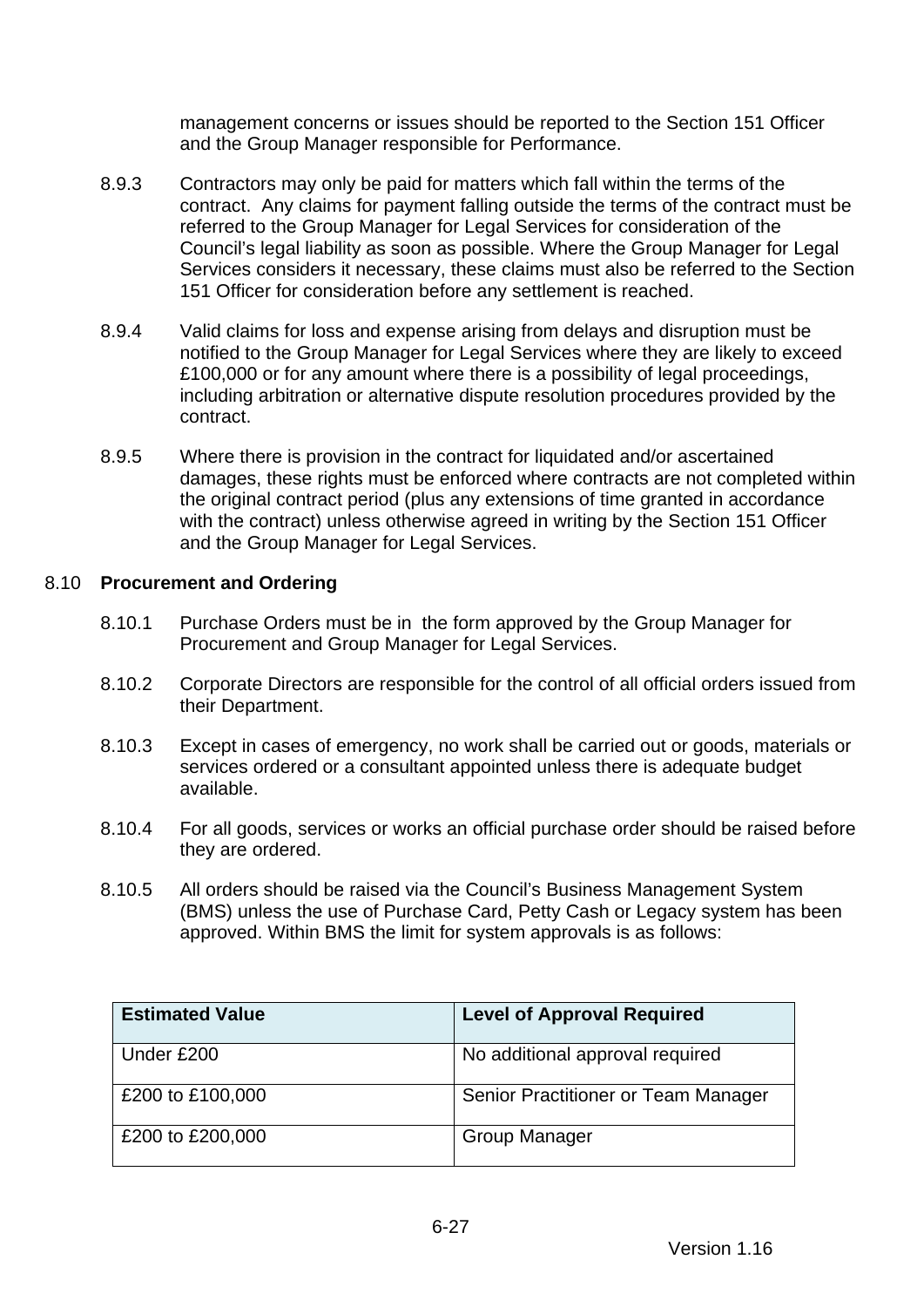management concerns or issues should be reported to the Section 151 Officer and the Group Manager responsible for Performance.

8.9.3 Contractors may only be paid for matters which fall within the terms of the contract. Any claims for payment falling outside the terms of the contract must be referred to the Group Manager for Legal Services for consideration of the Council's legal liability as soon as possible. Where the Group Manager for Legal Services considers it necessary, these claims must also be referred to the Section 151 Officer for consideration before any settlement is reached.

8.9.4 Valid claims for loss and expense arising from delays and disruption must be notified to the Group Manager for Legal Services where they are likely to exceed £100,000 or for any amount where there is a possibility of legal proceedings, including arbitration or alternative dispute resolution procedures provided by the contract.

8.9.5 Where there is provision in the contract for liquidated and/or ascertained damages, these rights must be enforced where contracts are not completed within the original contract period (plus any extensions of time granted in accordance with the contract) unless otherwise agreed in writing by the Section 151 Officer and the Group Manager for Legal Services.

## 8.10 Procurement and Ordering

8.10.1 Purchase Orders must be in the form approved by the Group Manager for Procurement and Group Manager for Legal Services.

8.10.2 Corporate Directors are responsible for the control of all official orders issued from their Department.

8.10.3 Except in cases of emergency, no work shall be carried out or goods, materials or services ordered or a consultant appointed unless there is adequate budget available.

8.10.4 For all goods, services or works an official purchase order should be raised before they are ordered.

8.10.5 All orders should be raised via the Council's Business Management System (BMS) unless the use of Purchase Card, Petty Cash or Legacy system has been approved. Within BMS the limit for system approvals is as follows:

| Estimated Value | Level of Approval Required |
| --- | --- |
| Under £200 | No additional approval required |
| £200 to £100,000 | Senior Practitioner or Team Manager |
| £200 to £200,000 | Group Manager |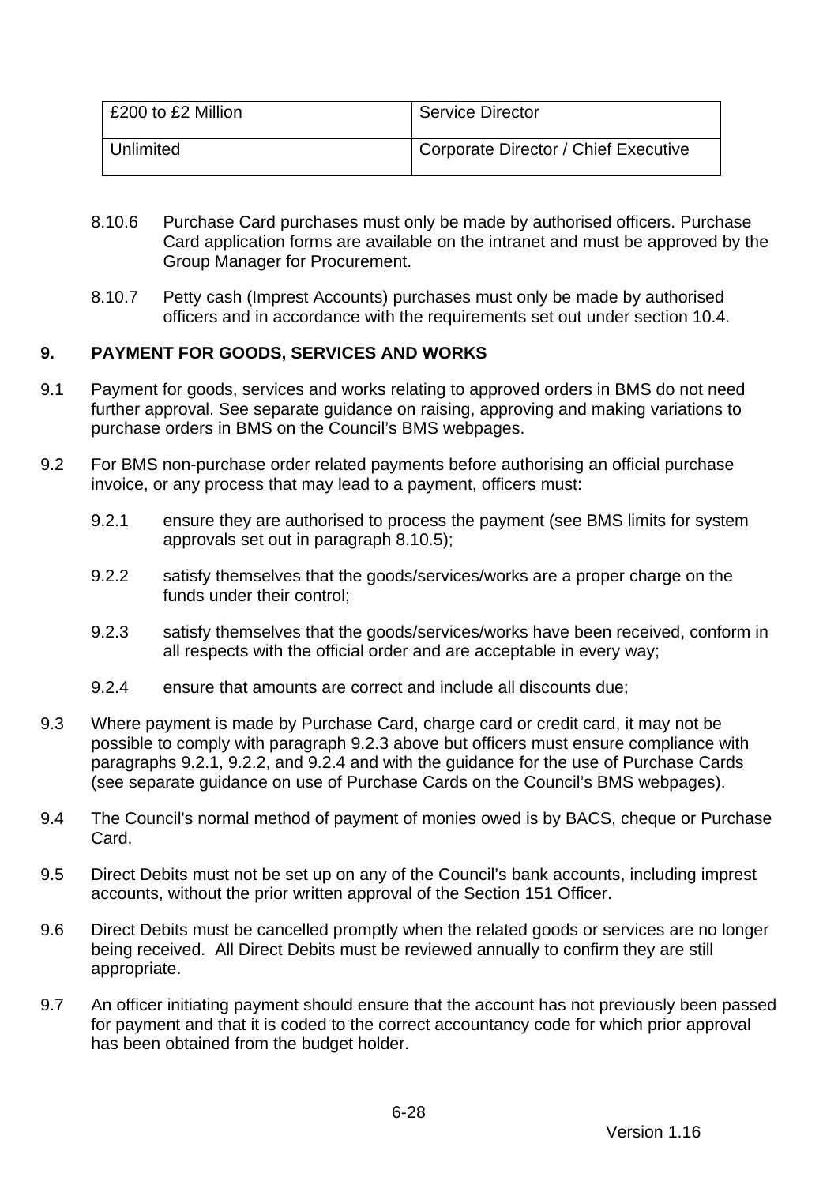| £200 to £2 Million | Service Director |
| --- | --- |
| Unlimited | Corporate Director / Chief Executive |

8.10.6 Purchase Card purchases must only be made by authorised officers. Purchase Card application forms are available on the intranet and must be approved by the Group Manager for Procurement.

8.10.7 Petty cash (Imprest Accounts) purchases must only be made by authorised officers and in accordance with the requirements set out under section 10.4.

## 9. PAYMENT FOR GOODS, SERVICES AND WORKS

9.1 Payment for goods, services and works relating to approved orders in BMS do not need further approval. See separate guidance on raising, approving and making variations to purchase orders in BMS on the Council's BMS webpages.

9.2 For BMS non-purchase order related payments before authorising an official purchase invoice, or any process that may lead to a payment, officers must:

9.2.1 ensure they are authorised to process the payment (see BMS limits for system approvals set out in paragraph 8.10.5);

9.2.2 satisfy themselves that the goods/services/works are a proper charge on the funds under their control;

9.2.3 satisfy themselves that the goods/services/works have been received, conform in all respects with the official order and are acceptable in every way;

9.2.4 ensure that amounts are correct and include all discounts due;

9.3 Where payment is made by Purchase Card, charge card or credit card, it may not be possible to comply with paragraph 9.2.3 above but officers must ensure compliance with paragraphs 9.2.1, 9.2.2, and 9.2.4 and with the guidance for the use of Purchase Cards (see separate guidance on use of Purchase Cards on the Council's BMS webpages).

9.4 The Council's normal method of payment of monies owed is by BACS, cheque or Purchase Card.

9.5 Direct Debits must not be set up on any of the Council's bank accounts, including imprest accounts, without the prior written approval of the Section 151 Officer.

9.6 Direct Debits must be cancelled promptly when the related goods or services are no longer being received. All Direct Debits must be reviewed annually to confirm they are still appropriate.

9.7 An officer initiating payment should ensure that the account has not previously been passed for payment and that it is coded to the correct accountancy code for which prior approval has been obtained from the budget holder.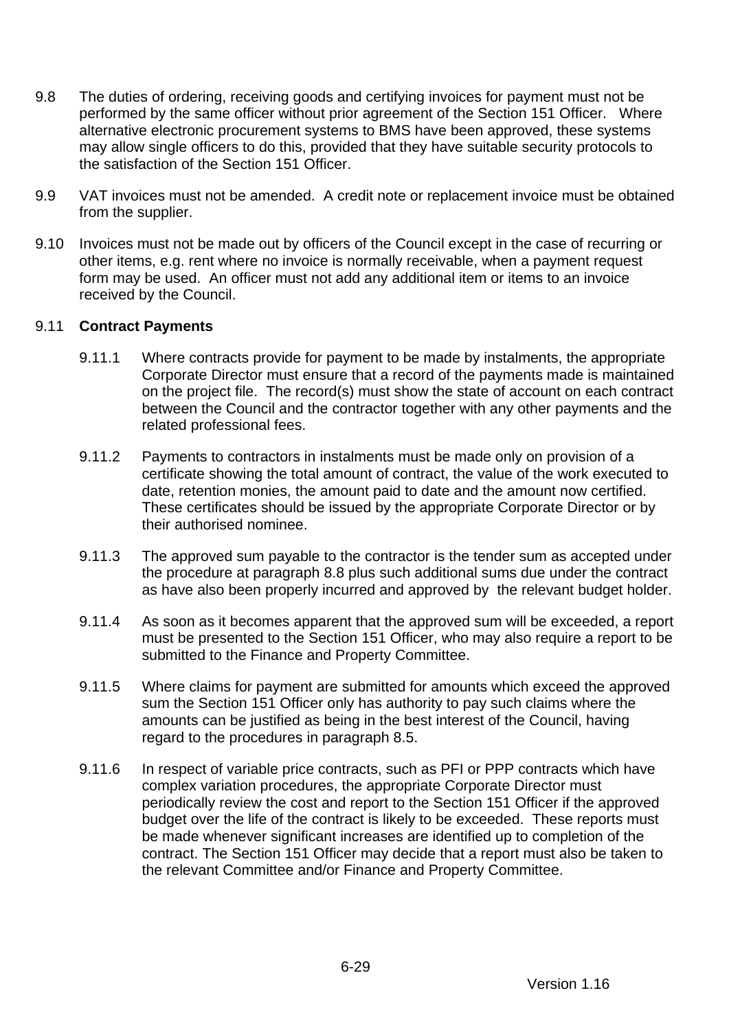9.8 The duties of ordering, receiving goods and certifying invoices for payment must not be performed by the same officer without prior agreement of the Section 151 Officer. Where alternative electronic procurement systems to BMS have been approved, these systems may allow single officers to do this, provided that they have suitable security protocols to the satisfaction of the Section 151 Officer.

9.9 VAT invoices must not be amended. A credit note or replacement invoice must be obtained from the supplier.

9.10 Invoices must not be made out by officers of the Council except in the case of recurring or other items, e.g. rent where no invoice is normally receivable, when a payment request form may be used. An officer must not add any additional item or items to an invoice received by the Council.

9.11 **Contract Payments**

9.11.1 Where contracts provide for payment to be made by instalments, the appropriate Corporate Director must ensure that a record of the payments made is maintained on the project file. The record(s) must show the state of account on each contract between the Council and the contractor together with any other payments and the related professional fees.

9.11.2 Payments to contractors in instalments must be made only on provision of a certificate showing the total amount of contract, the value of the work executed to date, retention monies, the amount paid to date and the amount now certified. These certificates should be issued by the appropriate Corporate Director or by their authorised nominee.

9.11.3 The approved sum payable to the contractor is the tender sum as accepted under the procedure at paragraph 8.8 plus such additional sums due under the contract as have also been properly incurred and approved by the relevant budget holder.

9.11.4 As soon as it becomes apparent that the approved sum will be exceeded, a report must be presented to the Section 151 Officer, who may also require a report to be submitted to the Finance and Property Committee.

9.11.5 Where claims for payment are submitted for amounts which exceed the approved sum the Section 151 Officer only has authority to pay such claims where the amounts can be justified as being in the best interest of the Council, having regard to the procedures in paragraph 8.5.

9.11.6 In respect of variable price contracts, such as PFI or PPP contracts which have complex variation procedures, the appropriate Corporate Director must periodically review the cost and report to the Section 151 Officer if the approved budget over the life of the contract is likely to be exceeded. These reports must be made whenever significant increases are identified up to completion of the contract. The Section 151 Officer may decide that a report must also be taken to the relevant Committee and/or Finance and Property Committee.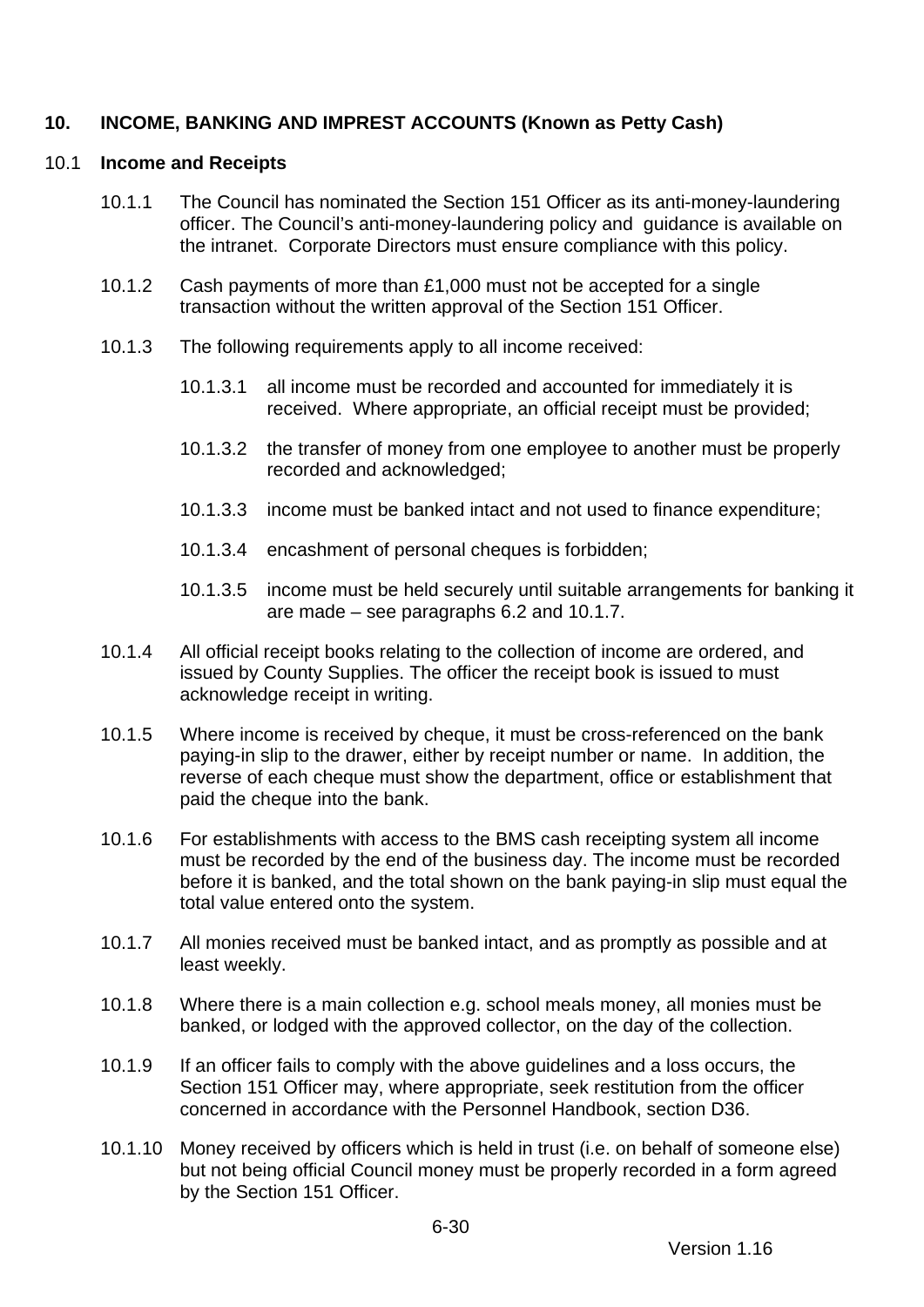## 10. INCOME, BANKING AND IMPREST ACCOUNTS (Known as Petty Cash)

### 10.1 Income and Receipts

10.1.1 The Council has nominated the Section 151 Officer as its anti-money-laundering officer. The Council's anti-money-laundering policy and guidance is available on the intranet. Corporate Directors must ensure compliance with this policy.

10.1.2 Cash payments of more than £1,000 must not be accepted for a single transaction without the written approval of the Section 151 Officer.

10.1.3 The following requirements apply to all income received:

10.1.3.1 all income must be recorded and accounted for immediately it is received. Where appropriate, an official receipt must be provided;

10.1.3.2 the transfer of money from one employee to another must be properly recorded and acknowledged;

10.1.3.3 income must be banked intact and not used to finance expenditure;

10.1.3.4 encashment of personal cheques is forbidden;

10.1.3.5 income must be held securely until suitable arrangements for banking it are made – see paragraphs 6.2 and 10.1.7.

10.1.4 All official receipt books relating to the collection of income are ordered, and issued by County Supplies. The officer the receipt book is issued to must acknowledge receipt in writing.

10.1.5 Where income is received by cheque, it must be cross-referenced on the bank paying-in slip to the drawer, either by receipt number or name. In addition, the reverse of each cheque must show the department, office or establishment that paid the cheque into the bank.

10.1.6 For establishments with access to the BMS cash receipting system all income must be recorded by the end of the business day. The income must be recorded before it is banked, and the total shown on the bank paying-in slip must equal the total value entered onto the system.

10.1.7 All monies received must be banked intact, and as promptly as possible and at least weekly.

10.1.8 Where there is a main collection e.g. school meals money, all monies must be banked, or lodged with the approved collector, on the day of the collection.

10.1.9 If an officer fails to comply with the above guidelines and a loss occurs, the Section 151 Officer may, where appropriate, seek restitution from the officer concerned in accordance with the Personnel Handbook, section D36.

10.1.10 Money received by officers which is held in trust (i.e. on behalf of someone else) but not being official Council money must be properly recorded in a form agreed by the Section 151 Officer.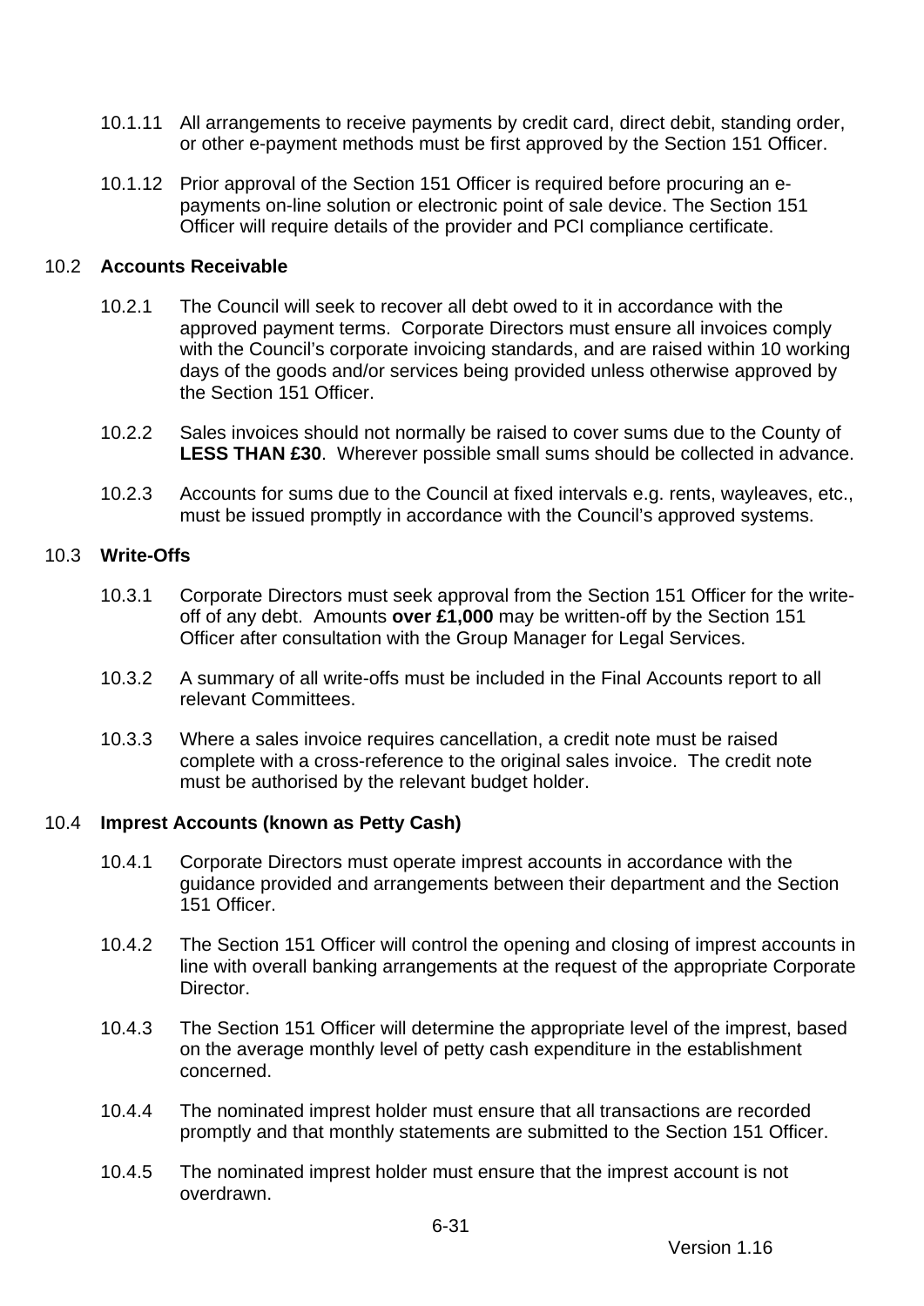10.1.11 All arrangements to receive payments by credit card, direct debit, standing order, or other e-payment methods must be first approved by the Section 151 Officer.

10.1.12 Prior approval of the Section 151 Officer is required before procuring an e-payments on-line solution or electronic point of sale device. The Section 151 Officer will require details of the provider and PCI compliance certificate.

## 10.2 Accounts Receivable

10.2.1 The Council will seek to recover all debt owed to it in accordance with the approved payment terms. Corporate Directors must ensure all invoices comply with the Council's corporate invoicing standards, and are raised within 10 working days of the goods and/or services being provided unless otherwise approved by the Section 151 Officer.

10.2.2 Sales invoices should not normally be raised to cover sums due to the County of **LESS THAN £30**. Wherever possible small sums should be collected in advance.

10.2.3 Accounts for sums due to the Council at fixed intervals e.g. rents, wayleaves, etc., must be issued promptly in accordance with the Council's approved systems.

## 10.3 Write-Offs

10.3.1 Corporate Directors must seek approval from the Section 151 Officer for the write-off of any debt. Amounts **over £1,000** may be written-off by the Section 151 Officer after consultation with the Group Manager for Legal Services.

10.3.2 A summary of all write-offs must be included in the Final Accounts report to all relevant Committees.

10.3.3 Where a sales invoice requires cancellation, a credit note must be raised complete with a cross-reference to the original sales invoice. The credit note must be authorised by the relevant budget holder.

## 10.4 Imprest Accounts (known as Petty Cash)

10.4.1 Corporate Directors must operate imprest accounts in accordance with the guidance provided and arrangements between their department and the Section 151 Officer.

10.4.2 The Section 151 Officer will control the opening and closing of imprest accounts in line with overall banking arrangements at the request of the appropriate Corporate Director.

10.4.3 The Section 151 Officer will determine the appropriate level of the imprest, based on the average monthly level of petty cash expenditure in the establishment concerned.

10.4.4 The nominated imprest holder must ensure that all transactions are recorded promptly and that monthly statements are submitted to the Section 151 Officer.

10.4.5 The nominated imprest holder must ensure that the imprest account is not overdrawn.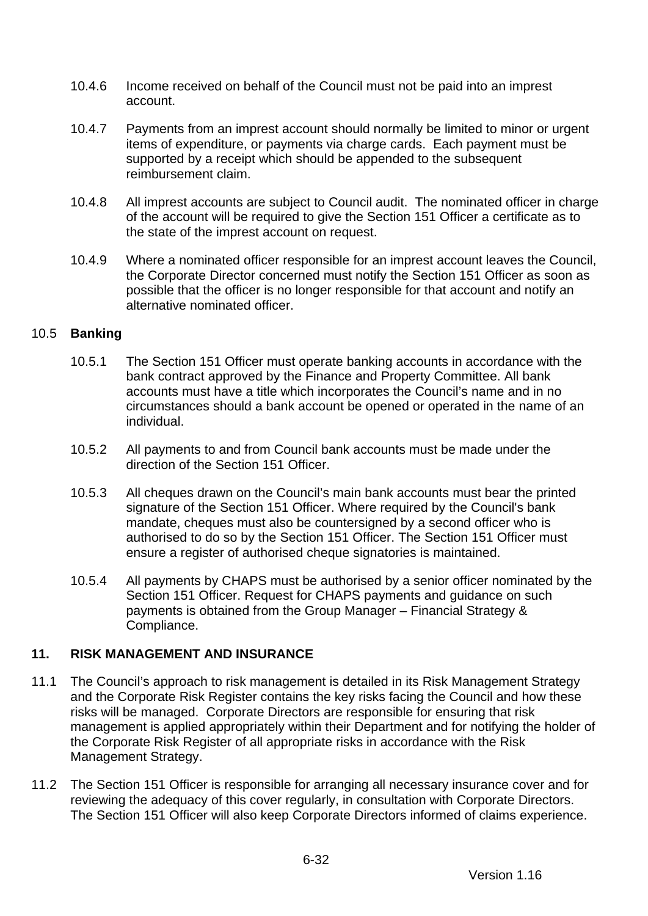10.4.6 Income received on behalf of the Council must not be paid into an imprest account.

10.4.7 Payments from an imprest account should normally be limited to minor or urgent items of expenditure, or payments via charge cards. Each payment must be supported by a receipt which should be appended to the subsequent reimbursement claim.

10.4.8 All imprest accounts are subject to Council audit. The nominated officer in charge of the account will be required to give the Section 151 Officer a certificate as to the state of the imprest account on request.

10.4.9 Where a nominated officer responsible for an imprest account leaves the Council, the Corporate Director concerned must notify the Section 151 Officer as soon as possible that the officer is no longer responsible for that account and notify an alternative nominated officer.

### 10.5 **Banking**

10.5.1 The Section 151 Officer must operate banking accounts in accordance with the bank contract approved by the Finance and Property Committee. All bank accounts must have a title which incorporates the Council's name and in no circumstances should a bank account be opened or operated in the name of an individual.

10.5.2 All payments to and from Council bank accounts must be made under the direction of the Section 151 Officer.

10.5.3 All cheques drawn on the Council's main bank accounts must bear the printed signature of the Section 151 Officer. Where required by the Council's bank mandate, cheques must also be countersigned by a second officer who is authorised to do so by the Section 151 Officer. The Section 151 Officer must ensure a register of authorised cheque signatories is maintained.

10.5.4 All payments by CHAPS must be authorised by a senior officer nominated by the Section 151 Officer. Request for CHAPS payments and guidance on such payments is obtained from the Group Manager – Financial Strategy & Compliance.

## 11. RISK MANAGEMENT AND INSURANCE

11.1 The Council's approach to risk management is detailed in its Risk Management Strategy and the Corporate Risk Register contains the key risks facing the Council and how these risks will be managed. Corporate Directors are responsible for ensuring that risk management is applied appropriately within their Department and for notifying the holder of the Corporate Risk Register of all appropriate risks in accordance with the Risk Management Strategy.

11.2 The Section 151 Officer is responsible for arranging all necessary insurance cover and for reviewing the adequacy of this cover regularly, in consultation with Corporate Directors. The Section 151 Officer will also keep Corporate Directors informed of claims experience.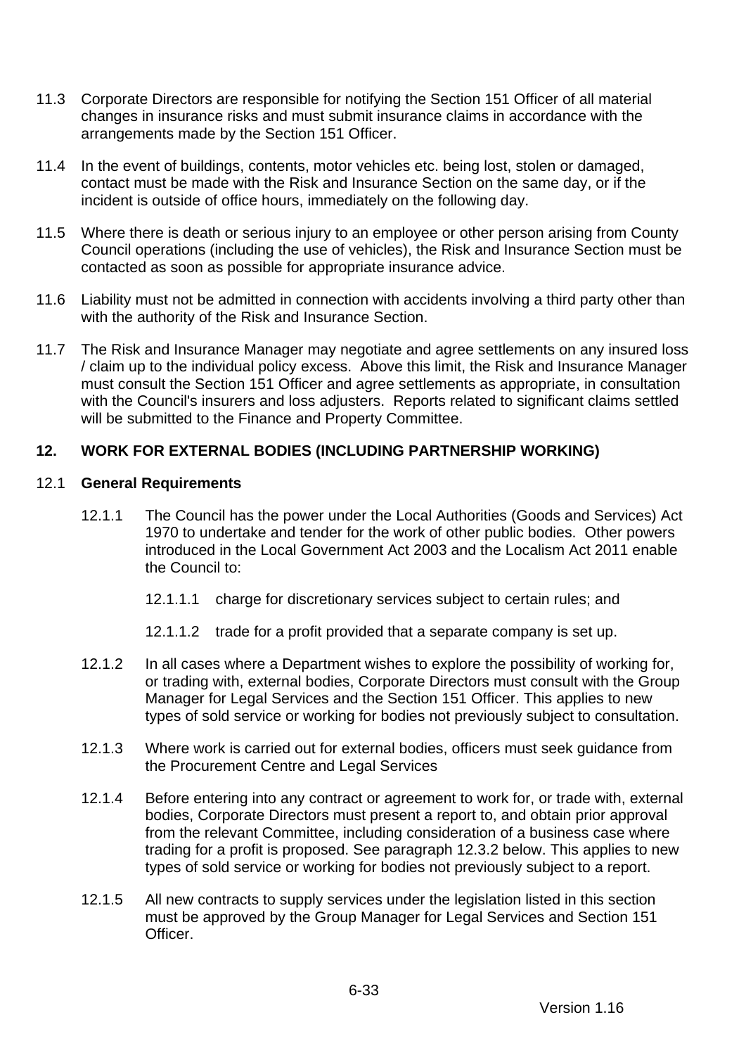11.3 Corporate Directors are responsible for notifying the Section 151 Officer of all material changes in insurance risks and must submit insurance claims in accordance with the arrangements made by the Section 151 Officer.

11.4 In the event of buildings, contents, motor vehicles etc. being lost, stolen or damaged, contact must be made with the Risk and Insurance Section on the same day, or if the incident is outside of office hours, immediately on the following day.

11.5 Where there is death or serious injury to an employee or other person arising from County Council operations (including the use of vehicles), the Risk and Insurance Section must be contacted as soon as possible for appropriate insurance advice.

11.6 Liability must not be admitted in connection with accidents involving a third party other than with the authority of the Risk and Insurance Section.

11.7 The Risk and Insurance Manager may negotiate and agree settlements on any insured loss / claim up to the individual policy excess. Above this limit, the Risk and Insurance Manager must consult the Section 151 Officer and agree settlements as appropriate, in consultation with the Council's insurers and loss adjusters. Reports related to significant claims settled will be submitted to the Finance and Property Committee.

## 12. WORK FOR EXTERNAL BODIES (INCLUDING PARTNERSHIP WORKING)

12.1 **General Requirements**

12.1.1 The Council has the power under the Local Authorities (Goods and Services) Act 1970 to undertake and tender for the work of other public bodies. Other powers introduced in the Local Government Act 2003 and the Localism Act 2011 enable the Council to:

12.1.1.1 charge for discretionary services subject to certain rules; and

12.1.1.2 trade for a profit provided that a separate company is set up.

12.1.2 In all cases where a Department wishes to explore the possibility of working for, or trading with, external bodies, Corporate Directors must consult with the Group Manager for Legal Services and the Section 151 Officer. This applies to new types of sold service or working for bodies not previously subject to consultation.

12.1.3 Where work is carried out for external bodies, officers must seek guidance from the Procurement Centre and Legal Services

12.1.4 Before entering into any contract or agreement to work for, or trade with, external bodies, Corporate Directors must present a report to, and obtain prior approval from the relevant Committee, including consideration of a business case where trading for a profit is proposed. See paragraph 12.3.2 below. This applies to new types of sold service or working for bodies not previously subject to a report.

12.1.5 All new contracts to supply services under the legislation listed in this section must be approved by the Group Manager for Legal Services and Section 151 Officer.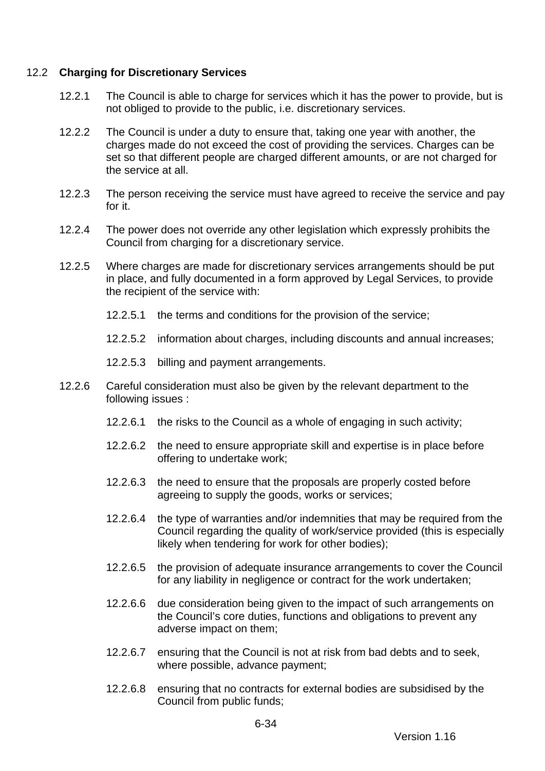## 12.2 **Charging for Discretionary Services**

12.2.1 The Council is able to charge for services which it has the power to provide, but is not obliged to provide to the public, i.e. discretionary services.

12.2.2 The Council is under a duty to ensure that, taking one year with another, the charges made do not exceed the cost of providing the services. Charges can be set so that different people are charged different amounts, or are not charged for the service at all.

12.2.3 The person receiving the service must have agreed to receive the service and pay for it.

12.2.4 The power does not override any other legislation which expressly prohibits the Council from charging for a discretionary service.

12.2.5 Where charges are made for discretionary services arrangements should be put in place, and fully documented in a form approved by Legal Services, to provide the recipient of the service with:

- 12.2.5.1 the terms and conditions for the provision of the service;
- 12.2.5.2 information about charges, including discounts and annual increases;
- 12.2.5.3 billing and payment arrangements.

12.2.6 Careful consideration must also be given by the relevant department to the following issues :

- 12.2.6.1 the risks to the Council as a whole of engaging in such activity;
- 12.2.6.2 the need to ensure appropriate skill and expertise is in place before offering to undertake work;
- 12.2.6.3 the need to ensure that the proposals are properly costed before agreeing to supply the goods, works or services;
- 12.2.6.4 the type of warranties and/or indemnities that may be required from the Council regarding the quality of work/service provided (this is especially likely when tendering for work for other bodies);
- 12.2.6.5 the provision of adequate insurance arrangements to cover the Council for any liability in negligence or contract for the work undertaken;
- 12.2.6.6 due consideration being given to the impact of such arrangements on the Council's core duties, functions and obligations to prevent any adverse impact on them;
- 12.2.6.7 ensuring that the Council is not at risk from bad debts and to seek, where possible, advance payment;
- 12.2.6.8 ensuring that no contracts for external bodies are subsidised by the Council from public funds;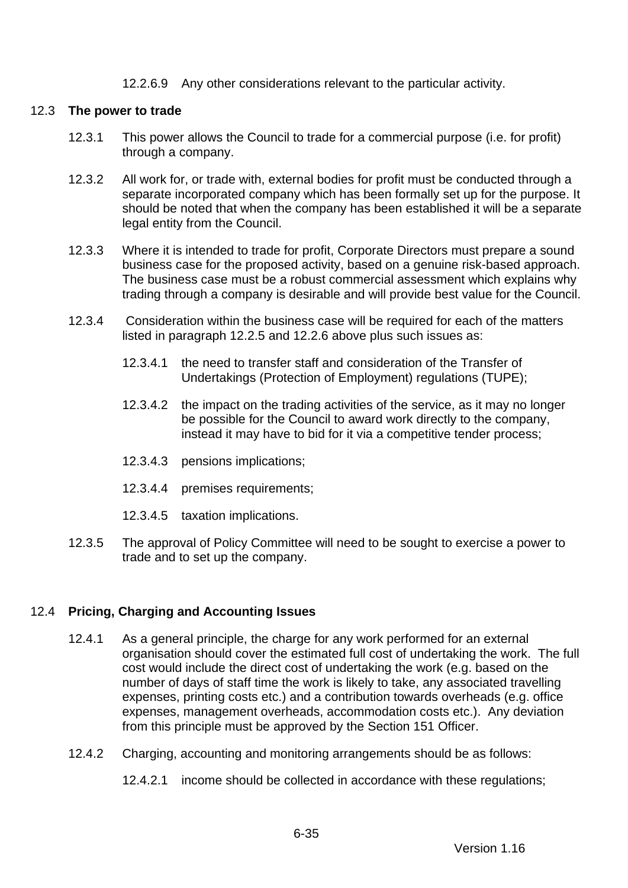12.2.6.9 Any other considerations relevant to the particular activity.

## 12.3 The power to trade

12.3.1 This power allows the Council to trade for a commercial purpose (i.e. for profit) through a company.

12.3.2 All work for, or trade with, external bodies for profit must be conducted through a separate incorporated company which has been formally set up for the purpose. It should be noted that when the company has been established it will be a separate legal entity from the Council.

12.3.3 Where it is intended to trade for profit, Corporate Directors must prepare a sound business case for the proposed activity, based on a genuine risk-based approach. The business case must be a robust commercial assessment which explains why trading through a company is desirable and will provide best value for the Council.

12.3.4 Consideration within the business case will be required for each of the matters listed in paragraph 12.2.5 and 12.2.6 above plus such issues as:

12.3.4.1 the need to transfer staff and consideration of the Transfer of Undertakings (Protection of Employment) regulations (TUPE);

12.3.4.2 the impact on the trading activities of the service, as it may no longer be possible for the Council to award work directly to the company, instead it may have to bid for it via a competitive tender process;

12.3.4.3 pensions implications;

12.3.4.4 premises requirements;

12.3.4.5 taxation implications.

12.3.5 The approval of Policy Committee will need to be sought to exercise a power to trade and to set up the company.

## 12.4 Pricing, Charging and Accounting Issues

12.4.1 As a general principle, the charge for any work performed for an external organisation should cover the estimated full cost of undertaking the work. The full cost would include the direct cost of undertaking the work (e.g. based on the number of days of staff time the work is likely to take, any associated travelling expenses, printing costs etc.) and a contribution towards overheads (e.g. office expenses, management overheads, accommodation costs etc.). Any deviation from this principle must be approved by the Section 151 Officer.

12.4.2 Charging, accounting and monitoring arrangements should be as follows:

12.4.2.1 income should be collected in accordance with these regulations;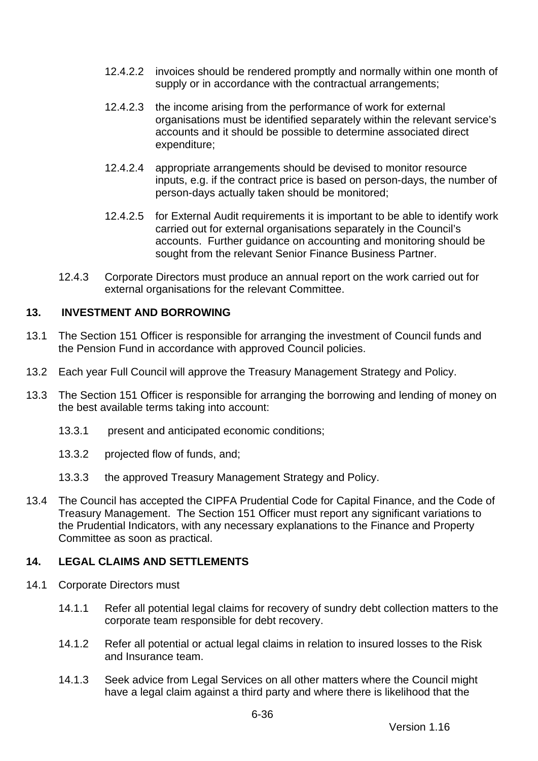12.4.2.2 invoices should be rendered promptly and normally within one month of supply or in accordance with the contractual arrangements;

12.4.2.3 the income arising from the performance of work for external organisations must be identified separately within the relevant service's accounts and it should be possible to determine associated direct expenditure;

12.4.2.4 appropriate arrangements should be devised to monitor resource inputs, e.g. if the contract price is based on person-days, the number of person-days actually taken should be monitored;

12.4.2.5 for External Audit requirements it is important to be able to identify work carried out for external organisations separately in the Council's accounts. Further guidance on accounting and monitoring should be sought from the relevant Senior Finance Business Partner.

12.4.3 Corporate Directors must produce an annual report on the work carried out for external organisations for the relevant Committee.

## 13. INVESTMENT AND BORROWING

13.1 The Section 151 Officer is responsible for arranging the investment of Council funds and the Pension Fund in accordance with approved Council policies.

13.2 Each year Full Council will approve the Treasury Management Strategy and Policy.

13.3 The Section 151 Officer is responsible for arranging the borrowing and lending of money on the best available terms taking into account:

13.3.1 present and anticipated economic conditions;

13.3.2 projected flow of funds, and;

13.3.3 the approved Treasury Management Strategy and Policy.

13.4 The Council has accepted the CIPFA Prudential Code for Capital Finance, and the Code of Treasury Management. The Section 151 Officer must report any significant variations to the Prudential Indicators, with any necessary explanations to the Finance and Property Committee as soon as practical.

## 14. LEGAL CLAIMS AND SETTLEMENTS

14.1 Corporate Directors must

14.1.1 Refer all potential legal claims for recovery of sundry debt collection matters to the corporate team responsible for debt recovery.

14.1.2 Refer all potential or actual legal claims in relation to insured losses to the Risk and Insurance team.

14.1.3 Seek advice from Legal Services on all other matters where the Council might have a legal claim against a third party and where there is likelihood that the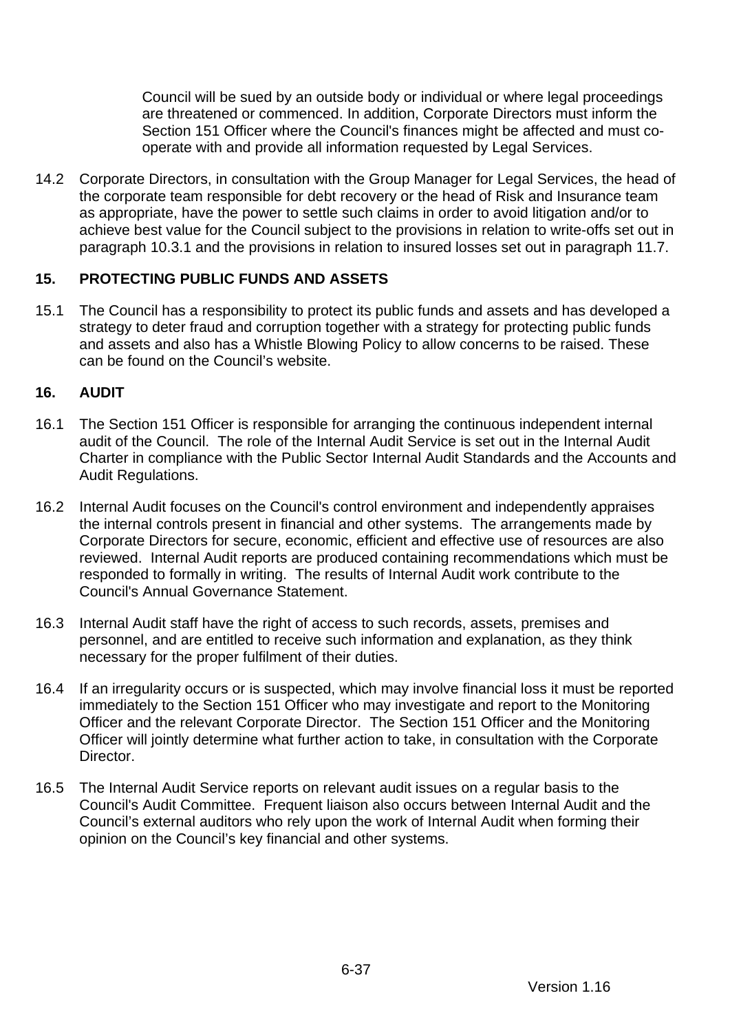Council will be sued by an outside body or individual or where legal proceedings are threatened or commenced. In addition, Corporate Directors must inform the Section 151 Officer where the Council's finances might be affected and must co-operate with and provide all information requested by Legal Services.

14.2 Corporate Directors, in consultation with the Group Manager for Legal Services, the head of the corporate team responsible for debt recovery or the head of Risk and Insurance team as appropriate, have the power to settle such claims in order to avoid litigation and/or to achieve best value for the Council subject to the provisions in relation to write-offs set out in paragraph 10.3.1 and the provisions in relation to insured losses set out in paragraph 11.7.

## 15. PROTECTING PUBLIC FUNDS AND ASSETS

15.1 The Council has a responsibility to protect its public funds and assets and has developed a strategy to deter fraud and corruption together with a strategy for protecting public funds and assets and also has a Whistle Blowing Policy to allow concerns to be raised. These can be found on the Council's website.

## 16. AUDIT

16.1 The Section 151 Officer is responsible for arranging the continuous independent internal audit of the Council. The role of the Internal Audit Service is set out in the Internal Audit Charter in compliance with the Public Sector Internal Audit Standards and the Accounts and Audit Regulations.

16.2 Internal Audit focuses on the Council's control environment and independently appraises the internal controls present in financial and other systems. The arrangements made by Corporate Directors for secure, economic, efficient and effective use of resources are also reviewed. Internal Audit reports are produced containing recommendations which must be responded to formally in writing. The results of Internal Audit work contribute to the Council's Annual Governance Statement.

16.3 Internal Audit staff have the right of access to such records, assets, premises and personnel, and are entitled to receive such information and explanation, as they think necessary for the proper fulfilment of their duties.

16.4 If an irregularity occurs or is suspected, which may involve financial loss it must be reported immediately to the Section 151 Officer who may investigate and report to the Monitoring Officer and the relevant Corporate Director. The Section 151 Officer and the Monitoring Officer will jointly determine what further action to take, in consultation with the Corporate Director.

16.5 The Internal Audit Service reports on relevant audit issues on a regular basis to the Council's Audit Committee. Frequent liaison also occurs between Internal Audit and the Council's external auditors who rely upon the work of Internal Audit when forming their opinion on the Council's key financial and other systems.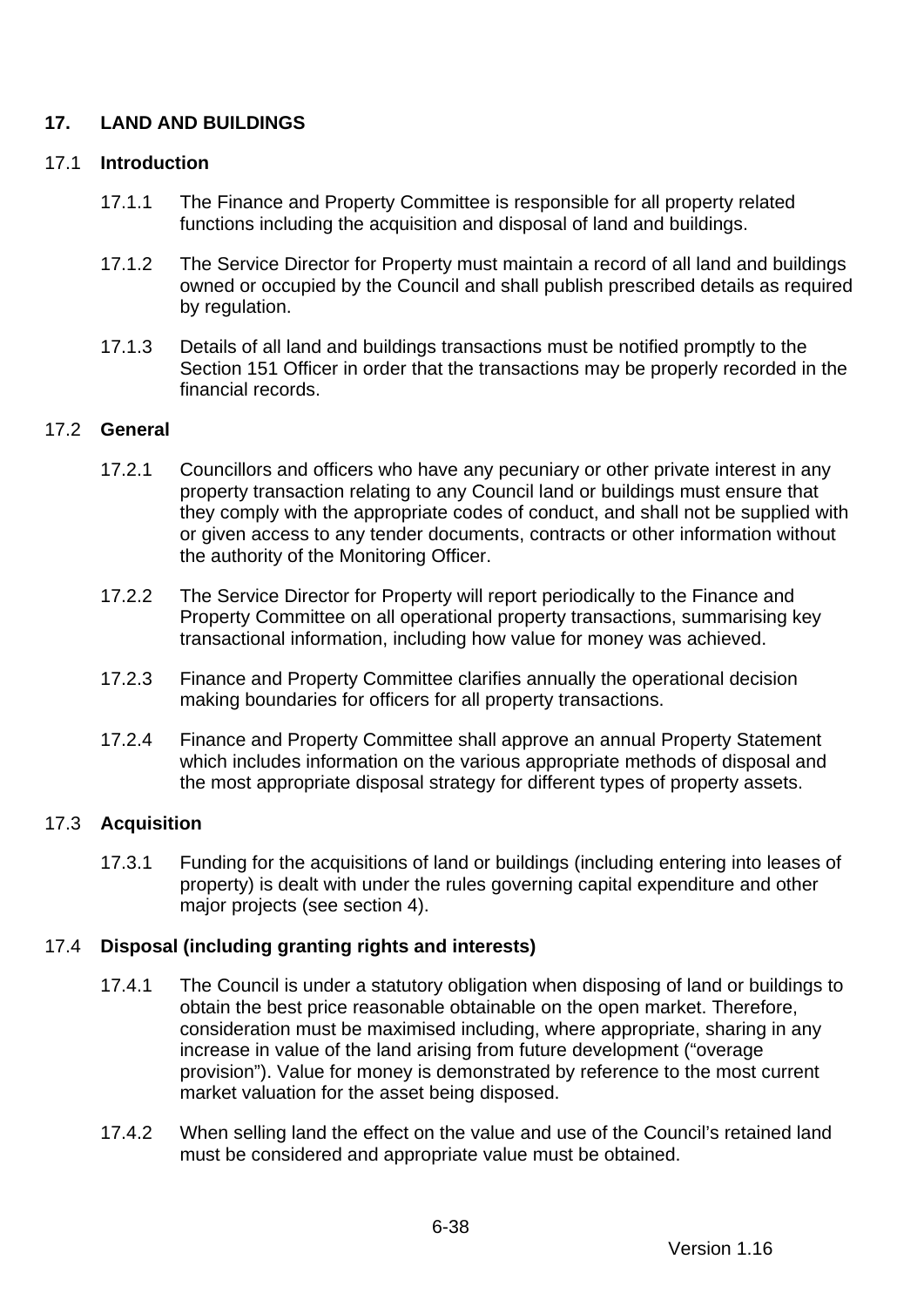## 17. LAND AND BUILDINGS

### 17.1 Introduction

17.1.1 The Finance and Property Committee is responsible for all property related functions including the acquisition and disposal of land and buildings.

17.1.2 The Service Director for Property must maintain a record of all land and buildings owned or occupied by the Council and shall publish prescribed details as required by regulation.

17.1.3 Details of all land and buildings transactions must be notified promptly to the Section 151 Officer in order that the transactions may be properly recorded in the financial records.

### 17.2 General

17.2.1 Councillors and officers who have any pecuniary or other private interest in any property transaction relating to any Council land or buildings must ensure that they comply with the appropriate codes of conduct, and shall not be supplied with or given access to any tender documents, contracts or other information without the authority of the Monitoring Officer.

17.2.2 The Service Director for Property will report periodically to the Finance and Property Committee on all operational property transactions, summarising key transactional information, including how value for money was achieved.

17.2.3 Finance and Property Committee clarifies annually the operational decision making boundaries for officers for all property transactions.

17.2.4 Finance and Property Committee shall approve an annual Property Statement which includes information on the various appropriate methods of disposal and the most appropriate disposal strategy for different types of property assets.

### 17.3 Acquisition

17.3.1 Funding for the acquisitions of land or buildings (including entering into leases of property) is dealt with under the rules governing capital expenditure and other major projects (see section 4).

### 17.4 Disposal (including granting rights and interests)

17.4.1 The Council is under a statutory obligation when disposing of land or buildings to obtain the best price reasonable obtainable on the open market. Therefore, consideration must be maximised including, where appropriate, sharing in any increase in value of the land arising from future development ("overage provision"). Value for money is demonstrated by reference to the most current market valuation for the asset being disposed.

17.4.2 When selling land the effect on the value and use of the Council's retained land must be considered and appropriate value must be obtained.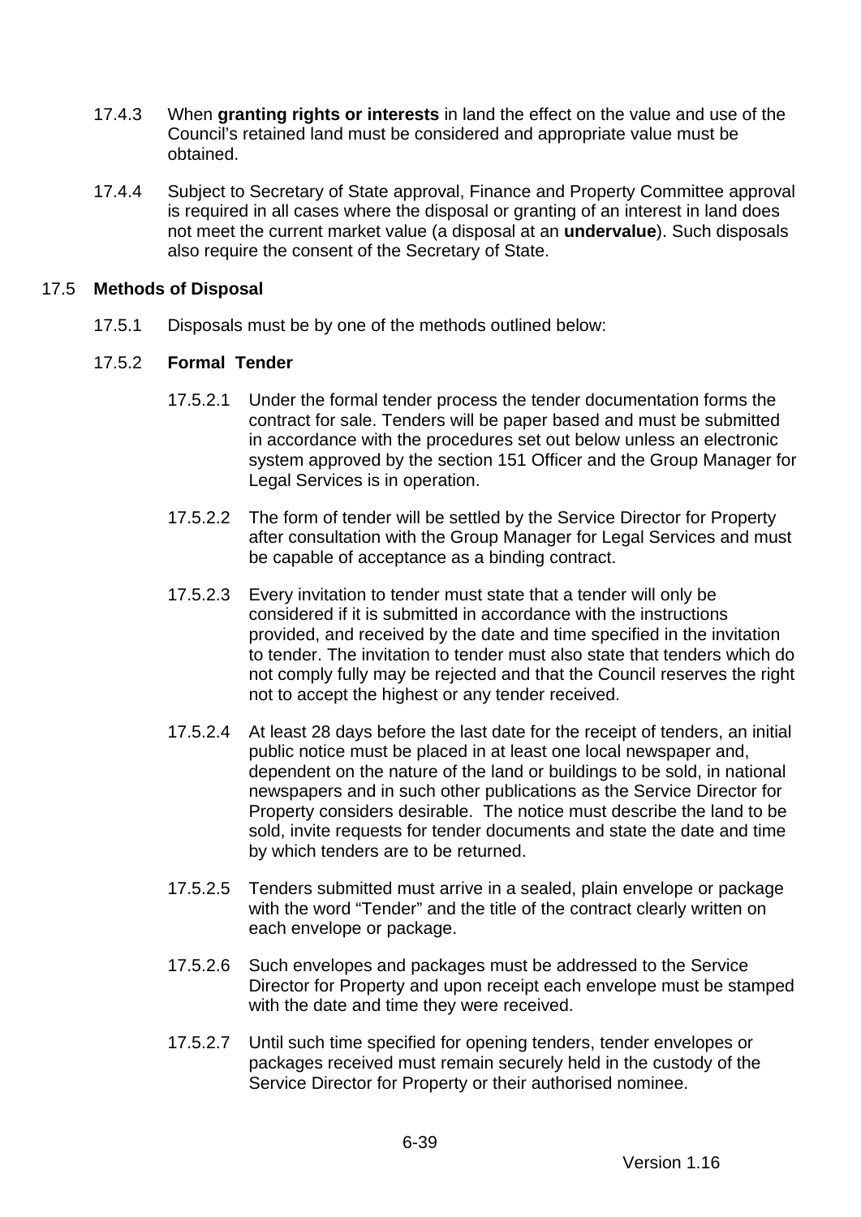17.4.3 When **granting rights or interests** in land the effect on the value and use of the Council's retained land must be considered and appropriate value must be obtained.

17.4.4 Subject to Secretary of State approval, Finance and Property Committee approval is required in all cases where the disposal or granting of an interest in land does not meet the current market value (a disposal at an **undervalue**). Such disposals also require the consent of the Secretary of State.

## 17.5 Methods of Disposal

17.5.1 Disposals must be by one of the methods outlined below:

### 17.5.2 Formal Tender

17.5.2.1 Under the formal tender process the tender documentation forms the contract for sale. Tenders will be paper based and must be submitted in accordance with the procedures set out below unless an electronic system approved by the section 151 Officer and the Group Manager for Legal Services is in operation.

17.5.2.2 The form of tender will be settled by the Service Director for Property after consultation with the Group Manager for Legal Services and must be capable of acceptance as a binding contract.

17.5.2.3 Every invitation to tender must state that a tender will only be considered if it is submitted in accordance with the instructions provided, and received by the date and time specified in the invitation to tender. The invitation to tender must also state that tenders which do not comply fully may be rejected and that the Council reserves the right not to accept the highest or any tender received.

17.5.2.4 At least 28 days before the last date for the receipt of tenders, an initial public notice must be placed in at least one local newspaper and, dependent on the nature of the land or buildings to be sold, in national newspapers and in such other publications as the Service Director for Property considers desirable. The notice must describe the land to be sold, invite requests for tender documents and state the date and time by which tenders are to be returned.

17.5.2.5 Tenders submitted must arrive in a sealed, plain envelope or package with the word "Tender" and the title of the contract clearly written on each envelope or package.

17.5.2.6 Such envelopes and packages must be addressed to the Service Director for Property and upon receipt each envelope must be stamped with the date and time they were received.

17.5.2.7 Until such time specified for opening tenders, tender envelopes or packages received must remain securely held in the custody of the Service Director for Property or their authorised nominee.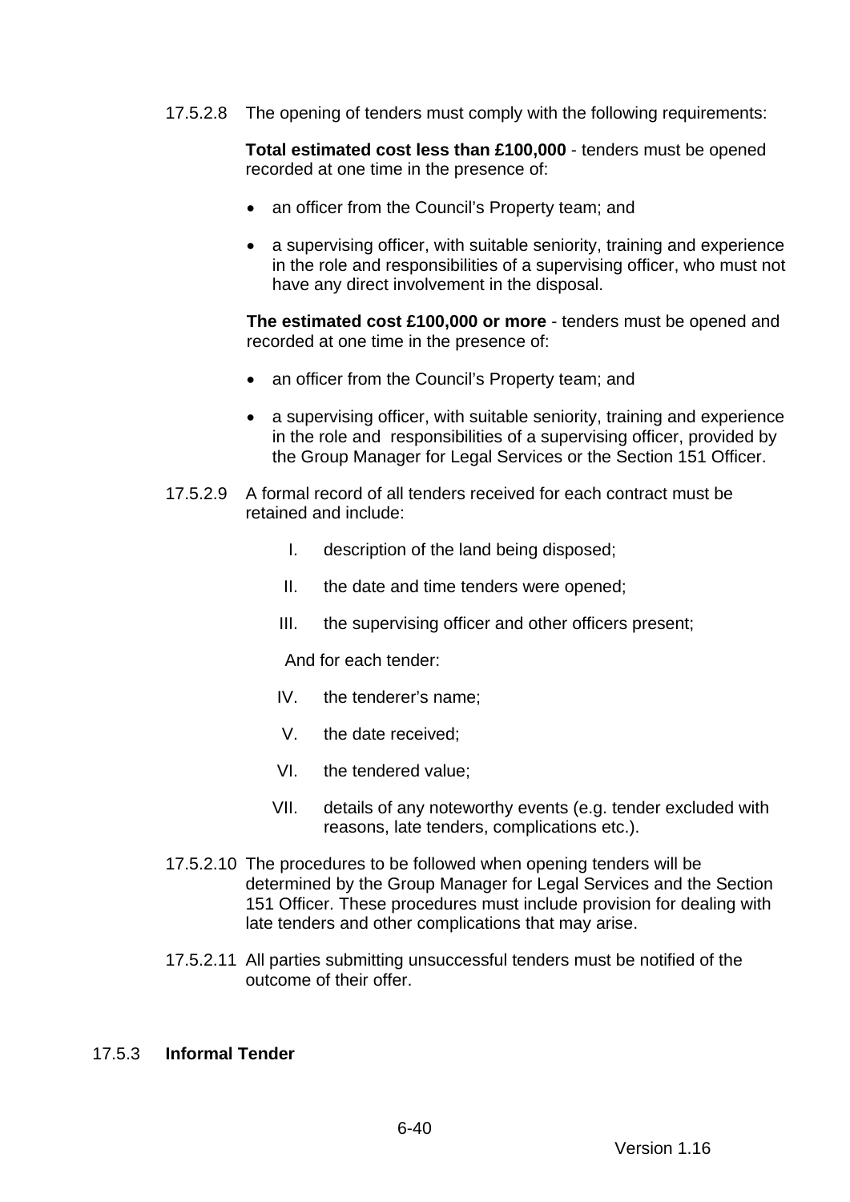17.5.2.8 The opening of tenders must comply with the following requirements:

**Total estimated cost less than £100,000** - tenders must be opened recorded at one time in the presence of:

- an officer from the Council's Property team; and
- a supervising officer, with suitable seniority, training and experience in the role and responsibilities of a supervising officer, who must not have any direct involvement in the disposal.

**The estimated cost £100,000 or more** - tenders must be opened and recorded at one time in the presence of:

- an officer from the Council's Property team; and
- a supervising officer, with suitable seniority, training and experience in the role and responsibilities of a supervising officer, provided by the Group Manager for Legal Services or the Section 151 Officer.

17.5.2.9 A formal record of all tenders received for each contract must be retained and include:

I. description of the land being disposed;

II. the date and time tenders were opened;

III. the supervising officer and other officers present;

And for each tender:

IV. the tenderer's name;

V. the date received;

VI. the tendered value;

VII. details of any noteworthy events (e.g. tender excluded with reasons, late tenders, complications etc.).

17.5.2.10 The procedures to be followed when opening tenders will be determined by the Group Manager for Legal Services and the Section 151 Officer. These procedures must include provision for dealing with late tenders and other complications that may arise.

17.5.2.11 All parties submitting unsuccessful tenders must be notified of the outcome of their offer.

17.5.3 **Informal Tender**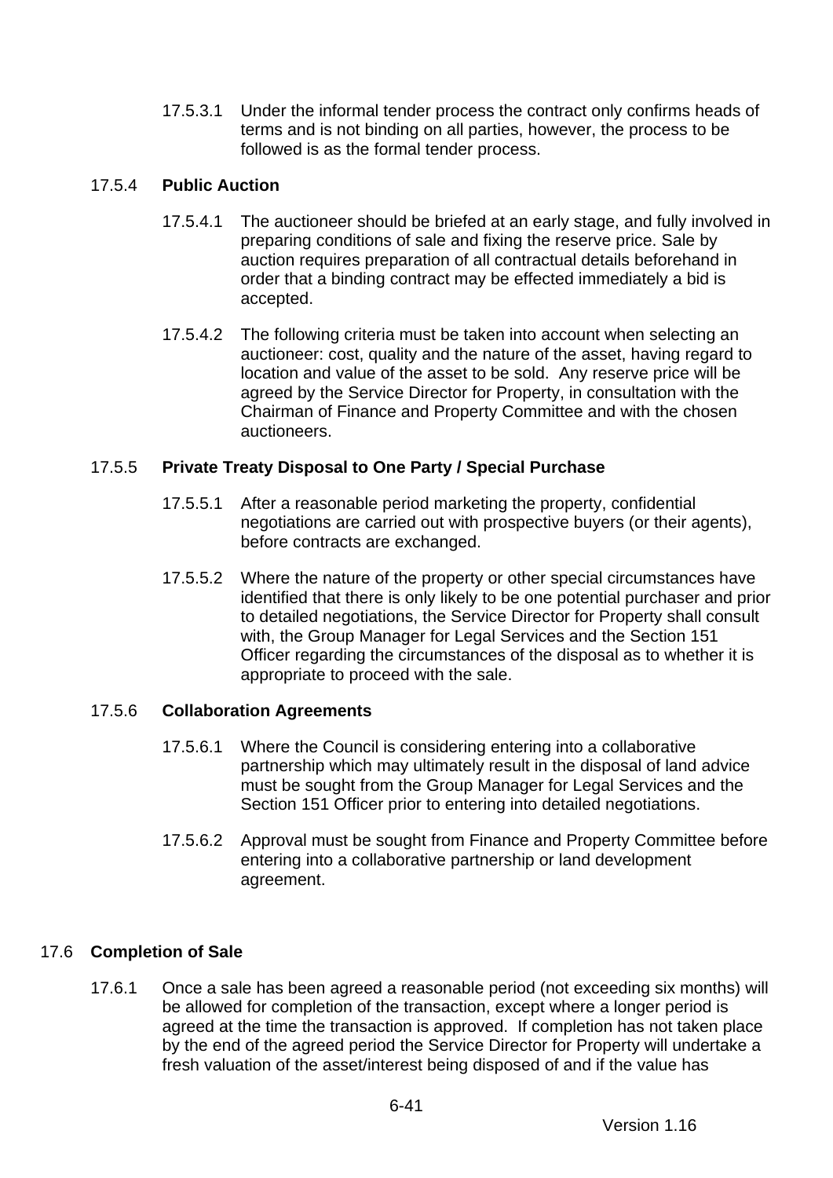17.5.3.1 Under the informal tender process the contract only confirms heads of terms and is not binding on all parties, however, the process to be followed is as the formal tender process.

### 17.5.4 **Public Auction**

17.5.4.1 The auctioneer should be briefed at an early stage, and fully involved in preparing conditions of sale and fixing the reserve price. Sale by auction requires preparation of all contractual details beforehand in order that a binding contract may be effected immediately a bid is accepted.

17.5.4.2 The following criteria must be taken into account when selecting an auctioneer: cost, quality and the nature of the asset, having regard to location and value of the asset to be sold. Any reserve price will be agreed by the Service Director for Property, in consultation with the Chairman of Finance and Property Committee and with the chosen auctioneers.

### 17.5.5 **Private Treaty Disposal to One Party / Special Purchase**

17.5.5.1 After a reasonable period marketing the property, confidential negotiations are carried out with prospective buyers (or their agents), before contracts are exchanged.

17.5.5.2 Where the nature of the property or other special circumstances have identified that there is only likely to be one potential purchaser and prior to detailed negotiations, the Service Director for Property shall consult with, the Group Manager for Legal Services and the Section 151 Officer regarding the circumstances of the disposal as to whether it is appropriate to proceed with the sale.

### 17.5.6 **Collaboration Agreements**

17.5.6.1 Where the Council is considering entering into a collaborative partnership which may ultimately result in the disposal of land advice must be sought from the Group Manager for Legal Services and the Section 151 Officer prior to entering into detailed negotiations.

17.5.6.2 Approval must be sought from Finance and Property Committee before entering into a collaborative partnership or land development agreement.

## 17.6 **Completion of Sale**

17.6.1 Once a sale has been agreed a reasonable period (not exceeding six months) will be allowed for completion of the transaction, except where a longer period is agreed at the time the transaction is approved. If completion has not taken place by the end of the agreed period the Service Director for Property will undertake a fresh valuation of the asset/interest being disposed of and if the value has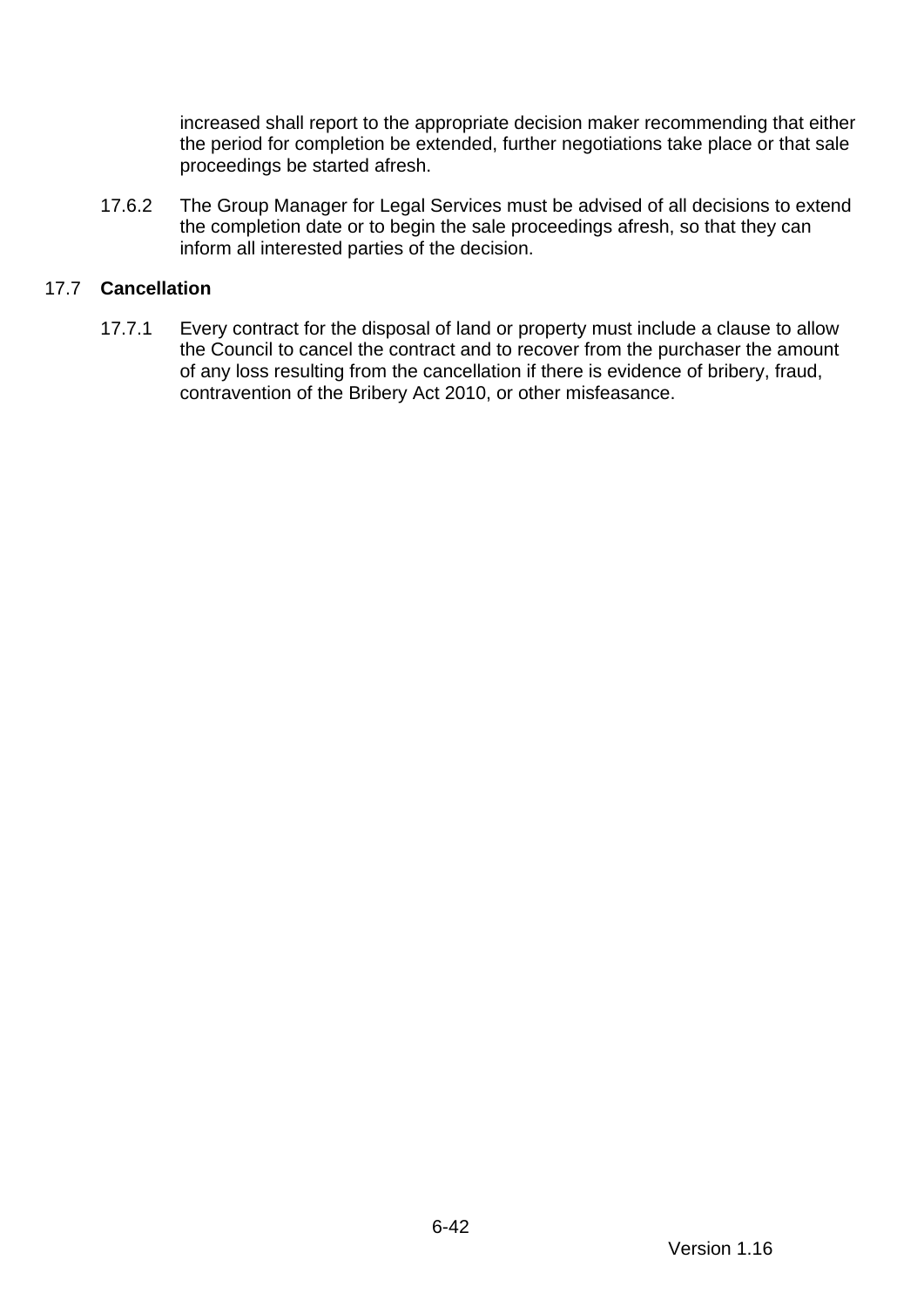increased shall report to the appropriate decision maker recommending that either the period for completion be extended, further negotiations take place or that sale proceedings be started afresh.

17.6.2 The Group Manager for Legal Services must be advised of all decisions to extend the completion date or to begin the sale proceedings afresh, so that they can inform all interested parties of the decision.

17.7 **Cancellation**

17.7.1 Every contract for the disposal of land or property must include a clause to allow the Council to cancel the contract and to recover from the purchaser the amount of any loss resulting from the cancellation if there is evidence of bribery, fraud, contravention of the Bribery Act 2010, or other misfeasance.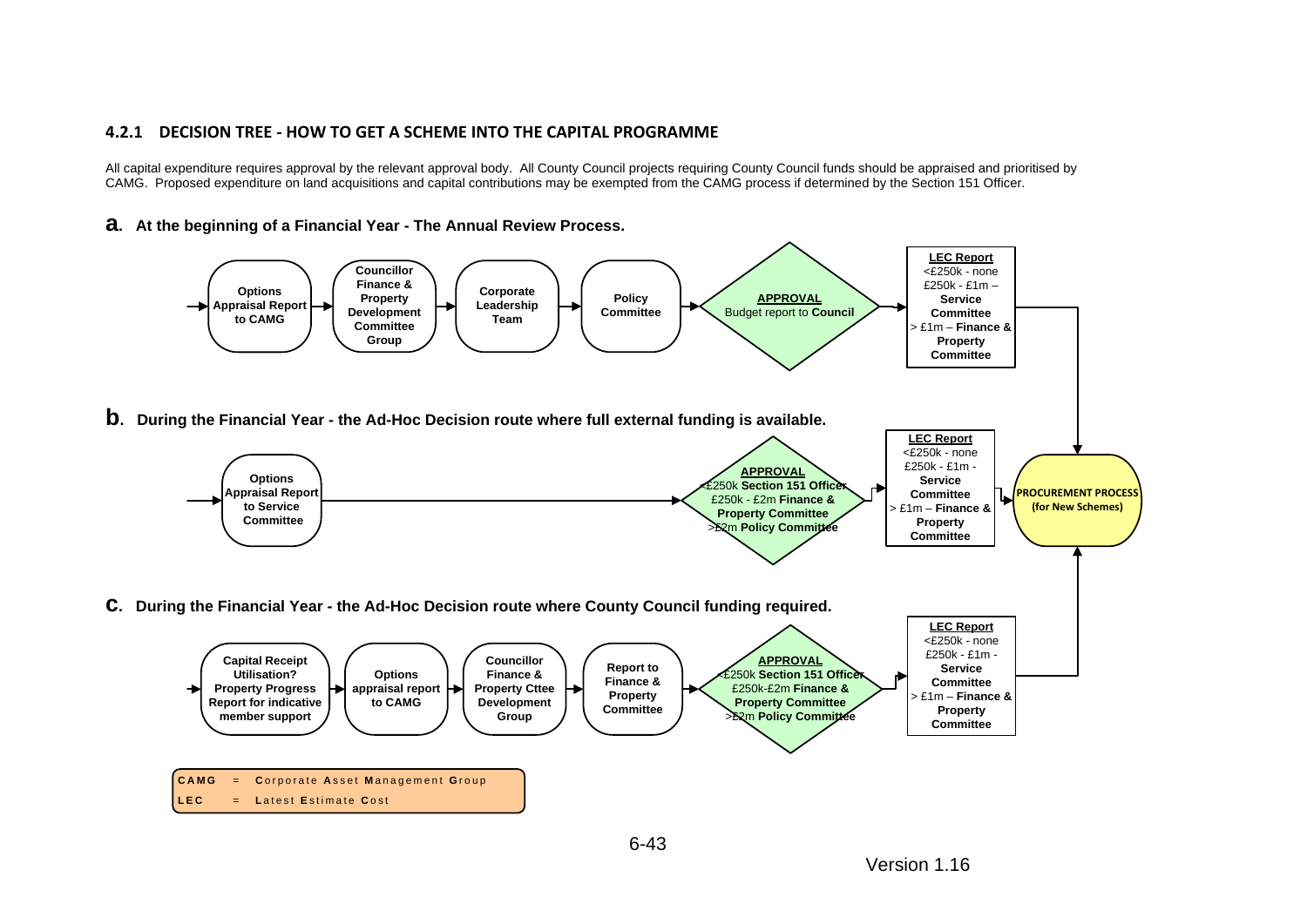### 4.2.1 DECISION TREE - HOW TO GET A SCHEME INTO THE CAPITAL PROGRAMME

All capital expenditure requires approval by the relevant approval body. All County Council projects requiring County Council funds should be appraised and prioritised by CAMG. Proposed expenditure on land acquisitions and capital contributions may be exempted from the CAMG process if determined by the Section 151 Officer.

**a. At the beginning of a Financial Year - The Annual Review Process.**

**Options Appraisal Report to CAMG** → **Councillor Finance & Property Development Committee Group** → **Corporate Leadership Team** → **Policy Committee** → **APPROVAL** Budget report to **Council** → **LEC Report** <£250k - none; £250k - £1m – **Service Committee**; > £1m – **Finance & Property Committee** → **PROCUREMENT PROCESS (for New Schemes)**

**b. During the Financial Year - the Ad-Hoc Decision route where full external funding is available.**

**Options Appraisal Report to Service Committee** → **APPROVAL** <£250k **Section 151 Officer**; £250k - £2m **Finance & Property Committee**; >£2m **Policy Committee** → **LEC Report** <£250k - none; £250k - £1m - **Service Committee**; > £1m – **Finance & Property Committee** → **PROCUREMENT PROCESS (for New Schemes)**

**c. During the Financial Year - the Ad-Hoc Decision route where County Council funding required.**

**Capital Receipt Utilisation? Property Progress Report for indicative member support** → **Options appraisal report to CAMG** → **Councillor Finance & Property Cttee Development Group** → **Report to Finance & Property Committee** → **APPROVAL** <£250k **Section 151 Officer**; £250k-£2m **Finance & Property Committee**; >£2m **Policy Committee** → **LEC Report** <£250k - none; £250k - £1m - **Service Committee**; > £1m – **Finance & Property Committee** → **PROCUREMENT PROCESS (for New Schemes)**

| | | |
|---|---|---|
| **CAMG** | = | **C**orporate **A**sset **M**anagement **G**roup |
| **LEC** | = | **L**atest **E**stimate **C**ost |

Version 1.16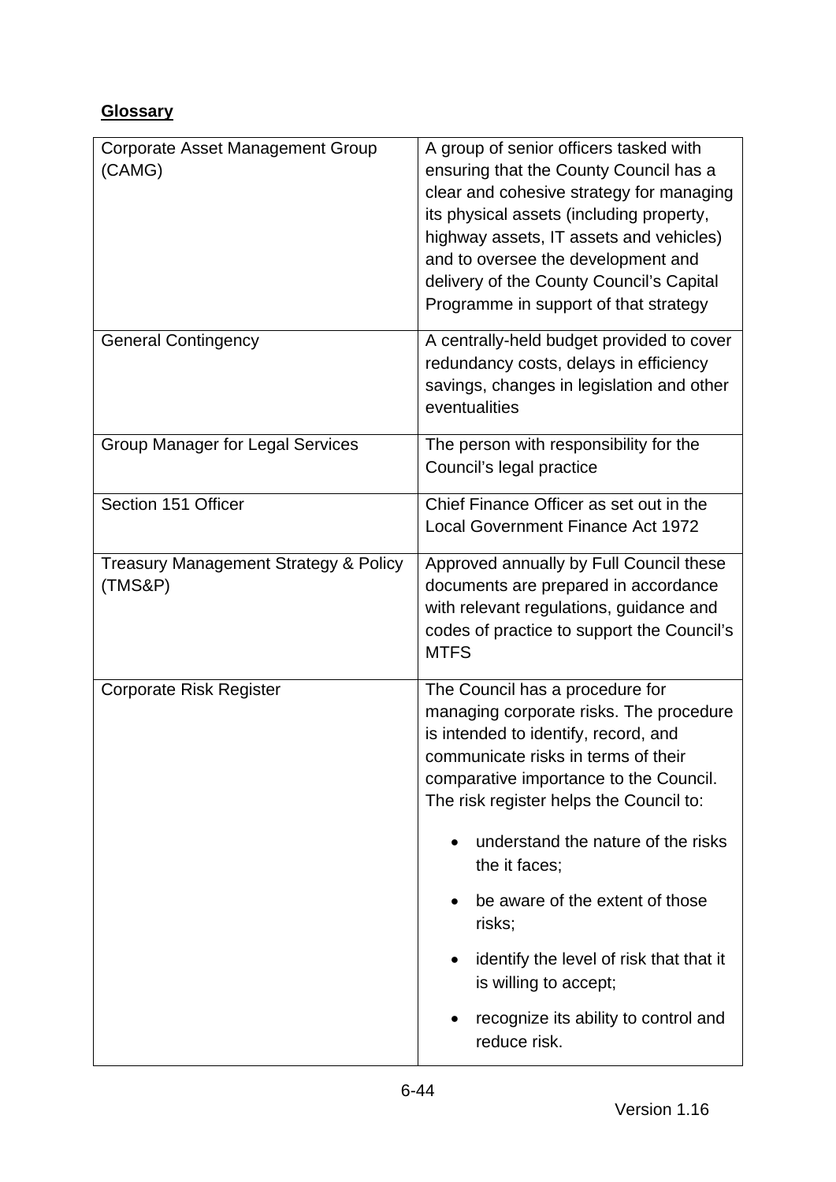**Glossary**

| | |
|---|---|
| Corporate Asset Management Group (CAMG) | A group of senior officers tasked with ensuring that the County Council has a clear and cohesive strategy for managing its physical assets (including property, highway assets, IT assets and vehicles) and to oversee the development and delivery of the County Council's Capital Programme in support of that strategy |
| General Contingency | A centrally-held budget provided to cover redundancy costs, delays in efficiency savings, changes in legislation and other eventualities |
| Group Manager for Legal Services | The person with responsibility for the Council's legal practice |
| Section 151 Officer | Chief Finance Officer as set out in the Local Government Finance Act 1972 |
| Treasury Management Strategy & Policy (TMS&P) | Approved annually by Full Council these documents are prepared in accordance with relevant regulations, guidance and codes of practice to support the Council's MTFS |
| Corporate Risk Register | The Council has a procedure for managing corporate risks. The procedure is intended to identify, record, and communicate risks in terms of their comparative importance to the Council. The risk register helps the Council to: <br>• understand the nature of the risks the it faces; <br>• be aware of the extent of those risks; <br>• identify the level of risk that that it is willing to accept; <br>• recognize its ability to control and reduce risk. |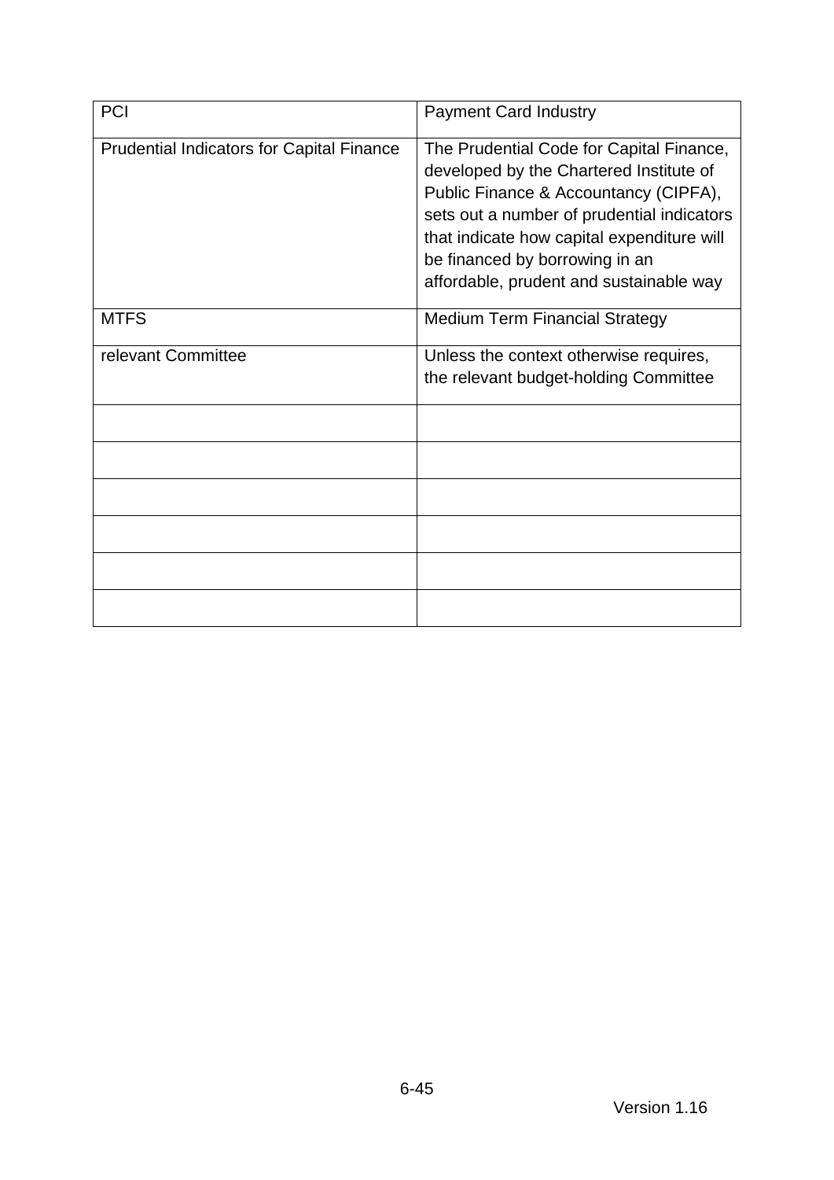| PCI | Payment Card Industry |
|---|---|
| Prudential Indicators for Capital Finance | The Prudential Code for Capital Finance, developed by the Chartered Institute of Public Finance & Accountancy (CIPFA), sets out a number of prudential indicators that indicate how capital expenditure will be financed by borrowing in an affordable, prudent and sustainable way |
| MTFS | Medium Term Financial Strategy |
| relevant Committee | Unless the context otherwise requires, the relevant budget-holding Committee |
| | |
| | |
| | |
| | |
| | |
| | |

Version 1.16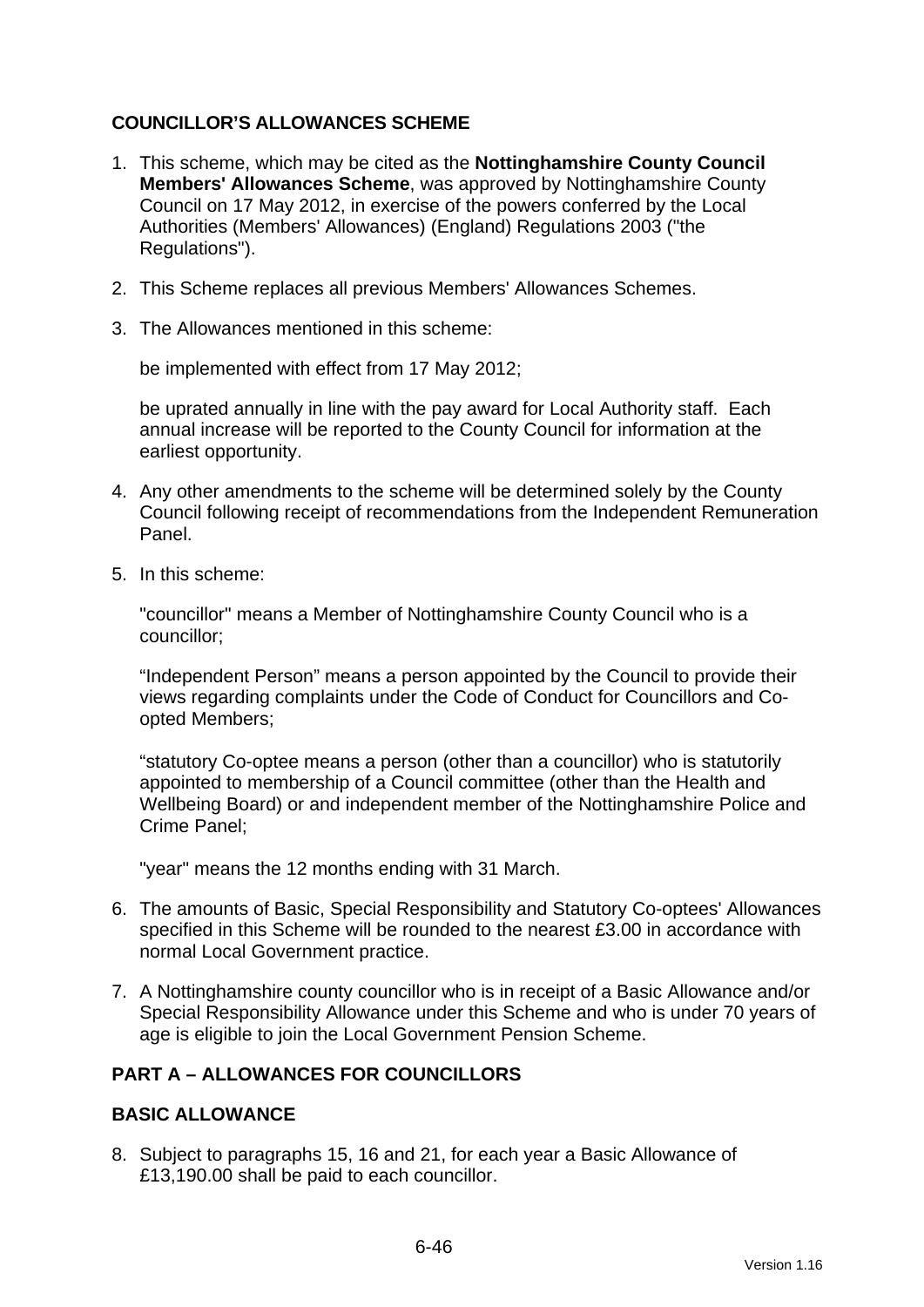## COUNCILLOR'S ALLOWANCES SCHEME

1. This scheme, which may be cited as the **Nottinghamshire County Council Members' Allowances Scheme**, was approved by Nottinghamshire County Council on 17 May 2012, in exercise of the powers conferred by the Local Authorities (Members' Allowances) (England) Regulations 2003 ("the Regulations").

2. This Scheme replaces all previous Members' Allowances Schemes.

3. The Allowances mentioned in this scheme:

   be implemented with effect from 17 May 2012;

   be uprated annually in line with the pay award for Local Authority staff. Each annual increase will be reported to the County Council for information at the earliest opportunity.

4. Any other amendments to the scheme will be determined solely by the County Council following receipt of recommendations from the Independent Remuneration Panel.

5. In this scheme:

   "councillor" means a Member of Nottinghamshire County Council who is a councillor;

   "Independent Person" means a person appointed by the Council to provide their views regarding complaints under the Code of Conduct for Councillors and Co-opted Members;

   "statutory Co-optee means a person (other than a councillor) who is statutorily appointed to membership of a Council committee (other than the Health and Wellbeing Board) or and independent member of the Nottinghamshire Police and Crime Panel;

   "year" means the 12 months ending with 31 March.

6. The amounts of Basic, Special Responsibility and Statutory Co-optees' Allowances specified in this Scheme will be rounded to the nearest £3.00 in accordance with normal Local Government practice.

7. A Nottinghamshire county councillor who is in receipt of a Basic Allowance and/or Special Responsibility Allowance under this Scheme and who is under 70 years of age is eligible to join the Local Government Pension Scheme.

## PART A – ALLOWANCES FOR COUNCILLORS

### BASIC ALLOWANCE

8. Subject to paragraphs 15, 16 and 21, for each year a Basic Allowance of £13,190.00 shall be paid to each councillor.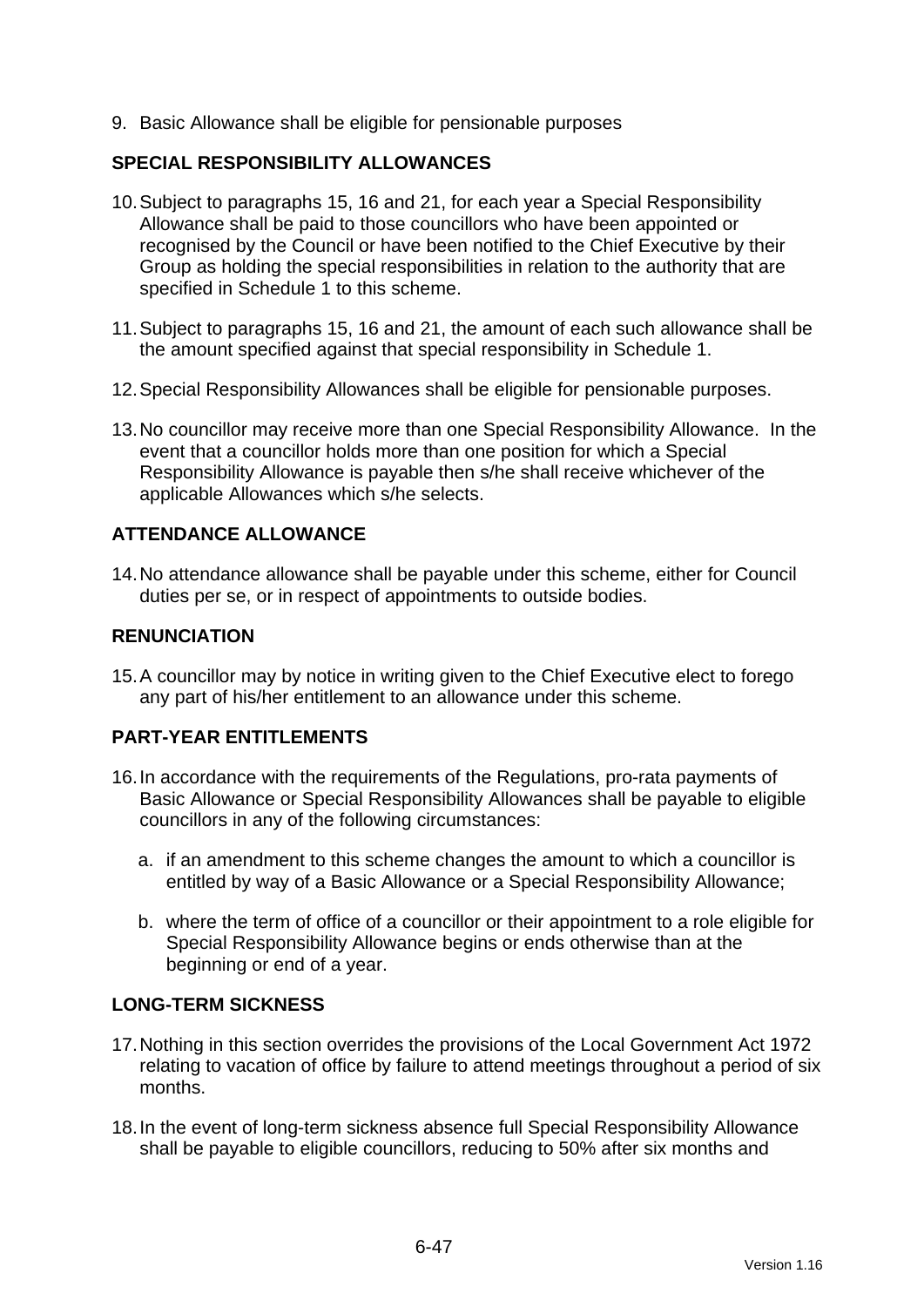9. Basic Allowance shall be eligible for pensionable purposes

## SPECIAL RESPONSIBILITY ALLOWANCES

10. Subject to paragraphs 15, 16 and 21, for each year a Special Responsibility Allowance shall be paid to those councillors who have been appointed or recognised by the Council or have been notified to the Chief Executive by their Group as holding the special responsibilities in relation to the authority that are specified in Schedule 1 to this scheme.

11. Subject to paragraphs 15, 16 and 21, the amount of each such allowance shall be the amount specified against that special responsibility in Schedule 1.

12. Special Responsibility Allowances shall be eligible for pensionable purposes.

13. No councillor may receive more than one Special Responsibility Allowance. In the event that a councillor holds more than one position for which a Special Responsibility Allowance is payable then s/he shall receive whichever of the applicable Allowances which s/he selects.

## ATTENDANCE ALLOWANCE

14. No attendance allowance shall be payable under this scheme, either for Council duties per se, or in respect of appointments to outside bodies.

## RENUNCIATION

15. A councillor may by notice in writing given to the Chief Executive elect to forego any part of his/her entitlement to an allowance under this scheme.

## PART-YEAR ENTITLEMENTS

16. In accordance with the requirements of the Regulations, pro-rata payments of Basic Allowance or Special Responsibility Allowances shall be payable to eligible councillors in any of the following circumstances:

    a. if an amendment to this scheme changes the amount to which a councillor is entitled by way of a Basic Allowance or a Special Responsibility Allowance;

    b. where the term of office of a councillor or their appointment to a role eligible for Special Responsibility Allowance begins or ends otherwise than at the beginning or end of a year.

## LONG-TERM SICKNESS

17. Nothing in this section overrides the provisions of the Local Government Act 1972 relating to vacation of office by failure to attend meetings throughout a period of six months.

18. In the event of long-term sickness absence full Special Responsibility Allowance shall be payable to eligible councillors, reducing to 50% after six months and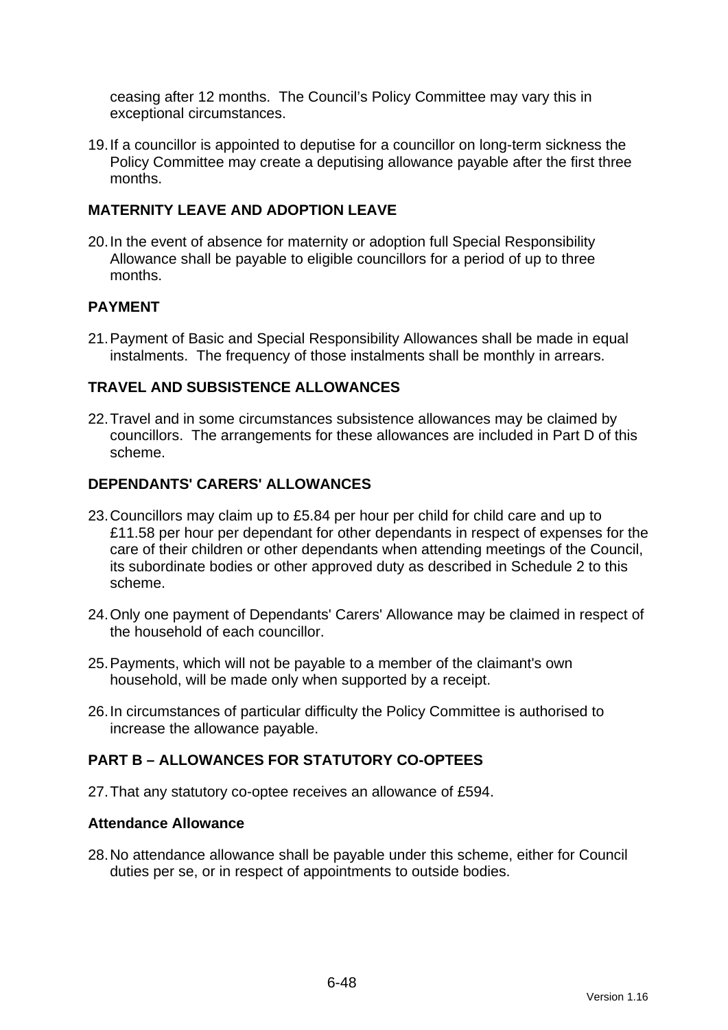ceasing after 12 months. The Council's Policy Committee may vary this in exceptional circumstances.

19. If a councillor is appointed to deputise for a councillor on long-term sickness the Policy Committee may create a deputising allowance payable after the first three months.

## MATERNITY LEAVE AND ADOPTION LEAVE

20. In the event of absence for maternity or adoption full Special Responsibility Allowance shall be payable to eligible councillors for a period of up to three months.

## PAYMENT

21. Payment of Basic and Special Responsibility Allowances shall be made in equal instalments. The frequency of those instalments shall be monthly in arrears.

## TRAVEL AND SUBSISTENCE ALLOWANCES

22. Travel and in some circumstances subsistence allowances may be claimed by councillors. The arrangements for these allowances are included in Part D of this scheme.

## DEPENDANTS' CARERS' ALLOWANCES

23. Councillors may claim up to £5.84 per hour per child for child care and up to £11.58 per hour per dependant for other dependants in respect of expenses for the care of their children or other dependants when attending meetings of the Council, its subordinate bodies or other approved duty as described in Schedule 2 to this scheme.

24. Only one payment of Dependants' Carers' Allowance may be claimed in respect of the household of each councillor.

25. Payments, which will not be payable to a member of the claimant's own household, will be made only when supported by a receipt.

26. In circumstances of particular difficulty the Policy Committee is authorised to increase the allowance payable.

## PART B – ALLOWANCES FOR STATUTORY CO-OPTEES

27. That any statutory co-optee receives an allowance of £594.

### Attendance Allowance

28. No attendance allowance shall be payable under this scheme, either for Council duties per se, or in respect of appointments to outside bodies.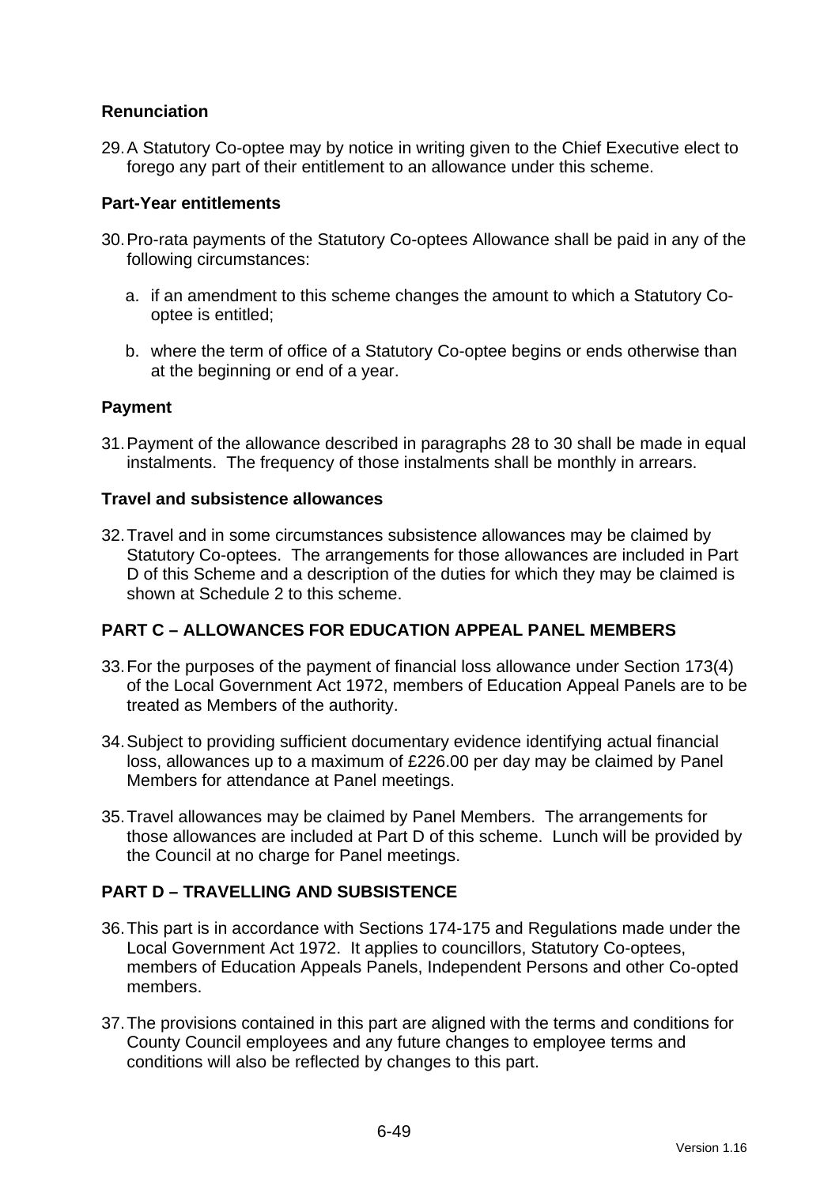**Renunciation**

29. A Statutory Co-optee may by notice in writing given to the Chief Executive elect to forego any part of their entitlement to an allowance under this scheme.

**Part-Year entitlements**

30. Pro-rata payments of the Statutory Co-optees Allowance shall be paid in any of the following circumstances:

    a. if an amendment to this scheme changes the amount to which a Statutory Co-optee is entitled;

    b. where the term of office of a Statutory Co-optee begins or ends otherwise than at the beginning or end of a year.

**Payment**

31. Payment of the allowance described in paragraphs 28 to 30 shall be made in equal instalments. The frequency of those instalments shall be monthly in arrears.

**Travel and subsistence allowances**

32. Travel and in some circumstances subsistence allowances may be claimed by Statutory Co-optees. The arrangements for those allowances are included in Part D of this Scheme and a description of the duties for which they may be claimed is shown at Schedule 2 to this scheme.

**PART C – ALLOWANCES FOR EDUCATION APPEAL PANEL MEMBERS**

33. For the purposes of the payment of financial loss allowance under Section 173(4) of the Local Government Act 1972, members of Education Appeal Panels are to be treated as Members of the authority.

34. Subject to providing sufficient documentary evidence identifying actual financial loss, allowances up to a maximum of £226.00 per day may be claimed by Panel Members for attendance at Panel meetings.

35. Travel allowances may be claimed by Panel Members. The arrangements for those allowances are included at Part D of this scheme. Lunch will be provided by the Council at no charge for Panel meetings.

**PART D – TRAVELLING AND SUBSISTENCE**

36. This part is in accordance with Sections 174-175 and Regulations made under the Local Government Act 1972. It applies to councillors, Statutory Co-optees, members of Education Appeals Panels, Independent Persons and other Co-opted members.

37. The provisions contained in this part are aligned with the terms and conditions for County Council employees and any future changes to employee terms and conditions will also be reflected by changes to this part.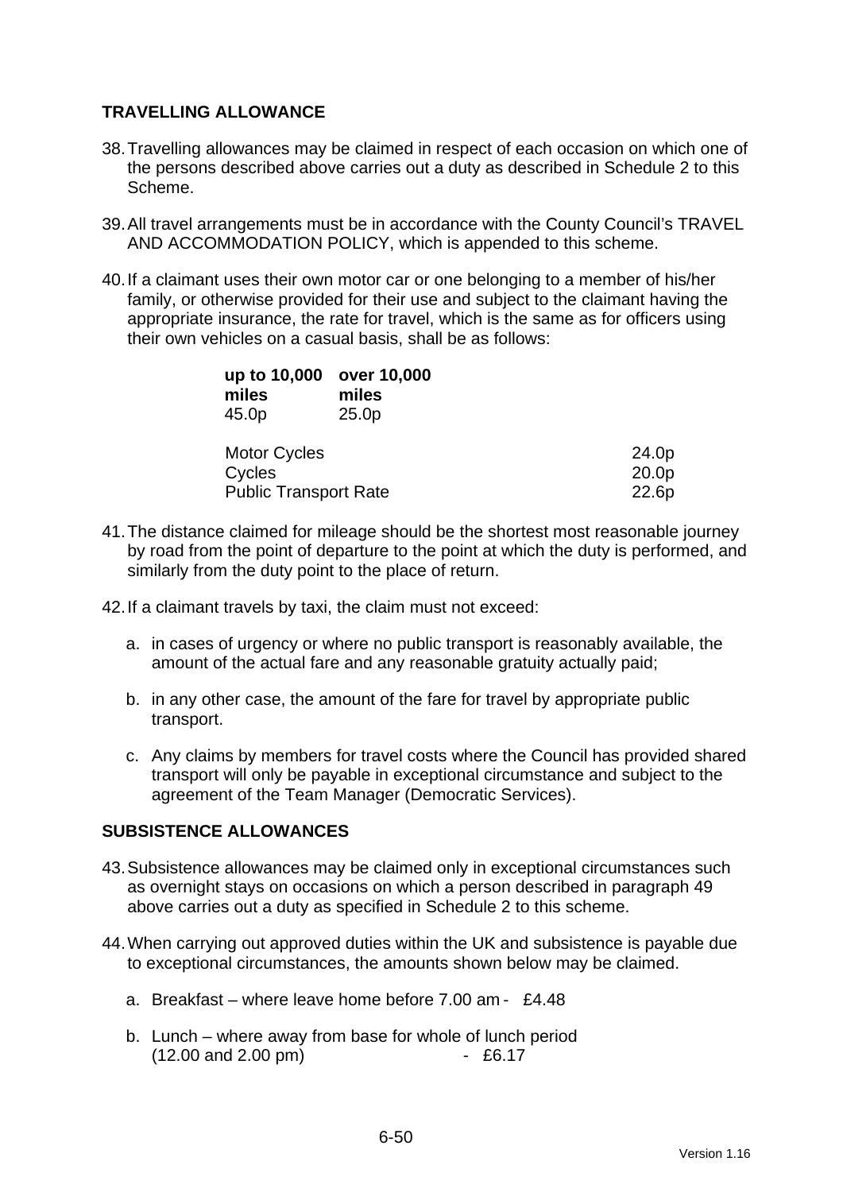## TRAVELLING ALLOWANCE

38. Travelling allowances may be claimed in respect of each occasion on which one of the persons described above carries out a duty as described in Schedule 2 to this Scheme.

39. All travel arrangements must be in accordance with the County Council's TRAVEL AND ACCOMMODATION POLICY, which is appended to this scheme.

40. If a claimant uses their own motor car or one belonging to a member of his/her family, or otherwise provided for their use and subject to the claimant having the appropriate insurance, the rate for travel, which is the same as for officers using their own vehicles on a casual basis, shall be as follows:

| up to 10,000 miles | over 10,000 miles |
|---|---|
| 45.0p | 25.0p |

| | |
|---|---|
| Motor Cycles | 24.0p |
| Cycles | 20.0p |
| Public Transport Rate | 22.6p |

41. The distance claimed for mileage should be the shortest most reasonable journey by road from the point of departure to the point at which the duty is performed, and similarly from the duty point to the place of return.

42. If a claimant travels by taxi, the claim must not exceed:

    a. in cases of urgency or where no public transport is reasonably available, the amount of the actual fare and any reasonable gratuity actually paid;

    b. in any other case, the amount of the fare for travel by appropriate public transport.

    c. Any claims by members for travel costs where the Council has provided shared transport will only be payable in exceptional circumstance and subject to the agreement of the Team Manager (Democratic Services).

## SUBSISTENCE ALLOWANCES

43. Subsistence allowances may be claimed only in exceptional circumstances such as overnight stays on occasions on which a person described in paragraph 49 above carries out a duty as specified in Schedule 2 to this scheme.

44. When carrying out approved duties within the UK and subsistence is payable due to exceptional circumstances, the amounts shown below may be claimed.

    a. Breakfast – where leave home before 7.00 am - £4.48

    b. Lunch – where away from base for whole of lunch period (12.00 and 2.00 pm) - £6.17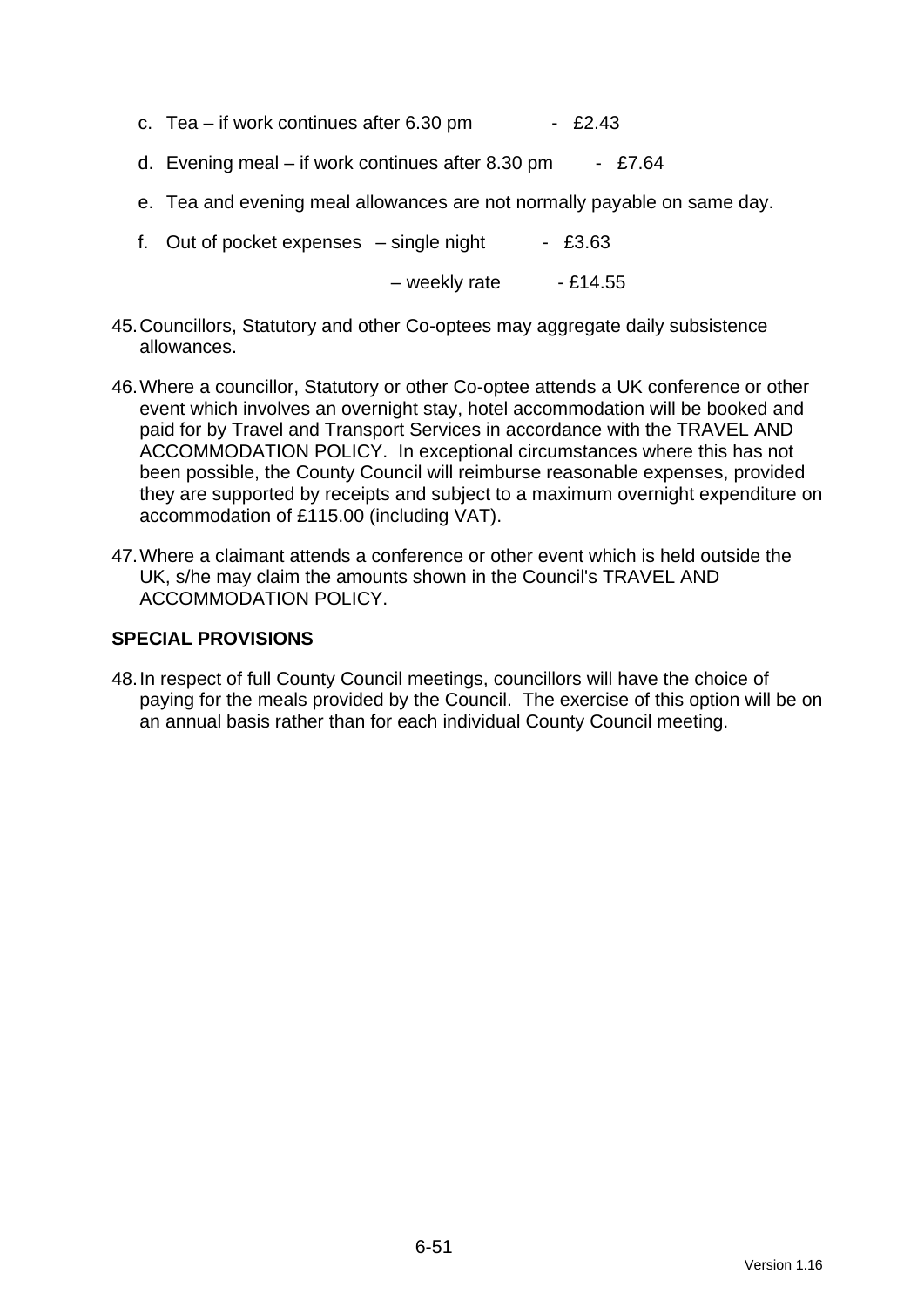c. Tea – if work continues after 6.30 pm - £2.43

d. Evening meal – if work continues after 8.30 pm - £7.64

e. Tea and evening meal allowances are not normally payable on same day.

f. Out of pocket expenses – single night - £3.63

   – weekly rate - £14.55

45. Councillors, Statutory and other Co-optees may aggregate daily subsistence allowances.

46. Where a councillor, Statutory or other Co-optee attends a UK conference or other event which involves an overnight stay, hotel accommodation will be booked and paid for by Travel and Transport Services in accordance with the TRAVEL AND ACCOMMODATION POLICY. In exceptional circumstances where this has not been possible, the County Council will reimburse reasonable expenses, provided they are supported by receipts and subject to a maximum overnight expenditure on accommodation of £115.00 (including VAT).

47. Where a claimant attends a conference or other event which is held outside the UK, s/he may claim the amounts shown in the Council's TRAVEL AND ACCOMMODATION POLICY.

**SPECIAL PROVISIONS**

48. In respect of full County Council meetings, councillors will have the choice of paying for the meals provided by the Council. The exercise of this option will be on an annual basis rather than for each individual County Council meeting.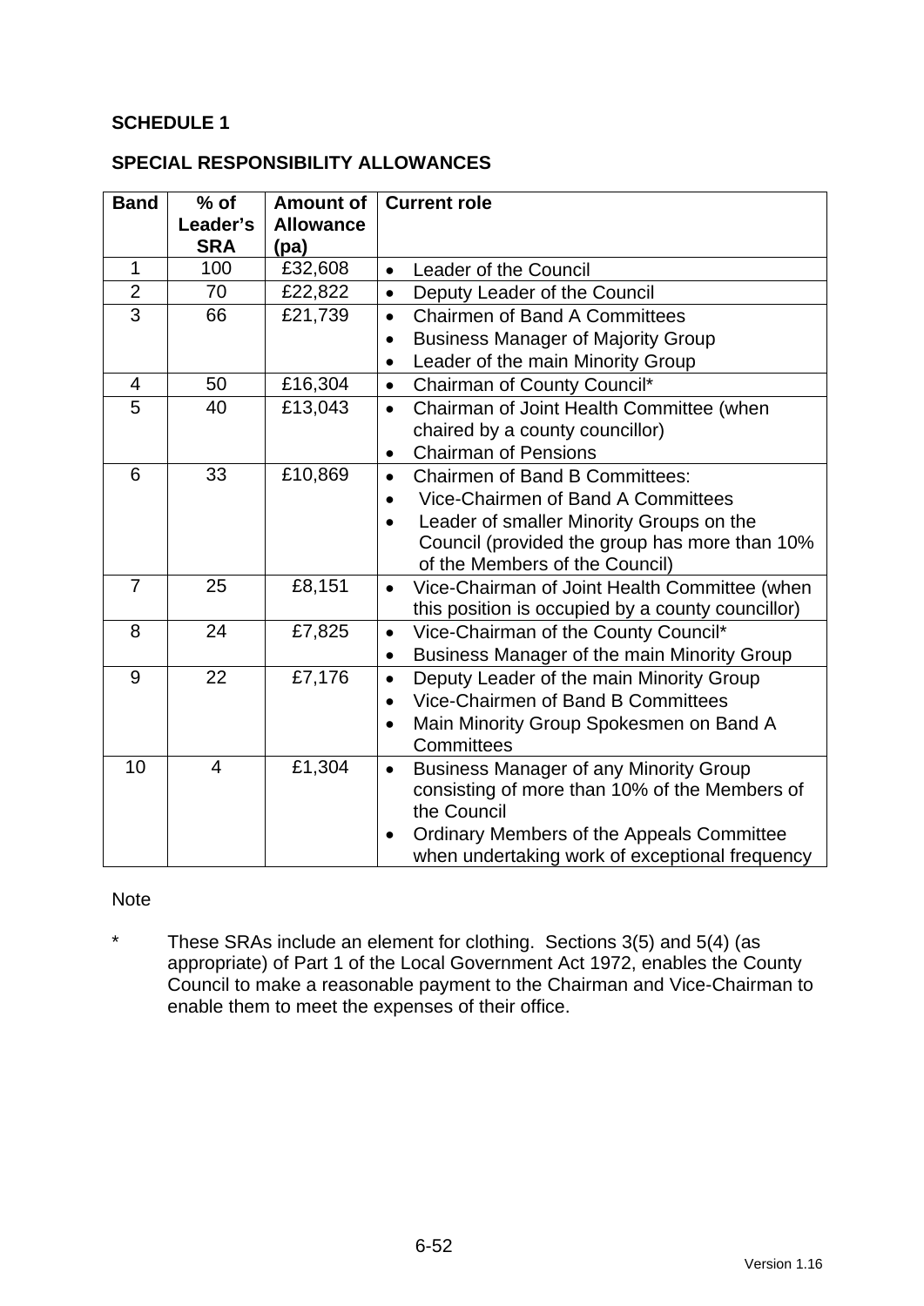**SCHEDULE 1**

**SPECIAL RESPONSIBILITY ALLOWANCES**

| Band | % of Leader's SRA | Amount of Allowance (pa) | Current role |
|---|---|---|---|
| 1 | 100 | £32,608 | • Leader of the Council |
| 2 | 70 | £22,822 | • Deputy Leader of the Council |
| 3 | 66 | £21,739 | • Chairmen of Band A Committees<br>• Business Manager of Majority Group<br>• Leader of the main Minority Group |
| 4 | 50 | £16,304 | • Chairman of County Council* |
| 5 | 40 | £13,043 | • Chairman of Joint Health Committee (when chaired by a county councillor)<br>• Chairman of Pensions |
| 6 | 33 | £10,869 | • Chairmen of Band B Committees:<br>• Vice-Chairmen of Band A Committees<br>• Leader of smaller Minority Groups on the Council (provided the group has more than 10% of the Members of the Council) |
| 7 | 25 | £8,151 | • Vice-Chairman of Joint Health Committee (when this position is occupied by a county councillor) |
| 8 | 24 | £7,825 | • Vice-Chairman of the County Council*<br>• Business Manager of the main Minority Group |
| 9 | 22 | £7,176 | • Deputy Leader of the main Minority Group<br>• Vice-Chairmen of Band B Committees<br>• Main Minority Group Spokesmen on Band A Committees |
| 10 | 4 | £1,304 | • Business Manager of any Minority Group consisting of more than 10% of the Members of the Council<br>• Ordinary Members of the Appeals Committee when undertaking work of exceptional frequency |

Note

\* These SRAs include an element for clothing. Sections 3(5) and 5(4) (as appropriate) of Part 1 of the Local Government Act 1972, enables the County Council to make a reasonable payment to the Chairman and Vice-Chairman to enable them to meet the expenses of their office.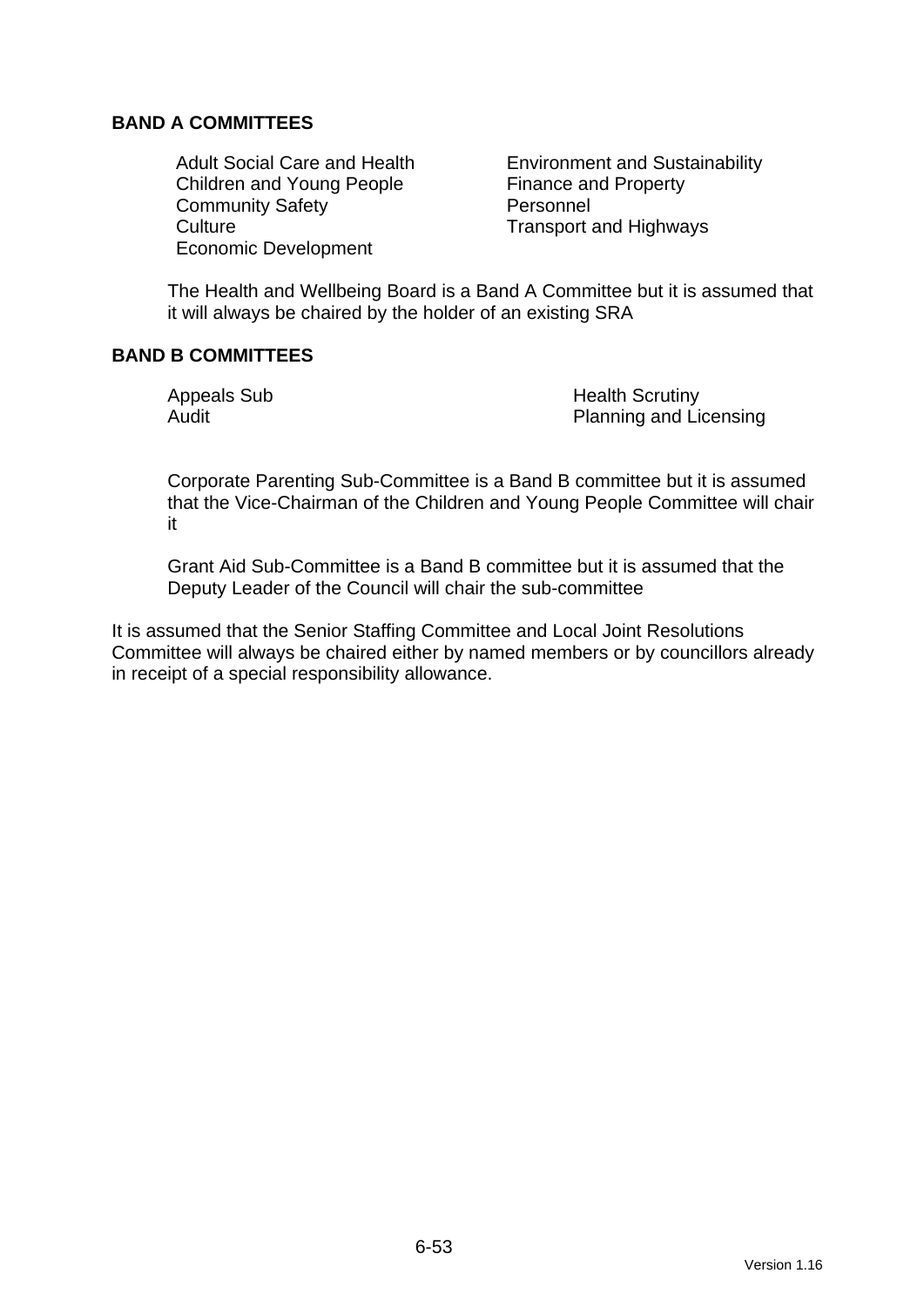## BAND A COMMITTEES

- Adult Social Care and Health
- Children and Young People
- Community Safety
- Culture
- Economic Development
- Environment and Sustainability
- Finance and Property
- Personnel
- Transport and Highways

The Health and Wellbeing Board is a Band A Committee but it is assumed that it will always be chaired by the holder of an existing SRA

## BAND B COMMITTEES

- Appeals Sub
- Audit
- Health Scrutiny
- Planning and Licensing

Corporate Parenting Sub-Committee is a Band B committee but it is assumed that the Vice-Chairman of the Children and Young People Committee will chair it

Grant Aid Sub-Committee is a Band B committee but it is assumed that the Deputy Leader of the Council will chair the sub-committee

It is assumed that the Senior Staffing Committee and Local Joint Resolutions Committee will always be chaired either by named members or by councillors already in receipt of a special responsibility allowance.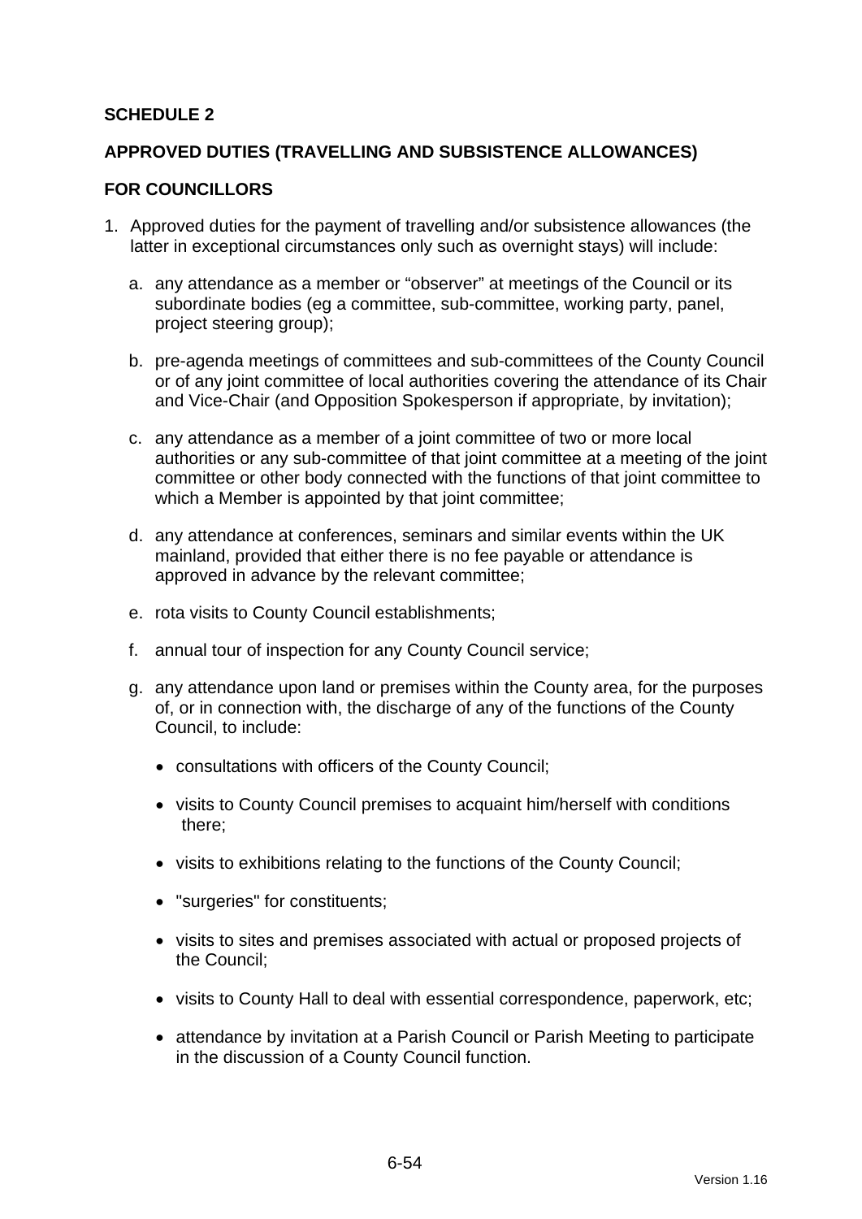**SCHEDULE 2**

**APPROVED DUTIES (TRAVELLING AND SUBSISTENCE ALLOWANCES)**

**FOR COUNCILLORS**

1. Approved duties for the payment of travelling and/or subsistence allowances (the latter in exceptional circumstances only such as overnight stays) will include:

   a. any attendance as a member or "observer" at meetings of the Council or its subordinate bodies (eg a committee, sub-committee, working party, panel, project steering group);

   b. pre-agenda meetings of committees and sub-committees of the County Council or of any joint committee of local authorities covering the attendance of its Chair and Vice-Chair (and Opposition Spokesperson if appropriate, by invitation);

   c. any attendance as a member of a joint committee of two or more local authorities or any sub-committee of that joint committee at a meeting of the joint committee or other body connected with the functions of that joint committee to which a Member is appointed by that joint committee;

   d. any attendance at conferences, seminars and similar events within the UK mainland, provided that either there is no fee payable or attendance is approved in advance by the relevant committee;

   e. rota visits to County Council establishments;

   f. annual tour of inspection for any County Council service;

   g. any attendance upon land or premises within the County area, for the purposes of, or in connection with, the discharge of any of the functions of the County Council, to include:

      - consultations with officers of the County Council;
      - visits to County Council premises to acquaint him/herself with conditions there;
      - visits to exhibitions relating to the functions of the County Council;
      - "surgeries" for constituents;
      - visits to sites and premises associated with actual or proposed projects of the Council;
      - visits to County Hall to deal with essential correspondence, paperwork, etc;
      - attendance by invitation at a Parish Council or Parish Meeting to participate in the discussion of a County Council function.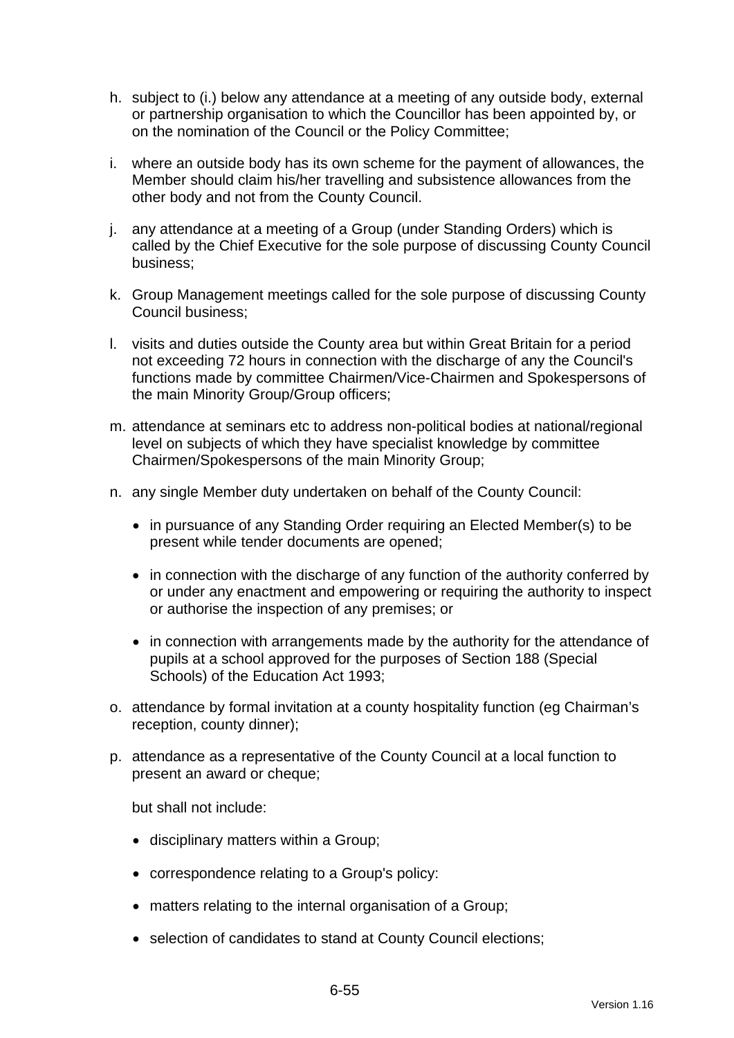h. subject to (i.) below any attendance at a meeting of any outside body, external or partnership organisation to which the Councillor has been appointed by, or on the nomination of the Council or the Policy Committee;

i. where an outside body has its own scheme for the payment of allowances, the Member should claim his/her travelling and subsistence allowances from the other body and not from the County Council.

j. any attendance at a meeting of a Group (under Standing Orders) which is called by the Chief Executive for the sole purpose of discussing County Council business;

k. Group Management meetings called for the sole purpose of discussing County Council business;

l. visits and duties outside the County area but within Great Britain for a period not exceeding 72 hours in connection with the discharge of any the Council's functions made by committee Chairmen/Vice-Chairmen and Spokespersons of the main Minority Group/Group officers;

m. attendance at seminars etc to address non-political bodies at national/regional level on subjects of which they have specialist knowledge by committee Chairmen/Spokespersons of the main Minority Group;

n. any single Member duty undertaken on behalf of the County Council:

   - in pursuance of any Standing Order requiring an Elected Member(s) to be present while tender documents are opened;

   - in connection with the discharge of any function of the authority conferred by or under any enactment and empowering or requiring the authority to inspect or authorise the inspection of any premises; or

   - in connection with arrangements made by the authority for the attendance of pupils at a school approved for the purposes of Section 188 (Special Schools) of the Education Act 1993;

o. attendance by formal invitation at a county hospitality function (eg Chairman's reception, county dinner);

p. attendance as a representative of the County Council at a local function to present an award or cheque;

   but shall not include:

   - disciplinary matters within a Group;

   - correspondence relating to a Group's policy:

   - matters relating to the internal organisation of a Group;

   - selection of candidates to stand at County Council elections;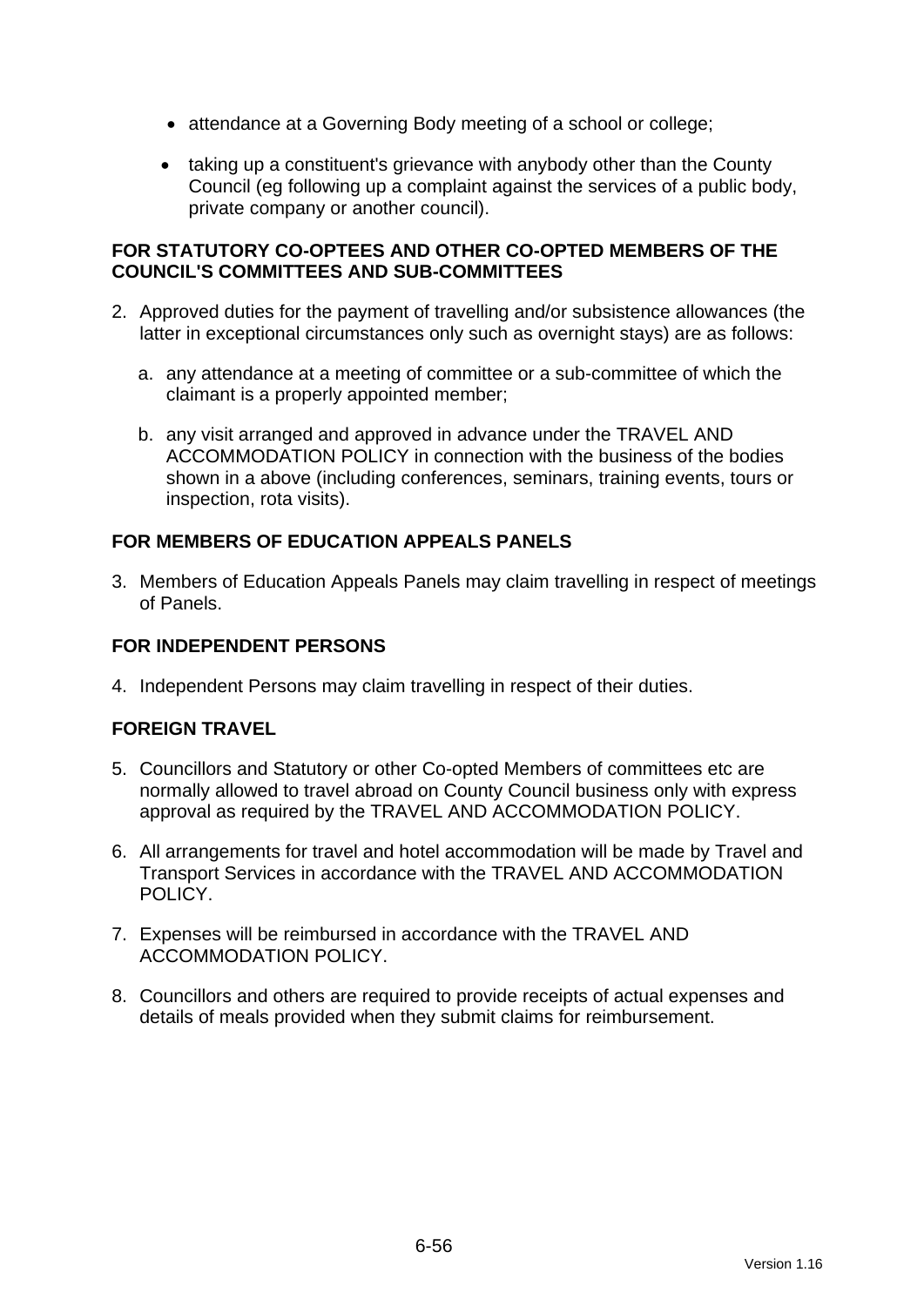- attendance at a Governing Body meeting of a school or college;
- taking up a constituent's grievance with anybody other than the County Council (eg following up a complaint against the services of a public body, private company or another council).

**FOR STATUTORY CO-OPTEES AND OTHER CO-OPTED MEMBERS OF THE COUNCIL'S COMMITTEES AND SUB-COMMITTEES**

2. Approved duties for the payment of travelling and/or subsistence allowances (the latter in exceptional circumstances only such as overnight stays) are as follows:

   a. any attendance at a meeting of committee or a sub-committee of which the claimant is a properly appointed member;

   b. any visit arranged and approved in advance under the TRAVEL AND ACCOMMODATION POLICY in connection with the business of the bodies shown in a above (including conferences, seminars, training events, tours or inspection, rota visits).

**FOR MEMBERS OF EDUCATION APPEALS PANELS**

3. Members of Education Appeals Panels may claim travelling in respect of meetings of Panels.

**FOR INDEPENDENT PERSONS**

4. Independent Persons may claim travelling in respect of their duties.

**FOREIGN TRAVEL**

5. Councillors and Statutory or other Co-opted Members of committees etc are normally allowed to travel abroad on County Council business only with express approval as required by the TRAVEL AND ACCOMMODATION POLICY.

6. All arrangements for travel and hotel accommodation will be made by Travel and Transport Services in accordance with the TRAVEL AND ACCOMMODATION POLICY.

7. Expenses will be reimbursed in accordance with the TRAVEL AND ACCOMMODATION POLICY.

8. Councillors and others are required to provide receipts of actual expenses and details of meals provided when they submit claims for reimbursement.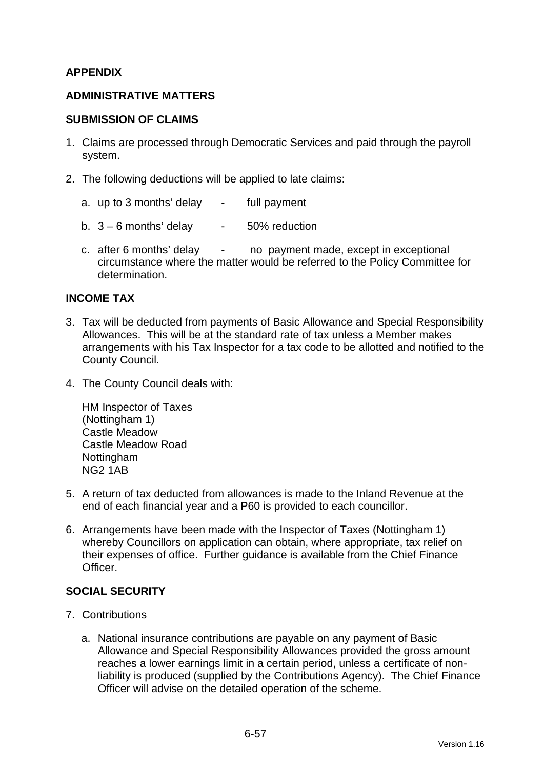**APPENDIX**

**ADMINISTRATIVE MATTERS**

**SUBMISSION OF CLAIMS**

1. Claims are processed through Democratic Services and paid through the payroll system.

2. The following deductions will be applied to late claims:

   a. up to 3 months' delay - full payment

   b. 3 – 6 months' delay - 50% reduction

   c. after 6 months' delay - no payment made, except in exceptional circumstance where the matter would be referred to the Policy Committee for determination.

**INCOME TAX**

3. Tax will be deducted from payments of Basic Allowance and Special Responsibility Allowances. This will be at the standard rate of tax unless a Member makes arrangements with his Tax Inspector for a tax code to be allotted and notified to the County Council.

4. The County Council deals with:

   HM Inspector of Taxes
   (Nottingham 1)
   Castle Meadow
   Castle Meadow Road
   Nottingham
   NG2 1AB

5. A return of tax deducted from allowances is made to the Inland Revenue at the end of each financial year and a P60 is provided to each councillor.

6. Arrangements have been made with the Inspector of Taxes (Nottingham 1) whereby Councillors on application can obtain, where appropriate, tax relief on their expenses of office. Further guidance is available from the Chief Finance Officer.

**SOCIAL SECURITY**

7. Contributions

   a. National insurance contributions are payable on any payment of Basic Allowance and Special Responsibility Allowances provided the gross amount reaches a lower earnings limit in a certain period, unless a certificate of non-liability is produced (supplied by the Contributions Agency). The Chief Finance Officer will advise on the detailed operation of the scheme.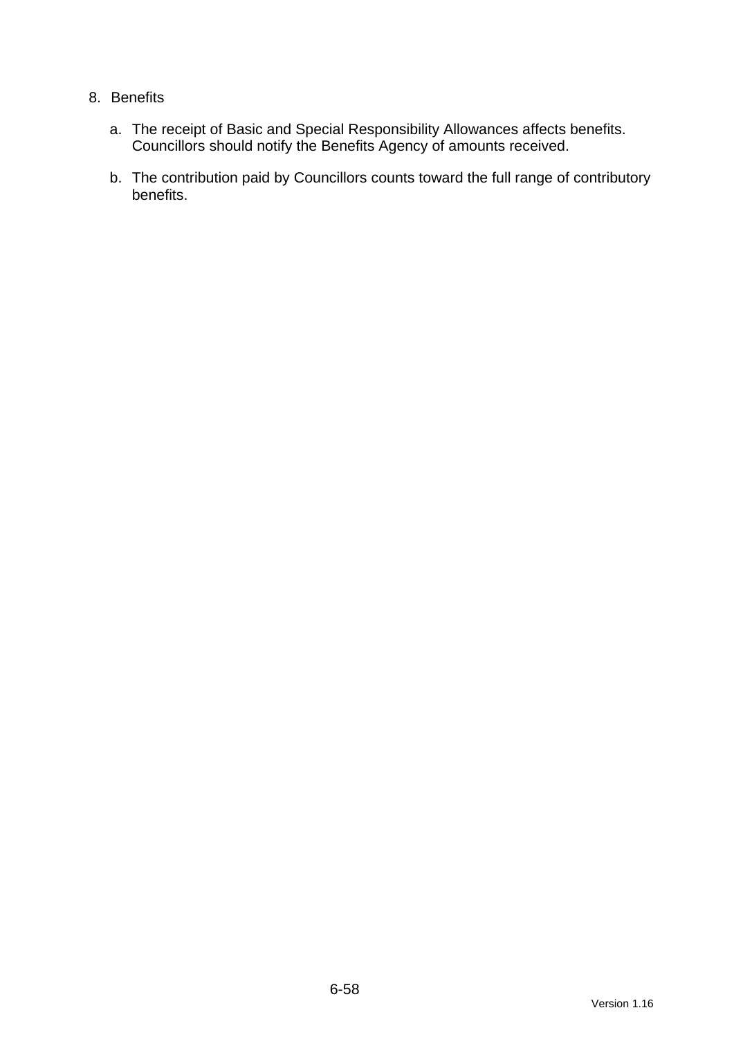8. Benefits

   a. The receipt of Basic and Special Responsibility Allowances affects benefits. Councillors should notify the Benefits Agency of amounts received.

   b. The contribution paid by Councillors counts toward the full range of contributory benefits.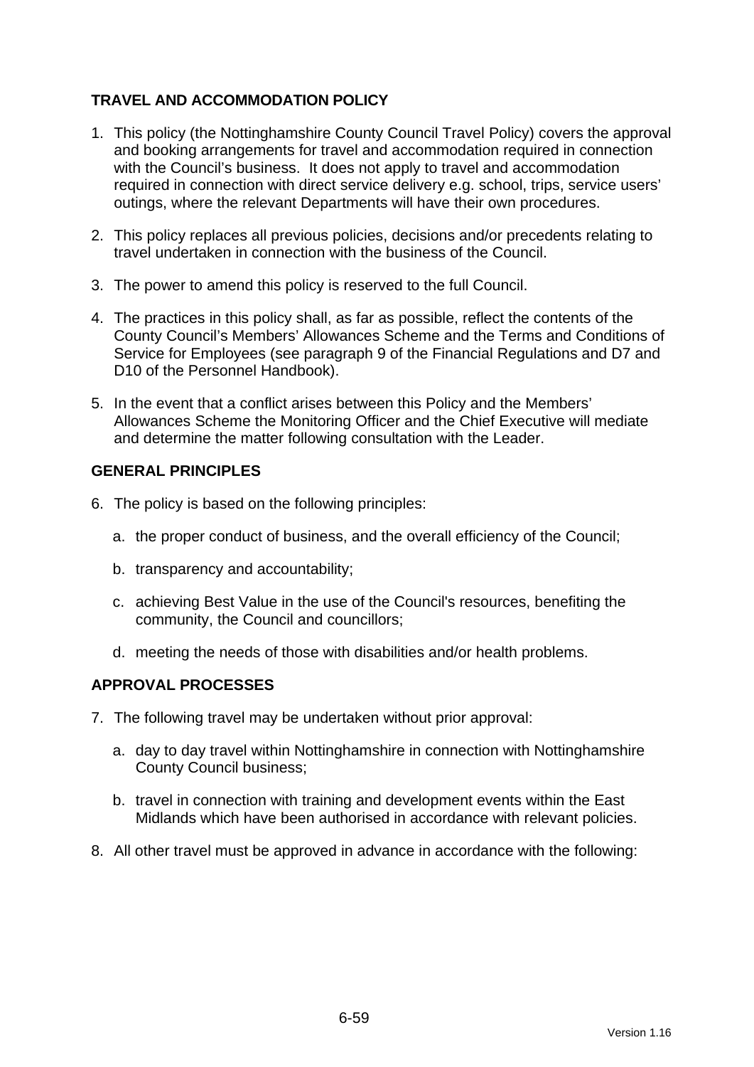## TRAVEL AND ACCOMMODATION POLICY

1. This policy (the Nottinghamshire County Council Travel Policy) covers the approval and booking arrangements for travel and accommodation required in connection with the Council's business. It does not apply to travel and accommodation required in connection with direct service delivery e.g. school, trips, service users' outings, where the relevant Departments will have their own procedures.

2. This policy replaces all previous policies, decisions and/or precedents relating to travel undertaken in connection with the business of the Council.

3. The power to amend this policy is reserved to the full Council.

4. The practices in this policy shall, as far as possible, reflect the contents of the County Council's Members' Allowances Scheme and the Terms and Conditions of Service for Employees (see paragraph 9 of the Financial Regulations and D7 and D10 of the Personnel Handbook).

5. In the event that a conflict arises between this Policy and the Members' Allowances Scheme the Monitoring Officer and the Chief Executive will mediate and determine the matter following consultation with the Leader.

## GENERAL PRINCIPLES

6. The policy is based on the following principles:

   a. the proper conduct of business, and the overall efficiency of the Council;

   b. transparency and accountability;

   c. achieving Best Value in the use of the Council's resources, benefiting the community, the Council and councillors;

   d. meeting the needs of those with disabilities and/or health problems.

## APPROVAL PROCESSES

7. The following travel may be undertaken without prior approval:

   a. day to day travel within Nottinghamshire in connection with Nottinghamshire County Council business;

   b. travel in connection with training and development events within the East Midlands which have been authorised in accordance with relevant policies.

8. All other travel must be approved in advance in accordance with the following: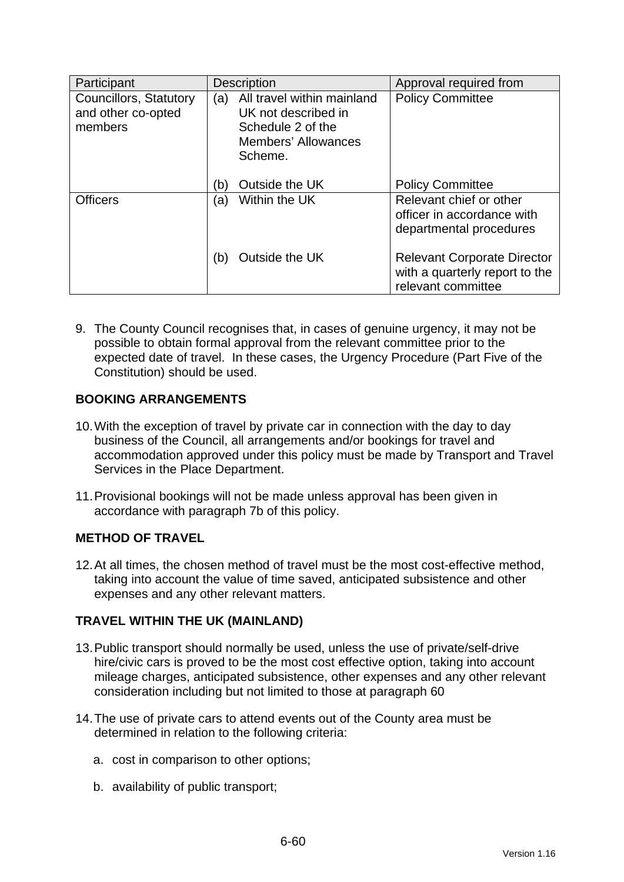| Participant | Description | Approval required from |
|---|---|---|
| Councillors, Statutory and other co-opted members | (a) All travel within mainland UK not described in Schedule 2 of the Members' Allowances Scheme. | Policy Committee |
| | (b) Outside the UK | Policy Committee |
| Officers | (a) Within the UK | Relevant chief or other officer in accordance with departmental procedures |
| | (b) Outside the UK | Relevant Corporate Director with a quarterly report to the relevant committee |

9. The County Council recognises that, in cases of genuine urgency, it may not be possible to obtain formal approval from the relevant committee prior to the expected date of travel. In these cases, the Urgency Procedure (Part Five of the Constitution) should be used.

**BOOKING ARRANGEMENTS**

10. With the exception of travel by private car in connection with the day to day business of the Council, all arrangements and/or bookings for travel and accommodation approved under this policy must be made by Transport and Travel Services in the Place Department.

11. Provisional bookings will not be made unless approval has been given in accordance with paragraph 7b of this policy.

**METHOD OF TRAVEL**

12. At all times, the chosen method of travel must be the most cost-effective method, taking into account the value of time saved, anticipated subsistence and other expenses and any other relevant matters.

**TRAVEL WITHIN THE UK (MAINLAND)**

13. Public transport should normally be used, unless the use of private/self-drive hire/civic cars is proved to be the most cost effective option, taking into account mileage charges, anticipated subsistence, other expenses and any other relevant consideration including but not limited to those at paragraph 60

14. The use of private cars to attend events out of the County area must be determined in relation to the following criteria:

    a. cost in comparison to other options;

    b. availability of public transport;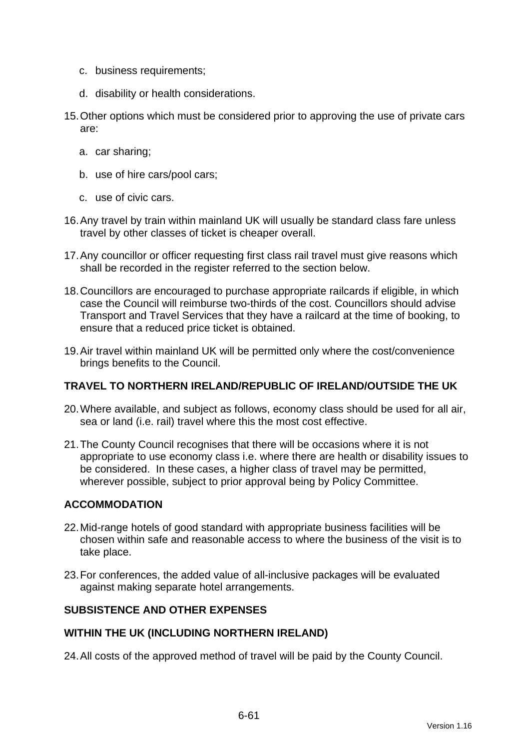c. business requirements;

d. disability or health considerations.

15. Other options which must be considered prior to approving the use of private cars are:

    a. car sharing;

    b. use of hire cars/pool cars;

    c. use of civic cars.

16. Any travel by train within mainland UK will usually be standard class fare unless travel by other classes of ticket is cheaper overall.

17. Any councillor or officer requesting first class rail travel must give reasons which shall be recorded in the register referred to the section below.

18. Councillors are encouraged to purchase appropriate railcards if eligible, in which case the Council will reimburse two-thirds of the cost. Councillors should advise Transport and Travel Services that they have a railcard at the time of booking, to ensure that a reduced price ticket is obtained.

19. Air travel within mainland UK will be permitted only where the cost/convenience brings benefits to the Council.

**TRAVEL TO NORTHERN IRELAND/REPUBLIC OF IRELAND/OUTSIDE THE UK**

20. Where available, and subject as follows, economy class should be used for all air, sea or land (i.e. rail) travel where this the most cost effective.

21. The County Council recognises that there will be occasions where it is not appropriate to use economy class i.e. where there are health or disability issues to be considered. In these cases, a higher class of travel may be permitted, wherever possible, subject to prior approval being by Policy Committee.

**ACCOMMODATION**

22. Mid-range hotels of good standard with appropriate business facilities will be chosen within safe and reasonable access to where the business of the visit is to take place.

23. For conferences, the added value of all-inclusive packages will be evaluated against making separate hotel arrangements.

**SUBSISTENCE AND OTHER EXPENSES**

**WITHIN THE UK (INCLUDING NORTHERN IRELAND)**

24. All costs of the approved method of travel will be paid by the County Council.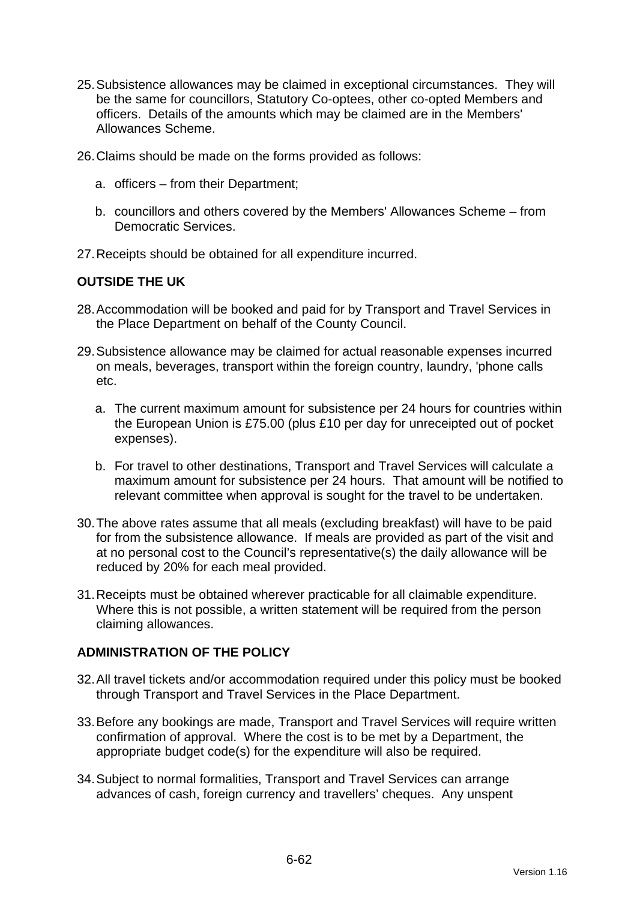25. Subsistence allowances may be claimed in exceptional circumstances. They will be the same for councillors, Statutory Co-optees, other co-opted Members and officers. Details of the amounts which may be claimed are in the Members' Allowances Scheme.

26. Claims should be made on the forms provided as follows:

    a. officers – from their Department;

    b. councillors and others covered by the Members' Allowances Scheme – from Democratic Services.

27. Receipts should be obtained for all expenditure incurred.

**OUTSIDE THE UK**

28. Accommodation will be booked and paid for by Transport and Travel Services in the Place Department on behalf of the County Council.

29. Subsistence allowance may be claimed for actual reasonable expenses incurred on meals, beverages, transport within the foreign country, laundry, 'phone calls etc.

    a. The current maximum amount for subsistence per 24 hours for countries within the European Union is £75.00 (plus £10 per day for unreceipted out of pocket expenses).

    b. For travel to other destinations, Transport and Travel Services will calculate a maximum amount for subsistence per 24 hours. That amount will be notified to relevant committee when approval is sought for the travel to be undertaken.

30. The above rates assume that all meals (excluding breakfast) will have to be paid for from the subsistence allowance. If meals are provided as part of the visit and at no personal cost to the Council's representative(s) the daily allowance will be reduced by 20% for each meal provided.

31. Receipts must be obtained wherever practicable for all claimable expenditure. Where this is not possible, a written statement will be required from the person claiming allowances.

**ADMINISTRATION OF THE POLICY**

32. All travel tickets and/or accommodation required under this policy must be booked through Transport and Travel Services in the Place Department.

33. Before any bookings are made, Transport and Travel Services will require written confirmation of approval. Where the cost is to be met by a Department, the appropriate budget code(s) for the expenditure will also be required.

34. Subject to normal formalities, Transport and Travel Services can arrange advances of cash, foreign currency and travellers' cheques. Any unspent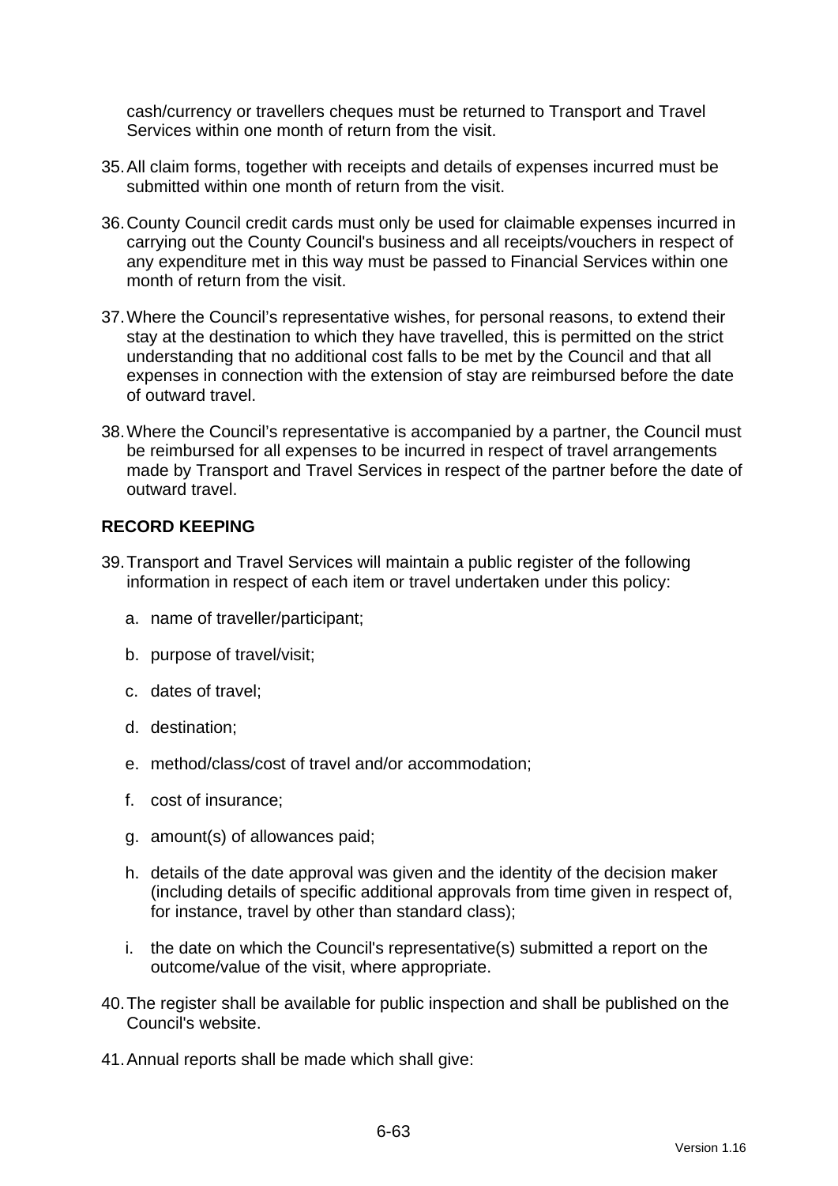cash/currency or travellers cheques must be returned to Transport and Travel Services within one month of return from the visit.

35. All claim forms, together with receipts and details of expenses incurred must be submitted within one month of return from the visit.

36. County Council credit cards must only be used for claimable expenses incurred in carrying out the County Council's business and all receipts/vouchers in respect of any expenditure met in this way must be passed to Financial Services within one month of return from the visit.

37. Where the Council's representative wishes, for personal reasons, to extend their stay at the destination to which they have travelled, this is permitted on the strict understanding that no additional cost falls to be met by the Council and that all expenses in connection with the extension of stay are reimbursed before the date of outward travel.

38. Where the Council's representative is accompanied by a partner, the Council must be reimbursed for all expenses to be incurred in respect of travel arrangements made by Transport and Travel Services in respect of the partner before the date of outward travel.

**RECORD KEEPING**

39. Transport and Travel Services will maintain a public register of the following information in respect of each item or travel undertaken under this policy:

    a. name of traveller/participant;

    b. purpose of travel/visit;

    c. dates of travel;

    d. destination;

    e. method/class/cost of travel and/or accommodation;

    f. cost of insurance;

    g. amount(s) of allowances paid;

    h. details of the date approval was given and the identity of the decision maker (including details of specific additional approvals from time given in respect of, for instance, travel by other than standard class);

    i. the date on which the Council's representative(s) submitted a report on the outcome/value of the visit, where appropriate.

40. The register shall be available for public inspection and shall be published on the Council's website.

41. Annual reports shall be made which shall give: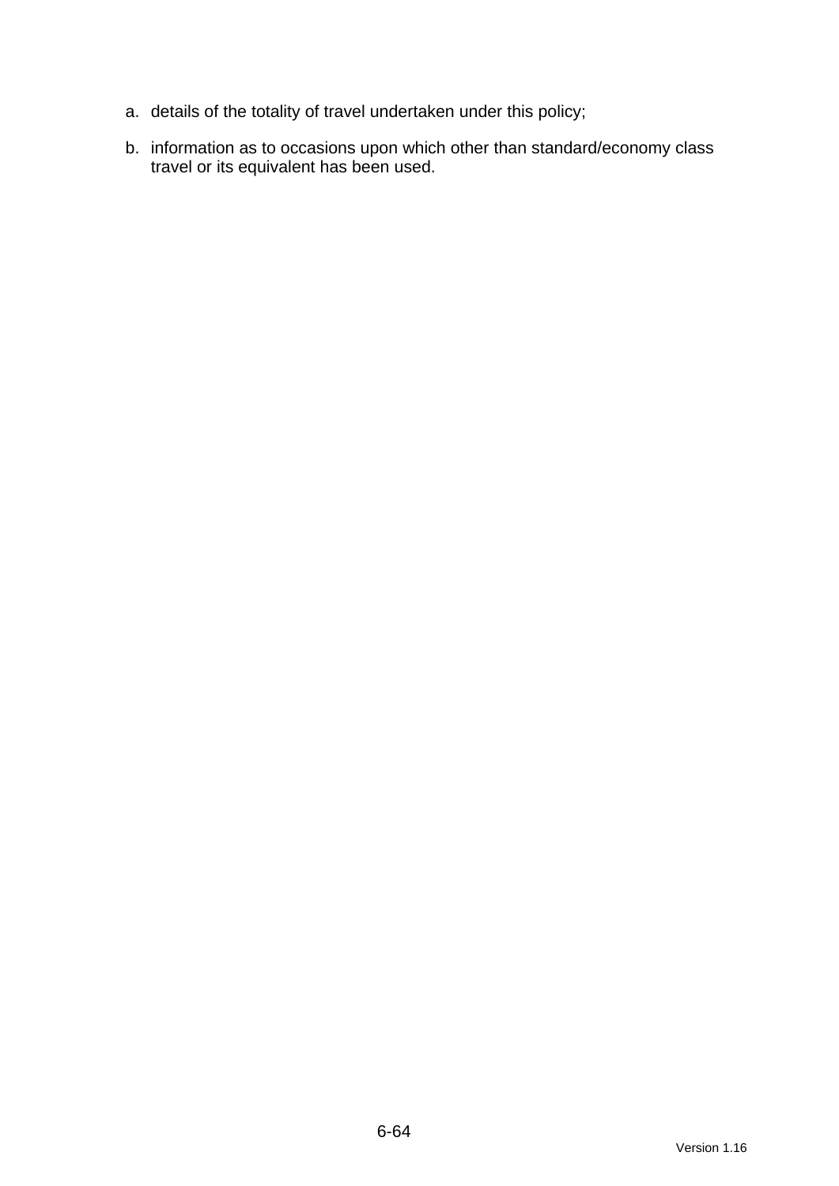a. details of the totality of travel undertaken under this policy;

b. information as to occasions upon which other than standard/economy class travel or its equivalent has been used.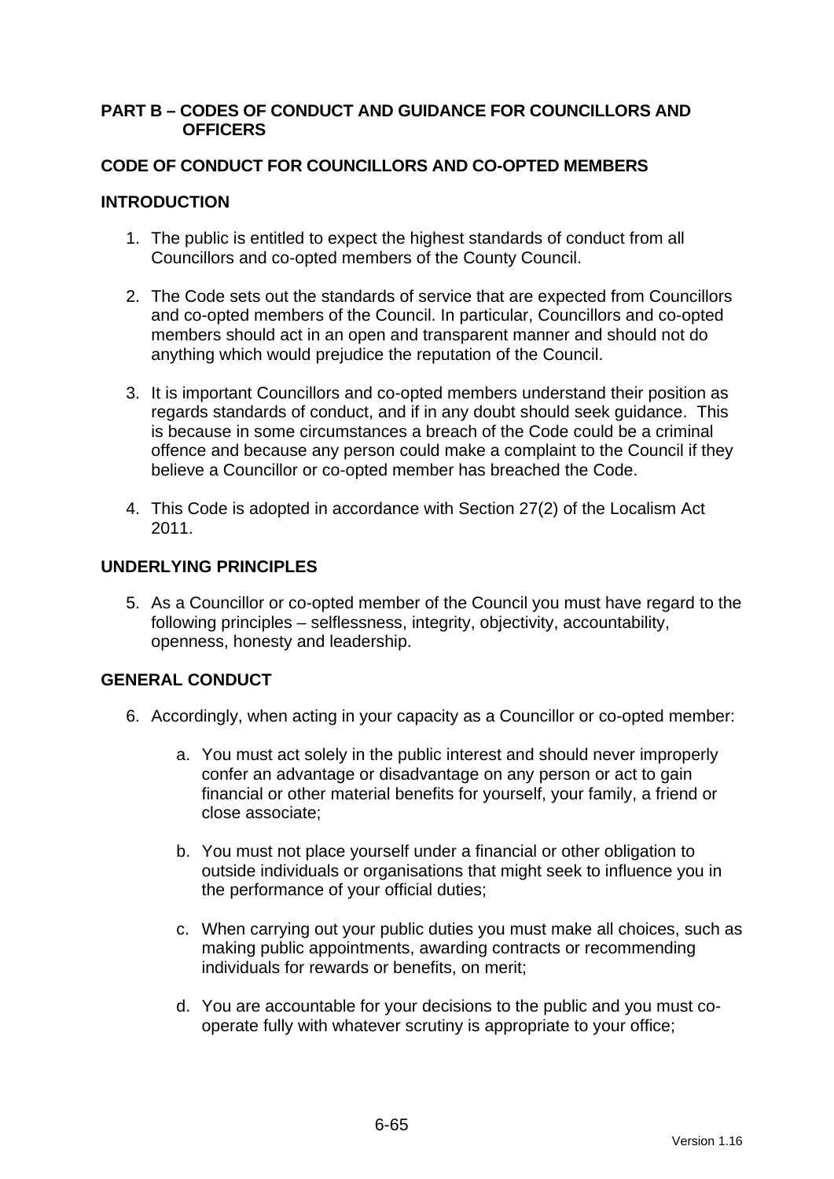# PART B – CODES OF CONDUCT AND GUIDANCE FOR COUNCILLORS AND OFFICERS

## CODE OF CONDUCT FOR COUNCILLORS AND CO-OPTED MEMBERS

### INTRODUCTION

1. The public is entitled to expect the highest standards of conduct from all Councillors and co-opted members of the County Council.

2. The Code sets out the standards of service that are expected from Councillors and co-opted members of the Council. In particular, Councillors and co-opted members should act in an open and transparent manner and should not do anything which would prejudice the reputation of the Council.

3. It is important Councillors and co-opted members understand their position as regards standards of conduct, and if in any doubt should seek guidance. This is because in some circumstances a breach of the Code could be a criminal offence and because any person could make a complaint to the Council if they believe a Councillor or co-opted member has breached the Code.

4. This Code is adopted in accordance with Section 27(2) of the Localism Act 2011.

### UNDERLYING PRINCIPLES

5. As a Councillor or co-opted member of the Council you must have regard to the following principles – selflessness, integrity, objectivity, accountability, openness, honesty and leadership.

### GENERAL CONDUCT

6. Accordingly, when acting in your capacity as a Councillor or co-opted member:

    a. You must act solely in the public interest and should never improperly confer an advantage or disadvantage on any person or act to gain financial or other material benefits for yourself, your family, a friend or close associate;

    b. You must not place yourself under a financial or other obligation to outside individuals or organisations that might seek to influence you in the performance of your official duties;

    c. When carrying out your public duties you must make all choices, such as making public appointments, awarding contracts or recommending individuals for rewards or benefits, on merit;

    d. You are accountable for your decisions to the public and you must co-operate fully with whatever scrutiny is appropriate to your office;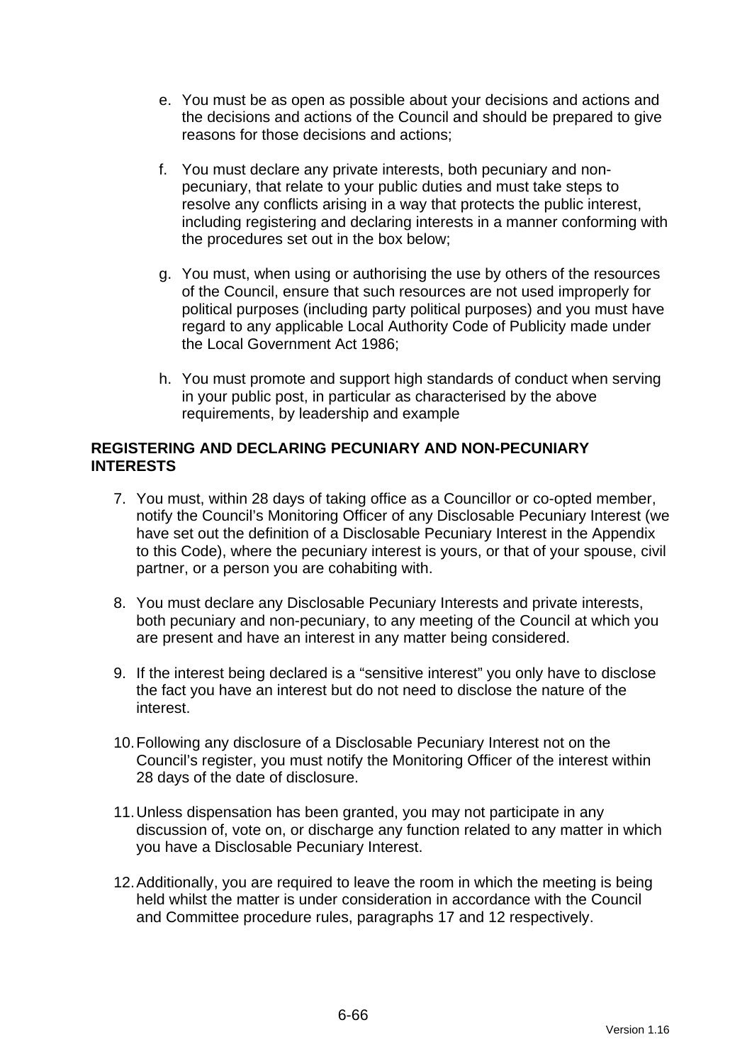e. You must be as open as possible about your decisions and actions and the decisions and actions of the Council and should be prepared to give reasons for those decisions and actions;

f. You must declare any private interests, both pecuniary and non-pecuniary, that relate to your public duties and must take steps to resolve any conflicts arising in a way that protects the public interest, including registering and declaring interests in a manner conforming with the procedures set out in the box below;

g. You must, when using or authorising the use by others of the resources of the Council, ensure that such resources are not used improperly for political purposes (including party political purposes) and you must have regard to any applicable Local Authority Code of Publicity made under the Local Government Act 1986;

h. You must promote and support high standards of conduct when serving in your public post, in particular as characterised by the above requirements, by leadership and example

**REGISTERING AND DECLARING PECUNIARY AND NON-PECUNIARY INTERESTS**

7. You must, within 28 days of taking office as a Councillor or co-opted member, notify the Council's Monitoring Officer of any Disclosable Pecuniary Interest (we have set out the definition of a Disclosable Pecuniary Interest in the Appendix to this Code), where the pecuniary interest is yours, or that of your spouse, civil partner, or a person you are cohabiting with.

8. You must declare any Disclosable Pecuniary Interests and private interests, both pecuniary and non-pecuniary, to any meeting of the Council at which you are present and have an interest in any matter being considered.

9. If the interest being declared is a "sensitive interest" you only have to disclose the fact you have an interest but do not need to disclose the nature of the interest.

10. Following any disclosure of a Disclosable Pecuniary Interest not on the Council's register, you must notify the Monitoring Officer of the interest within 28 days of the date of disclosure.

11. Unless dispensation has been granted, you may not participate in any discussion of, vote on, or discharge any function related to any matter in which you have a Disclosable Pecuniary Interest.

12. Additionally, you are required to leave the room in which the meeting is being held whilst the matter is under consideration in accordance with the Council and Committee procedure rules, paragraphs 17 and 12 respectively.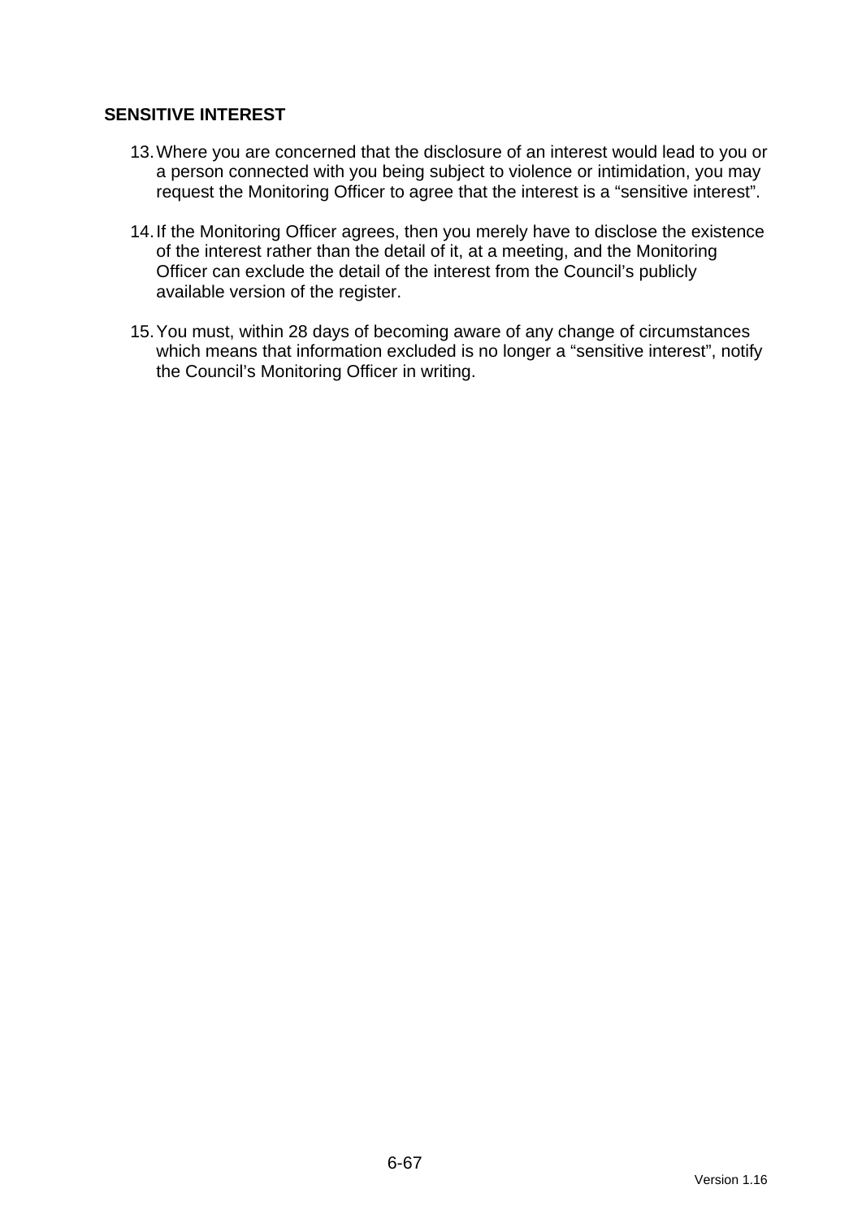## SENSITIVE INTEREST

13. Where you are concerned that the disclosure of an interest would lead to you or a person connected with you being subject to violence or intimidation, you may request the Monitoring Officer to agree that the interest is a "sensitive interest".

14. If the Monitoring Officer agrees, then you merely have to disclose the existence of the interest rather than the detail of it, at a meeting, and the Monitoring Officer can exclude the detail of the interest from the Council's publicly available version of the register.

15. You must, within 28 days of becoming aware of any change of circumstances which means that information excluded is no longer a "sensitive interest", notify the Council's Monitoring Officer in writing.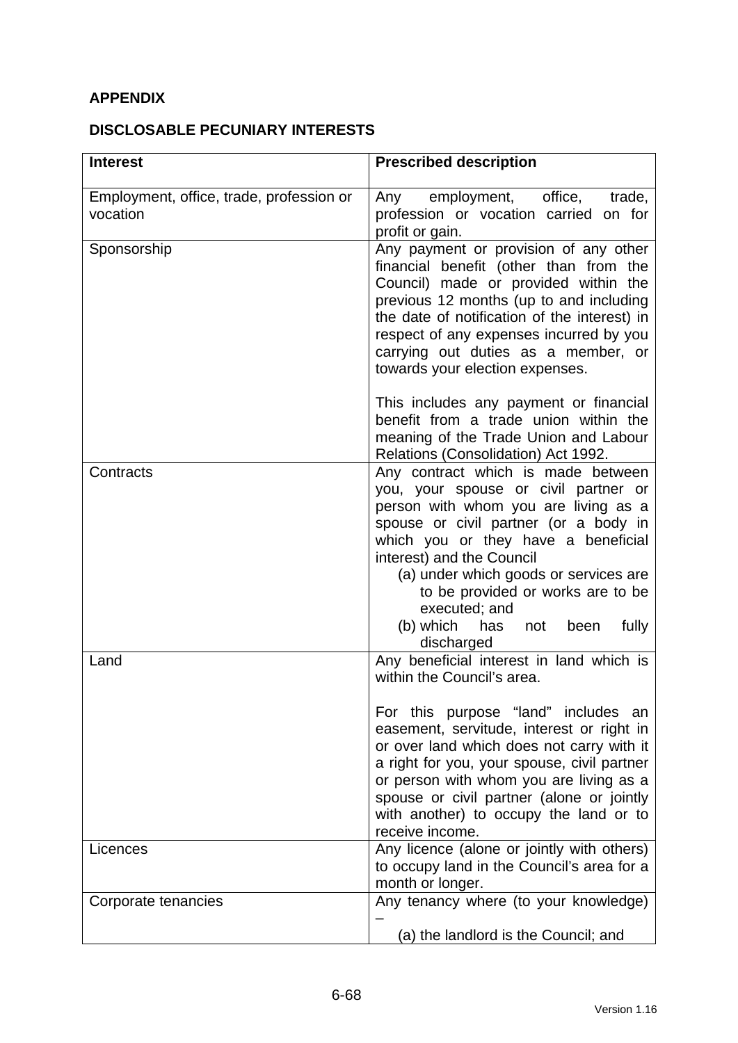## APPENDIX

## DISCLOSABLE PECUNIARY INTERESTS

| Interest | Prescribed description |
|---|---|
| Employment, office, trade, profession or vocation | Any employment, office, trade, profession or vocation carried on for profit or gain. |
| Sponsorship | Any payment or provision of any other financial benefit (other than from the Council) made or provided within the previous 12 months (up to and including the date of notification of the interest) in respect of any expenses incurred by you carrying out duties as a member, or towards your election expenses.<br><br>This includes any payment or financial benefit from a trade union within the meaning of the Trade Union and Labour Relations (Consolidation) Act 1992. |
| Contracts | Any contract which is made between you, your spouse or civil partner or person with whom you are living as a spouse or civil partner (or a body in which you or they have a beneficial interest) and the Council<br>(a) under which goods or services are to be provided or works are to be executed; and<br>(b) which has not been fully discharged |
| Land | Any beneficial interest in land which is within the Council's area.<br><br>For this purpose "land" includes an easement, servitude, interest or right in or over land which does not carry with it a right for you, your spouse, civil partner or person with whom you are living as a spouse or civil partner (alone or jointly with another) to occupy the land or to receive income. |
| Licences | Any licence (alone or jointly with others) to occupy land in the Council's area for a month or longer. |
| Corporate tenancies | Any tenancy where (to your knowledge) –<br>(a) the landlord is the Council; and |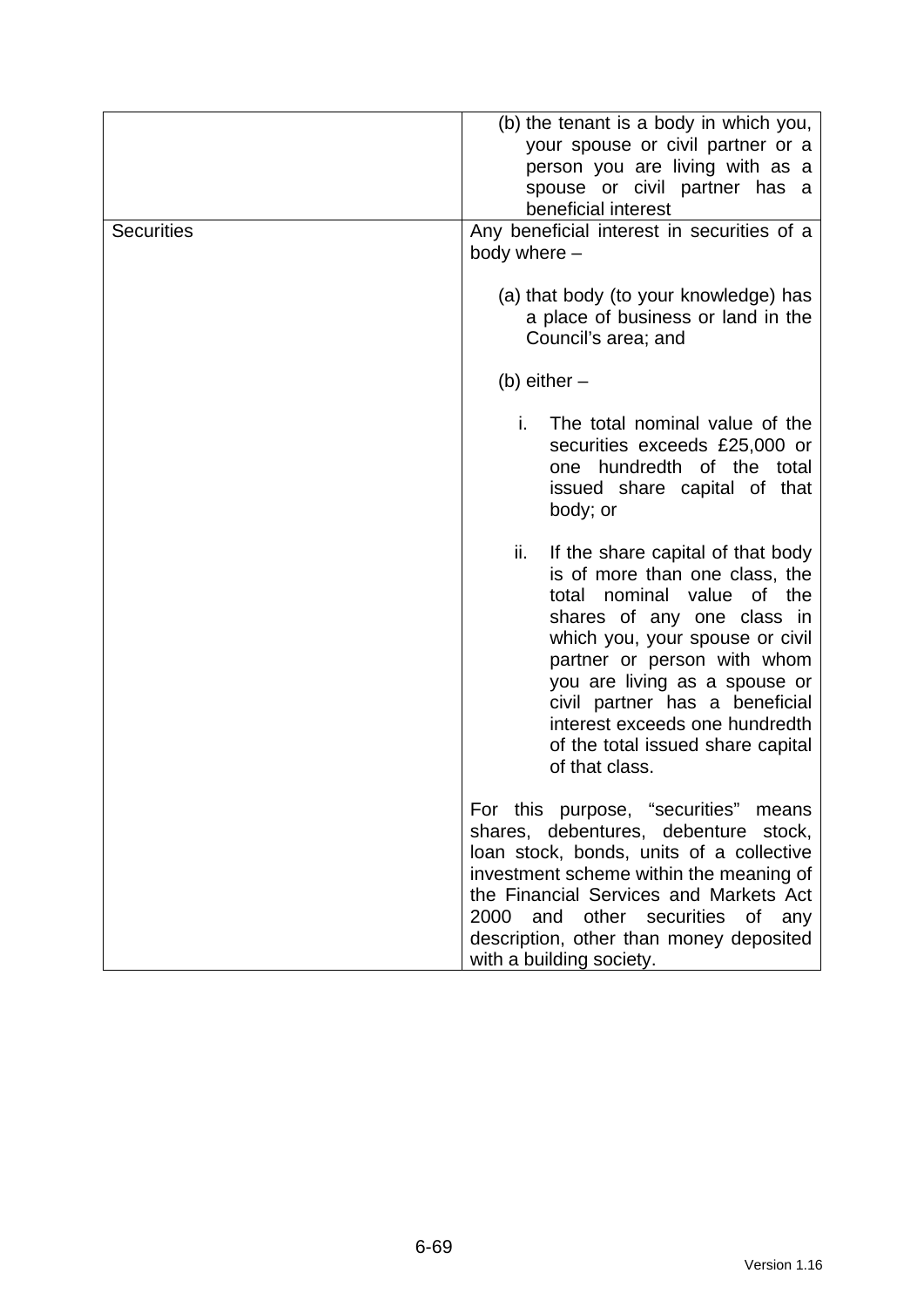| | |
|---|---|
| | (b) the tenant is a body in which you, your spouse or civil partner or a person you are living with as a spouse or civil partner has a beneficial interest |
| Securities | Any beneficial interest in securities of a body where –<br><br>(a) that body (to your knowledge) has a place of business or land in the Council's area; and<br><br>(b) either –<br><br>i. The total nominal value of the securities exceeds £25,000 or one hundredth of the total issued share capital of that body; or<br><br>ii. If the share capital of that body is of more than one class, the total nominal value of the shares of any one class in which you, your spouse or civil partner or person with whom you are living as a spouse or civil partner has a beneficial interest exceeds one hundredth of the total issued share capital of that class.<br><br>For this purpose, "securities" means shares, debentures, debenture stock, loan stock, bonds, units of a collective investment scheme within the meaning of the Financial Services and Markets Act 2000 and other securities of any description, other than money deposited with a building society. |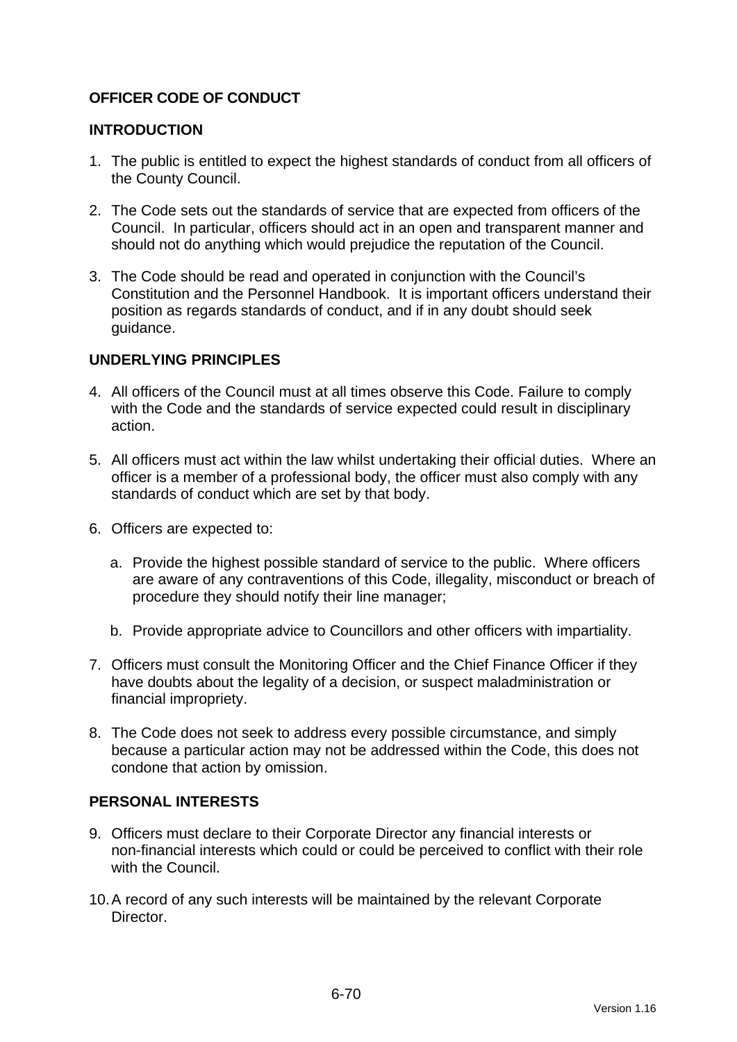## OFFICER CODE OF CONDUCT

### INTRODUCTION

1. The public is entitled to expect the highest standards of conduct from all officers of the County Council.

2. The Code sets out the standards of service that are expected from officers of the Council. In particular, officers should act in an open and transparent manner and should not do anything which would prejudice the reputation of the Council.

3. The Code should be read and operated in conjunction with the Council's Constitution and the Personnel Handbook. It is important officers understand their position as regards standards of conduct, and if in any doubt should seek guidance.

### UNDERLYING PRINCIPLES

4. All officers of the Council must at all times observe this Code. Failure to comply with the Code and the standards of service expected could result in disciplinary action.

5. All officers must act within the law whilst undertaking their official duties. Where an officer is a member of a professional body, the officer must also comply with any standards of conduct which are set by that body.

6. Officers are expected to:

   a. Provide the highest possible standard of service to the public. Where officers are aware of any contraventions of this Code, illegality, misconduct or breach of procedure they should notify their line manager;

   b. Provide appropriate advice to Councillors and other officers with impartiality.

7. Officers must consult the Monitoring Officer and the Chief Finance Officer if they have doubts about the legality of a decision, or suspect maladministration or financial impropriety.

8. The Code does not seek to address every possible circumstance, and simply because a particular action may not be addressed within the Code, this does not condone that action by omission.

### PERSONAL INTERESTS

9. Officers must declare to their Corporate Director any financial interests or non-financial interests which could or could be perceived to conflict with their role with the Council.

10. A record of any such interests will be maintained by the relevant Corporate Director.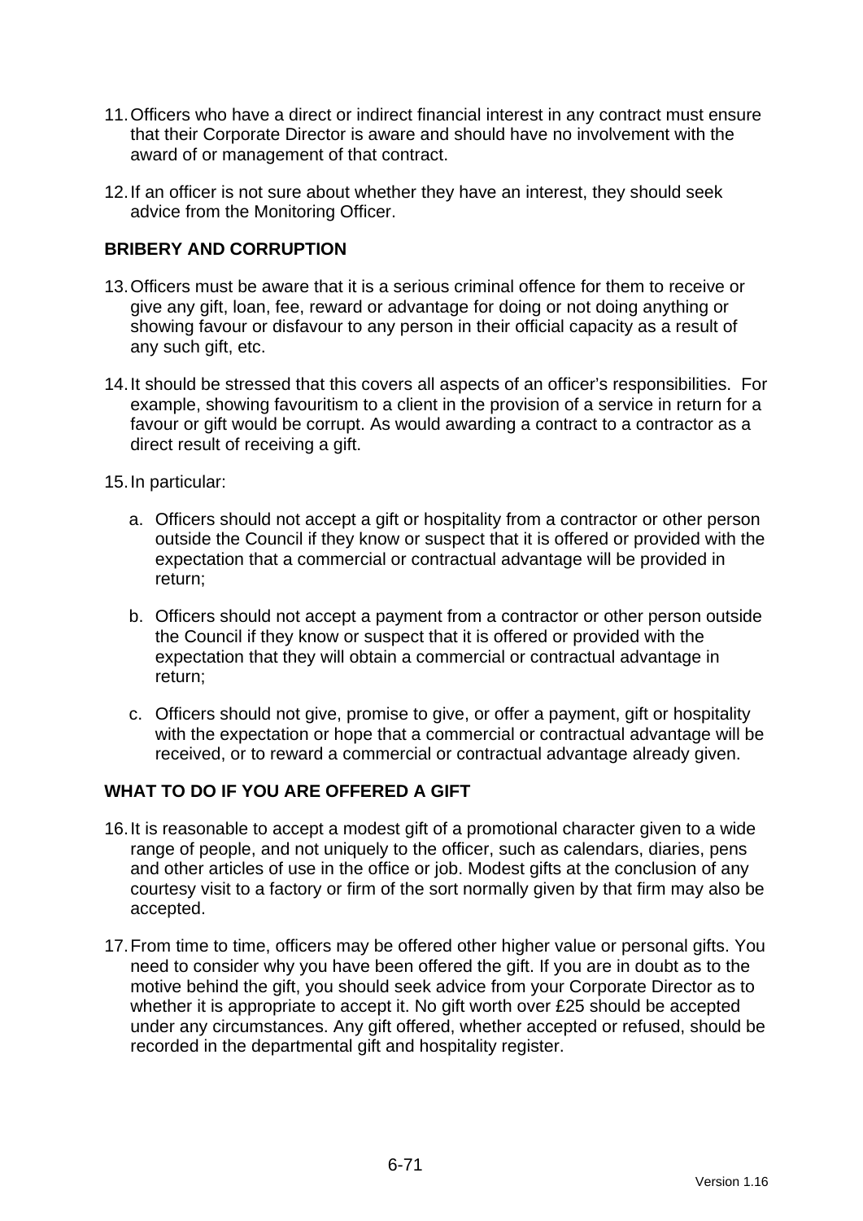11. Officers who have a direct or indirect financial interest in any contract must ensure that their Corporate Director is aware and should have no involvement with the award of or management of that contract.

12. If an officer is not sure about whether they have an interest, they should seek advice from the Monitoring Officer.

## BRIBERY AND CORRUPTION

13. Officers must be aware that it is a serious criminal offence for them to receive or give any gift, loan, fee, reward or advantage for doing or not doing anything or showing favour or disfavour to any person in their official capacity as a result of any such gift, etc.

14. It should be stressed that this covers all aspects of an officer's responsibilities. For example, showing favouritism to a client in the provision of a service in return for a favour or gift would be corrupt. As would awarding a contract to a contractor as a direct result of receiving a gift.

15. In particular:

    a. Officers should not accept a gift or hospitality from a contractor or other person outside the Council if they know or suspect that it is offered or provided with the expectation that a commercial or contractual advantage will be provided in return;

    b. Officers should not accept a payment from a contractor or other person outside the Council if they know or suspect that it is offered or provided with the expectation that they will obtain a commercial or contractual advantage in return;

    c. Officers should not give, promise to give, or offer a payment, gift or hospitality with the expectation or hope that a commercial or contractual advantage will be received, or to reward a commercial or contractual advantage already given.

## WHAT TO DO IF YOU ARE OFFERED A GIFT

16. It is reasonable to accept a modest gift of a promotional character given to a wide range of people, and not uniquely to the officer, such as calendars, diaries, pens and other articles of use in the office or job. Modest gifts at the conclusion of any courtesy visit to a factory or firm of the sort normally given by that firm may also be accepted.

17. From time to time, officers may be offered other higher value or personal gifts. You need to consider why you have been offered the gift. If you are in doubt as to the motive behind the gift, you should seek advice from your Corporate Director as to whether it is appropriate to accept it. No gift worth over £25 should be accepted under any circumstances. Any gift offered, whether accepted or refused, should be recorded in the departmental gift and hospitality register.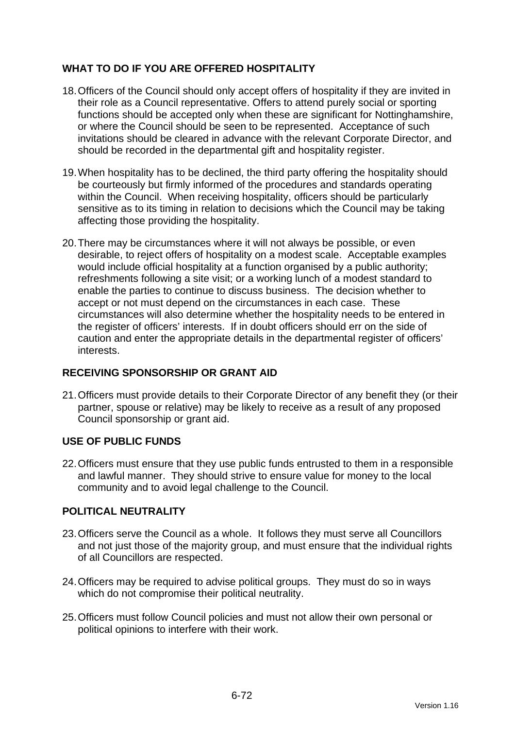## WHAT TO DO IF YOU ARE OFFERED HOSPITALITY

18. Officers of the Council should only accept offers of hospitality if they are invited in their role as a Council representative. Offers to attend purely social or sporting functions should be accepted only when these are significant for Nottinghamshire, or where the Council should be seen to be represented. Acceptance of such invitations should be cleared in advance with the relevant Corporate Director, and should be recorded in the departmental gift and hospitality register.

19. When hospitality has to be declined, the third party offering the hospitality should be courteously but firmly informed of the procedures and standards operating within the Council. When receiving hospitality, officers should be particularly sensitive as to its timing in relation to decisions which the Council may be taking affecting those providing the hospitality.

20. There may be circumstances where it will not always be possible, or even desirable, to reject offers of hospitality on a modest scale. Acceptable examples would include official hospitality at a function organised by a public authority; refreshments following a site visit; or a working lunch of a modest standard to enable the parties to continue to discuss business. The decision whether to accept or not must depend on the circumstances in each case. These circumstances will also determine whether the hospitality needs to be entered in the register of officers' interests. If in doubt officers should err on the side of caution and enter the appropriate details in the departmental register of officers' interests.

## RECEIVING SPONSORSHIP OR GRANT AID

21. Officers must provide details to their Corporate Director of any benefit they (or their partner, spouse or relative) may be likely to receive as a result of any proposed Council sponsorship or grant aid.

## USE OF PUBLIC FUNDS

22. Officers must ensure that they use public funds entrusted to them in a responsible and lawful manner. They should strive to ensure value for money to the local community and to avoid legal challenge to the Council.

## POLITICAL NEUTRALITY

23. Officers serve the Council as a whole. It follows they must serve all Councillors and not just those of the majority group, and must ensure that the individual rights of all Councillors are respected.

24. Officers may be required to advise political groups. They must do so in ways which do not compromise their political neutrality.

25. Officers must follow Council policies and must not allow their own personal or political opinions to interfere with their work.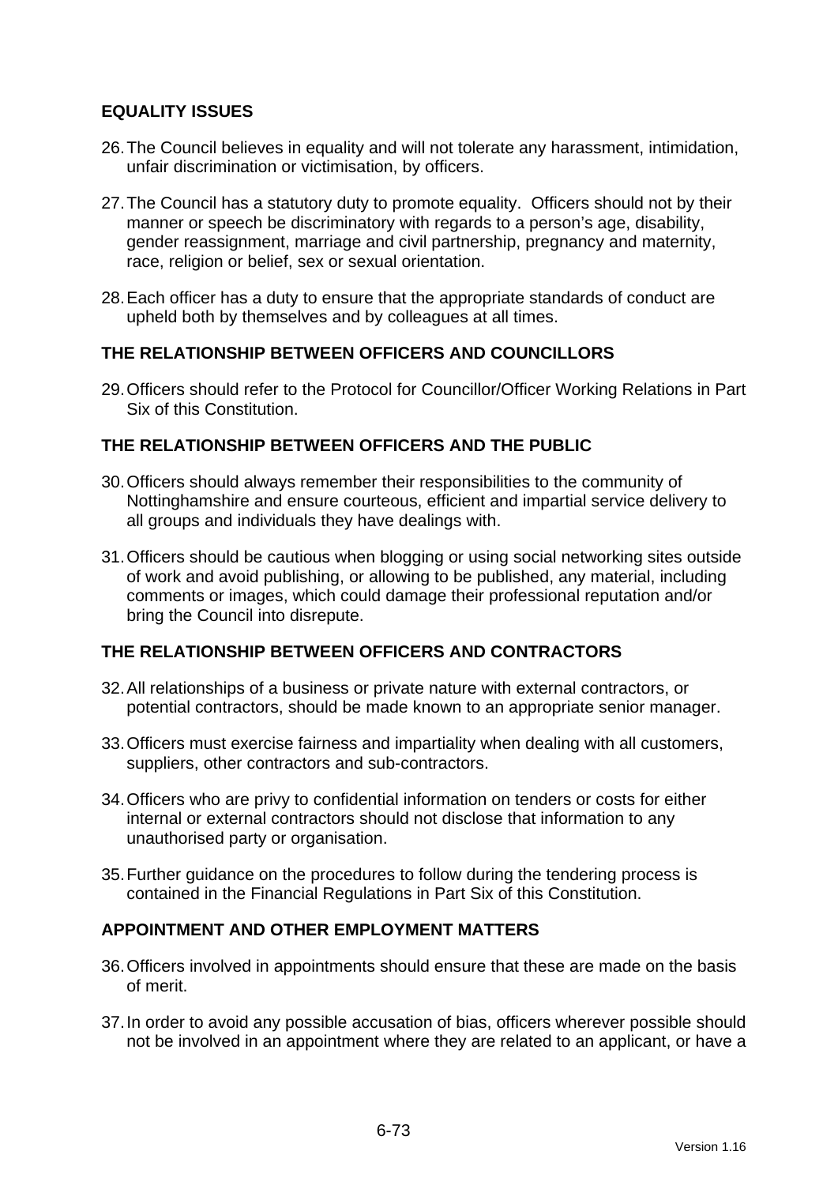## EQUALITY ISSUES

26. The Council believes in equality and will not tolerate any harassment, intimidation, unfair discrimination or victimisation, by officers.

27. The Council has a statutory duty to promote equality. Officers should not by their manner or speech be discriminatory with regards to a person's age, disability, gender reassignment, marriage and civil partnership, pregnancy and maternity, race, religion or belief, sex or sexual orientation.

28. Each officer has a duty to ensure that the appropriate standards of conduct are upheld both by themselves and by colleagues at all times.

## THE RELATIONSHIP BETWEEN OFFICERS AND COUNCILLORS

29. Officers should refer to the Protocol for Councillor/Officer Working Relations in Part Six of this Constitution.

## THE RELATIONSHIP BETWEEN OFFICERS AND THE PUBLIC

30. Officers should always remember their responsibilities to the community of Nottinghamshire and ensure courteous, efficient and impartial service delivery to all groups and individuals they have dealings with.

31. Officers should be cautious when blogging or using social networking sites outside of work and avoid publishing, or allowing to be published, any material, including comments or images, which could damage their professional reputation and/or bring the Council into disrepute.

## THE RELATIONSHIP BETWEEN OFFICERS AND CONTRACTORS

32. All relationships of a business or private nature with external contractors, or potential contractors, should be made known to an appropriate senior manager.

33. Officers must exercise fairness and impartiality when dealing with all customers, suppliers, other contractors and sub-contractors.

34. Officers who are privy to confidential information on tenders or costs for either internal or external contractors should not disclose that information to any unauthorised party or organisation.

35. Further guidance on the procedures to follow during the tendering process is contained in the Financial Regulations in Part Six of this Constitution.

## APPOINTMENT AND OTHER EMPLOYMENT MATTERS

36. Officers involved in appointments should ensure that these are made on the basis of merit.

37. In order to avoid any possible accusation of bias, officers wherever possible should not be involved in an appointment where they are related to an applicant, or have a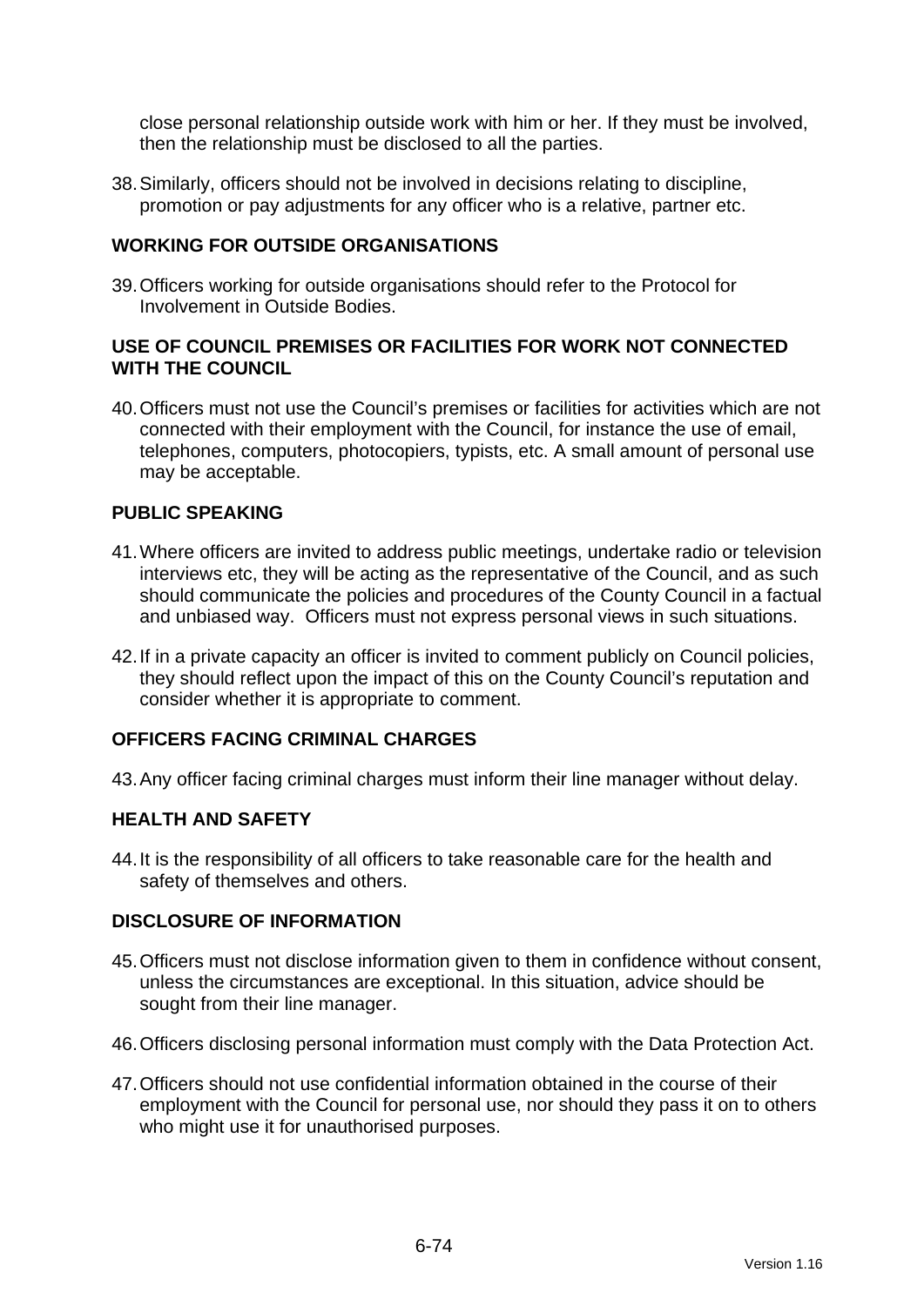close personal relationship outside work with him or her. If they must be involved, then the relationship must be disclosed to all the parties.

38. Similarly, officers should not be involved in decisions relating to discipline, promotion or pay adjustments for any officer who is a relative, partner etc.

## WORKING FOR OUTSIDE ORGANISATIONS

39. Officers working for outside organisations should refer to the Protocol for Involvement in Outside Bodies.

## USE OF COUNCIL PREMISES OR FACILITIES FOR WORK NOT CONNECTED WITH THE COUNCIL

40. Officers must not use the Council's premises or facilities for activities which are not connected with their employment with the Council, for instance the use of email, telephones, computers, photocopiers, typists, etc. A small amount of personal use may be acceptable.

## PUBLIC SPEAKING

41. Where officers are invited to address public meetings, undertake radio or television interviews etc, they will be acting as the representative of the Council, and as such should communicate the policies and procedures of the County Council in a factual and unbiased way. Officers must not express personal views in such situations.

42. If in a private capacity an officer is invited to comment publicly on Council policies, they should reflect upon the impact of this on the County Council's reputation and consider whether it is appropriate to comment.

## OFFICERS FACING CRIMINAL CHARGES

43. Any officer facing criminal charges must inform their line manager without delay.

## HEALTH AND SAFETY

44. It is the responsibility of all officers to take reasonable care for the health and safety of themselves and others.

## DISCLOSURE OF INFORMATION

45. Officers must not disclose information given to them in confidence without consent, unless the circumstances are exceptional. In this situation, advice should be sought from their line manager.

46. Officers disclosing personal information must comply with the Data Protection Act.

47. Officers should not use confidential information obtained in the course of their employment with the Council for personal use, nor should they pass it on to others who might use it for unauthorised purposes.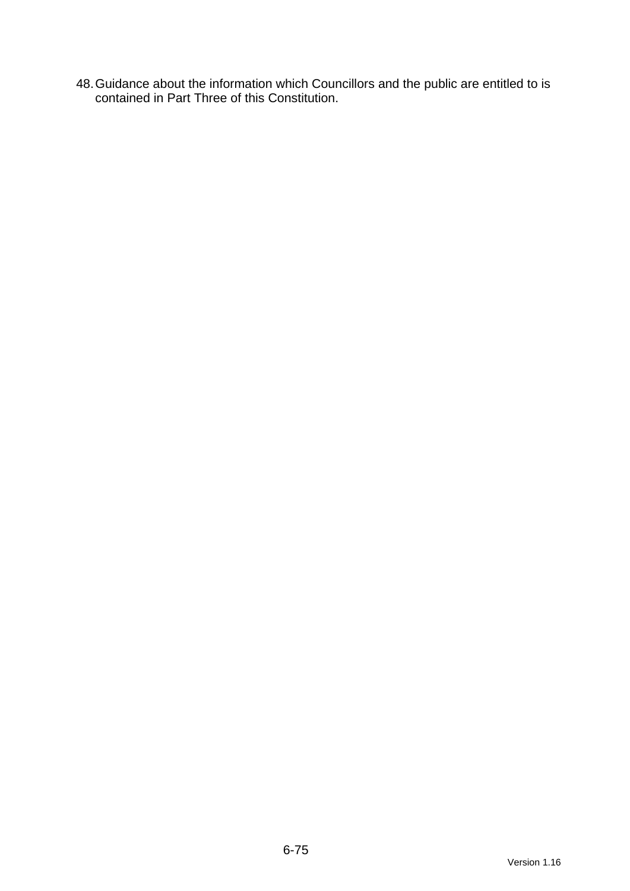48. Guidance about the information which Councillors and the public are entitled to is contained in Part Three of this Constitution.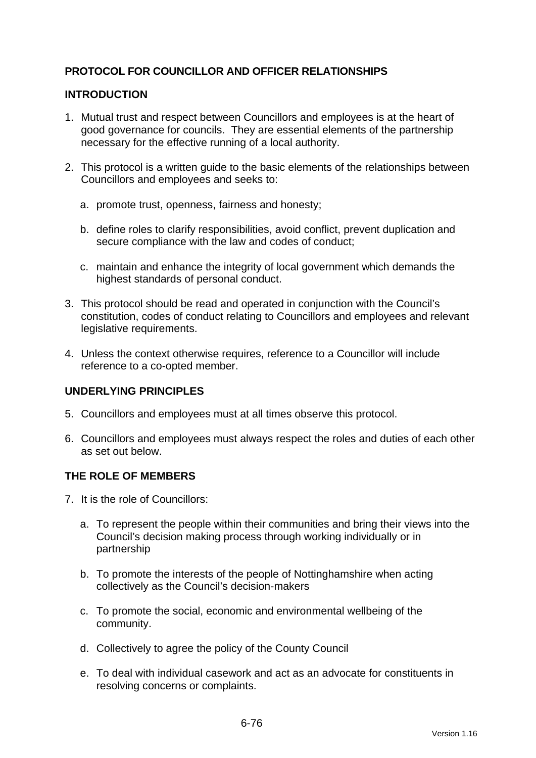**PROTOCOL FOR COUNCILLOR AND OFFICER RELATIONSHIPS**

**INTRODUCTION**

1. Mutual trust and respect between Councillors and employees is at the heart of good governance for councils. They are essential elements of the partnership necessary for the effective running of a local authority.

2. This protocol is a written guide to the basic elements of the relationships between Councillors and employees and seeks to:

   a. promote trust, openness, fairness and honesty;

   b. define roles to clarify responsibilities, avoid conflict, prevent duplication and secure compliance with the law and codes of conduct;

   c. maintain and enhance the integrity of local government which demands the highest standards of personal conduct.

3. This protocol should be read and operated in conjunction with the Council's constitution, codes of conduct relating to Councillors and employees and relevant legislative requirements.

4. Unless the context otherwise requires, reference to a Councillor will include reference to a co-opted member.

**UNDERLYING PRINCIPLES**

5. Councillors and employees must at all times observe this protocol.

6. Councillors and employees must always respect the roles and duties of each other as set out below.

**THE ROLE OF MEMBERS**

7. It is the role of Councillors:

   a. To represent the people within their communities and bring their views into the Council's decision making process through working individually or in partnership

   b. To promote the interests of the people of Nottinghamshire when acting collectively as the Council's decision-makers

   c. To promote the social, economic and environmental wellbeing of the community.

   d. Collectively to agree the policy of the County Council

   e. To deal with individual casework and act as an advocate for constituents in resolving concerns or complaints.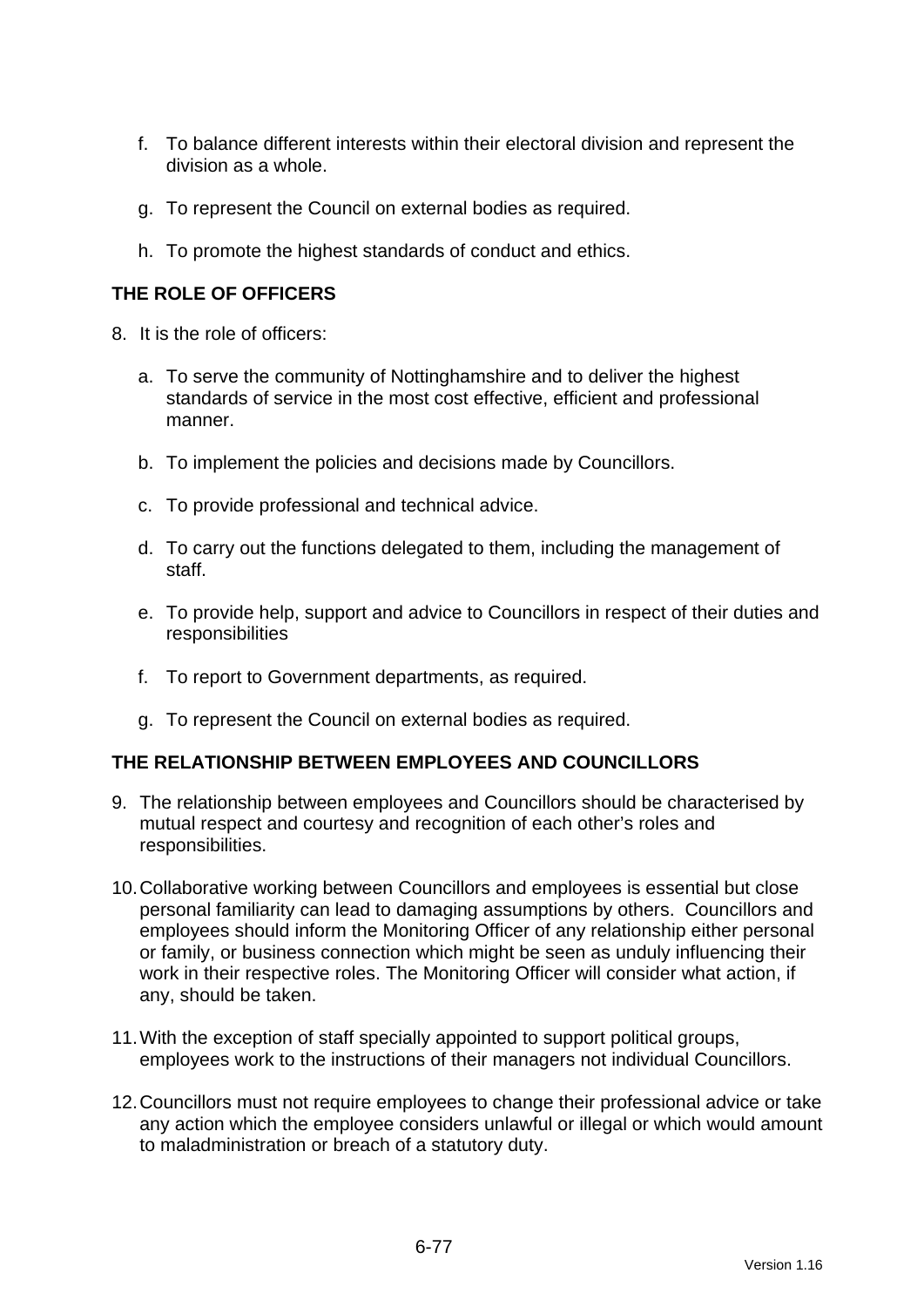f. To balance different interests within their electoral division and represent the division as a whole.

g. To represent the Council on external bodies as required.

h. To promote the highest standards of conduct and ethics.

## THE ROLE OF OFFICERS

8. It is the role of officers:

   a. To serve the community of Nottinghamshire and to deliver the highest standards of service in the most cost effective, efficient and professional manner.

   b. To implement the policies and decisions made by Councillors.

   c. To provide professional and technical advice.

   d. To carry out the functions delegated to them, including the management of staff.

   e. To provide help, support and advice to Councillors in respect of their duties and responsibilities

   f. To report to Government departments, as required.

   g. To represent the Council on external bodies as required.

## THE RELATIONSHIP BETWEEN EMPLOYEES AND COUNCILLORS

9. The relationship between employees and Councillors should be characterised by mutual respect and courtesy and recognition of each other's roles and responsibilities.

10. Collaborative working between Councillors and employees is essential but close personal familiarity can lead to damaging assumptions by others. Councillors and employees should inform the Monitoring Officer of any relationship either personal or family, or business connection which might be seen as unduly influencing their work in their respective roles. The Monitoring Officer will consider what action, if any, should be taken.

11. With the exception of staff specially appointed to support political groups, employees work to the instructions of their managers not individual Councillors.

12. Councillors must not require employees to change their professional advice or take any action which the employee considers unlawful or illegal or which would amount to maladministration or breach of a statutory duty.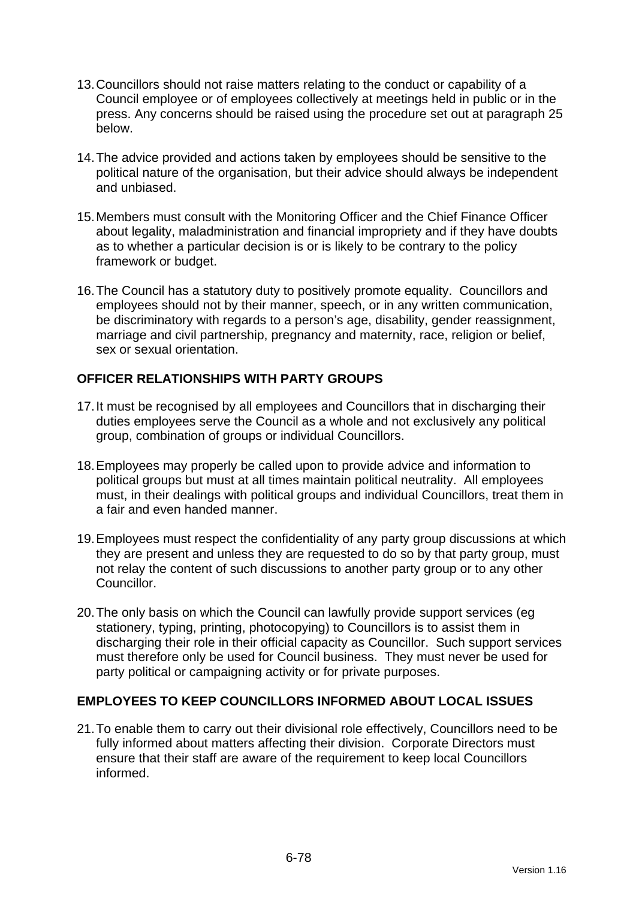13. Councillors should not raise matters relating to the conduct or capability of a Council employee or of employees collectively at meetings held in public or in the press. Any concerns should be raised using the procedure set out at paragraph 25 below.

14. The advice provided and actions taken by employees should be sensitive to the political nature of the organisation, but their advice should always be independent and unbiased.

15. Members must consult with the Monitoring Officer and the Chief Finance Officer about legality, maladministration and financial impropriety and if they have doubts as to whether a particular decision is or is likely to be contrary to the policy framework or budget.

16. The Council has a statutory duty to positively promote equality. Councillors and employees should not by their manner, speech, or in any written communication, be discriminatory with regards to a person's age, disability, gender reassignment, marriage and civil partnership, pregnancy and maternity, race, religion or belief, sex or sexual orientation.

**OFFICER RELATIONSHIPS WITH PARTY GROUPS**

17. It must be recognised by all employees and Councillors that in discharging their duties employees serve the Council as a whole and not exclusively any political group, combination of groups or individual Councillors.

18. Employees may properly be called upon to provide advice and information to political groups but must at all times maintain political neutrality. All employees must, in their dealings with political groups and individual Councillors, treat them in a fair and even handed manner.

19. Employees must respect the confidentiality of any party group discussions at which they are present and unless they are requested to do so by that party group, must not relay the content of such discussions to another party group or to any other Councillor.

20. The only basis on which the Council can lawfully provide support services (eg stationery, typing, printing, photocopying) to Councillors is to assist them in discharging their role in their official capacity as Councillor. Such support services must therefore only be used for Council business. They must never be used for party political or campaigning activity or for private purposes.

**EMPLOYEES TO KEEP COUNCILLORS INFORMED ABOUT LOCAL ISSUES**

21. To enable them to carry out their divisional role effectively, Councillors need to be fully informed about matters affecting their division. Corporate Directors must ensure that their staff are aware of the requirement to keep local Councillors informed.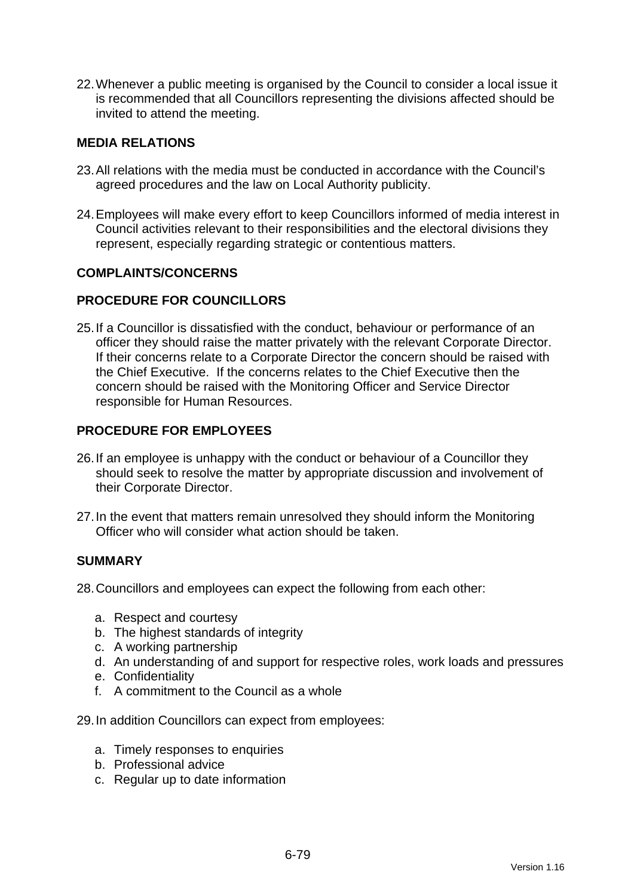22. Whenever a public meeting is organised by the Council to consider a local issue it is recommended that all Councillors representing the divisions affected should be invited to attend the meeting.

## MEDIA RELATIONS

23. All relations with the media must be conducted in accordance with the Council's agreed procedures and the law on Local Authority publicity.

24. Employees will make every effort to keep Councillors informed of media interest in Council activities relevant to their responsibilities and the electoral divisions they represent, especially regarding strategic or contentious matters.

## COMPLAINTS/CONCERNS

## PROCEDURE FOR COUNCILLORS

25. If a Councillor is dissatisfied with the conduct, behaviour or performance of an officer they should raise the matter privately with the relevant Corporate Director. If their concerns relate to a Corporate Director the concern should be raised with the Chief Executive. If the concerns relates to the Chief Executive then the concern should be raised with the Monitoring Officer and Service Director responsible for Human Resources.

## PROCEDURE FOR EMPLOYEES

26. If an employee is unhappy with the conduct or behaviour of a Councillor they should seek to resolve the matter by appropriate discussion and involvement of their Corporate Director.

27. In the event that matters remain unresolved they should inform the Monitoring Officer who will consider what action should be taken.

## SUMMARY

28. Councillors and employees can expect the following from each other:

    a. Respect and courtesy
    b. The highest standards of integrity
    c. A working partnership
    d. An understanding of and support for respective roles, work loads and pressures
    e. Confidentiality
    f. A commitment to the Council as a whole

29. In addition Councillors can expect from employees:

    a. Timely responses to enquiries
    b. Professional advice
    c. Regular up to date information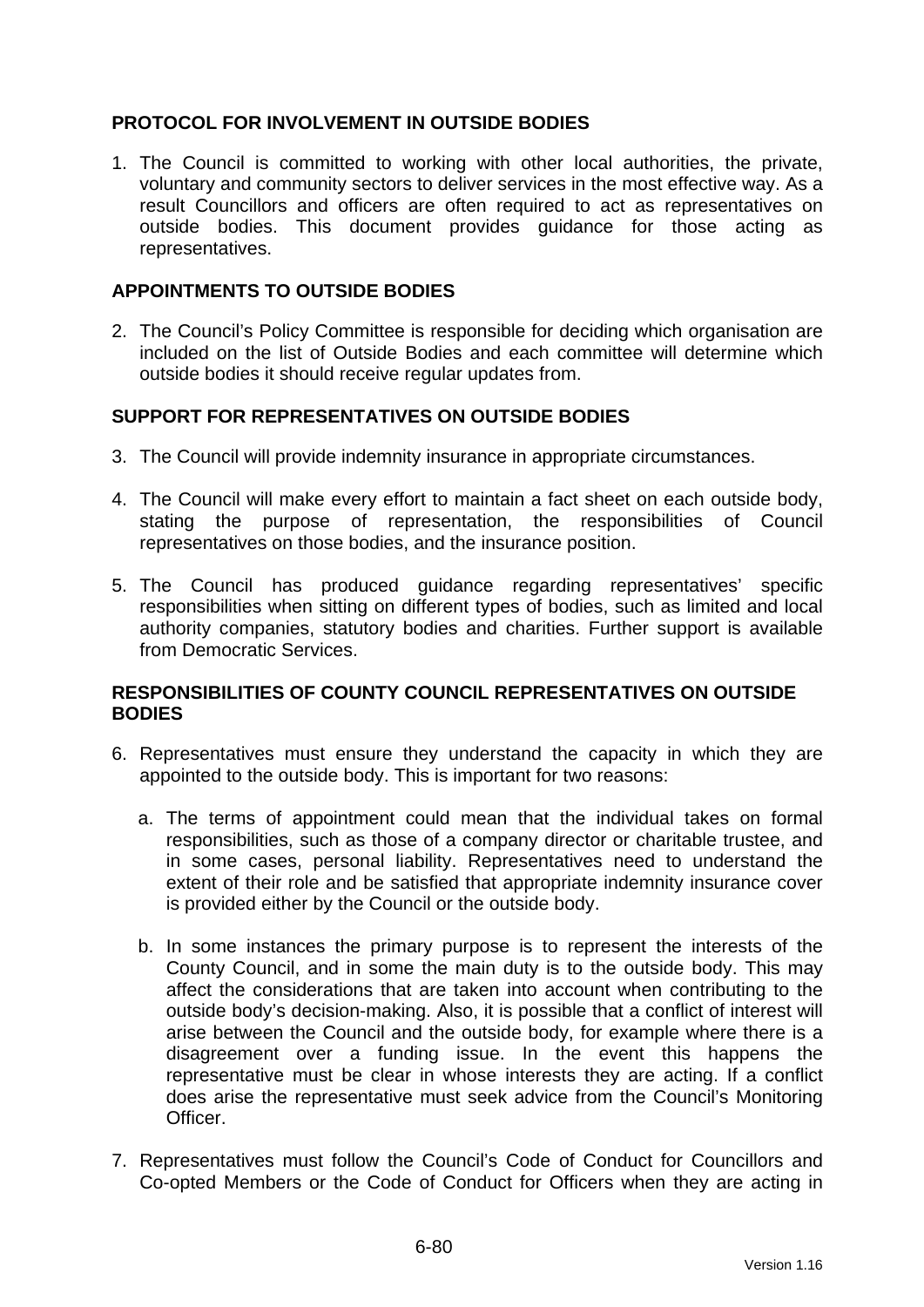## PROTOCOL FOR INVOLVEMENT IN OUTSIDE BODIES

1. The Council is committed to working with other local authorities, the private, voluntary and community sectors to deliver services in the most effective way. As a result Councillors and officers are often required to act as representatives on outside bodies. This document provides guidance for those acting as representatives.

## APPOINTMENTS TO OUTSIDE BODIES

2. The Council's Policy Committee is responsible for deciding which organisation are included on the list of Outside Bodies and each committee will determine which outside bodies it should receive regular updates from.

## SUPPORT FOR REPRESENTATIVES ON OUTSIDE BODIES

3. The Council will provide indemnity insurance in appropriate circumstances.

4. The Council will make every effort to maintain a fact sheet on each outside body, stating the purpose of representation, the responsibilities of Council representatives on those bodies, and the insurance position.

5. The Council has produced guidance regarding representatives' specific responsibilities when sitting on different types of bodies, such as limited and local authority companies, statutory bodies and charities. Further support is available from Democratic Services.

## RESPONSIBILITIES OF COUNTY COUNCIL REPRESENTATIVES ON OUTSIDE BODIES

6. Representatives must ensure they understand the capacity in which they are appointed to the outside body. This is important for two reasons:

   a. The terms of appointment could mean that the individual takes on formal responsibilities, such as those of a company director or charitable trustee, and in some cases, personal liability. Representatives need to understand the extent of their role and be satisfied that appropriate indemnity insurance cover is provided either by the Council or the outside body.

   b. In some instances the primary purpose is to represent the interests of the County Council, and in some the main duty is to the outside body. This may affect the considerations that are taken into account when contributing to the outside body's decision-making. Also, it is possible that a conflict of interest will arise between the Council and the outside body, for example where there is a disagreement over a funding issue. In the event this happens the representative must be clear in whose interests they are acting. If a conflict does arise the representative must seek advice from the Council's Monitoring Officer.

7. Representatives must follow the Council's Code of Conduct for Councillors and Co-opted Members or the Code of Conduct for Officers when they are acting in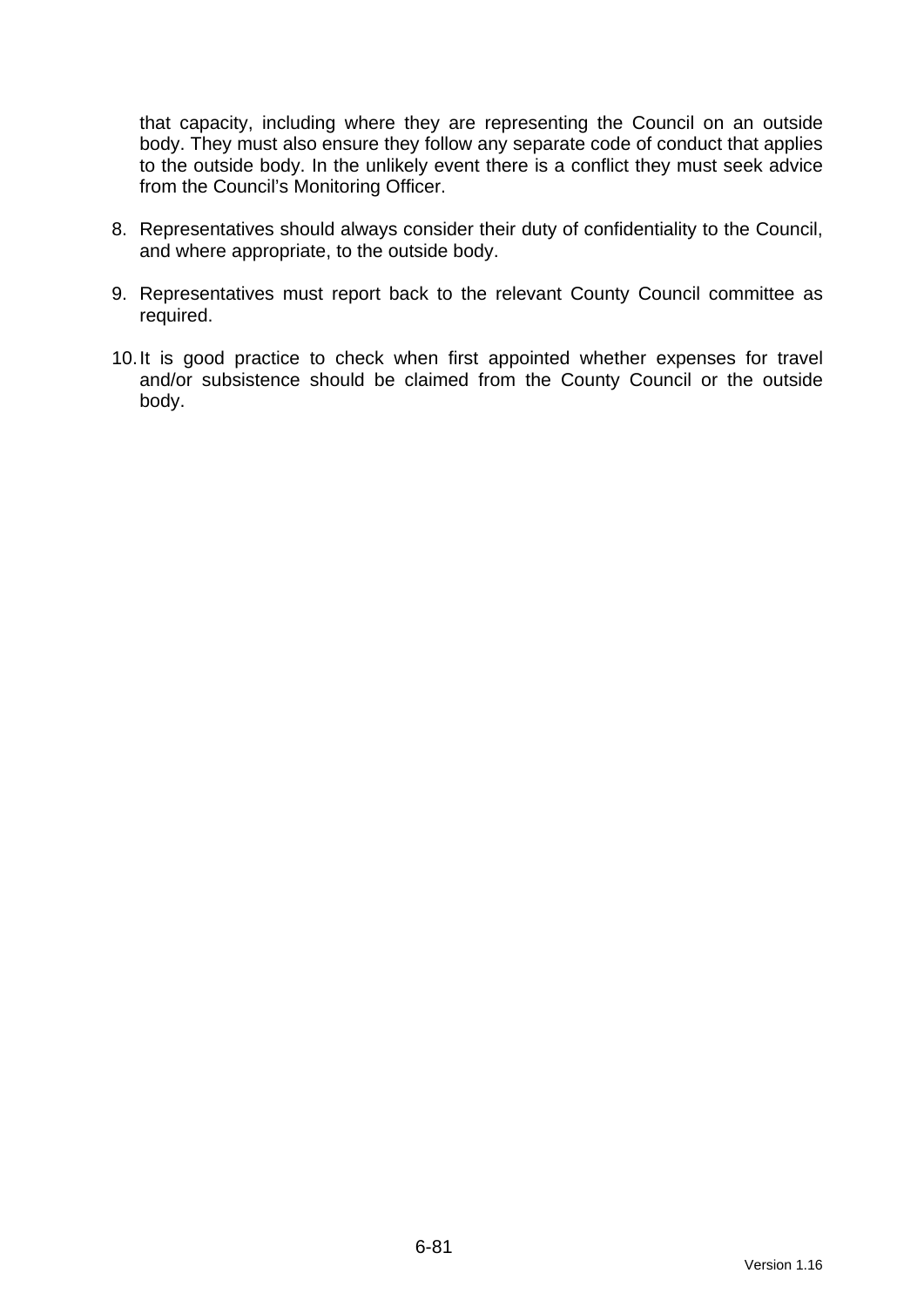that capacity, including where they are representing the Council on an outside body. They must also ensure they follow any separate code of conduct that applies to the outside body. In the unlikely event there is a conflict they must seek advice from the Council's Monitoring Officer.

8. Representatives should always consider their duty of confidentiality to the Council, and where appropriate, to the outside body.

9. Representatives must report back to the relevant County Council committee as required.

10. It is good practice to check when first appointed whether expenses for travel and/or subsistence should be claimed from the County Council or the outside body.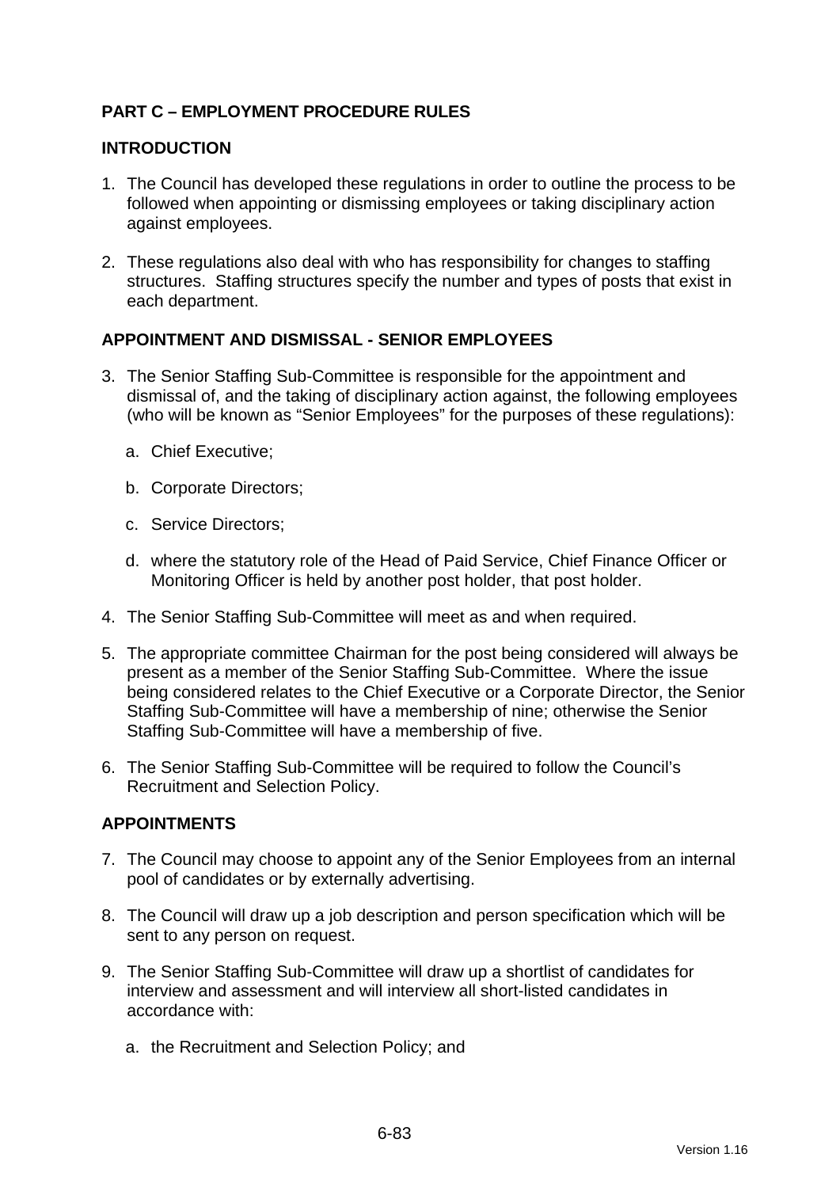## PART C – EMPLOYMENT PROCEDURE RULES

### INTRODUCTION

1. The Council has developed these regulations in order to outline the process to be followed when appointing or dismissing employees or taking disciplinary action against employees.

2. These regulations also deal with who has responsibility for changes to staffing structures. Staffing structures specify the number and types of posts that exist in each department.

### APPOINTMENT AND DISMISSAL - SENIOR EMPLOYEES

3. The Senior Staffing Sub-Committee is responsible for the appointment and dismissal of, and the taking of disciplinary action against, the following employees (who will be known as "Senior Employees" for the purposes of these regulations):

    a. Chief Executive;

    b. Corporate Directors;

    c. Service Directors;

    d. where the statutory role of the Head of Paid Service, Chief Finance Officer or Monitoring Officer is held by another post holder, that post holder.

4. The Senior Staffing Sub-Committee will meet as and when required.

5. The appropriate committee Chairman for the post being considered will always be present as a member of the Senior Staffing Sub-Committee. Where the issue being considered relates to the Chief Executive or a Corporate Director, the Senior Staffing Sub-Committee will have a membership of nine; otherwise the Senior Staffing Sub-Committee will have a membership of five.

6. The Senior Staffing Sub-Committee will be required to follow the Council's Recruitment and Selection Policy.

### APPOINTMENTS

7. The Council may choose to appoint any of the Senior Employees from an internal pool of candidates or by externally advertising.

8. The Council will draw up a job description and person specification which will be sent to any person on request.

9. The Senior Staffing Sub-Committee will draw up a shortlist of candidates for interview and assessment and will interview all short-listed candidates in accordance with:

    a. the Recruitment and Selection Policy; and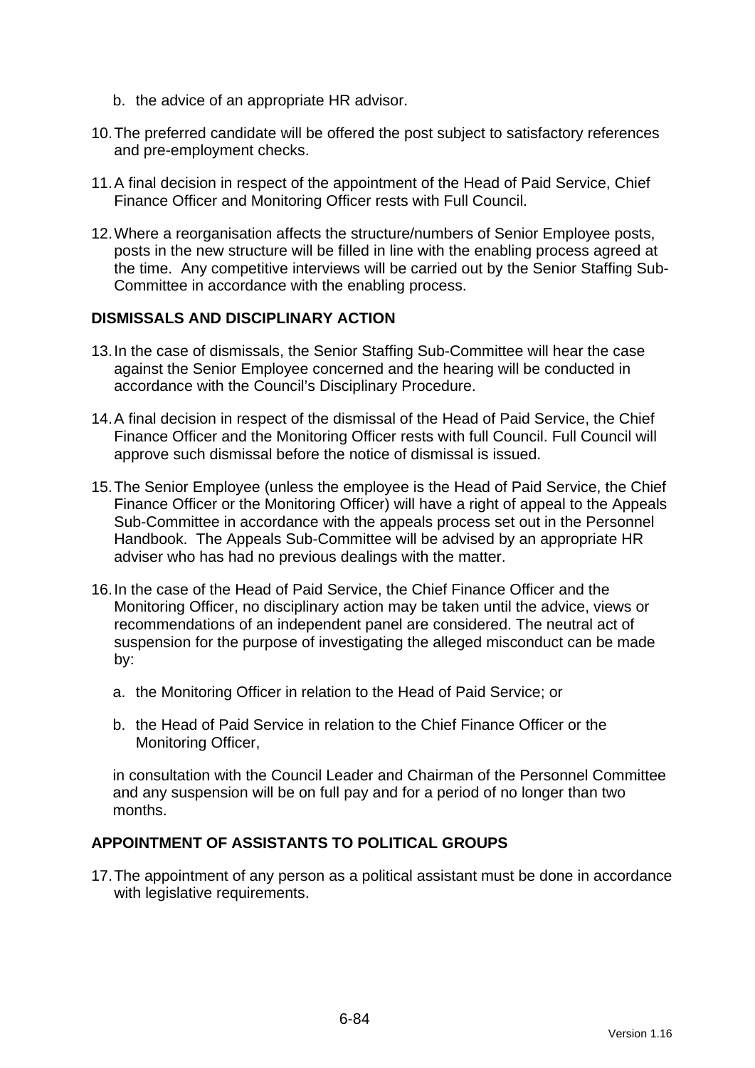b. the advice of an appropriate HR advisor.

10. The preferred candidate will be offered the post subject to satisfactory references and pre-employment checks.

11. A final decision in respect of the appointment of the Head of Paid Service, Chief Finance Officer and Monitoring Officer rests with Full Council.

12. Where a reorganisation affects the structure/numbers of Senior Employee posts, posts in the new structure will be filled in line with the enabling process agreed at the time. Any competitive interviews will be carried out by the Senior Staffing Sub-Committee in accordance with the enabling process.

**DISMISSALS AND DISCIPLINARY ACTION**

13. In the case of dismissals, the Senior Staffing Sub-Committee will hear the case against the Senior Employee concerned and the hearing will be conducted in accordance with the Council's Disciplinary Procedure.

14. A final decision in respect of the dismissal of the Head of Paid Service, the Chief Finance Officer and the Monitoring Officer rests with full Council. Full Council will approve such dismissal before the notice of dismissal is issued.

15. The Senior Employee (unless the employee is the Head of Paid Service, the Chief Finance Officer or the Monitoring Officer) will have a right of appeal to the Appeals Sub-Committee in accordance with the appeals process set out in the Personnel Handbook. The Appeals Sub-Committee will be advised by an appropriate HR adviser who has had no previous dealings with the matter.

16. In the case of the Head of Paid Service, the Chief Finance Officer and the Monitoring Officer, no disciplinary action may be taken until the advice, views or recommendations of an independent panel are considered. The neutral act of suspension for the purpose of investigating the alleged misconduct can be made by:

    a. the Monitoring Officer in relation to the Head of Paid Service; or

    b. the Head of Paid Service in relation to the Chief Finance Officer or the Monitoring Officer,

    in consultation with the Council Leader and Chairman of the Personnel Committee and any suspension will be on full pay and for a period of no longer than two months.

**APPOINTMENT OF ASSISTANTS TO POLITICAL GROUPS**

17. The appointment of any person as a political assistant must be done in accordance with legislative requirements.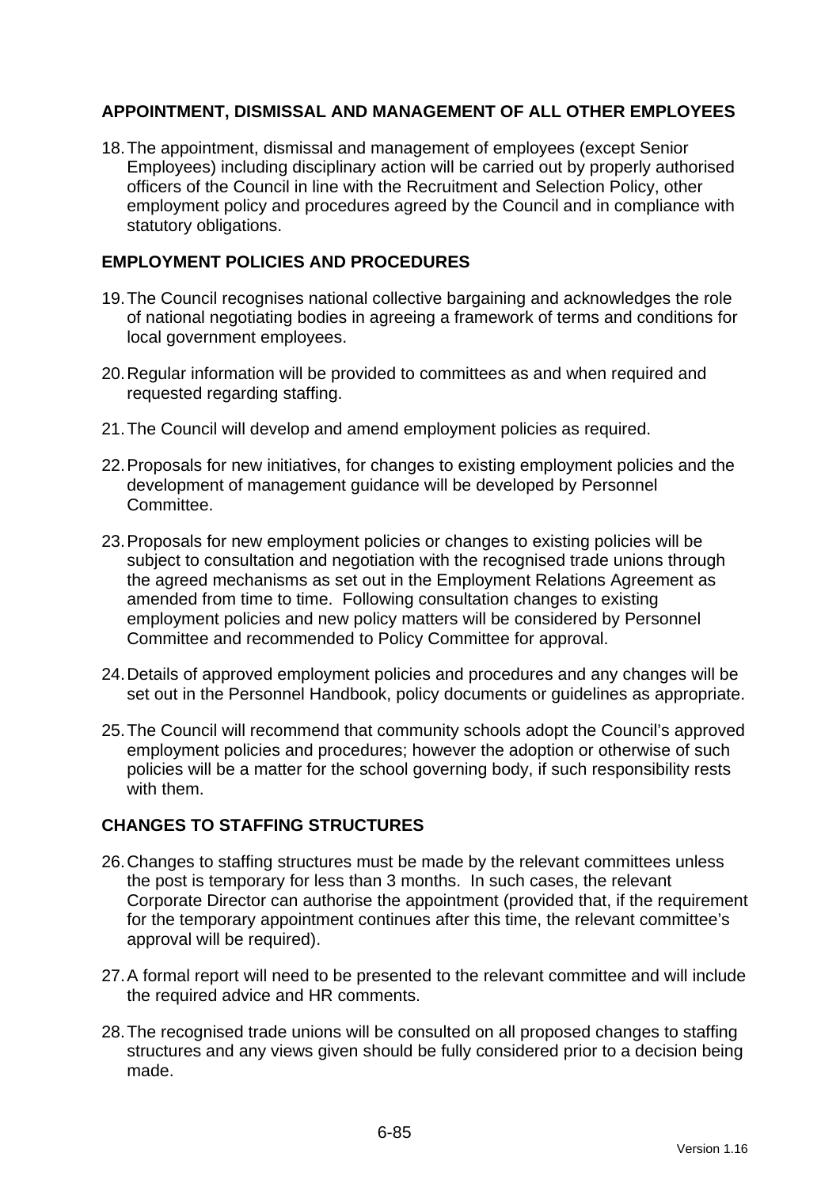## APPOINTMENT, DISMISSAL AND MANAGEMENT OF ALL OTHER EMPLOYEES

18. The appointment, dismissal and management of employees (except Senior Employees) including disciplinary action will be carried out by properly authorised officers of the Council in line with the Recruitment and Selection Policy, other employment policy and procedures agreed by the Council and in compliance with statutory obligations.

## EMPLOYMENT POLICIES AND PROCEDURES

19. The Council recognises national collective bargaining and acknowledges the role of national negotiating bodies in agreeing a framework of terms and conditions for local government employees.

20. Regular information will be provided to committees as and when required and requested regarding staffing.

21. The Council will develop and amend employment policies as required.

22. Proposals for new initiatives, for changes to existing employment policies and the development of management guidance will be developed by Personnel Committee.

23. Proposals for new employment policies or changes to existing policies will be subject to consultation and negotiation with the recognised trade unions through the agreed mechanisms as set out in the Employment Relations Agreement as amended from time to time. Following consultation changes to existing employment policies and new policy matters will be considered by Personnel Committee and recommended to Policy Committee for approval.

24. Details of approved employment policies and procedures and any changes will be set out in the Personnel Handbook, policy documents or guidelines as appropriate.

25. The Council will recommend that community schools adopt the Council's approved employment policies and procedures; however the adoption or otherwise of such policies will be a matter for the school governing body, if such responsibility rests with them.

## CHANGES TO STAFFING STRUCTURES

26. Changes to staffing structures must be made by the relevant committees unless the post is temporary for less than 3 months. In such cases, the relevant Corporate Director can authorise the appointment (provided that, if the requirement for the temporary appointment continues after this time, the relevant committee's approval will be required).

27. A formal report will need to be presented to the relevant committee and will include the required advice and HR comments.

28. The recognised trade unions will be consulted on all proposed changes to staffing structures and any views given should be fully considered prior to a decision being made.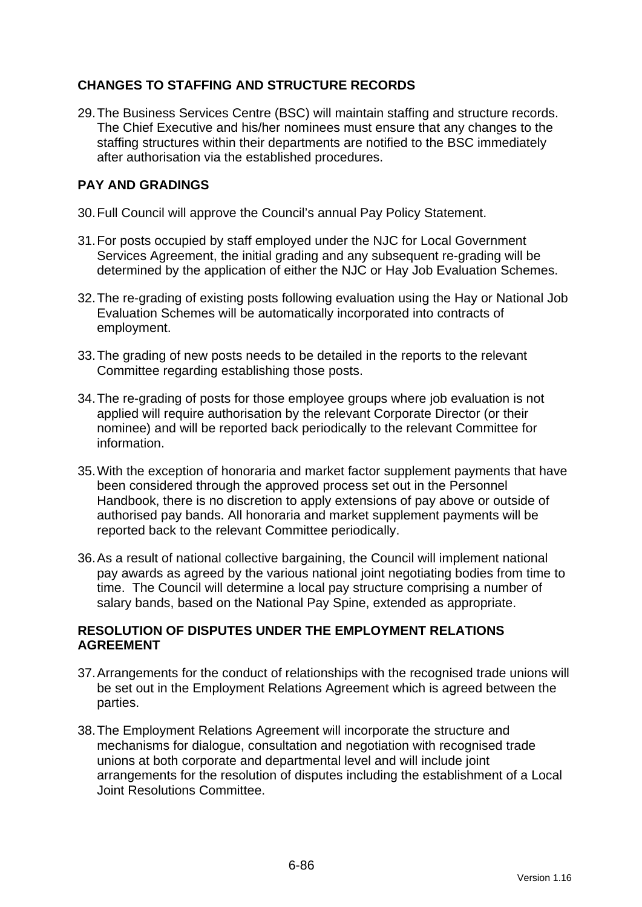## CHANGES TO STAFFING AND STRUCTURE RECORDS

29. The Business Services Centre (BSC) will maintain staffing and structure records. The Chief Executive and his/her nominees must ensure that any changes to the staffing structures within their departments are notified to the BSC immediately after authorisation via the established procedures.

## PAY AND GRADINGS

30. Full Council will approve the Council's annual Pay Policy Statement.

31. For posts occupied by staff employed under the NJC for Local Government Services Agreement, the initial grading and any subsequent re-grading will be determined by the application of either the NJC or Hay Job Evaluation Schemes.

32. The re-grading of existing posts following evaluation using the Hay or National Job Evaluation Schemes will be automatically incorporated into contracts of employment.

33. The grading of new posts needs to be detailed in the reports to the relevant Committee regarding establishing those posts.

34. The re-grading of posts for those employee groups where job evaluation is not applied will require authorisation by the relevant Corporate Director (or their nominee) and will be reported back periodically to the relevant Committee for information.

35. With the exception of honoraria and market factor supplement payments that have been considered through the approved process set out in the Personnel Handbook, there is no discretion to apply extensions of pay above or outside of authorised pay bands. All honoraria and market supplement payments will be reported back to the relevant Committee periodically.

36. As a result of national collective bargaining, the Council will implement national pay awards as agreed by the various national joint negotiating bodies from time to time. The Council will determine a local pay structure comprising a number of salary bands, based on the National Pay Spine, extended as appropriate.

## RESOLUTION OF DISPUTES UNDER THE EMPLOYMENT RELATIONS AGREEMENT

37. Arrangements for the conduct of relationships with the recognised trade unions will be set out in the Employment Relations Agreement which is agreed between the parties.

38. The Employment Relations Agreement will incorporate the structure and mechanisms for dialogue, consultation and negotiation with recognised trade unions at both corporate and departmental level and will include joint arrangements for the resolution of disputes including the establishment of a Local Joint Resolutions Committee.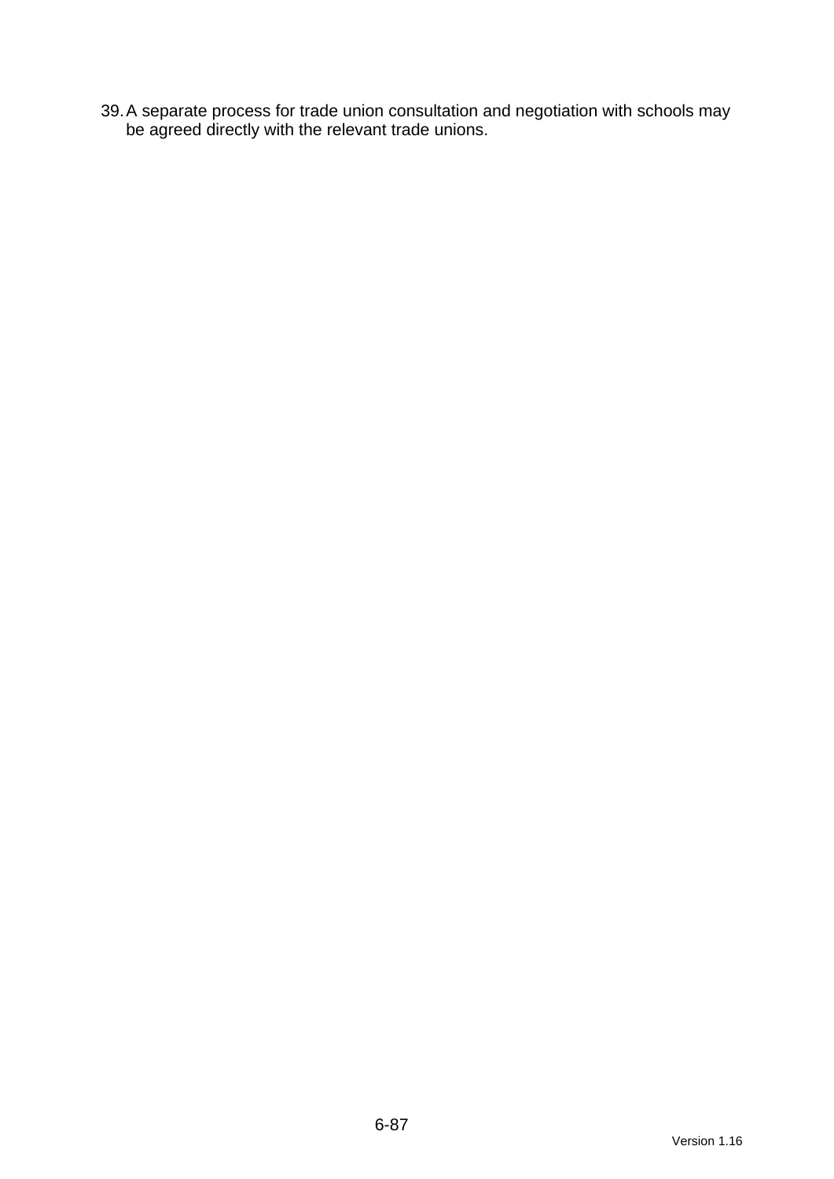39. A separate process for trade union consultation and negotiation with schools may be agreed directly with the relevant trade unions.